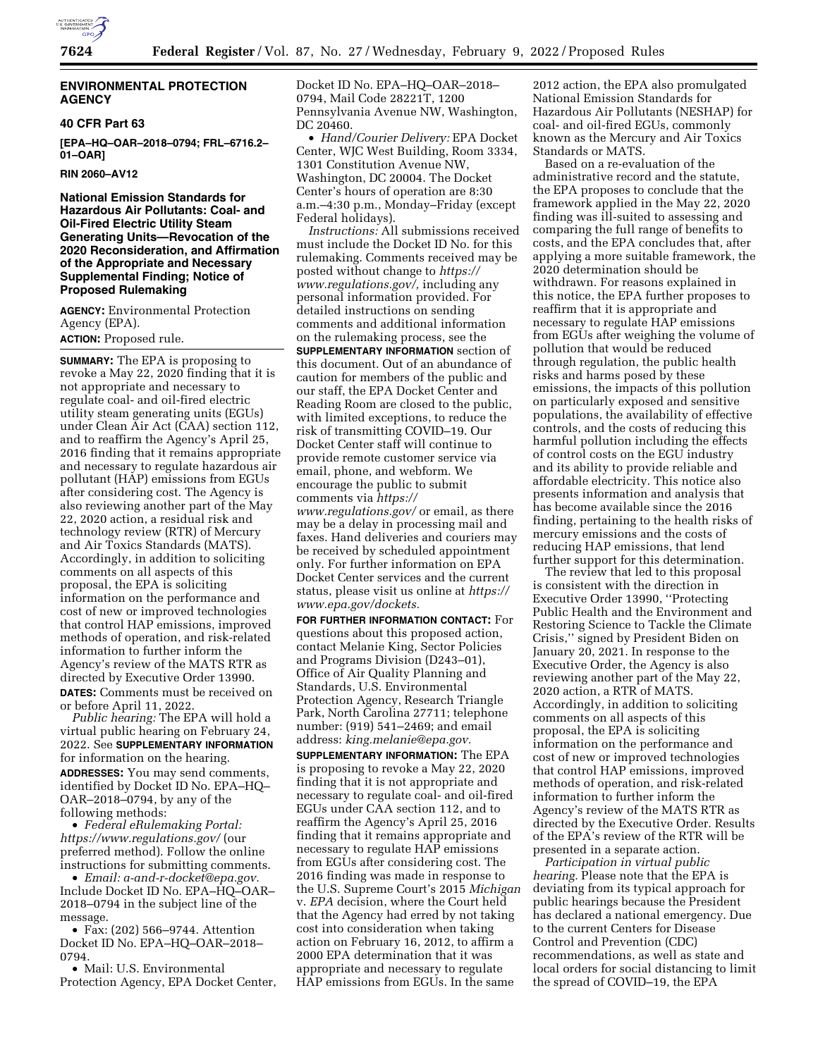## ENVIRONMENTAL PROTECTION AGENCY

### 40 CFR Part 63

**[EPA–HQ–OAR–2018–0794; FRL–6716.2–01–OAR]**

**RIN 2060–AV12**

# National Emission Standards for Hazardous Air Pollutants: Coal- and Oil-Fired Electric Utility Steam Generating Units—Revocation of the 2020 Reconsideration, and Affirmation of the Appropriate and Necessary Supplemental Finding; Notice of Proposed Rulemaking

**AGENCY:** Environmental Protection Agency (EPA).

**ACTION:** Proposed rule.

**SUMMARY:** The EPA is proposing to revoke a May 22, 2020 finding that it is not appropriate and necessary to regulate coal- and oil-fired electric utility steam generating units (EGUs) under Clean Air Act (CAA) section 112, and to reaffirm the Agency's April 25, 2016 finding that it remains appropriate and necessary to regulate hazardous air pollutant (HAP) emissions from EGUs after considering cost. The Agency is also reviewing another part of the May 22, 2020 action, a residual risk and technology review (RTR) of Mercury and Air Toxics Standards (MATS). Accordingly, in addition to soliciting comments on all aspects of this proposal, the EPA is soliciting information on the performance and cost of new or improved technologies that control HAP emissions, improved methods of operation, and risk-related information to further inform the Agency's review of the MATS RTR as directed by Executive Order 13990.

**DATES:** Comments must be received on or before April 11, 2022.

*Public hearing:* The EPA will hold a virtual public hearing on February 24, 2022. See **SUPPLEMENTARY INFORMATION** for information on the hearing.

**ADDRESSES:** You may send comments, identified by Docket ID No. EPA–HQ–OAR–2018–0794, by any of the following methods:

- *Federal eRulemaking Portal: https://www.regulations.gov/* (our preferred method). Follow the online instructions for submitting comments.
- *Email: a-and-r-docket@epa.gov.* Include Docket ID No. EPA–HQ–OAR–2018–0794 in the subject line of the message.
- Fax: (202) 566–9744. Attention Docket ID No. EPA–HQ–OAR–2018–0794.
- Mail: U.S. Environmental Protection Agency, EPA Docket Center, Docket ID No. EPA–HQ–OAR–2018–0794, Mail Code 28221T, 1200 Pennsylvania Avenue NW, Washington, DC 20460.
- *Hand/Courier Delivery:* EPA Docket Center, WJC West Building, Room 3334, 1301 Constitution Avenue NW, Washington, DC 20004. The Docket Center's hours of operation are 8:30 a.m.–4:30 p.m., Monday–Friday (except Federal holidays).

*Instructions:* All submissions received must include the Docket ID No. for this rulemaking. Comments received may be posted without change to *https://www.regulations.gov/,* including any personal information provided. For detailed instructions on sending comments and additional information on the rulemaking process, see the **SUPPLEMENTARY INFORMATION** section of this document. Out of an abundance of caution for members of the public and our staff, the EPA Docket Center and Reading Room are closed to the public, with limited exceptions, to reduce the risk of transmitting COVID–19. Our Docket Center staff will continue to provide remote customer service via email, phone, and webform. We encourage the public to submit comments via *https://www.regulations.gov/* or email, as there may be a delay in processing mail and faxes. Hand deliveries and couriers may be received by scheduled appointment only. For further information on EPA Docket Center services and the current status, please visit us online at *https://www.epa.gov/dockets.*

**FOR FURTHER INFORMATION CONTACT:** For questions about this proposed action, contact Melanie King, Sector Policies and Programs Division (D243–01), Office of Air Quality Planning and Standards, U.S. Environmental Protection Agency, Research Triangle Park, North Carolina 27711; telephone number: (919) 541–2469; and email address: *king.melanie@epa.gov.*

**SUPPLEMENTARY INFORMATION:** The EPA is proposing to revoke a May 22, 2020 finding that it is not appropriate and necessary to regulate coal- and oil-fired EGUs under CAA section 112, and to reaffirm the Agency's April 25, 2016 finding that it remains appropriate and necessary to regulate HAP emissions from EGUs after considering cost. The 2016 finding was made in response to the U.S. Supreme Court's 2015 *Michigan* v. *EPA* decision, where the Court held that the Agency had erred by not taking cost into consideration when taking action on February 16, 2012, to affirm a 2000 EPA determination that it was appropriate and necessary to regulate HAP emissions from EGUs. In the same 2012 action, the EPA also promulgated National Emission Standards for Hazardous Air Pollutants (NESHAP) for coal- and oil-fired EGUs, commonly known as the Mercury and Air Toxics Standards or MATS.

Based on a re-evaluation of the administrative record and the statute, the EPA proposes to conclude that the framework applied in the May 22, 2020 finding was ill-suited to assessing and comparing the full range of benefits to costs, and the EPA concludes that, after applying a more suitable framework, the 2020 determination should be withdrawn. For reasons explained in this notice, the EPA further proposes to reaffirm that it is appropriate and necessary to regulate HAP emissions from EGUs after weighing the volume of pollution that would be reduced through regulation, the public health risks and harms posed by these emissions, the impacts of this pollution on particularly exposed and sensitive populations, the availability of effective controls, and the costs of reducing this harmful pollution including the effects of control costs on the EGU industry and its ability to provide reliable and affordable electricity. This notice also presents information and analysis that has become available since the 2016 finding, pertaining to the health risks of mercury emissions and the costs of reducing HAP emissions, that lend further support for this determination.

The review that led to this proposal is consistent with the direction in Executive Order 13990, ''Protecting Public Health and the Environment and Restoring Science to Tackle the Climate Crisis,'' signed by President Biden on January 20, 2021. In response to the Executive Order, the Agency is also reviewing another part of the May 22, 2020 action, a RTR of MATS. Accordingly, in addition to soliciting comments on all aspects of this proposal, the EPA is soliciting information on the performance and cost of new or improved technologies that control HAP emissions, improved methods of operation, and risk-related information to further inform the Agency's review of the MATS RTR as directed by the Executive Order. Results of the EPA's review of the RTR will be presented in a separate action.

*Participation in virtual public hearing.* Please note that the EPA is deviating from its typical approach for public hearings because the President has declared a national emergency. Due to the current Centers for Disease Control and Prevention (CDC) recommendations, as well as state and local orders for social distancing to limit the spread of COVID–19, the EPA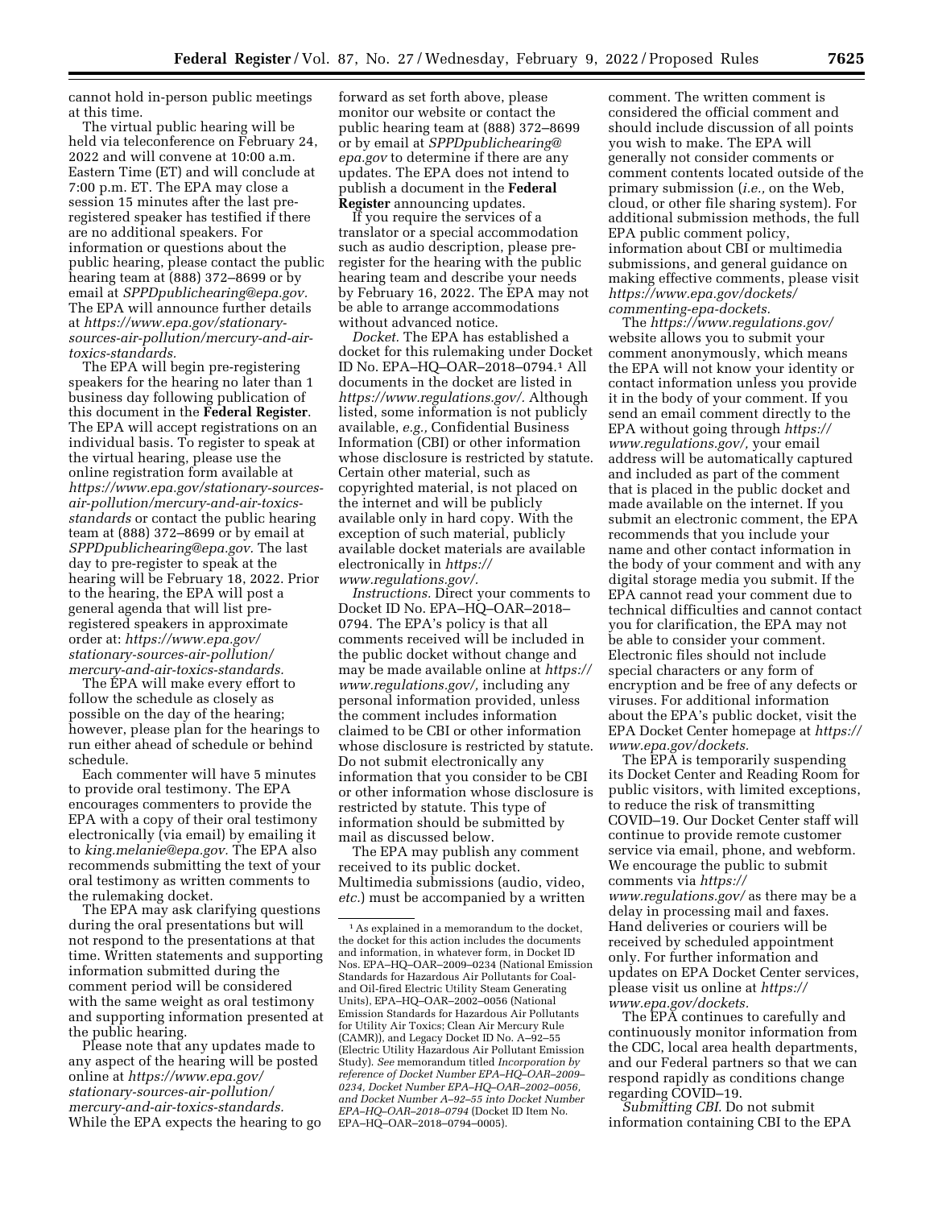cannot hold in-person public meetings at this time.

The virtual public hearing will be held via teleconference on February 24, 2022 and will convene at 10:00 a.m. Eastern Time (ET) and will conclude at 7:00 p.m. ET. The EPA may close a session 15 minutes after the last pre-registered speaker has testified if there are no additional speakers. For information or questions about the public hearing, please contact the public hearing team at (888) 372–8699 or by email at *SPPDpublichearing@epa.gov.* The EPA will announce further details at *https://www.epa.gov/stationary-sources-air-pollution/mercury-and-air-toxics-standards.*

The EPA will begin pre-registering speakers for the hearing no later than 1 business day following publication of this document in the **Federal Register**. The EPA will accept registrations on an individual basis. To register to speak at the virtual hearing, please use the online registration form available at *https://www.epa.gov/stationary-sources-air-pollution/mercury-and-air-toxics-standards* or contact the public hearing team at (888) 372–8699 or by email at *SPPDpublichearing@epa.gov.* The last day to pre-register to speak at the hearing will be February 18, 2022. Prior to the hearing, the EPA will post a general agenda that will list pre-registered speakers in approximate order at: *https://www.epa.gov/stationary-sources-air-pollution/mercury-and-air-toxics-standards.*

The EPA will make every effort to follow the schedule as closely as possible on the day of the hearing; however, please plan for the hearings to run either ahead of schedule or behind schedule.

Each commenter will have 5 minutes to provide oral testimony. The EPA encourages commenters to provide the EPA with a copy of their oral testimony electronically (via email) by emailing it to *king.melanie@epa.gov.* The EPA also recommends submitting the text of your oral testimony as written comments to the rulemaking docket.

The EPA may ask clarifying questions during the oral presentations but will not respond to the presentations at that time. Written statements and supporting information submitted during the comment period will be considered with the same weight as oral testimony and supporting information presented at the public hearing.

Please note that any updates made to any aspect of the hearing will be posted online at *https://www.epa.gov/stationary-sources-air-pollution/mercury-and-air-toxics-standards.* While the EPA expects the hearing to go forward as set forth above, please monitor our website or contact the public hearing team at (888) 372–8699 or by email at *SPPDpublichearing@epa.gov* to determine if there are any updates. The EPA does not intend to publish a document in the **Federal Register** announcing updates.

If you require the services of a translator or a special accommodation such as audio description, please pre-register for the hearing with the public hearing team and describe your needs by February 16, 2022. The EPA may not be able to arrange accommodations without advanced notice.

*Docket.* The EPA has established a docket for this rulemaking under Docket ID No. EPA–HQ–OAR–2018–0794.[1] All documents in the docket are listed in *https://www.regulations.gov/.* Although listed, some information is not publicly available, *e.g.,* Confidential Business Information (CBI) or other information whose disclosure is restricted by statute. Certain other material, such as copyrighted material, is not placed on the internet and will be publicly available only in hard copy. With the exception of such material, publicly available docket materials are available electronically in *https://www.regulations.gov/.*

*Instructions.* Direct your comments to Docket ID No. EPA–HQ–OAR–2018–0794. The EPA's policy is that all comments received will be included in the public docket without change and may be made available online at *https://www.regulations.gov/,* including any personal information provided, unless the comment includes information claimed to be CBI or other information whose disclosure is restricted by statute. Do not submit electronically any information that you consider to be CBI or other information whose disclosure is restricted by statute. This type of information should be submitted by mail as discussed below.

The EPA may publish any comment received to its public docket. Multimedia submissions (audio, video, *etc.*) must be accompanied by a written comment. The written comment is considered the official comment and should include discussion of all points you wish to make. The EPA will generally not consider comments or comment contents located outside of the primary submission (*i.e.,* on the Web, cloud, or other file sharing system). For additional submission methods, the full EPA public comment policy, information about CBI or multimedia submissions, and general guidance on making effective comments, please visit *https://www.epa.gov/dockets/commenting-epa-dockets.*

The *https://www.regulations.gov/* website allows you to submit your comment anonymously, which means the EPA will not know your identity or contact information unless you provide it in the body of your comment. If you send an email comment directly to the EPA without going through *https://www.regulations.gov/,* your email address will be automatically captured and included as part of the comment that is placed in the public docket and made available on the internet. If you submit an electronic comment, the EPA recommends that you include your name and other contact information in the body of your comment and with any digital storage media you submit. If the EPA cannot read your comment due to technical difficulties and cannot contact you for clarification, the EPA may not be able to consider your comment. Electronic files should not include special characters or any form of encryption and be free of any defects or viruses. For additional information about the EPA's public docket, visit the EPA Docket Center homepage at *https://www.epa.gov/dockets.*

The EPA is temporarily suspending its Docket Center and Reading Room for public visitors, with limited exceptions, to reduce the risk of transmitting COVID–19. Our Docket Center staff will continue to provide remote customer service via email, phone, and webform. We encourage the public to submit comments via *https://www.regulations.gov/* as there may be a delay in processing mail and faxes. Hand deliveries or couriers will be received by scheduled appointment only. For further information and updates on EPA Docket Center services, please visit us online at *https://www.epa.gov/dockets.*

The EPA continues to carefully and continuously monitor information from the CDC, local area health departments, and our Federal partners so that we can respond rapidly as conditions change regarding COVID–19.

*Submitting CBI.* Do not submit information containing CBI to the EPA

---

[1] As explained in a memorandum to the docket, the docket for this action includes the documents and information, in whatever form, in Docket ID Nos. EPA–HQ–OAR–2009–0234 (National Emission Standards for Hazardous Air Pollutants for Coal- and Oil-fired Electric Utility Steam Generating Units), EPA–HQ–OAR–2002–0056 (National Emission Standards for Hazardous Air Pollutants for Utility Air Toxics; Clean Air Mercury Rule (CAMR)), and Legacy Docket ID No. A–92–55 (Electric Utility Hazardous Air Pollutant Emission Study). *See* memorandum titled *Incorporation by reference of Docket Number EPA–HQ–OAR–2009–0234, Docket Number EPA–HQ–OAR–2002–0056, and Docket Number A–92–55 into Docket Number EPA–HQ–OAR–2018–0794* (Docket ID Item No. EPA–HQ–OAR–2018–0794–0005).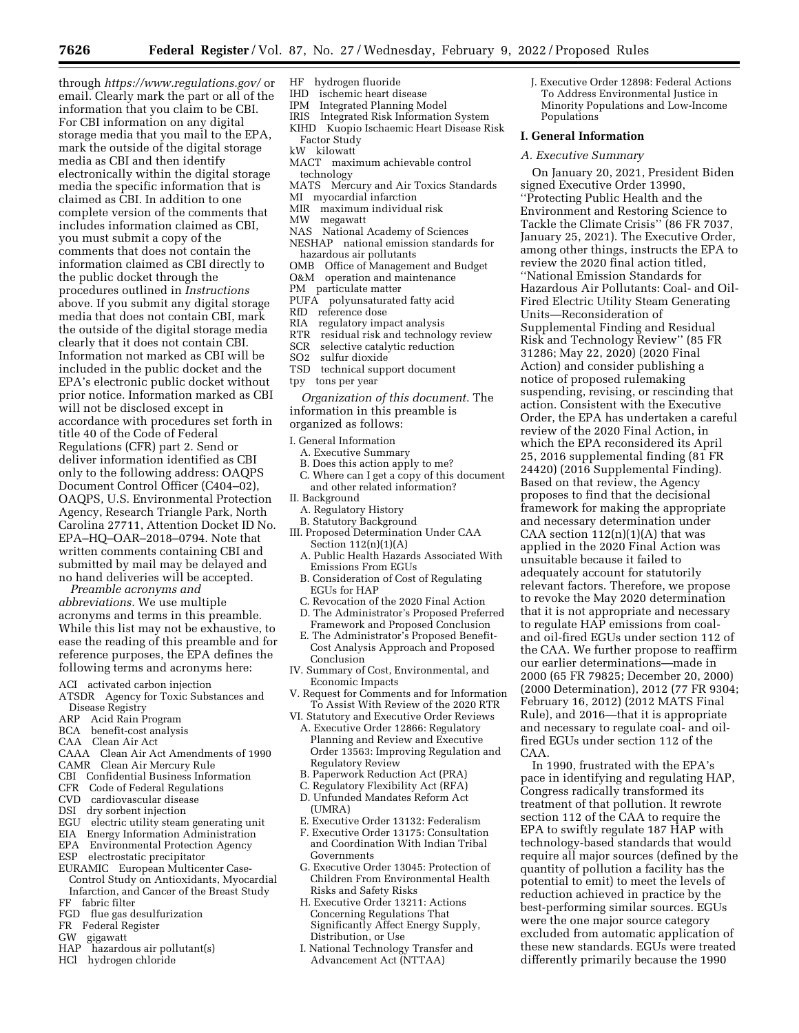through *https://www.regulations.gov/* or email. Clearly mark the part or all of the information that you claim to be CBI. For CBI information on any digital storage media that you mail to the EPA, mark the outside of the digital storage media as CBI and then identify electronically within the digital storage media the specific information that is claimed as CBI. In addition to one complete version of the comments that includes information claimed as CBI, you must submit a copy of the comments that does not contain the information claimed as CBI directly to the public docket through the procedures outlined in *Instructions* above. If you submit any digital storage media that does not contain CBI, mark the outside of the digital storage media clearly that it does not contain CBI. Information not marked as CBI will be included in the public docket and the EPA's electronic public docket without prior notice. Information marked as CBI will not be disclosed except in accordance with procedures set forth in title 40 of the Code of Federal Regulations (CFR) part 2. Send or deliver information identified as CBI only to the following address: OAQPS Document Control Officer (C404–02), OAQPS, U.S. Environmental Protection Agency, Research Triangle Park, North Carolina 27711, Attention Docket ID No. EPA–HQ–OAR–2018–0794. Note that written comments containing CBI and submitted by mail may be delayed and no hand deliveries will be accepted.

*Preamble acronyms and abbreviations.* We use multiple acronyms and terms in this preamble. While this list may not be exhaustive, to ease the reading of this preamble and for reference purposes, the EPA defines the following terms and acronyms here:

ACI activated carbon injection
ATSDR Agency for Toxic Substances and Disease Registry
ARP Acid Rain Program
BCA benefit-cost analysis
CAA Clean Air Act
CAAA Clean Air Act Amendments of 1990
CAMR Clean Air Mercury Rule
CBI Confidential Business Information
CFR Code of Federal Regulations
CVD cardiovascular disease
DSI dry sorbent injection
EGU electric utility steam generating unit
EIA Energy Information Administration
EPA Environmental Protection Agency
ESP electrostatic precipitator
EURAMIC European Multicenter Case-Control Study on Antioxidants, Myocardial Infarction, and Cancer of the Breast Study
FF fabric filter
FGD flue gas desulfurization
FR Federal Register
GW gigawatt
HAP hazardous air pollutant(s)
HCl hydrogen chloride
HF hydrogen fluoride
IHD ischemic heart disease
IPM Integrated Planning Model
IRIS Integrated Risk Information System
KIHD Kuopio Ischaemic Heart Disease Risk Factor Study
kW kilowatt
MACT maximum achievable control technology
MATS Mercury and Air Toxics Standards
MI myocardial infarction
MIR maximum individual risk
MW megawatt
NAS National Academy of Sciences
NESHAP national emission standards for hazardous air pollutants
OMB Office of Management and Budget
O&M operation and maintenance
PM particulate matter
PUFA polyunsaturated fatty acid
RfD reference dose
RIA regulatory impact analysis
RTR residual risk and technology review
SCR selective catalytic reduction
SO2 sulfur dioxide
TSD technical support document
tpy tons per year

*Organization of this document.* The information in this preamble is organized as follows:

I. General Information
 A. Executive Summary
 B. Does this action apply to me?
 C. Where can I get a copy of this document and other related information?
II. Background
 A. Regulatory History
 B. Statutory Background
III. Proposed Determination Under CAA Section 112(n)(1)(A)
 A. Public Health Hazards Associated With Emissions From EGUs
 B. Consideration of Cost of Regulating EGUs for HAP
 C. Revocation of the 2020 Final Action
 D. The Administrator's Proposed Preferred Framework and Proposed Conclusion
 E. The Administrator's Proposed Benefit-Cost Analysis Approach and Proposed Conclusion
IV. Summary of Cost, Environmental, and Economic Impacts
V. Request for Comments and for Information To Assist With Review of the 2020 RTR
VI. Statutory and Executive Order Reviews
 A. Executive Order 12866: Regulatory Planning and Review and Executive Order 13563: Improving Regulation and Regulatory Review
 B. Paperwork Reduction Act (PRA)
 C. Regulatory Flexibility Act (RFA)
 D. Unfunded Mandates Reform Act (UMRA)
 E. Executive Order 13132: Federalism
 F. Executive Order 13175: Consultation and Coordination With Indian Tribal Governments
 G. Executive Order 13045: Protection of Children From Environmental Health Risks and Safety Risks
 H. Executive Order 13211: Actions Concerning Regulations That Significantly Affect Energy Supply, Distribution, or Use
 I. National Technology Transfer and Advancement Act (NTTAA)
 J. Executive Order 12898: Federal Actions To Address Environmental Justice in Minority Populations and Low-Income Populations

## I. General Information

### A. Executive Summary

On January 20, 2021, President Biden signed Executive Order 13990, ''Protecting Public Health and the Environment and Restoring Science to Tackle the Climate Crisis'' (86 FR 7037, January 25, 2021). The Executive Order, among other things, instructs the EPA to review the 2020 final action titled, ''National Emission Standards for Hazardous Air Pollutants: Coal- and Oil-Fired Electric Utility Steam Generating Units—Reconsideration of Supplemental Finding and Residual Risk and Technology Review'' (85 FR 31286; May 22, 2020) (2020 Final Action) and consider publishing a notice of proposed rulemaking suspending, revising, or rescinding that action. Consistent with the Executive Order, the EPA has undertaken a careful review of the 2020 Final Action, in which the EPA reconsidered its April 25, 2016 supplemental finding (81 FR 24420) (2016 Supplemental Finding). Based on that review, the Agency proposes to find that the decisional framework for making the appropriate and necessary determination under CAA section 112(n)(1)(A) that was applied in the 2020 Final Action was unsuitable because it failed to adequately account for statutorily relevant factors. Therefore, we propose to revoke the May 2020 determination that it is not appropriate and necessary to regulate HAP emissions from coal- and oil-fired EGUs under section 112 of the CAA. We further propose to reaffirm our earlier determinations—made in 2000 (65 FR 79825; December 20, 2000) (2000 Determination), 2012 (77 FR 9304; February 16, 2012) (2012 MATS Final Rule), and 2016—that it is appropriate and necessary to regulate coal- and oil-fired EGUs under section 112 of the CAA.

In 1990, frustrated with the EPA's pace in identifying and regulating HAP, Congress radically transformed its treatment of that pollution. It rewrote section 112 of the CAA to require the EPA to swiftly regulate 187 HAP with technology-based standards that would require all major sources (defined by the quantity of pollution a facility has the potential to emit) to meet the levels of reduction achieved in practice by the best-performing similar sources. EGUs were the one major source category excluded from automatic application of these new standards. EGUs were treated differently primarily because the 1990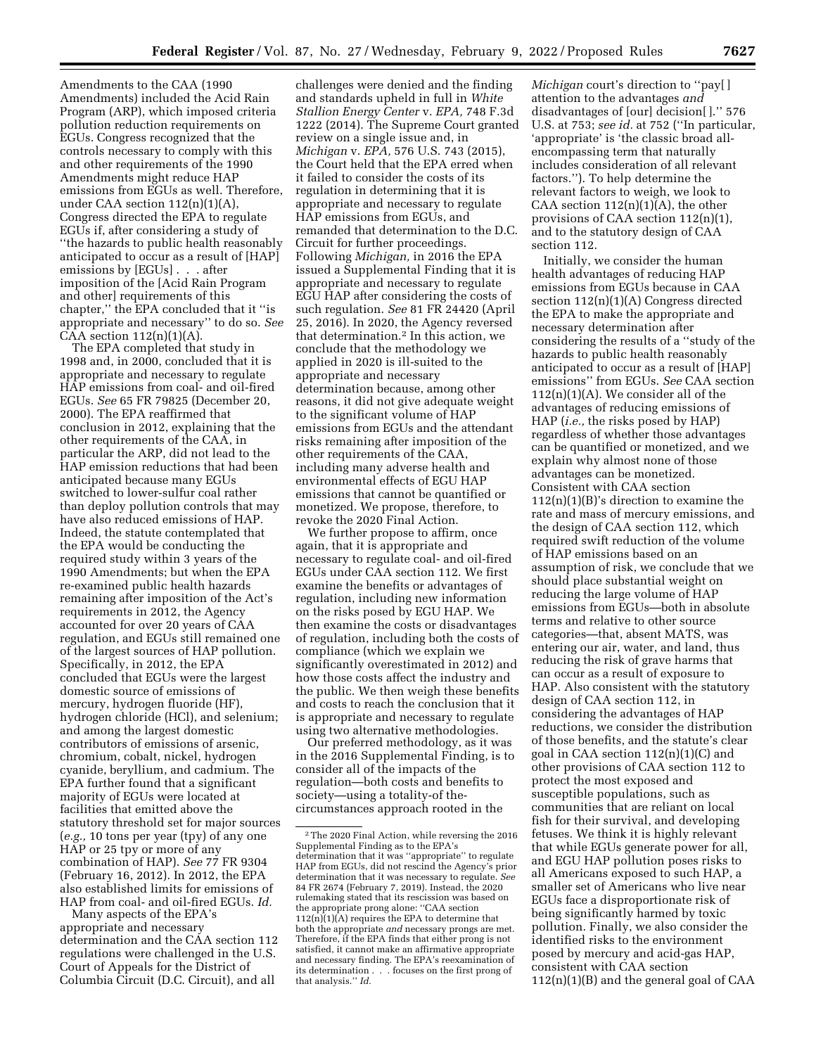Amendments to the CAA (1990 Amendments) included the Acid Rain Program (ARP), which imposed criteria pollution reduction requirements on EGUs. Congress recognized that the controls necessary to comply with this and other requirements of the 1990 Amendments might reduce HAP emissions from EGUs as well. Therefore, under CAA section 112(n)(1)(A), Congress directed the EPA to regulate EGUs if, after considering a study of ''the hazards to public health reasonably anticipated to occur as a result of [HAP] emissions by [EGUs] . . . after imposition of the [Acid Rain Program and other] requirements of this chapter,'' the EPA concluded that it ''is appropriate and necessary'' to do so. *See* CAA section 112(n)(1)(A).

The EPA completed that study in 1998 and, in 2000, concluded that it is appropriate and necessary to regulate HAP emissions from coal- and oil-fired EGUs. *See* 65 FR 79825 (December 20, 2000). The EPA reaffirmed that conclusion in 2012, explaining that the other requirements of the CAA, in particular the ARP, did not lead to the HAP emission reductions that had been anticipated because many EGUs switched to lower-sulfur coal rather than deploy pollution controls that may have also reduced emissions of HAP. Indeed, the statute contemplated that the EPA would be conducting the required study within 3 years of the 1990 Amendments; but when the EPA re-examined public health hazards remaining after imposition of the Act's requirements in 2012, the Agency accounted for over 20 years of CAA regulation, and EGUs still remained one of the largest sources of HAP pollution. Specifically, in 2012, the EPA concluded that EGUs were the largest domestic source of emissions of mercury, hydrogen fluoride (HF), hydrogen chloride (HCl), and selenium; and among the largest domestic contributors of emissions of arsenic, chromium, cobalt, nickel, hydrogen cyanide, beryllium, and cadmium. The EPA further found that a significant majority of EGUs were located at facilities that emitted above the statutory threshold set for major sources (*e.g.,* 10 tons per year (tpy) of any one HAP or 25 tpy or more of any combination of HAP). *See* 77 FR 9304 (February 16, 2012). In 2012, the EPA also established limits for emissions of HAP from coal- and oil-fired EGUs. *Id.*

Many aspects of the EPA's appropriate and necessary determination and the CAA section 112 regulations were challenged in the U.S. Court of Appeals for the District of Columbia Circuit (D.C. Circuit), and all challenges were denied and the finding and standards upheld in full in *White Stallion Energy Center* v. *EPA,* 748 F.3d 1222 (2014). The Supreme Court granted review on a single issue and, in *Michigan* v. *EPA,* 576 U.S. 743 (2015), the Court held that the EPA erred when it failed to consider the costs of its regulation in determining that it is appropriate and necessary to regulate HAP emissions from EGUs, and remanded that determination to the D.C. Circuit for further proceedings. Following *Michigan,* in 2016 the EPA issued a Supplemental Finding that it is appropriate and necessary to regulate EGU HAP after considering the costs of such regulation. *See* 81 FR 24420 (April 25, 2016). In 2020, the Agency reversed that determination.[2] In this action, we conclude that the methodology we applied in 2020 is ill-suited to the appropriate and necessary determination because, among other reasons, it did not give adequate weight to the significant volume of HAP emissions from EGUs and the attendant risks remaining after imposition of the other requirements of the CAA, including many adverse health and environmental effects of EGU HAP emissions that cannot be quantified or monetized. We propose, therefore, to revoke the 2020 Final Action.

We further propose to affirm, once again, that it is appropriate and necessary to regulate coal- and oil-fired EGUs under CAA section 112. We first examine the benefits or advantages of regulation, including new information on the risks posed by EGU HAP. We then examine the costs or disadvantages of regulation, including both the costs of compliance (which we explain we significantly overestimated in 2012) and how those costs affect the industry and the public. We then weigh these benefits and costs to reach the conclusion that it is appropriate and necessary to regulate using two alternative methodologies.

Our preferred methodology, as it was in the 2016 Supplemental Finding, is to consider all of the impacts of the regulation—both costs and benefits to society—using a totality-of-the-circumstances approach rooted in the *Michigan* court's direction to ''pay[ ] attention to the advantages *and* disadvantages of [our] decision[ ].'' 576 U.S. at 753; *see id.* at 752 (''In particular, 'appropriate' is 'the classic broad all-encompassing term that naturally includes consideration of all relevant factors.''). To help determine the relevant factors to weigh, we look to CAA section 112(n)(1)(A), the other provisions of CAA section 112(n)(1), and to the statutory design of CAA section 112.

Initially, we consider the human health advantages of reducing HAP emissions from EGUs because in CAA section 112(n)(1)(A) Congress directed the EPA to make the appropriate and necessary determination after considering the results of a ''study of the hazards to public health reasonably anticipated to occur as a result of [HAP] emissions'' from EGUs. *See* CAA section 112(n)(1)(A). We consider all of the advantages of reducing emissions of HAP (*i.e.,* the risks posed by HAP) regardless of whether those advantages can be quantified or monetized, and we explain why almost none of those advantages can be monetized. Consistent with CAA section 112(n)(1)(B)'s direction to examine the rate and mass of mercury emissions, and the design of CAA section 112, which required swift reduction of the volume of HAP emissions based on an assumption of risk, we conclude that we should place substantial weight on reducing the large volume of HAP emissions from EGUs—both in absolute terms and relative to other source categories—that, absent MATS, was entering our air, water, and land, thus reducing the risk of grave harms that can occur as a result of exposure to HAP. Also consistent with the statutory design of CAA section 112, in considering the advantages of HAP reductions, we consider the distribution of those benefits, and the statute's clear goal in CAA section 112(n)(1)(C) and other provisions of CAA section 112 to protect the most exposed and susceptible populations, such as communities that are reliant on local fish for their survival, and developing fetuses. We think it is highly relevant that while EGUs generate power for all, and EGU HAP pollution poses risks to all Americans exposed to such HAP, a smaller set of Americans who live near EGUs face a disproportionate risk of being significantly harmed by toxic pollution. Finally, we also consider the identified risks to the environment posed by mercury and acid-gas HAP, consistent with CAA section 112(n)(1)(B) and the general goal of CAA

[2] The 2020 Final Action, while reversing the 2016 Supplemental Finding as to the EPA's determination that it was ''appropriate'' to regulate HAP from EGUs, did not rescind the Agency's prior determination that it was necessary to regulate. *See* 84 FR 2674 (February 7, 2019). Instead, the 2020 rulemaking stated that its rescission was based on the appropriate prong alone: ''CAA section 112(n)(1)(A) requires the EPA to determine that both the appropriate *and* necessary prongs are met. Therefore, if the EPA finds that either prong is not satisfied, it cannot make an affirmative appropriate and necessary finding. The EPA's reexamination of its determination . . . focuses on the first prong of that analysis.'' *Id.*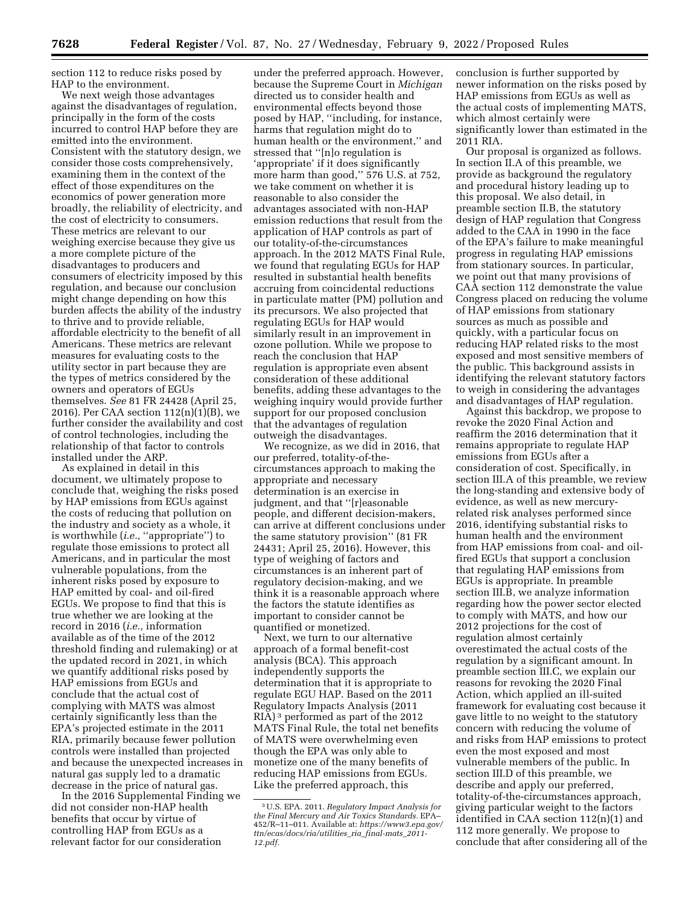section 112 to reduce risks posed by HAP to the environment.

We next weigh those advantages against the disadvantages of regulation, principally in the form of the costs incurred to control HAP before they are emitted into the environment. Consistent with the statutory design, we consider those costs comprehensively, examining them in the context of the effect of those expenditures on the economics of power generation more broadly, the reliability of electricity, and the cost of electricity to consumers. These metrics are relevant to our weighing exercise because they give us a more complete picture of the disadvantages to producers and consumers of electricity imposed by this regulation, and because our conclusion might change depending on how this burden affects the ability of the industry to thrive and to provide reliable, affordable electricity to the benefit of all Americans. These metrics are relevant measures for evaluating costs to the utility sector in part because they are the types of metrics considered by the owners and operators of EGUs themselves. *See* 81 FR 24428 (April 25, 2016). Per CAA section 112(n)(1)(B), we further consider the availability and cost of control technologies, including the relationship of that factor to controls installed under the ARP.

As explained in detail in this document, we ultimately propose to conclude that, weighing the risks posed by HAP emissions from EGUs against the costs of reducing that pollution on the industry and society as a whole, it is worthwhile (*i.e.,* ''appropriate'') to regulate those emissions to protect all Americans, and in particular the most vulnerable populations, from the inherent risks posed by exposure to HAP emitted by coal- and oil-fired EGUs. We propose to find that this is true whether we are looking at the record in 2016 (*i.e.,* information available as of the time of the 2012 threshold finding and rulemaking) or at the updated record in 2021, in which we quantify additional risks posed by HAP emissions from EGUs and conclude that the actual cost of complying with MATS was almost certainly significantly less than the EPA's projected estimate in the 2011 RIA, primarily because fewer pollution controls were installed than projected and because the unexpected increases in natural gas supply led to a dramatic decrease in the price of natural gas.

In the 2016 Supplemental Finding we did not consider non-HAP health benefits that occur by virtue of controlling HAP from EGUs as a relevant factor for our consideration under the preferred approach. However, because the Supreme Court in *Michigan* directed us to consider health and environmental effects beyond those posed by HAP, ''including, for instance, harms that regulation might do to human health or the environment,'' and stressed that ''[n]o regulation is 'appropriate' if it does significantly more harm than good,'' 576 U.S. at 752, we take comment on whether it is reasonable to also consider the advantages associated with non-HAP emission reductions that result from the application of HAP controls as part of our totality-of-the-circumstances approach. In the 2012 MATS Final Rule, we found that regulating EGUs for HAP resulted in substantial health benefits accruing from coincidental reductions in particulate matter (PM) pollution and its precursors. We also projected that regulating EGUs for HAP would similarly result in an improvement in ozone pollution. While we propose to reach the conclusion that HAP regulation is appropriate even absent consideration of these additional benefits, adding these advantages to the weighing inquiry would provide further support for our proposed conclusion that the advantages of regulation outweigh the disadvantages.

We recognize, as we did in 2016, that our preferred, totality-of-the-circumstances approach to making the appropriate and necessary determination is an exercise in judgment, and that ''[r]easonable people, and different decision-makers, can arrive at different conclusions under the same statutory provision'' (81 FR 24431; April 25, 2016). However, this type of weighing of factors and circumstances is an inherent part of regulatory decision-making, and we think it is a reasonable approach where the factors the statute identifies as important to consider cannot be quantified or monetized.

Next, we turn to our alternative approach of a formal benefit-cost analysis (BCA). This approach independently supports the determination that it is appropriate to regulate EGU HAP. Based on the 2011 Regulatory Impacts Analysis (2011 RIA) [3] performed as part of the 2012 MATS Final Rule, the total net benefits of MATS were overwhelming even though the EPA was only able to monetize one of the many benefits of reducing HAP emissions from EGUs. Like the preferred approach, this conclusion is further supported by newer information on the risks posed by HAP emissions from EGUs as well as the actual costs of implementing MATS, which almost certainly were significantly lower than estimated in the 2011 RIA.

Our proposal is organized as follows. In section II.A of this preamble, we provide as background the regulatory and procedural history leading up to this proposal. We also detail, in preamble section II.B, the statutory design of HAP regulation that Congress added to the CAA in 1990 in the face of the EPA's failure to make meaningful progress in regulating HAP emissions from stationary sources. In particular, we point out that many provisions of CAA section 112 demonstrate the value Congress placed on reducing the volume of HAP emissions from stationary sources as much as possible and quickly, with a particular focus on reducing HAP related risks to the most exposed and most sensitive members of the public. This background assists in identifying the relevant statutory factors to weigh in considering the advantages and disadvantages of HAP regulation.

Against this backdrop, we propose to revoke the 2020 Final Action and reaffirm the 2016 determination that it remains appropriate to regulate HAP emissions from EGUs after a consideration of cost. Specifically, in section III.A of this preamble, we review the long-standing and extensive body of evidence, as well as new mercury-related risk analyses performed since 2016, identifying substantial risks to human health and the environment from HAP emissions from coal- and oil-fired EGUs that support a conclusion that regulating HAP emissions from EGUs is appropriate. In preamble section III.B, we analyze information regarding how the power sector elected to comply with MATS, and how our 2012 projections for the cost of regulation almost certainly overestimated the actual costs of the regulation by a significant amount. In preamble section III.C, we explain our reasons for revoking the 2020 Final Action, which applied an ill-suited framework for evaluating cost because it gave little to no weight to the statutory concern with reducing the volume of and risks from HAP emissions to protect even the most exposed and most vulnerable members of the public. In section III.D of this preamble, we describe and apply our preferred, totality-of-the-circumstances approach, giving particular weight to the factors identified in CAA section 112(n)(1) and 112 more generally. We propose to conclude that after considering all of the

[3] U.S. EPA. 2011. *Regulatory Impact Analysis for the Final Mercury and Air Toxics Standards.* EPA–452/R–11–011. Available at: *https://www3.epa.gov/ttn/ecas/docs/ria/utilities_ria_final-mats_2011-12.pdf.*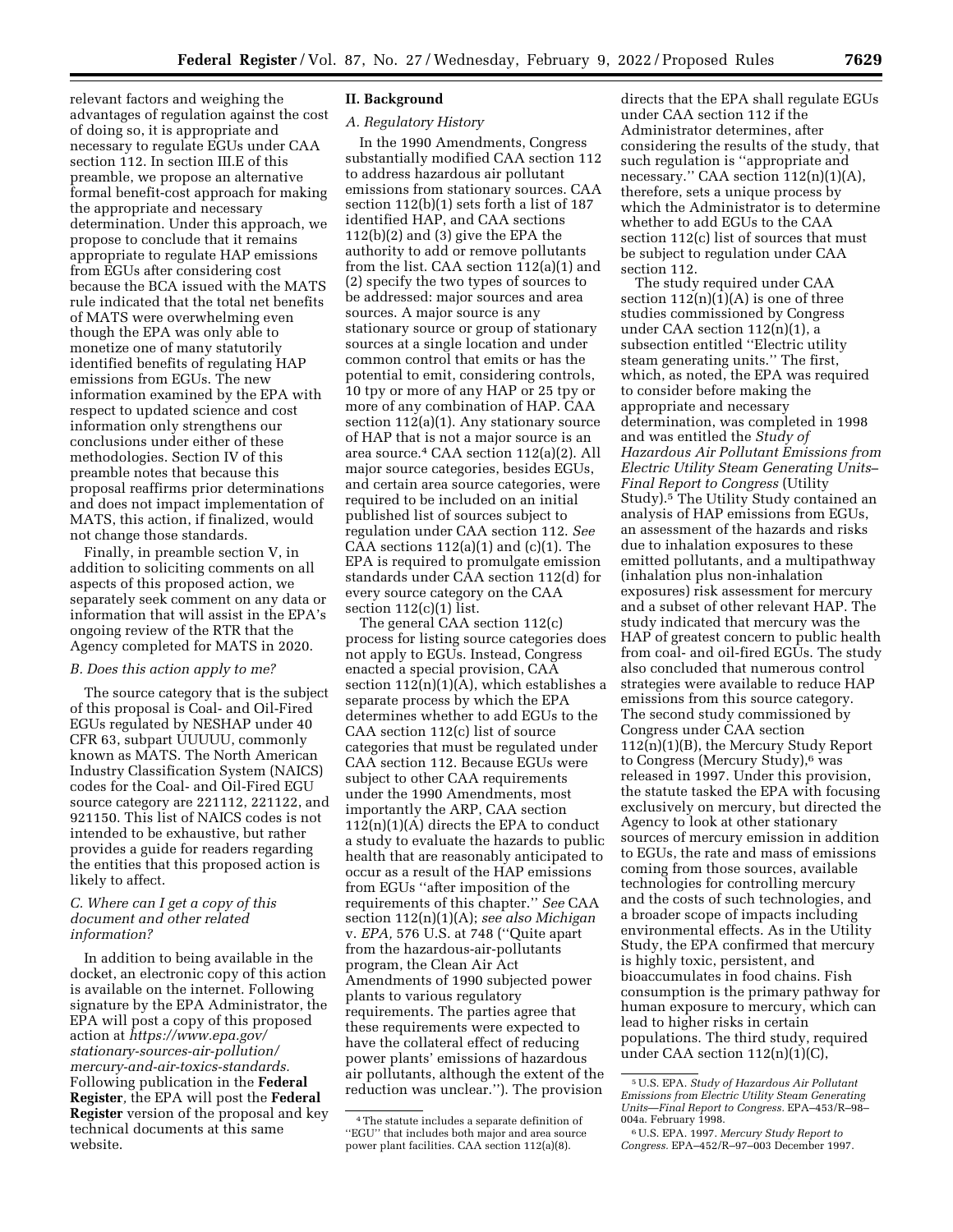relevant factors and weighing the advantages of regulation against the cost of doing so, it is appropriate and necessary to regulate EGUs under CAA section 112. In section III.E of this preamble, we propose an alternative formal benefit-cost approach for making the appropriate and necessary determination. Under this approach, we propose to conclude that it remains appropriate to regulate HAP emissions from EGUs after considering cost because the BCA issued with the MATS rule indicated that the total net benefits of MATS were overwhelming even though the EPA was only able to monetize one of many statutorily identified benefits of regulating HAP emissions from EGUs. The new information examined by the EPA with respect to updated science and cost information only strengthens our conclusions under either of these methodologies. Section IV of this preamble notes that because this proposal reaffirms prior determinations and does not impact implementation of MATS, this action, if finalized, would not change those standards.

Finally, in preamble section V, in addition to soliciting comments on all aspects of this proposed action, we separately seek comment on any data or information that will assist in the EPA's ongoing review of the RTR that the Agency completed for MATS in 2020.

### B. Does this action apply to me?

The source category that is the subject of this proposal is Coal- and Oil-Fired EGUs regulated by NESHAP under 40 CFR 63, subpart UUUUU, commonly known as MATS. The North American Industry Classification System (NAICS) codes for the Coal- and Oil-Fired EGU source category are 221112, 221122, and 921150. This list of NAICS codes is not intended to be exhaustive, but rather provides a guide for readers regarding the entities that this proposed action is likely to affect.

### C. Where can I get a copy of this document and other related information?

In addition to being available in the docket, an electronic copy of this action is available on the internet. Following signature by the EPA Administrator, the EPA will post a copy of this proposed action at *https://www.epa.gov/stationary-sources-air-pollution/mercury-and-air-toxics-standards.* Following publication in the **Federal Register**, the EPA will post the **Federal Register** version of the proposal and key technical documents at this same website.

## II. Background

### A. Regulatory History

In the 1990 Amendments, Congress substantially modified CAA section 112 to address hazardous air pollutant emissions from stationary sources. CAA section 112(b)(1) sets forth a list of 187 identified HAP, and CAA sections 112(b)(2) and (3) give the EPA the authority to add or remove pollutants from the list. CAA section 112(a)(1) and (2) specify the two types of sources to be addressed: major sources and area sources. A major source is any stationary source or group of stationary sources at a single location and under common control that emits or has the potential to emit, considering controls, 10 tpy or more of any HAP or 25 tpy or more of any combination of HAP. CAA section 112(a)(1). Any stationary source of HAP that is not a major source is an area source.[4] CAA section 112(a)(2). All major source categories, besides EGUs, and certain area source categories, were required to be included on an initial published list of sources subject to regulation under CAA section 112. *See* CAA sections 112(a)(1) and (c)(1). The EPA is required to promulgate emission standards under CAA section 112(d) for every source category on the CAA section 112(c)(1) list.

The general CAA section 112(c) process for listing source categories does not apply to EGUs. Instead, Congress enacted a special provision, CAA section 112(n)(1)(A), which establishes a separate process by which the EPA determines whether to add EGUs to the CAA section 112(c) list of source categories that must be regulated under CAA section 112. Because EGUs were subject to other CAA requirements under the 1990 Amendments, most importantly the ARP, CAA section 112(n)(1)(A) directs the EPA to conduct a study to evaluate the hazards to public health that are reasonably anticipated to occur as a result of the HAP emissions from EGUs "after imposition of the requirements of this chapter." *See* CAA section 112(n)(1)(A); *see also Michigan* v. *EPA,* 576 U.S. at 748 ("Quite apart from the hazardous-air-pollutants program, the Clean Air Act Amendments of 1990 subjected power plants to various regulatory requirements. The parties agree that these requirements were expected to have the collateral effect of reducing power plants' emissions of hazardous air pollutants, although the extent of the reduction was unclear."). The provision directs that the EPA shall regulate EGUs under CAA section 112 if the Administrator determines, after considering the results of the study, that such regulation is "appropriate and necessary." CAA section 112(n)(1)(A), therefore, sets a unique process by which the Administrator is to determine whether to add EGUs to the CAA section 112(c) list of sources that must be subject to regulation under CAA section 112.

The study required under CAA section 112(n)(1)(A) is one of three studies commissioned by Congress under CAA section 112(n)(1), a subsection entitled "Electric utility steam generating units." The first, which, as noted, the EPA was required to consider before making the appropriate and necessary determination, was completed in 1998 and was entitled the *Study of Hazardous Air Pollutant Emissions from Electric Utility Steam Generating Units–Final Report to Congress* (Utility Study).[5] The Utility Study contained an analysis of HAP emissions from EGUs, an assessment of the hazards and risks due to inhalation exposures to these emitted pollutants, and a multipathway (inhalation plus non-inhalation exposures) risk assessment for mercury and a subset of other relevant HAP. The study indicated that mercury was the HAP of greatest concern to public health from coal- and oil-fired EGUs. The study also concluded that numerous control strategies were available to reduce HAP emissions from this source category. The second study commissioned by Congress under CAA section 112(n)(1)(B), the Mercury Study Report to Congress (Mercury Study),[6] was released in 1997. Under this provision, the statute tasked the EPA with focusing exclusively on mercury, but directed the Agency to look at other stationary sources of mercury emission in addition to EGUs, the rate and mass of emissions coming from those sources, available technologies for controlling mercury and the costs of such technologies, and a broader scope of impacts including environmental effects. As in the Utility Study, the EPA confirmed that mercury is highly toxic, persistent, and bioaccumulates in food chains. Fish consumption is the primary pathway for human exposure to mercury, which can lead to higher risks in certain populations. The third study, required under CAA section 112(n)(1)(C),

---

[4] The statute includes a separate definition of "EGU" that includes both major and area source power plant facilities. CAA section 112(a)(8).

[5] U.S. EPA. *Study of Hazardous Air Pollutant Emissions from Electric Utility Steam Generating Units—Final Report to Congress.* EPA–453/R–98–004a. February 1998.

[6] U.S. EPA. 1997. *Mercury Study Report to Congress.* EPA–452/R–97–003 December 1997.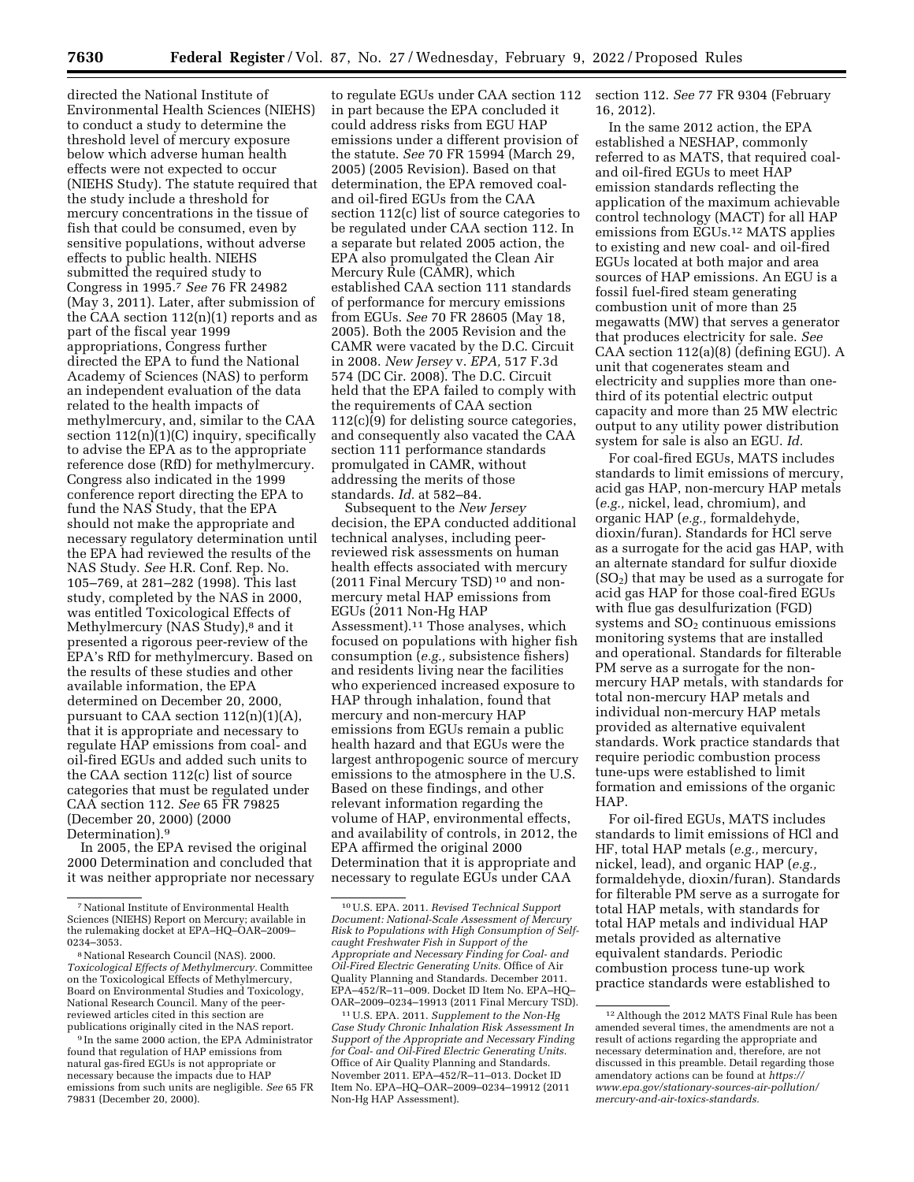directed the National Institute of Environmental Health Sciences (NIEHS) to conduct a study to determine the threshold level of mercury exposure below which adverse human health effects were not expected to occur (NIEHS Study). The statute required that the study include a threshold for mercury concentrations in the tissue of fish that could be consumed, even by sensitive populations, without adverse effects to public health. NIEHS submitted the required study to Congress in 1995.[7] *See* 76 FR 24982 (May 3, 2011). Later, after submission of the CAA section 112(n)(1) reports and as part of the fiscal year 1999 appropriations, Congress further directed the EPA to fund the National Academy of Sciences (NAS) to perform an independent evaluation of the data related to the health impacts of methylmercury, and, similar to the CAA section 112(n)(1)(C) inquiry, specifically to advise the EPA as to the appropriate reference dose (RfD) for methylmercury. Congress also indicated in the 1999 conference report directing the EPA to fund the NAS Study, that the EPA should not make the appropriate and necessary regulatory determination until the EPA had reviewed the results of the NAS Study. *See* H.R. Conf. Rep. No. 105–769, at 281–282 (1998). This last study, completed by the NAS in 2000, was entitled Toxicological Effects of Methylmercury (NAS Study),[8] and it presented a rigorous peer-review of the EPA's RfD for methylmercury. Based on the results of these studies and other available information, the EPA determined on December 20, 2000, pursuant to CAA section 112(n)(1)(A), that it is appropriate and necessary to regulate HAP emissions from coal- and oil-fired EGUs and added such units to the CAA section 112(c) list of source categories that must be regulated under CAA section 112. *See* 65 FR 79825 (December 20, 2000) (2000 Determination).[9]

In 2005, the EPA revised the original 2000 Determination and concluded that it was neither appropriate nor necessary to regulate EGUs under CAA section 112 in part because the EPA concluded it could address risks from EGU HAP emissions under a different provision of the statute. *See* 70 FR 15994 (March 29, 2005) (2005 Revision). Based on that determination, the EPA removed coal- and oil-fired EGUs from the CAA section 112(c) list of source categories to be regulated under CAA section 112. In a separate but related 2005 action, the EPA also promulgated the Clean Air Mercury Rule (CAMR), which established CAA section 111 standards of performance for mercury emissions from EGUs. *See* 70 FR 28605 (May 18, 2005). Both the 2005 Revision and the CAMR were vacated by the D.C. Circuit in 2008. *New Jersey* v. *EPA,* 517 F.3d 574 (DC Cir. 2008). The D.C. Circuit held that the EPA failed to comply with the requirements of CAA section 112(c)(9) for delisting source categories, and consequently also vacated the CAA section 111 performance standards promulgated in CAMR, without addressing the merits of those standards. *Id.* at 582–84.

Subsequent to the *New Jersey* decision, the EPA conducted additional technical analyses, including peer-reviewed risk assessments on human health effects associated with mercury (2011 Final Mercury TSD)[10] and non-mercury metal HAP emissions from EGUs (2011 Non-Hg HAP Assessment).[11] Those analyses, which focused on populations with higher fish consumption (*e.g.,* subsistence fishers) and residents living near the facilities who experienced increased exposure to HAP through inhalation, found that mercury and non-mercury HAP emissions from EGUs remain a public health hazard and that EGUs were the largest anthropogenic source of mercury emissions to the atmosphere in the U.S. Based on these findings, and other relevant information regarding the volume of HAP, environmental effects, and availability of controls, in 2012, the EPA affirmed the original 2000 Determination that it is appropriate and necessary to regulate EGUs under CAA section 112. *See* 77 FR 9304 (February 16, 2012).

In the same 2012 action, the EPA established a NESHAP, commonly referred to as MATS, that required coal- and oil-fired EGUs to meet HAP emission standards reflecting the application of the maximum achievable control technology (MACT) for all HAP emissions from EGUs.[12] MATS applies to existing and new coal- and oil-fired EGUs located at both major and area sources of HAP emissions. An EGU is a fossil fuel-fired steam generating combustion unit of more than 25 megawatts (MW) that serves a generator that produces electricity for sale. *See* CAA section 112(a)(8) (defining EGU). A unit that cogenerates steam and electricity and supplies more than one-third of its potential electric output capacity and more than 25 MW electric output to any utility power distribution system for sale is also an EGU. *Id.*

For coal-fired EGUs, MATS includes standards to limit emissions of mercury, acid gas HAP, non-mercury HAP metals (*e.g.,* nickel, lead, chromium), and organic HAP (*e.g.,* formaldehyde, dioxin/furan). Standards for HCl serve as a surrogate for the acid gas HAP, with an alternate standard for sulfur dioxide ($SO_2$) that may be used as a surrogate for acid gas HAP for those coal-fired EGUs with flue gas desulfurization (FGD) systems and $SO_2$ continuous emissions monitoring systems that are installed and operational. Standards for filterable PM serve as a surrogate for the non-mercury HAP metals, with standards for total non-mercury HAP metals and individual non-mercury HAP metals provided as alternative equivalent standards. Work practice standards that require periodic combustion process tune-ups were established to limit formation and emissions of the organic HAP.

For oil-fired EGUs, MATS includes standards to limit emissions of HCl and HF, total HAP metals (*e.g.,* mercury, nickel, lead), and organic HAP (*e.g.,* formaldehyde, dioxin/furan). Standards for filterable PM serve as a surrogate for total HAP metals, with standards for total HAP metals and individual HAP metals provided as alternative equivalent standards. Periodic combustion process tune-up work practice standards were established to

---

[7] National Institute of Environmental Health Sciences (NIEHS) Report on Mercury; available in the rulemaking docket at EPA–HQ–OAR–2009–0234–3053.

[8] National Research Council (NAS). 2000. *Toxicological Effects of Methylmercury.* Committee on the Toxicological Effects of Methylmercury, Board on Environmental Studies and Toxicology, National Research Council. Many of the peer-reviewed articles cited in this section are publications originally cited in the NAS report.

[9] In the same 2000 action, the EPA Administrator found that regulation of HAP emissions from natural gas-fired EGUs is not appropriate or necessary because the impacts due to HAP emissions from such units are negligible. *See* 65 FR 79831 (December 20, 2000).

[10] U.S. EPA. 2011. *Revised Technical Support Document: National-Scale Assessment of Mercury Risk to Populations with High Consumption of Self-caught Freshwater Fish in Support of the Appropriate and Necessary Finding for Coal- and Oil-Fired Electric Generating Units.* Office of Air Quality Planning and Standards. December 2011. EPA–452/R–11–009. Docket ID Item No. EPA–HQ–OAR–2009–0234–19913 (2011 Final Mercury TSD).

[11] U.S. EPA. 2011. *Supplement to the Non-Hg Case Study Chronic Inhalation Risk Assessment In Support of the Appropriate and Necessary Finding for Coal- and Oil-Fired Electric Generating Units.* Office of Air Quality Planning and Standards. November 2011. EPA–452/R–11–013. Docket ID Item No. EPA–HQ–OAR–2009–0234–19912 (2011 Non-Hg HAP Assessment).

[12] Although the 2012 MATS Final Rule has been amended several times, the amendments are not a result of actions regarding the appropriate and necessary determination and, therefore, are not discussed in this preamble. Detail regarding those amendatory actions can be found at *https://www.epa.gov/stationary-sources-air-pollution/mercury-and-air-toxics-standards.*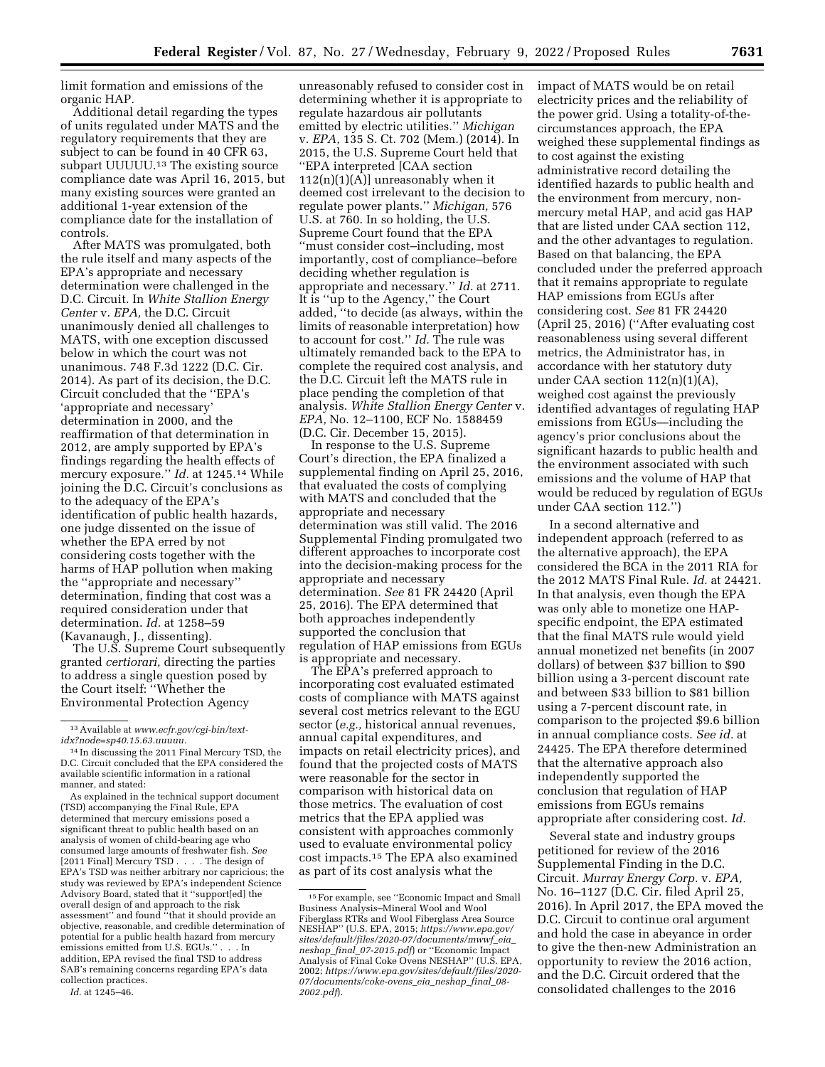limit formation and emissions of the organic HAP.

Additional detail regarding the types of units regulated under MATS and the regulatory requirements that they are subject to can be found in 40 CFR 63, subpart UUUUU.[13] The existing source compliance date was April 16, 2015, but many existing sources were granted an additional 1-year extension of the compliance date for the installation of controls.

After MATS was promulgated, both the rule itself and many aspects of the EPA's appropriate and necessary determination were challenged in the D.C. Circuit. In *White Stallion Energy Center* v. *EPA,* the D.C. Circuit unanimously denied all challenges to MATS, with one exception discussed below in which the court was not unanimous. 748 F.3d 1222 (D.C. Cir. 2014). As part of its decision, the D.C. Circuit concluded that the ''EPA's 'appropriate and necessary' determination in 2000, and the reaffirmation of that determination in 2012, are amply supported by EPA's findings regarding the health effects of mercury exposure.'' *Id.* at 1245.[14] While joining the D.C. Circuit's conclusions as to the adequacy of the EPA's identification of public health hazards, one judge dissented on the issue of whether the EPA erred by not considering costs together with the harms of HAP pollution when making the ''appropriate and necessary'' determination, finding that cost was a required consideration under that determination. *Id.* at 1258–59 (Kavanaugh, J., dissenting).

The U.S. Supreme Court subsequently granted *certiorari,* directing the parties to address a single question posed by the Court itself: ''Whether the Environmental Protection Agency unreasonably refused to consider cost in determining whether it is appropriate to regulate hazardous air pollutants emitted by electric utilities.'' *Michigan* v. *EPA,* 135 S. Ct. 702 (Mem.) (2014). In 2015, the U.S. Supreme Court held that ''EPA interpreted [CAA section 112(n)(1)(A)] unreasonably when it deemed cost irrelevant to the decision to regulate power plants.'' *Michigan,* 576 U.S. at 760. In so holding, the U.S. Supreme Court found that the EPA ''must consider cost–including, most importantly, cost of compliance–before deciding whether regulation is appropriate and necessary.'' *Id.* at 2711. It is ''up to the Agency,'' the Court added, ''to decide (as always, within the limits of reasonable interpretation) how to account for cost.'' *Id.* The rule was ultimately remanded back to the EPA to complete the required cost analysis, and the D.C. Circuit left the MATS rule in place pending the completion of that analysis. *White Stallion Energy Center* v. *EPA,* No. 12–1100, ECF No. 1588459 (D.C. Cir. December 15, 2015).

In response to the U.S. Supreme Court's direction, the EPA finalized a supplemental finding on April 25, 2016, that evaluated the costs of complying with MATS and concluded that the appropriate and necessary determination was still valid. The 2016 Supplemental Finding promulgated two different approaches to incorporate cost into the decision-making process for the appropriate and necessary determination. *See* 81 FR 24420 (April 25, 2016). The EPA determined that both approaches independently supported the conclusion that regulation of HAP emissions from EGUs is appropriate and necessary.

The EPA's preferred approach to incorporating cost evaluated estimated costs of compliance with MATS against several cost metrics relevant to the EGU sector (*e.g.,* historical annual revenues, annual capital expenditures, and impacts on retail electricity prices), and found that the projected costs of MATS were reasonable for the sector in comparison with historical data on those metrics. The evaluation of cost metrics that the EPA applied was consistent with approaches commonly used to evaluate environmental policy cost impacts.[15] The EPA also examined as part of its cost analysis what the impact of MATS would be on retail electricity prices and the reliability of the power grid. Using a totality-of-the-circumstances approach, the EPA weighed these supplemental findings as to cost against the existing administrative record detailing the identified hazards to public health and the environment from mercury, non-mercury metal HAP, and acid gas HAP that are listed under CAA section 112, and the other advantages to regulation. Based on that balancing, the EPA concluded under the preferred approach that it remains appropriate to regulate HAP emissions from EGUs after considering cost. *See* 81 FR 24420 (April 25, 2016) (''After evaluating cost reasonableness using several different metrics, the Administrator has, in accordance with her statutory duty under CAA section 112(n)(1)(A), weighed cost against the previously identified advantages of regulating HAP emissions from EGUs—including the agency's prior conclusions about the significant hazards to public health and the environment associated with such emissions and the volume of HAP that would be reduced by regulation of EGUs under CAA section 112.'')

In a second alternative and independent approach (referred to as the alternative approach), the EPA considered the BCA in the 2011 RIA for the 2012 MATS Final Rule. *Id.* at 24421. In that analysis, even though the EPA was only able to monetize one HAP-specific endpoint, the EPA estimated that the final MATS rule would yield annual monetized net benefits (in 2007 dollars) of between $37 billion to $90 billion using a 3-percent discount rate and between $33 billion to $81 billion using a 7-percent discount rate, in comparison to the projected $9.6 billion in annual compliance costs. *See id.* at 24425. The EPA therefore determined that the alternative approach also independently supported the conclusion that regulation of HAP emissions from EGUs remains appropriate after considering cost. *Id.*

Several state and industry groups petitioned for review of the 2016 Supplemental Finding in the D.C. Circuit. *Murray Energy Corp.* v. *EPA,* No. 16–1127 (D.C. Cir. filed April 25, 2016). In April 2017, the EPA moved the D.C. Circuit to continue oral argument and hold the case in abeyance in order to give the then-new Administration an opportunity to review the 2016 action, and the D.C. Circuit ordered that the consolidated challenges to the 2016

---

[13] Available at *www.ecfr.gov/cgi-bin/text-idx?node=sp40.15.63.uuuuu.*

[14] In discussing the 2011 Final Mercury TSD, the D.C. Circuit concluded that the EPA considered the available scientific information in a rational manner, and stated:

As explained in the technical support document (TSD) accompanying the Final Rule, EPA determined that mercury emissions posed a significant threat to public health based on an analysis of women of child-bearing age who consumed large amounts of freshwater fish. *See* [2011 Final] Mercury TSD . . . . The design of EPA's TSD was neither arbitrary nor capricious; the study was reviewed by EPA's independent Science Advisory Board, stated that it ''support[ed] the overall design of and approach to the risk assessment'' and found ''that it should provide an objective, reasonable, and credible determination of potential for a public health hazard from mercury emissions emitted from U.S. EGUs.'' . . . In addition, EPA revised the final TSD to address SAB's remaining concerns regarding EPA's data collection practices.

*Id.* at 1245–46.

[15] For example, see ''Economic Impact and Small Business Analysis–Mineral Wool and Wool Fiberglass RTRs and Wool Fiberglass Area Source NESHAP'' (U.S. EPA, 2015; *https://www.epa.gov/sites/default/files/2020-07/documents/mwwf_eia_neshap_final_07-2015.pdf*) or ''Economic Impact Analysis of Final Coke Ovens NESHAP'' (U.S. EPA, 2002; *https://www.epa.gov/sites/default/files/2020-07/documents/coke-ovens_eia_neshap_final_08-2002.pdf*).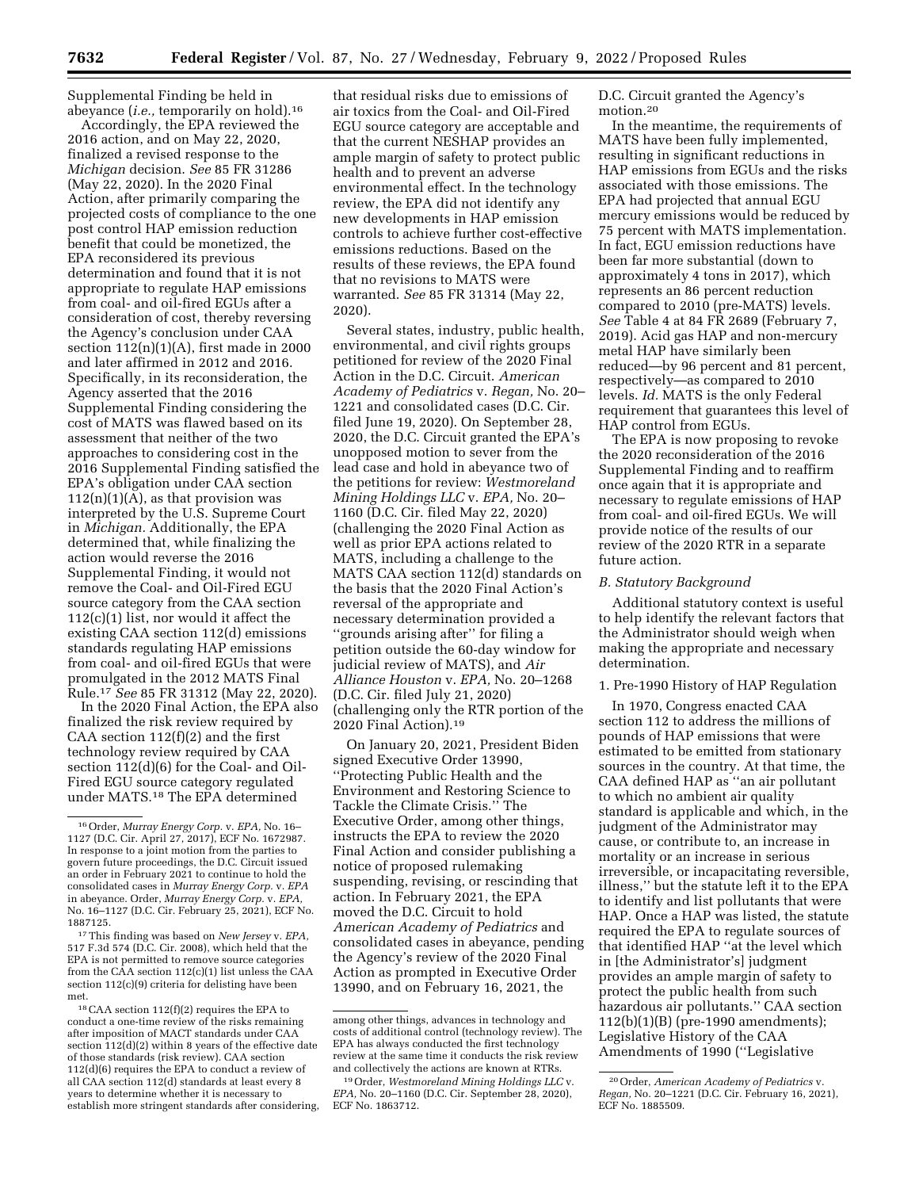Supplemental Finding be held in abeyance (*i.e.,* temporarily on hold).[16]

Accordingly, the EPA reviewed the 2016 action, and on May 22, 2020, finalized a revised response to the *Michigan* decision. *See* 85 FR 31286 (May 22, 2020). In the 2020 Final Action, after primarily comparing the projected costs of compliance to the one post control HAP emission reduction benefit that could be monetized, the EPA reconsidered its previous determination and found that it is not appropriate to regulate HAP emissions from coal- and oil-fired EGUs after a consideration of cost, thereby reversing the Agency's conclusion under CAA section 112(n)(1)(A), first made in 2000 and later affirmed in 2012 and 2016. Specifically, in its reconsideration, the Agency asserted that the 2016 Supplemental Finding considering the cost of MATS was flawed based on its assessment that neither of the two approaches to considering cost in the 2016 Supplemental Finding satisfied the EPA's obligation under CAA section 112(n)(1)(A), as that provision was interpreted by the U.S. Supreme Court in *Michigan.* Additionally, the EPA determined that, while finalizing the action would reverse the 2016 Supplemental Finding, it would not remove the Coal- and Oil-Fired EGU source category from the CAA section 112(c)(1) list, nor would it affect the existing CAA section 112(d) emissions standards regulating HAP emissions from coal- and oil-fired EGUs that were promulgated in the 2012 MATS Final Rule.[17] *See* 85 FR 31312 (May 22, 2020).

In the 2020 Final Action, the EPA also finalized the risk review required by CAA section 112(f)(2) and the first technology review required by CAA section 112(d)(6) for the Coal- and Oil-Fired EGU source category regulated under MATS.[18] The EPA determined that residual risks due to emissions of air toxics from the Coal- and Oil-Fired EGU source category are acceptable and that the current NESHAP provides an ample margin of safety to protect public health and to prevent an adverse environmental effect. In the technology review, the EPA did not identify any new developments in HAP emission controls to achieve further cost-effective emissions reductions. Based on the results of these reviews, the EPA found that no revisions to MATS were warranted. *See* 85 FR 31314 (May 22, 2020).

Several states, industry, public health, environmental, and civil rights groups petitioned for review of the 2020 Final Action in the D.C. Circuit. *American Academy of Pediatrics* v. *Regan,* No. 20–1221 and consolidated cases (D.C. Cir. filed June 19, 2020). On September 28, 2020, the D.C. Circuit granted the EPA's unopposed motion to sever from the lead case and hold in abeyance two of the petitions for review: *Westmoreland Mining Holdings LLC* v. *EPA,* No. 20–1160 (D.C. Cir. filed May 22, 2020) (challenging the 2020 Final Action as well as prior EPA actions related to MATS, including a challenge to the MATS CAA section 112(d) standards on the basis that the 2020 Final Action's reversal of the appropriate and necessary determination provided a ''grounds arising after'' for filing a petition outside the 60-day window for judicial review of MATS), and *Air Alliance Houston* v. *EPA,* No. 20–1268 (D.C. Cir. filed July 21, 2020) (challenging only the RTR portion of the 2020 Final Action).[19]

On January 20, 2021, President Biden signed Executive Order 13990, ''Protecting Public Health and the Environment and Restoring Science to Tackle the Climate Crisis.'' The Executive Order, among other things, instructs the EPA to review the 2020 Final Action and consider publishing a notice of proposed rulemaking suspending, revising, or rescinding that action. In February 2021, the EPA moved the D.C. Circuit to hold *American Academy of Pediatrics* and consolidated cases in abeyance, pending the Agency's review of the 2020 Final Action as prompted in Executive Order 13990, and on February 16, 2021, the D.C. Circuit granted the Agency's motion.[20]

In the meantime, the requirements of MATS have been fully implemented, resulting in significant reductions in HAP emissions from EGUs and the risks associated with those emissions. The EPA had projected that annual EGU mercury emissions would be reduced by 75 percent with MATS implementation. In fact, EGU emission reductions have been far more substantial (down to approximately 4 tons in 2017), which represents an 86 percent reduction compared to 2010 (pre-MATS) levels. *See* Table 4 at 84 FR 2689 (February 7, 2019). Acid gas HAP and non-mercury metal HAP have similarly been reduced—by 96 percent and 81 percent, respectively—as compared to 2010 levels. *Id.* MATS is the only Federal requirement that guarantees this level of HAP control from EGUs.

The EPA is now proposing to revoke the 2020 reconsideration of the 2016 Supplemental Finding and to reaffirm once again that it is appropriate and necessary to regulate emissions of HAP from coal- and oil-fired EGUs. We will provide notice of the results of our review of the 2020 RTR in a separate future action.

### *B. Statutory Background*

Additional statutory context is useful to help identify the relevant factors that the Administrator should weigh when making the appropriate and necessary determination.

#### 1. Pre-1990 History of HAP Regulation

In 1970, Congress enacted CAA section 112 to address the millions of pounds of HAP emissions that were estimated to be emitted from stationary sources in the country. At that time, the CAA defined HAP as ''an air pollutant to which no ambient air quality standard is applicable and which, in the judgment of the Administrator may cause, or contribute to, an increase in mortality or an increase in serious irreversible, or incapacitating reversible, illness,'' but the statute left it to the EPA to identify and list pollutants that were HAP. Once a HAP was listed, the statute required the EPA to regulate sources of that identified HAP ''at the level which in [the Administrator's] judgment provides an ample margin of safety to protect the public health from such hazardous air pollutants.'' CAA section 112(b)(1)(B) (pre-1990 amendments); Legislative History of the CAA Amendments of 1990 (''Legislative

---

[16] Order, *Murray Energy Corp.* v. *EPA,* No. 16–1127 (D.C. Cir. April 27, 2017), ECF No. 1672987. In response to a joint motion from the parties to govern future proceedings, the D.C. Circuit issued an order in February 2021 to continue to hold the consolidated cases in *Murray Energy Corp.* v. *EPA* in abeyance. Order, *Murray Energy Corp.* v. *EPA,* No. 16–1127 (D.C. Cir. February 25, 2021), ECF No. 1887125.

[17] This finding was based on *New Jersey* v. *EPA,* 517 F.3d 574 (D.C. Cir. 2008), which held that the EPA is not permitted to remove source categories from the CAA section 112(c)(1) list unless the CAA section 112(c)(9) criteria for delisting have been met.

[18] CAA section 112(f)(2) requires the EPA to conduct a one-time review of the risks remaining after imposition of MACT standards under CAA section 112(d)(2) within 8 years of the effective date of those standards (risk review). CAA section 112(d)(6) requires the EPA to conduct a review of all CAA section 112(d) standards at least every 8 years to determine whether it is necessary to establish more stringent standards after considering, among other things, advances in technology and costs of additional control (technology review). The EPA has always conducted the first technology review at the same time it conducts the risk review and collectively the actions are known at RTRs.

[19] Order, *Westmoreland Mining Holdings LLC* v. *EPA,* No. 20–1160 (D.C. Cir. September 28, 2020), ECF No. 1863712.

[20] Order, *American Academy of Pediatrics* v. *Regan,* No. 20–1221 (D.C. Cir. February 16, 2021), ECF No. 1885509.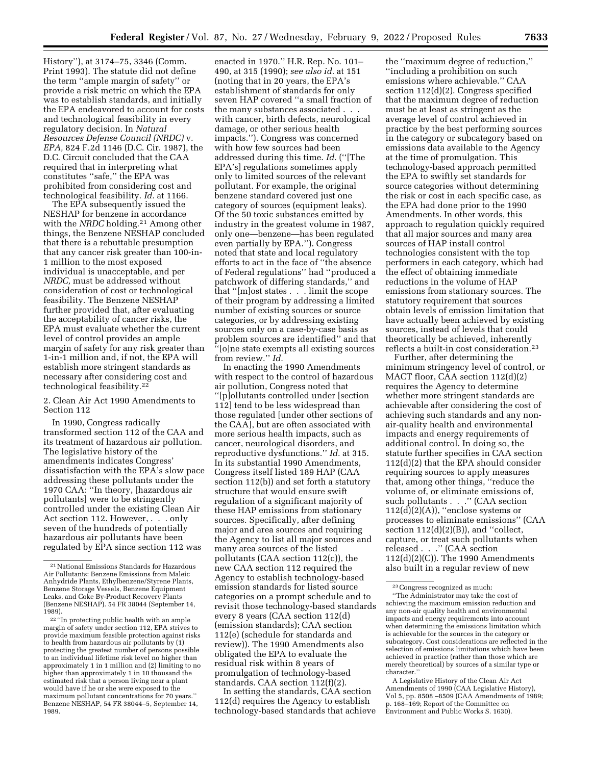History''), at 3174–75, 3346 (Comm. Print 1993). The statute did not define the term ''ample margin of safety'' or provide a risk metric on which the EPA was to establish standards, and initially the EPA endeavored to account for costs and technological feasibility in every regulatory decision. In *Natural Resources Defense Council (NRDC)* v. *EPA,* 824 F.2d 1146 (D.C. Cir. 1987), the D.C. Circuit concluded that the CAA required that in interpreting what constitutes ''safe,'' the EPA was prohibited from considering cost and technological feasibility. *Id.* at 1166.

The EPA subsequently issued the NESHAP for benzene in accordance with the *NRDC* holding.[21] Among other things, the Benzene NESHAP concluded that there is a rebuttable presumption that any cancer risk greater than 100-in-1 million to the most exposed individual is unacceptable, and per *NRDC,* must be addressed without consideration of cost or technological feasibility. The Benzene NESHAP further provided that, after evaluating the acceptability of cancer risks, the EPA must evaluate whether the current level of control provides an ample margin of safety for any risk greater than 1-in-1 million and, if not, the EPA will establish more stringent standards as necessary after considering cost and technological feasibility.[22]

### 2. Clean Air Act 1990 Amendments to Section 112

In 1990, Congress radically transformed section 112 of the CAA and its treatment of hazardous air pollution. The legislative history of the amendments indicates Congress' dissatisfaction with the EPA's slow pace addressing these pollutants under the 1970 CAA: ''In theory, [hazardous air pollutants] were to be stringently controlled under the existing Clean Air Act section 112. However, . . . only seven of the hundreds of potentially hazardous air pollutants have been regulated by EPA since section 112 was enacted in 1970.'' H.R. Rep. No. 101–490, at 315 (1990); *see also id.* at 151 (noting that in 20 years, the EPA's establishment of standards for only seven HAP covered ''a small fraction of the many substances associated . . . with cancer, birth defects, neurological damage, or other serious health impacts.''). Congress was concerned with how few sources had been addressed during this time. *Id.* (''[The EPA's] regulations sometimes apply only to limited sources of the relevant pollutant. For example, the original benzene standard covered just one category of sources (equipment leaks). Of the 50 toxic substances emitted by industry in the greatest volume in 1987, only one—benzene—has been regulated even partially by EPA.''). Congress noted that state and local regulatory efforts to act in the face of ''the absence of Federal regulations'' had ''produced a patchwork of differing standards,'' and that ''[m]ost states . . . limit the scope of their program by addressing a limited number of existing sources or source categories, or by addressing existing sources only on a case-by-case basis as problem sources are identified'' and that ''[o]ne state exempts all existing sources from review.'' *Id.*

In enacting the 1990 Amendments with respect to the control of hazardous air pollution, Congress noted that ''[p]ollutants controlled under [section 112] tend to be less widespread than those regulated [under other sections of the CAA], but are often associated with more serious health impacts, such as cancer, neurological disorders, and reproductive dysfunctions.'' *Id.* at 315. In its substantial 1990 Amendments, Congress itself listed 189 HAP (CAA section 112(b)) and set forth a statutory structure that would ensure swift regulation of a significant majority of these HAP emissions from stationary sources. Specifically, after defining major and area sources and requiring the Agency to list all major sources and many area sources of the listed pollutants (CAA section 112(c)), the new CAA section 112 required the Agency to establish technology-based emission standards for listed source categories on a prompt schedule and to revisit those technology-based standards every 8 years (CAA section 112(d) (emission standards); CAA section 112(e) (schedule for standards and review)). The 1990 Amendments also obligated the EPA to evaluate the residual risk within 8 years of promulgation of technology-based standards. CAA section 112(f)(2).

In setting the standards, CAA section 112(d) requires the Agency to establish technology-based standards that achieve the ''maximum degree of reduction,'' ''including a prohibition on such emissions where achievable.'' CAA section 112(d)(2). Congress specified that the maximum degree of reduction must be at least as stringent as the average level of control achieved in practice by the best performing sources in the category or subcategory based on emissions data available to the Agency at the time of promulgation. This technology-based approach permitted the EPA to swiftly set standards for source categories without determining the risk or cost in each specific case, as the EPA had done prior to the 1990 Amendments. In other words, this approach to regulation quickly required that all major sources and many area sources of HAP install control technologies consistent with the top performers in each category, which had the effect of obtaining immediate reductions in the volume of HAP emissions from stationary sources. The statutory requirement that sources obtain levels of emission limitation that have actually been achieved by existing sources, instead of levels that could theoretically be achieved, inherently reflects a built-in cost consideration.[23]

Further, after determining the minimum stringency level of control, or MACT floor, CAA section 112(d)(2) requires the Agency to determine whether more stringent standards are achievable after considering the cost of achieving such standards and any non-air-quality health and environmental impacts and energy requirements of additional control. In doing so, the statute further specifies in CAA section 112(d)(2) that the EPA should consider requiring sources to apply measures that, among other things, ''reduce the volume of, or eliminate emissions of, such pollutants . . .'' (CAA section 112(d)(2)(A)), ''enclose systems or processes to eliminate emissions'' (CAA section 112(d)(2)(B)), and ''collect, capture, or treat such pollutants when released . . .'' (CAA section 112(d)(2)(C)). The 1990 Amendments also built in a regular review of new

---

[21] National Emissions Standards for Hazardous Air Pollutants: Benzene Emissions from Maleic Anhydride Plants, Ethylbenzene/Styrene Plants, Benzene Storage Vessels, Benzene Equipment Leaks, and Coke By-Product Recovery Plants (Benzene NESHAP). 54 FR 38044 (September 14, 1989).

[22] ''In protecting public health with an ample margin of safety under section 112, EPA strives to provide maximum feasible protection against risks to health from hazardous air pollutants by (1) protecting the greatest number of persons possible to an individual lifetime risk level no higher than approximately 1 in 1 million and (2) limiting to no higher than approximately 1 in 10 thousand the estimated risk that a person living near a plant would have if he or she were exposed to the maximum pollutant concentrations for 70 years.'' Benzene NESHAP, 54 FR 38044–5, September 14, 1989.

[23] Congress recognized as much:

''The Administrator may take the cost of achieving the maximum emission reduction and any non-air quality health and environmental impacts and energy requirements into account when determining the emissions limitation which is achievable for the sources in the category or subcategory. Cost considerations are reflected in the selection of emissions limitations which have been achieved in practice (rather than those which are merely theoretical) by sources of a similar type or character.''

A Legislative History of the Clean Air Act Amendments of 1990 (CAA Legislative History), Vol 5, pp. 8508 –8509 (CAA Amendments of 1989; p. 168–169; Report of the Committee on Environment and Public Works S. 1630).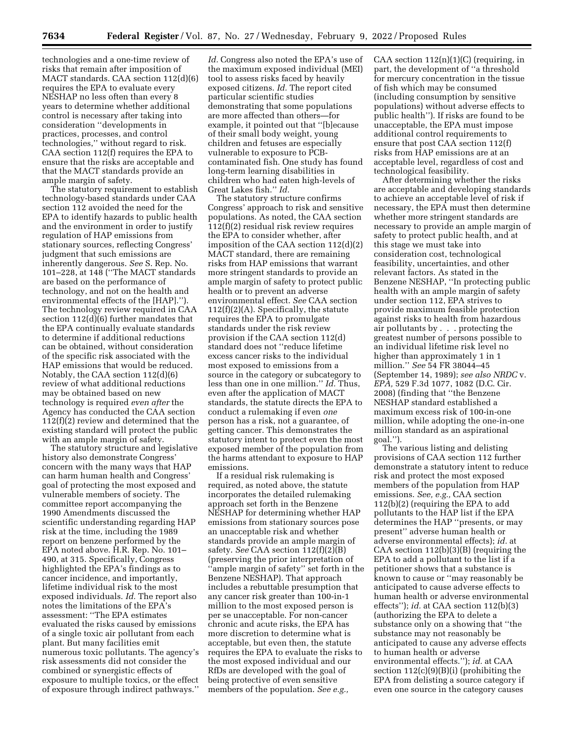technologies and a one-time review of risks that remain after imposition of MACT standards. CAA section 112(d)(6) requires the EPA to evaluate every NESHAP no less often than every 8 years to determine whether additional control is necessary after taking into consideration ''developments in practices, processes, and control technologies,'' without regard to risk. CAA section 112(f) requires the EPA to ensure that the risks are acceptable and that the MACT standards provide an ample margin of safety.

The statutory requirement to establish technology-based standards under CAA section 112 avoided the need for the EPA to identify hazards to public health and the environment in order to justify regulation of HAP emissions from stationary sources, reflecting Congress' judgment that such emissions are inherently dangerous. *See* S. Rep. No. 101–228, at 148 (''The MACT standards are based on the performance of technology, and not on the health and environmental effects of the [HAP].''). The technology review required in CAA section 112(d)(6) further mandates that the EPA continually evaluate standards to determine if additional reductions can be obtained, without consideration of the specific risk associated with the HAP emissions that would be reduced. Notably, the CAA section 112(d)(6) review of what additional reductions may be obtained based on new technology is required *even after* the Agency has conducted the CAA section 112(f)(2) review and determined that the existing standard will protect the public with an ample margin of safety.

The statutory structure and legislative history also demonstrate Congress' concern with the many ways that HAP can harm human health and Congress' goal of protecting the most exposed and vulnerable members of society. The committee report accompanying the 1990 Amendments discussed the scientific understanding regarding HAP risk at the time, including the 1989 report on benzene performed by the EPA noted above. H.R. Rep. No. 101–490, at 315. Specifically, Congress highlighted the EPA's findings as to cancer incidence, and importantly, lifetime individual risk to the most exposed individuals. *Id.* The report also notes the limitations of the EPA's assessment: ''The EPA estimates evaluated the risks caused by emissions of a single toxic air pollutant from each plant. But many facilities emit numerous toxic pollutants. The agency's risk assessments did not consider the combined or synergistic effects of exposure to multiple toxics, or the effect of exposure through indirect pathways.'' *Id.* Congress also noted the EPA's use of the maximum exposed individual (MEI) tool to assess risks faced by heavily exposed citizens. *Id.* The report cited particular scientific studies demonstrating that some populations are more affected than others—for example, it pointed out that ''[b]ecause of their small body weight, young children and fetuses are especially vulnerable to exposure to PCB-contaminated fish. One study has found long-term learning disabilities in children who had eaten high-levels of Great Lakes fish.'' *Id.*

The statutory structure confirms Congress' approach to risk and sensitive populations. As noted, the CAA section 112(f)(2) residual risk review requires the EPA to consider whether, after imposition of the CAA section 112(d)(2) MACT standard, there are remaining risks from HAP emissions that warrant more stringent standards to provide an ample margin of safety to protect public health or to prevent an adverse environmental effect. *See* CAA section 112(f)(2)(A). Specifically, the statute requires the EPA to promulgate standards under the risk review provision if the CAA section 112(d) standard does not ''reduce lifetime excess cancer risks to the individual most exposed to emissions from a source in the category or subcategory to less than one in one million.'' *Id.* Thus, even after the application of MACT standards, the statute directs the EPA to conduct a rulemaking if even *one* person has a risk, not a guarantee, of getting cancer. This demonstrates the statutory intent to protect even the most exposed member of the population from the harms attendant to exposure to HAP emissions.

If a residual risk rulemaking is required, as noted above, the statute incorporates the detailed rulemaking approach set forth in the Benzene NESHAP for determining whether HAP emissions from stationary sources pose an unacceptable risk and whether standards provide an ample margin of safety. *See* CAA section 112(f)(2)(B) (preserving the prior interpretation of ''ample margin of safety'' set forth in the Benzene NESHAP). That approach includes a rebuttable presumption that any cancer risk greater than 100-in-1 million to the most exposed person is per se unacceptable. For non-cancer chronic and acute risks, the EPA has more discretion to determine what is acceptable, but even then, the statute requires the EPA to evaluate the risks to the most exposed individual and our RfDs are developed with the goal of being protective of even sensitive members of the population. *See e.g.,* CAA section 112(n)(1)(C) (requiring, in part, the development of ''a threshold for mercury concentration in the tissue of fish which may be consumed (including consumption by sensitive populations) without adverse effects to public health''). If risks are found to be unacceptable, the EPA must impose additional control requirements to ensure that post CAA section 112(f) risks from HAP emissions are at an acceptable level, regardless of cost and technological feasibility.

After determining whether the risks are acceptable and developing standards to achieve an acceptable level of risk if necessary, the EPA must then determine whether more stringent standards are necessary to provide an ample margin of safety to protect public health, and at this stage we must take into consideration cost, technological feasibility, uncertainties, and other relevant factors. As stated in the Benzene NESHAP, ''In protecting public health with an ample margin of safety under section 112, EPA strives to provide maximum feasible protection against risks to health from hazardous air pollutants by . . . protecting the greatest number of persons possible to an individual lifetime risk level no higher than approximately 1 in 1 million.'' *See* 54 FR 38044–45 (September 14, 1989); *see also NRDC* v. *EPA,* 529 F.3d 1077, 1082 (D.C. Cir. 2008) (finding that ''the Benzene NESHAP standard established a maximum excess risk of 100-in-one million, while adopting the one-in-one million standard as an aspirational goal.'').

The various listing and delisting provisions of CAA section 112 further demonstrate a statutory intent to reduce risk and protect the most exposed members of the population from HAP emissions. *See, e.g.,* CAA section 112(b)(2) (requiring the EPA to add pollutants to the HAP list if the EPA determines the HAP ''presents, or may present'' adverse human health or adverse environmental effects); *id.* at CAA section 112(b)(3)(B) (requiring the EPA to add a pollutant to the list if a petitioner shows that a substance is known to cause or ''may reasonably be anticipated to cause adverse effects to human health or adverse environmental effects''); *id.* at CAA section 112(b)(3) (authorizing the EPA to delete a substance only on a showing that ''the substance may not reasonably be anticipated to cause any adverse effects to human health or adverse environmental effects.''); *id.* at CAA section 112(c)(9)(B)(i) (prohibiting the EPA from delisting a source category if even one source in the category causes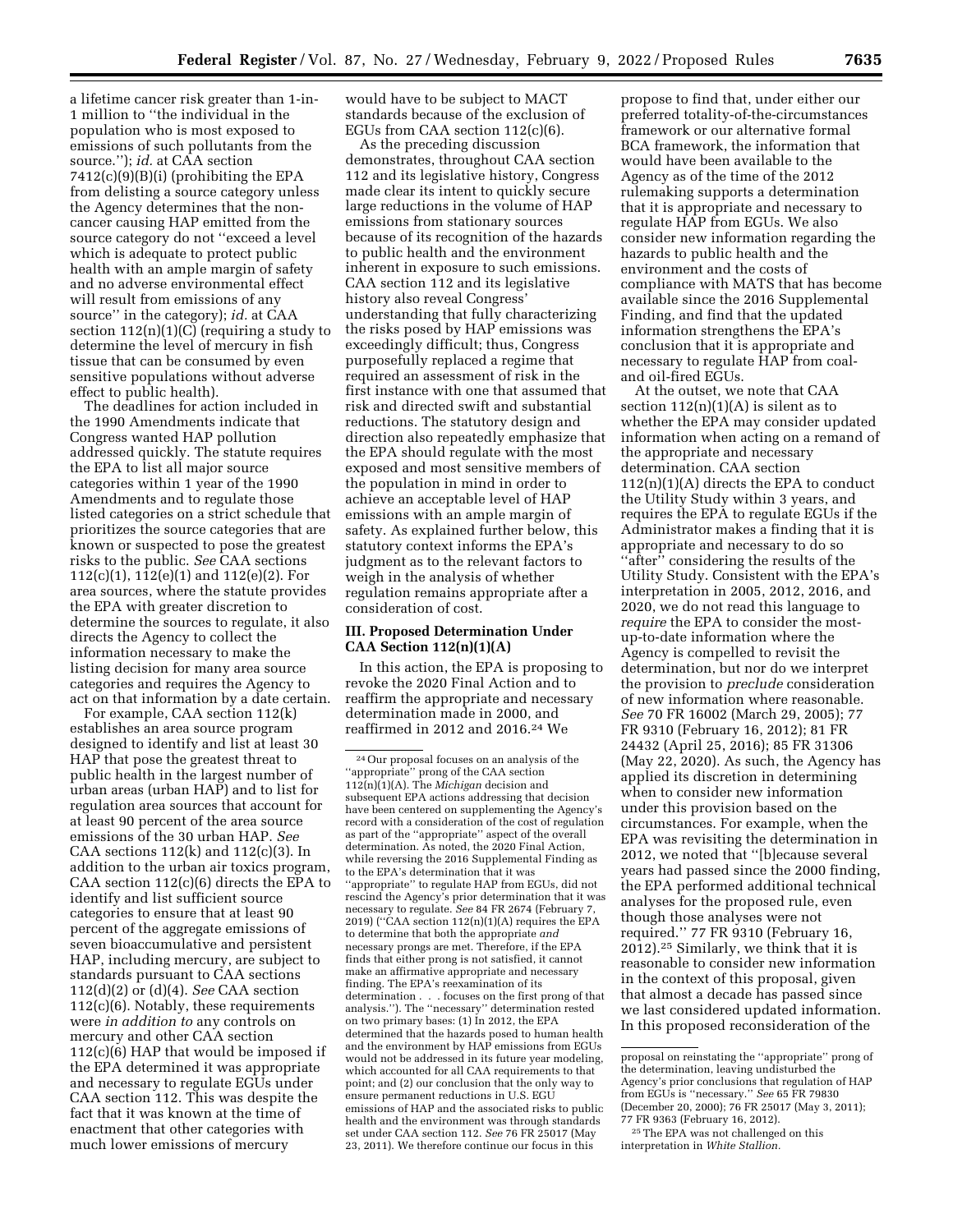a lifetime cancer risk greater than 1-in-1 million to ''the individual in the population who is most exposed to emissions of such pollutants from the source.''); *id.* at CAA section 7412(c)(9)(B)(i) (prohibiting the EPA from delisting a source category unless the Agency determines that the non-cancer causing HAP emitted from the source category do not ''exceed a level which is adequate to protect public health with an ample margin of safety and no adverse environmental effect will result from emissions of any source'' in the category); *id.* at CAA section 112(n)(1)(C) (requiring a study to determine the level of mercury in fish tissue that can be consumed by even sensitive populations without adverse effect to public health).

The deadlines for action included in the 1990 Amendments indicate that Congress wanted HAP pollution addressed quickly. The statute requires the EPA to list all major source categories within 1 year of the 1990 Amendments and to regulate those listed categories on a strict schedule that prioritizes the source categories that are known or suspected to pose the greatest risks to the public. *See* CAA sections 112(c)(1), 112(e)(1) and 112(e)(2). For area sources, where the statute provides the EPA with greater discretion to determine the sources to regulate, it also directs the Agency to collect the information necessary to make the listing decision for many area source categories and requires the Agency to act on that information by a date certain.

For example, CAA section 112(k) establishes an area source program designed to identify and list at least 30 HAP that pose the greatest threat to public health in the largest number of urban areas (urban HAP) and to list for regulation area sources that account for at least 90 percent of the area source emissions of the 30 urban HAP. *See* CAA sections 112(k) and 112(c)(3). In addition to the urban air toxics program, CAA section 112(c)(6) directs the EPA to identify and list sufficient source categories to ensure that at least 90 percent of the aggregate emissions of seven bioaccumulative and persistent HAP, including mercury, are subject to standards pursuant to CAA sections 112(d)(2) or (d)(4). *See* CAA section 112(c)(6). Notably, these requirements were *in addition to* any controls on mercury and other CAA section 112(c)(6) HAP that would be imposed if the EPA determined it was appropriate and necessary to regulate EGUs under CAA section 112. This was despite the fact that it was known at the time of enactment that other categories with much lower emissions of mercury would have to be subject to MACT standards because of the exclusion of EGUs from CAA section 112(c)(6).

As the preceding discussion demonstrates, throughout CAA section 112 and its legislative history, Congress made clear its intent to quickly secure large reductions in the volume of HAP emissions from stationary sources because of its recognition of the hazards to public health and the environment inherent in exposure to such emissions. CAA section 112 and its legislative history also reveal Congress' understanding that fully characterizing the risks posed by HAP emissions was exceedingly difficult; thus, Congress purposefully replaced a regime that required an assessment of risk in the first instance with one that assumed that risk and directed swift and substantial reductions. The statutory design and direction also repeatedly emphasize that the EPA should regulate with the most exposed and most sensitive members of the population in mind in order to achieve an acceptable level of HAP emissions with an ample margin of safety. As explained further below, this statutory context informs the EPA's judgment as to the relevant factors to weigh in the analysis of whether regulation remains appropriate after a consideration of cost.

## III. Proposed Determination Under CAA Section 112(n)(1)(A)

In this action, the EPA is proposing to revoke the 2020 Final Action and to reaffirm the appropriate and necessary determination made in 2000, and reaffirmed in 2012 and 2016.[24] We propose to find that, under either our preferred totality-of-the-circumstances framework or our alternative formal BCA framework, the information that would have been available to the Agency as of the time of the 2012 rulemaking supports a determination that it is appropriate and necessary to regulate HAP from EGUs. We also consider new information regarding the hazards to public health and the environment and the costs of compliance with MATS that has become available since the 2016 Supplemental Finding, and find that the updated information strengthens the EPA's conclusion that it is appropriate and necessary to regulate HAP from coal- and oil-fired EGUs.

At the outset, we note that CAA section 112(n)(1)(A) is silent as to whether the EPA may consider updated information when acting on a remand of the appropriate and necessary determination. CAA section 112(n)(1)(A) directs the EPA to conduct the Utility Study within 3 years, and requires the EPA to regulate EGUs if the Administrator makes a finding that it is appropriate and necessary to do so ''after'' considering the results of the Utility Study. Consistent with the EPA's interpretation in 2005, 2012, 2016, and 2020, we do not read this language to *require* the EPA to consider the most-up-to-date information where the Agency is compelled to revisit the determination, but nor do we interpret the provision to *preclude* consideration of new information where reasonable. *See* 70 FR 16002 (March 29, 2005); 77 FR 9310 (February 16, 2012); 81 FR 24432 (April 25, 2016); 85 FR 31306 (May 22, 2020). As such, the Agency has applied its discretion in determining when to consider new information under this provision based on the circumstances. For example, when the EPA was revisiting the determination in 2012, we noted that ''[b]ecause several years had passed since the 2000 finding, the EPA performed additional technical analyses for the proposed rule, even though those analyses were not required.'' 77 FR 9310 (February 16, 2012).[25] Similarly, we think that it is reasonable to consider new information in the context of this proposal, given that almost a decade has passed since we last considered updated information. In this proposed reconsideration of the

[24] Our proposal focuses on an analysis of the ''appropriate'' prong of the CAA section 112(n)(1)(A). The *Michigan* decision and subsequent EPA actions addressing that decision have been centered on supplementing the Agency's record with a consideration of the cost of regulation as part of the ''appropriate'' aspect of the overall determination. As noted, the 2020 Final Action, while reversing the 2016 Supplemental Finding as to the EPA's determination that it was ''appropriate'' to regulate HAP from EGUs, did not rescind the Agency's prior determination that it was necessary to regulate. *See* 84 FR 2674 (February 7, 2019) (''CAA section 112(n)(1)(A) requires the EPA to determine that both the appropriate *and* necessary prongs are met. Therefore, if the EPA finds that either prong is not satisfied, it cannot make an affirmative appropriate and necessary finding. The EPA's reexamination of its determination . . . focuses on the first prong of that analysis.''). The ''necessary'' determination rested on two primary bases: (1) In 2012, the EPA determined that the hazards posed to human health and the environment by HAP emissions from EGUs would not be addressed in its future year modeling, which accounted for all CAA requirements to that point; and (2) our conclusion that the only way to ensure permanent reductions in U.S. EGU emissions of HAP and the associated risks to public health and the environment was through standards set under CAA section 112. *See* 76 FR 25017 (May 23, 2011). We therefore continue our focus in this proposal on reinstating the ''appropriate'' prong of the determination, leaving undisturbed the Agency's prior conclusions that regulation of HAP from EGUs is ''necessary.'' *See* 65 FR 79830 (December 20, 2000); 76 FR 25017 (May 3, 2011); 77 FR 9363 (February 16, 2012).

[25] The EPA was not challenged on this interpretation in *White Stallion.*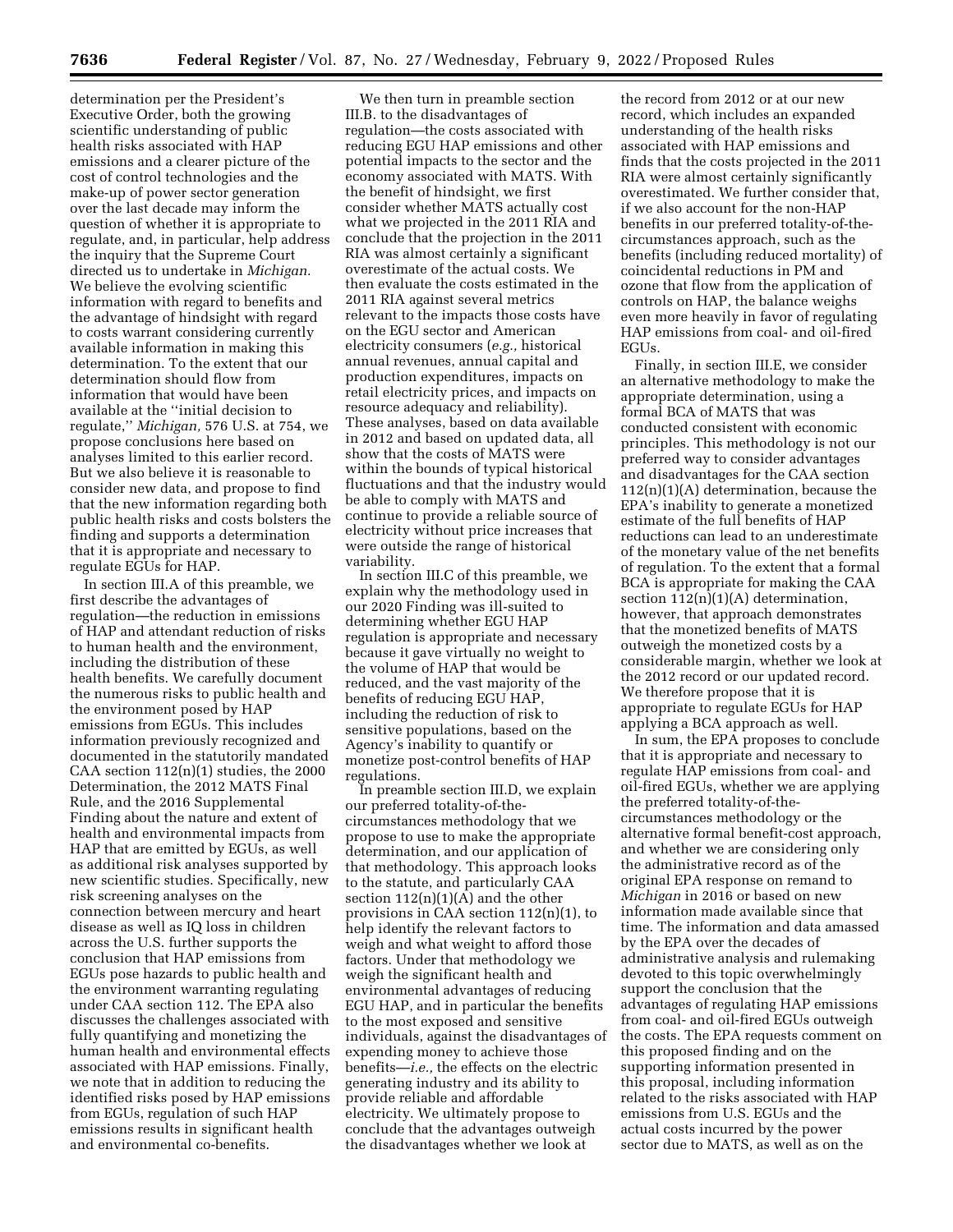determination per the President's Executive Order, both the growing scientific understanding of public health risks associated with HAP emissions and a clearer picture of the cost of control technologies and the make-up of power sector generation over the last decade may inform the question of whether it is appropriate to regulate, and, in particular, help address the inquiry that the Supreme Court directed us to undertake in *Michigan.* We believe the evolving scientific information with regard to benefits and the advantage of hindsight with regard to costs warrant considering currently available information in making this determination. To the extent that our determination should flow from information that would have been available at the ''initial decision to regulate,'' *Michigan,* 576 U.S. at 754, we propose conclusions here based on analyses limited to this earlier record. But we also believe it is reasonable to consider new data, and propose to find that the new information regarding both public health risks and costs bolsters the finding and supports a determination that it is appropriate and necessary to regulate EGUs for HAP.

In section III.A of this preamble, we first describe the advantages of regulation—the reduction in emissions of HAP and attendant reduction of risks to human health and the environment, including the distribution of these health benefits. We carefully document the numerous risks to public health and the environment posed by HAP emissions from EGUs. This includes information previously recognized and documented in the statutorily mandated CAA section 112(n)(1) studies, the 2000 Determination, the 2012 MATS Final Rule, and the 2016 Supplemental Finding about the nature and extent of health and environmental impacts from HAP that are emitted by EGUs, as well as additional risk analyses supported by new scientific studies. Specifically, new risk screening analyses on the connection between mercury and heart disease as well as IQ loss in children across the U.S. further supports the conclusion that HAP emissions from EGUs pose hazards to public health and the environment warranting regulating under CAA section 112. The EPA also discusses the challenges associated with fully quantifying and monetizing the human health and environmental effects associated with HAP emissions. Finally, we note that in addition to reducing the identified risks posed by HAP emissions from EGUs, regulation of such HAP emissions results in significant health and environmental co-benefits.

We then turn in preamble section III.B. to the disadvantages of regulation—the costs associated with reducing EGU HAP emissions and other potential impacts to the sector and the economy associated with MATS. With the benefit of hindsight, we first consider whether MATS actually cost what we projected in the 2011 RIA and conclude that the projection in the 2011 RIA was almost certainly a significant overestimate of the actual costs. We then evaluate the costs estimated in the 2011 RIA against several metrics relevant to the impacts those costs have on the EGU sector and American electricity consumers (*e.g.,* historical annual revenues, annual capital and production expenditures, impacts on retail electricity prices, and impacts on resource adequacy and reliability). These analyses, based on data available in 2012 and based on updated data, all show that the costs of MATS were within the bounds of typical historical fluctuations and that the industry would be able to comply with MATS and continue to provide a reliable source of electricity without price increases that were outside the range of historical variability.

In section III.C of this preamble, we explain why the methodology used in our 2020 Finding was ill-suited to determining whether EGU HAP regulation is appropriate and necessary because it gave virtually no weight to the volume of HAP that would be reduced, and the vast majority of the benefits of reducing EGU HAP, including the reduction of risk to sensitive populations, based on the Agency's inability to quantify or monetize post-control benefits of HAP regulations.

In preamble section III.D, we explain our preferred totality-of-the-circumstances methodology that we propose to use to make the appropriate determination, and our application of that methodology. This approach looks to the statute, and particularly CAA section 112(n)(1)(A) and the other provisions in CAA section 112(n)(1), to help identify the relevant factors to weigh and what weight to afford those factors. Under that methodology we weigh the significant health and environmental advantages of reducing EGU HAP, and in particular the benefits to the most exposed and sensitive individuals, against the disadvantages of expending money to achieve those benefits—*i.e.,* the effects on the electric generating industry and its ability to provide reliable and affordable electricity. We ultimately propose to conclude that the advantages outweigh the disadvantages whether we look at the record from 2012 or at our new record, which includes an expanded understanding of the health risks associated with HAP emissions and finds that the costs projected in the 2011 RIA were almost certainly significantly overestimated. We further consider that, if we also account for the non-HAP benefits in our preferred totality-of-the-circumstances approach, such as the benefits (including reduced mortality) of coincidental reductions in PM and ozone that flow from the application of controls on HAP, the balance weighs even more heavily in favor of regulating HAP emissions from coal- and oil-fired EGUs.

Finally, in section III.E, we consider an alternative methodology to make the appropriate determination, using a formal BCA of MATS that was conducted consistent with economic principles. This methodology is not our preferred way to consider advantages and disadvantages for the CAA section 112(n)(1)(A) determination, because the EPA's inability to generate a monetized estimate of the full benefits of HAP reductions can lead to an underestimate of the monetary value of the net benefits of regulation. To the extent that a formal BCA is appropriate for making the CAA section 112(n)(1)(A) determination, however, that approach demonstrates that the monetized benefits of MATS outweigh the monetized costs by a considerable margin, whether we look at the 2012 record or our updated record. We therefore propose that it is appropriate to regulate EGUs for HAP applying a BCA approach as well.

In sum, the EPA proposes to conclude that it is appropriate and necessary to regulate HAP emissions from coal- and oil-fired EGUs, whether we are applying the preferred totality-of-the-circumstances methodology or the alternative formal benefit-cost approach, and whether we are considering only the administrative record as of the original EPA response on remand to *Michigan* in 2016 or based on new information made available since that time. The information and data amassed by the EPA over the decades of administrative analysis and rulemaking devoted to this topic overwhelmingly support the conclusion that the advantages of regulating HAP emissions from coal- and oil-fired EGUs outweigh the costs. The EPA requests comment on this proposed finding and on the supporting information presented in this proposal, including information related to the risks associated with HAP emissions from U.S. EGUs and the actual costs incurred by the power sector due to MATS, as well as on the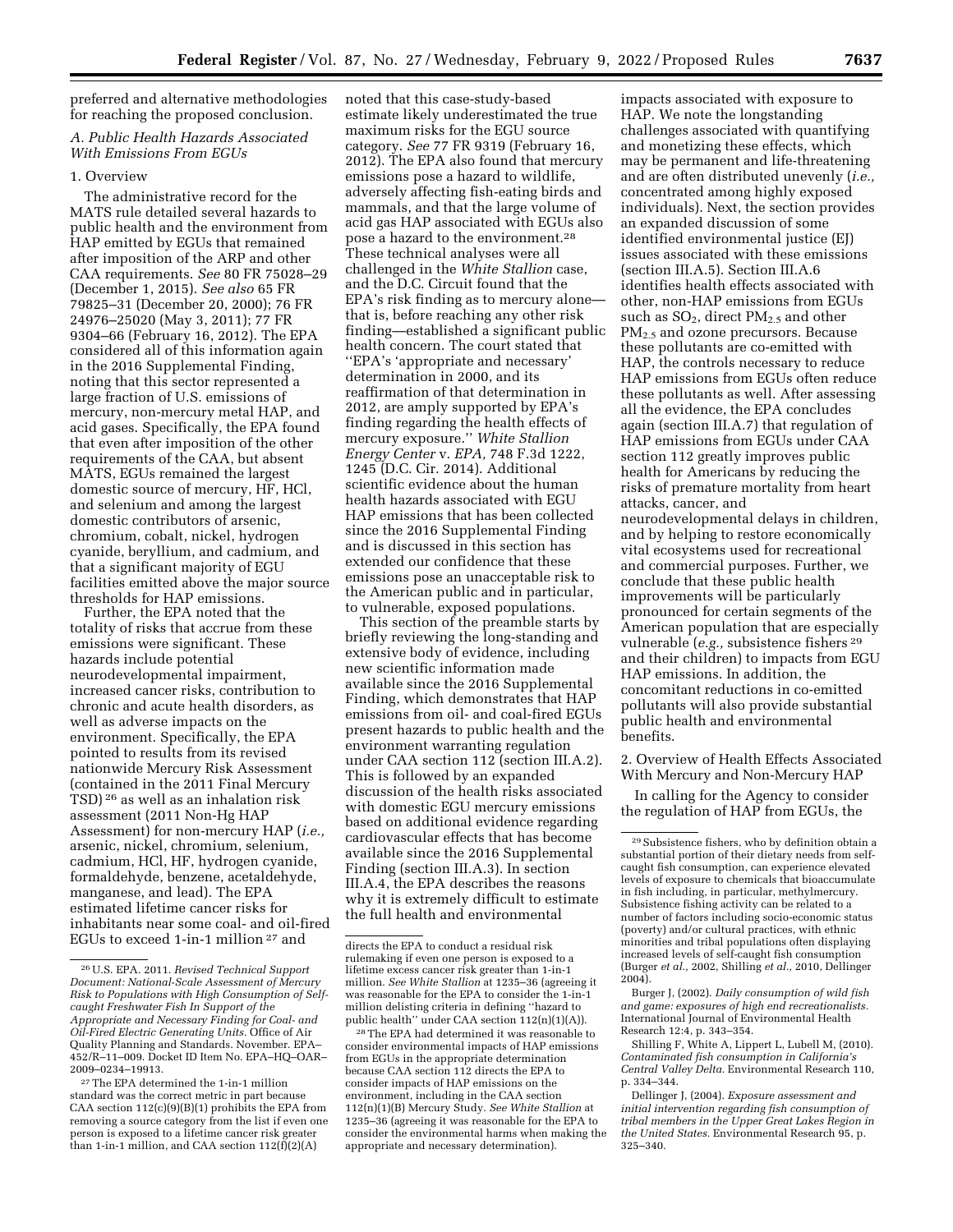preferred and alternative methodologies for reaching the proposed conclusion.

### A. Public Health Hazards Associated With Emissions From EGUs

#### 1. Overview

The administrative record for the MATS rule detailed several hazards to public health and the environment from HAP emitted by EGUs that remained after imposition of the ARP and other CAA requirements. *See* 80 FR 75028–29 (December 1, 2015). *See also* 65 FR 79825–31 (December 20, 2000); 76 FR 24976–25020 (May 3, 2011); 77 FR 9304–66 (February 16, 2012). The EPA considered all of this information again in the 2016 Supplemental Finding, noting that this sector represented a large fraction of U.S. emissions of mercury, non-mercury metal HAP, and acid gases. Specifically, the EPA found that even after imposition of the other requirements of the CAA, but absent MATS, EGUs remained the largest domestic source of mercury, HF, HCl, and selenium and among the largest domestic contributors of arsenic, chromium, cobalt, nickel, hydrogen cyanide, beryllium, and cadmium, and that a significant majority of EGU facilities emitted above the major source thresholds for HAP emissions.

Further, the EPA noted that the totality of risks that accrue from these emissions were significant. These hazards include potential neurodevelopmental impairment, increased cancer risks, contribution to chronic and acute health disorders, as well as adverse impacts on the environment. Specifically, the EPA pointed to results from its revised nationwide Mercury Risk Assessment (contained in the 2011 Final Mercury TSD) [26] as well as an inhalation risk assessment (2011 Non-Hg HAP Assessment) for non-mercury HAP (*i.e.,* arsenic, nickel, chromium, selenium, cadmium, HCl, HF, hydrogen cyanide, formaldehyde, benzene, acetaldehyde, manganese, and lead). The EPA estimated lifetime cancer risks for inhabitants near some coal- and oil-fired EGUs to exceed 1-in-1 million [27] and noted that this case-study-based estimate likely underestimated the true maximum risks for the EGU source category. *See* 77 FR 9319 (February 16, 2012). The EPA also found that mercury emissions pose a hazard to wildlife, adversely affecting fish-eating birds and mammals, and that the large volume of acid gas HAP associated with EGUs also pose a hazard to the environment.[28] These technical analyses were all challenged in the *White Stallion* case, and the D.C. Circuit found that the EPA's risk finding as to mercury alone—that is, before reaching any other risk finding—established a significant public health concern. The court stated that ''EPA's 'appropriate and necessary' determination in 2000, and its reaffirmation of that determination in 2012, are amply supported by EPA's finding regarding the health effects of mercury exposure.'' *White Stallion Energy Center* v. *EPA,* 748 F.3d 1222, 1245 (D.C. Cir. 2014). Additional scientific evidence about the human health hazards associated with EGU HAP emissions that has been collected since the 2016 Supplemental Finding and is discussed in this section has extended our confidence that these emissions pose an unacceptable risk to the American public and in particular, to vulnerable, exposed populations.

This section of the preamble starts by briefly reviewing the long-standing and extensive body of evidence, including new scientific information made available since the 2016 Supplemental Finding, which demonstrates that HAP emissions from oil- and coal-fired EGUs present hazards to public health and the environment warranting regulation under CAA section 112 (section III.A.2). This is followed by an expanded discussion of the health risks associated with domestic EGU mercury emissions based on additional evidence regarding cardiovascular effects that has become available since the 2016 Supplemental Finding (section III.A.3). In section III.A.4, the EPA describes the reasons why it is extremely difficult to estimate the full health and environmental impacts associated with exposure to HAP. We note the longstanding challenges associated with quantifying and monetizing these effects, which may be permanent and life-threatening and are often distributed unevenly (*i.e.,* concentrated among highly exposed individuals). Next, the section provides an expanded discussion of some identified environmental justice (EJ) issues associated with these emissions (section III.A.5). Section III.A.6 identifies health effects associated with other, non-HAP emissions from EGUs such as $SO_2$, direct $PM_{2.5}$ and other $PM_{2.5}$ and ozone precursors. Because these pollutants are co-emitted with HAP, the controls necessary to reduce HAP emissions from EGUs often reduce these pollutants as well. After assessing all the evidence, the EPA concludes again (section III.A.7) that regulation of HAP emissions from EGUs under CAA section 112 greatly improves public health for Americans by reducing the risks of premature mortality from heart attacks, cancer, and neurodevelopmental delays in children, and by helping to restore economically vital ecosystems used for recreational and commercial purposes. Further, we conclude that these public health improvements will be particularly pronounced for certain segments of the American population that are especially vulnerable (*e.g.,* subsistence fishers [29] and their children) to impacts from EGU HAP emissions. In addition, the concomitant reductions in co-emitted pollutants will also provide substantial public health and environmental benefits.

#### 2. Overview of Health Effects Associated With Mercury and Non-Mercury HAP

In calling for the Agency to consider the regulation of HAP from EGUs, the

---

[26] U.S. EPA. 2011. *Revised Technical Support Document: National-Scale Assessment of Mercury Risk to Populations with High Consumption of Self-caught Freshwater Fish In Support of the Appropriate and Necessary Finding for Coal- and Oil-Fired Electric Generating Units.* Office of Air Quality Planning and Standards. November. EPA–452/R–11–009. Docket ID Item No. EPA–HQ–OAR–2009–0234–19913.

[27] The EPA determined the 1-in-1 million standard was the correct metric in part because CAA section 112(c)(9)(B)(1) prohibits the EPA from removing a source category from the list if even one person is exposed to a lifetime cancer risk greater than 1-in-1 million, and CAA section 112(f)(2)(A) directs the EPA to conduct a residual risk rulemaking if even one person is exposed to a lifetime excess cancer risk greater than 1-in-1 million. *See White Stallion* at 1235–36 (agreeing it was reasonable for the EPA to consider the 1-in-1 million delisting criteria in defining ''hazard to public health'' under CAA section 112(n)(1)(A)).

[28] The EPA had determined it was reasonable to consider environmental impacts of HAP emissions from EGUs in the appropriate determination because CAA section 112 directs the EPA to consider impacts of HAP emissions on the environment, including in the CAA section 112(n)(1)(B) Mercury Study. *See White Stallion* at 1235–36 (agreeing it was reasonable for the EPA to consider the environmental harms when making the appropriate and necessary determination).

[29] Subsistence fishers, who by definition obtain a substantial portion of their dietary needs from self-caught fish consumption, can experience elevated levels of exposure to chemicals that bioaccumulate in fish including, in particular, methylmercury. Subsistence fishing activity can be related to a number of factors including socio-economic status (poverty) and/or cultural practices, with ethnic minorities and tribal populations often displaying increased levels of self-caught fish consumption (Burger *et al.,* 2002, Shilling *et al.,* 2010, Dellinger 2004).

Burger J, (2002). *Daily consumption of wild fish and game: exposures of high end recreationalists.* International Journal of Environmental Health Research 12:4, p. 343–354.

Shilling F, White A, Lippert L, Lubell M, (2010). *Contaminated fish consumption in California's Central Valley Delta.* Environmental Research 110, p. 334–344.

Dellinger J, (2004). *Exposure assessment and initial intervention regarding fish consumption of tribal members in the Upper Great Lakes Region in the United States.* Environmental Research 95, p. 325–340.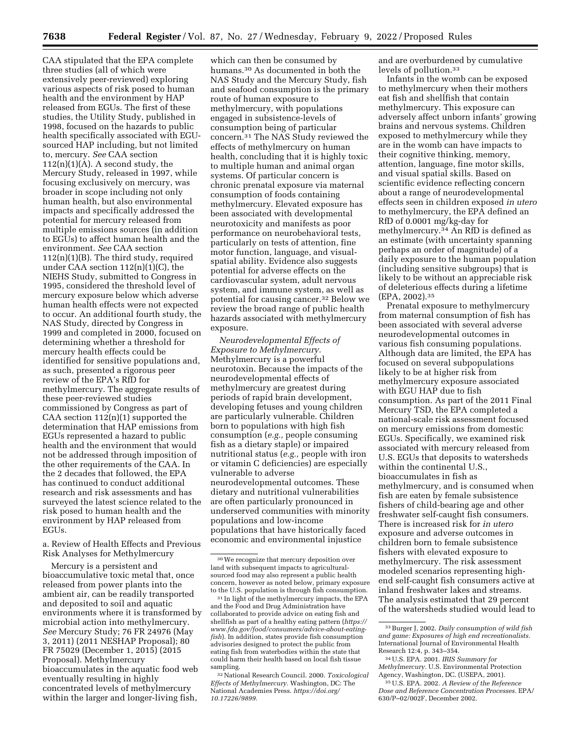CAA stipulated that the EPA complete three studies (all of which were extensively peer-reviewed) exploring various aspects of risk posed to human health and the environment by HAP released from EGUs. The first of these studies, the Utility Study, published in 1998, focused on the hazards to public health specifically associated with EGU-sourced HAP including, but not limited to, mercury. *See* CAA section 112(n)(1)(A). A second study, the Mercury Study, released in 1997, while focusing exclusively on mercury, was broader in scope including not only human health, but also environmental impacts and specifically addressed the potential for mercury released from multiple emissions sources (in addition to EGUs) to affect human health and the environment. *See* CAA section 112(n)(1)(B). The third study, required under CAA section 112(n)(1)(C), the NIEHS Study, submitted to Congress in 1995, considered the threshold level of mercury exposure below which adverse human health effects were not expected to occur. An additional fourth study, the NAS Study, directed by Congress in 1999 and completed in 2000, focused on determining whether a threshold for mercury health effects could be identified for sensitive populations and, as such, presented a rigorous peer review of the EPA's RfD for methylmercury. The aggregate results of these peer-reviewed studies commissioned by Congress as part of CAA section 112(n)(1) supported the determination that HAP emissions from EGUs represented a hazard to public health and the environment that would not be addressed through imposition of the other requirements of the CAA. In the 2 decades that followed, the EPA has continued to conduct additional research and risk assessments and has surveyed the latest science related to the risk posed to human health and the environment by HAP released from EGUs.

a. Review of Health Effects and Previous Risk Analyses for Methylmercury

Mercury is a persistent and bioaccumulative toxic metal that, once released from power plants into the ambient air, can be readily transported and deposited to soil and aquatic environments where it is transformed by microbial action into methylmercury. *See* Mercury Study; 76 FR 24976 (May 3, 2011) (2011 NESHAP Proposal); 80 FR 75029 (December 1, 2015) (2015 Proposal). Methylmercury bioaccumulates in the aquatic food web eventually resulting in highly concentrated levels of methylmercury within the larger and longer-living fish, which can then be consumed by humans.[30] As documented in both the NAS Study and the Mercury Study, fish and seafood consumption is the primary route of human exposure to methylmercury, with populations engaged in subsistence-levels of consumption being of particular concern.[31] The NAS Study reviewed the effects of methylmercury on human health, concluding that it is highly toxic to multiple human and animal organ systems. Of particular concern is chronic prenatal exposure via maternal consumption of foods containing methylmercury. Elevated exposure has been associated with developmental neurotoxicity and manifests as poor performance on neurobehavioral tests, particularly on tests of attention, fine motor function, language, and visual-spatial ability. Evidence also suggests potential for adverse effects on the cardiovascular system, adult nervous system, and immune system, as well as potential for causing cancer.[32] Below we review the broad range of public health hazards associated with methylmercury exposure.

*Neurodevelopmental Effects of Exposure to Methylmercury.* Methylmercury is a powerful neurotoxin. Because the impacts of the neurodevelopmental effects of methylmercury are greatest during periods of rapid brain development, developing fetuses and young children are particularly vulnerable. Children born to populations with high fish consumption (*e.g.,* people consuming fish as a dietary staple) or impaired nutritional status (*e.g.,* people with iron or vitamin C deficiencies) are especially vulnerable to adverse neurodevelopmental outcomes. These dietary and nutritional vulnerabilities are often particularly pronounced in underserved communities with minority populations and low-income populations that have historically faced economic and environmental injustice and are overburdened by cumulative levels of pollution.[33]

Infants in the womb can be exposed to methylmercury when their mothers eat fish and shellfish that contain methylmercury. This exposure can adversely affect unborn infants' growing brains and nervous systems. Children exposed to methylmercury while they are in the womb can have impacts to their cognitive thinking, memory, attention, language, fine motor skills, and visual spatial skills. Based on scientific evidence reflecting concern about a range of neurodevelopmental effects seen in children exposed *in utero* to methylmercury, the EPA defined an RfD of 0.0001 mg/kg-day for methylmercury.[34] An RfD is defined as an estimate (with uncertainty spanning perhaps an order of magnitude) of a daily exposure to the human population (including sensitive subgroups) that is likely to be without an appreciable risk of deleterious effects during a lifetime (EPA, 2002).[35]

Prenatal exposure to methylmercury from maternal consumption of fish has been associated with several adverse neurodevelopmental outcomes in various fish consuming populations. Although data are limited, the EPA has focused on several subpopulations likely to be at higher risk from methylmercury exposure associated with EGU HAP due to fish consumption. As part of the 2011 Final Mercury TSD, the EPA completed a national-scale risk assessment focused on mercury emissions from domestic EGUs. Specifically, we examined risk associated with mercury released from U.S. EGUs that deposits to watersheds within the continental U.S., bioaccumulates in fish as methylmercury, and is consumed when fish are eaten by female subsistence fishers of child-bearing age and other freshwater self-caught fish consumers. There is increased risk for *in utero* exposure and adverse outcomes in children born to female subsistence fishers with elevated exposure to methylmercury. The risk assessment modeled scenarios representing high-end self-caught fish consumers active at inland freshwater lakes and streams. The analysis estimated that 29 percent of the watersheds studied would lead to

---

[30] We recognize that mercury deposition over land with subsequent impacts to agricultural-sourced food may also represent a public health concern, however as noted below, primary exposure to the U.S. population is through fish consumption.

[31] In light of the methylmercury impacts, the EPA and the Food and Drug Administration have collaborated to provide advice on eating fish and shellfish as part of a healthy eating pattern (*https://www.fda.gov/food/consumers/advice-about-eating-fish*). In addition, states provide fish consumption advisories designed to protect the public from eating fish from waterbodies within the state that could harm their health based on local fish tissue sampling.

[32] National Research Council. 2000. *Toxicological Effects of Methylmercury.* Washington, DC: The National Academies Press. *https://doi.org/10.17226/9899.*

[33] Burger J, 2002. *Daily consumption of wild fish and game: Exposures of high end recreationalists.* International Journal of Environmental Health Research 12:4, p. 343–354.

[34] U.S. EPA. 2001. *IRIS Summary for Methylmercury.* U.S. Environmental Protection Agency, Washington, DC. (USEPA, 2001).

[35] U.S. EPA. 2002. *A Review of the Reference Dose and Reference Concentration Processes.* EPA/630/P–02/002F, December 2002.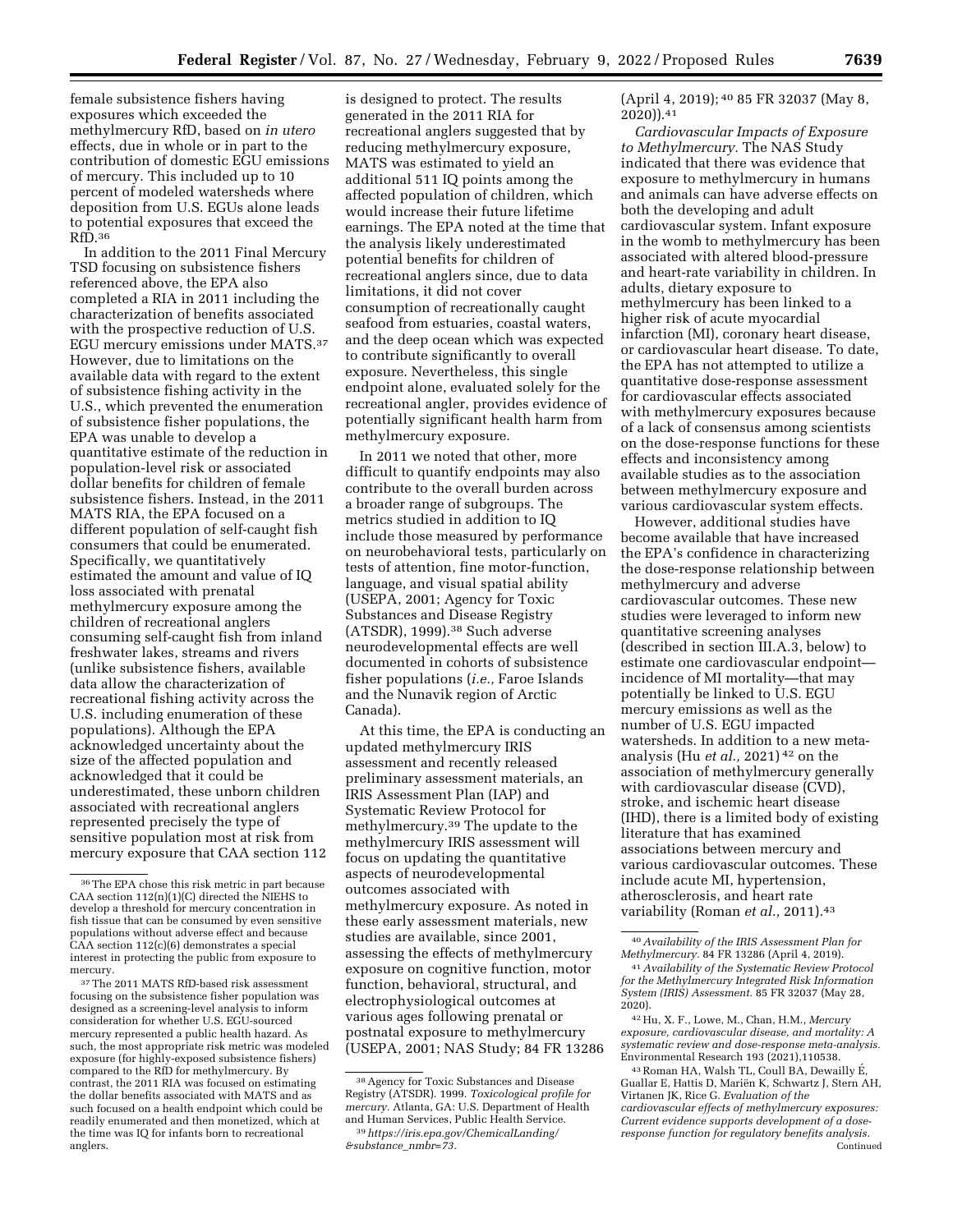female subsistence fishers having exposures which exceeded the methylmercury RfD, based on *in utero* effects, due in whole or in part to the contribution of domestic EGU emissions of mercury. This included up to 10 percent of modeled watersheds where deposition from U.S. EGUs alone leads to potential exposures that exceed the RfD.[36]

In addition to the 2011 Final Mercury TSD focusing on subsistence fishers referenced above, the EPA also completed a RIA in 2011 including the characterization of benefits associated with the prospective reduction of U.S. EGU mercury emissions under MATS.[37] However, due to limitations on the available data with regard to the extent of subsistence fishing activity in the U.S., which prevented the enumeration of subsistence fisher populations, the EPA was unable to develop a quantitative estimate of the reduction in population-level risk or associated dollar benefits for children of female subsistence fishers. Instead, in the 2011 MATS RIA, the EPA focused on a different population of self-caught fish consumers that could be enumerated. Specifically, we quantitatively estimated the amount and value of IQ loss associated with prenatal methylmercury exposure among the children of recreational anglers consuming self-caught fish from inland freshwater lakes, streams and rivers (unlike subsistence fishers, available data allow the characterization of recreational fishing activity across the U.S. including enumeration of these populations). Although the EPA acknowledged uncertainty about the size of the affected population and acknowledged that it could be underestimated, these unborn children associated with recreational anglers represented precisely the type of sensitive population most at risk from mercury exposure that CAA section 112 is designed to protect. The results generated in the 2011 RIA for recreational anglers suggested that by reducing methylmercury exposure, MATS was estimated to yield an additional 511 IQ points among the affected population of children, which would increase their future lifetime earnings. The EPA noted at the time that the analysis likely underestimated potential benefits for children of recreational anglers since, due to data limitations, it did not cover consumption of recreationally caught seafood from estuaries, coastal waters, and the deep ocean which was expected to contribute significantly to overall exposure. Nevertheless, this single endpoint alone, evaluated solely for the recreational angler, provides evidence of potentially significant health harm from methylmercury exposure.

In 2011 we noted that other, more difficult to quantify endpoints may also contribute to the overall burden across a broader range of subgroups. The metrics studied in addition to IQ include those measured by performance on neurobehavioral tests, particularly on tests of attention, fine motor-function, language, and visual spatial ability (USEPA, 2001; Agency for Toxic Substances and Disease Registry (ATSDR), 1999).[38] Such adverse neurodevelopmental effects are well documented in cohorts of subsistence fisher populations (*i.e.,* Faroe Islands and the Nunavik region of Arctic Canada).

At this time, the EPA is conducting an updated methylmercury IRIS assessment and recently released preliminary assessment materials, an IRIS Assessment Plan (IAP) and Systematic Review Protocol for methylmercury.[39] The update to the methylmercury IRIS assessment will focus on updating the quantitative aspects of neurodevelopmental outcomes associated with methylmercury exposure. As noted in these early assessment materials, new studies are available, since 2001, assessing the effects of methylmercury exposure on cognitive function, motor function, behavioral, structural, and electrophysiological outcomes at various ages following prenatal or postnatal exposure to methylmercury (USEPA, 2001; NAS Study; 84 FR 13286 (April 4, 2019);[40] 85 FR 32037 (May 8, 2020)).[41]

*Cardiovascular Impacts of Exposure to Methylmercury.* The NAS Study indicated that there was evidence that exposure to methylmercury in humans and animals can have adverse effects on both the developing and adult cardiovascular system. Infant exposure in the womb to methylmercury has been associated with altered blood-pressure and heart-rate variability in children. In adults, dietary exposure to methylmercury has been linked to a higher risk of acute myocardial infarction (MI), coronary heart disease, or cardiovascular heart disease. To date, the EPA has not attempted to utilize a quantitative dose-response assessment for cardiovascular effects associated with methylmercury exposures because of a lack of consensus among scientists on the dose-response functions for these effects and inconsistency among available studies as to the association between methylmercury exposure and various cardiovascular system effects.

However, additional studies have become available that have increased the EPA's confidence in characterizing the dose-response relationship between methylmercury and adverse cardiovascular outcomes. These new studies were leveraged to inform new quantitative screening analyses (described in section III.A.3, below) to estimate one cardiovascular endpoint—incidence of MI mortality—that may potentially be linked to U.S. EGU mercury emissions as well as the number of U.S. EGU impacted watersheds. In addition to a new meta-analysis (Hu *et al.,* 2021)[42] on the association of methylmercury generally with cardiovascular disease (CVD), stroke, and ischemic heart disease (IHD), there is a limited body of existing literature that has examined associations between mercury and various cardiovascular outcomes. These include acute MI, hypertension, atherosclerosis, and heart rate variability (Roman *et al.,* 2011).[43]

[36] The EPA chose this risk metric in part because CAA section 112(n)(1)(C) directed the NIEHS to develop a threshold for mercury concentration in fish tissue that can be consumed by even sensitive populations without adverse effect and because CAA section 112(c)(6) demonstrates a special interest in protecting the public from exposure to mercury.

[37] The 2011 MATS RfD-based risk assessment focusing on the subsistence fisher population was designed as a screening-level analysis to inform consideration for whether U.S. EGU-sourced mercury represented a public health hazard. As such, the most appropriate risk metric was modeled exposure (for highly-exposed subsistence fishers) compared to the RfD for methylmercury. By contrast, the 2011 RIA was focused on estimating the dollar benefits associated with MATS and as such focused on a health endpoint which could be readily enumerated and then monetized, which at the time was IQ for infants born to recreational anglers.

[38] Agency for Toxic Substances and Disease Registry (ATSDR). 1999. *Toxicological profile for mercury.* Atlanta, GA: U.S. Department of Health and Human Services, Public Health Service.

[39] *https://iris.epa.gov/ChemicalLanding/&substance_nmbr=73.*

[40] *Availability of the IRIS Assessment Plan for Methylmercury.* 84 FR 13286 (April 4, 2019).

[41] *Availability of the Systematic Review Protocol for the Methylmercury Integrated Risk Information System (IRIS) Assessment.* 85 FR 32037 (May 28, 2020).

[42] Hu, X. F., Lowe, M., Chan, H.M., *Mercury exposure, cardiovascular disease, and mortality: A systematic review and dose-response meta-analysis.* Environmental Research 193 (2021),110538.

[43] Roman HA, Walsh TL, Coull BA, Dewailly É, Guallar E, Hattis D, Mariën K, Schwartz J, Stern AH, Virtanen JK, Rice G. *Evaluation of the cardiovascular effects of methylmercury exposures: Current evidence supports development of a dose-response function for regulatory benefits analysis.* Continued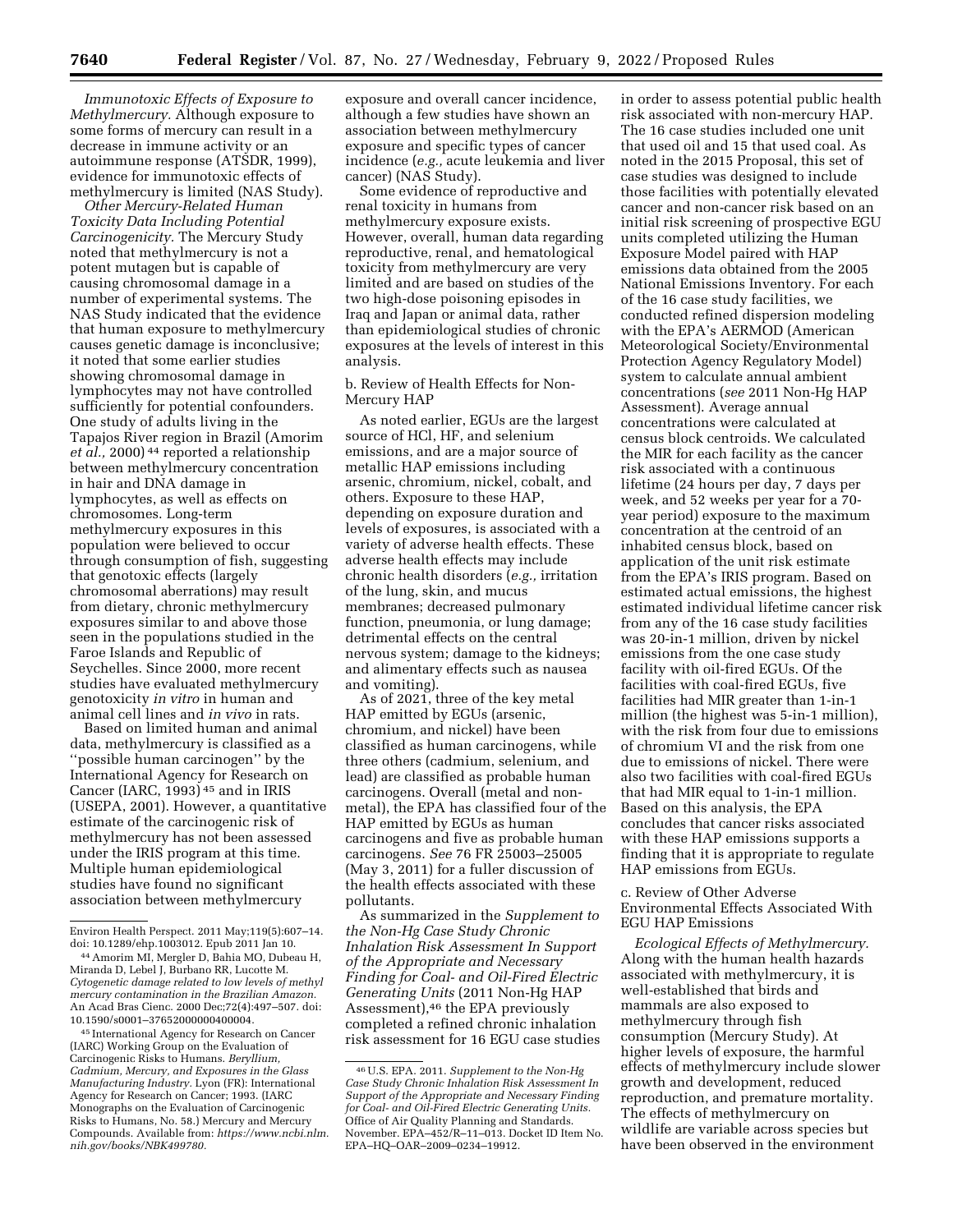*Immunotoxic Effects of Exposure to Methylmercury.* Although exposure to some forms of mercury can result in a decrease in immune activity or an autoimmune response (ATSDR, 1999), evidence for immunotoxic effects of methylmercury is limited (NAS Study).

*Other Mercury-Related Human Toxicity Data Including Potential Carcinogenicity.* The Mercury Study noted that methylmercury is not a potent mutagen but is capable of causing chromosomal damage in a number of experimental systems. The NAS Study indicated that the evidence that human exposure to methylmercury causes genetic damage is inconclusive; it noted that some earlier studies showing chromosomal damage in lymphocytes may not have controlled sufficiently for potential confounders. One study of adults living in the Tapajos River region in Brazil (Amorim *et al.,* 2000) [44] reported a relationship between methylmercury concentration in hair and DNA damage in lymphocytes, as well as effects on chromosomes. Long-term methylmercury exposures in this population were believed to occur through consumption of fish, suggesting that genotoxic effects (largely chromosomal aberrations) may result from dietary, chronic methylmercury exposures similar to and above those seen in the populations studied in the Faroe Islands and Republic of Seychelles. Since 2000, more recent studies have evaluated methylmercury genotoxicity *in vitro* in human and animal cell lines and *in vivo* in rats.

Based on limited human and animal data, methylmercury is classified as a ''possible human carcinogen'' by the International Agency for Research on Cancer (IARC, 1993) [45] and in IRIS (USEPA, 2001). However, a quantitative estimate of the carcinogenic risk of methylmercury has not been assessed under the IRIS program at this time. Multiple human epidemiological studies have found no significant association between methylmercury exposure and overall cancer incidence, although a few studies have shown an association between methylmercury exposure and specific types of cancer incidence (*e.g.,* acute leukemia and liver cancer) (NAS Study).

Some evidence of reproductive and renal toxicity in humans from methylmercury exposure exists. However, overall, human data regarding reproductive, renal, and hematological toxicity from methylmercury are very limited and are based on studies of the two high-dose poisoning episodes in Iraq and Japan or animal data, rather than epidemiological studies of chronic exposures at the levels of interest in this analysis.

b. Review of Health Effects for Non-Mercury HAP

As noted earlier, EGUs are the largest source of HCl, HF, and selenium emissions, and are a major source of metallic HAP emissions including arsenic, chromium, nickel, cobalt, and others. Exposure to these HAP, depending on exposure duration and levels of exposures, is associated with a variety of adverse health effects. These adverse health effects may include chronic health disorders (*e.g.,* irritation of the lung, skin, and mucus membranes; decreased pulmonary function, pneumonia, or lung damage; detrimental effects on the central nervous system; damage to the kidneys; and alimentary effects such as nausea and vomiting).

As of 2021, three of the key metal HAP emitted by EGUs (arsenic, chromium, and nickel) have been classified as human carcinogens, while three others (cadmium, selenium, and lead) are classified as probable human carcinogens. Overall (metal and non-metal), the EPA has classified four of the HAP emitted by EGUs as human carcinogens and five as probable human carcinogens. *See* 76 FR 25003–25005 (May 3, 2011) for a fuller discussion of the health effects associated with these pollutants.

As summarized in the *Supplement to the Non-Hg Case Study Chronic Inhalation Risk Assessment In Support of the Appropriate and Necessary Finding for Coal- and Oil-Fired Electric Generating Units* (2011 Non-Hg HAP Assessment),[46] the EPA previously completed a refined chronic inhalation risk assessment for 16 EGU case studies in order to assess potential public health risk associated with non-mercury HAP. The 16 case studies included one unit that used oil and 15 that used coal. As noted in the 2015 Proposal, this set of case studies was designed to include those facilities with potentially elevated cancer and non-cancer risk based on an initial risk screening of prospective EGU units completed utilizing the Human Exposure Model paired with HAP emissions data obtained from the 2005 National Emissions Inventory. For each of the 16 case study facilities, we conducted refined dispersion modeling with the EPA's AERMOD (American Meteorological Society/Environmental Protection Agency Regulatory Model) system to calculate annual ambient concentrations (*see* 2011 Non-Hg HAP Assessment). Average annual concentrations were calculated at census block centroids. We calculated the MIR for each facility as the cancer risk associated with a continuous lifetime (24 hours per day, 7 days per week, and 52 weeks per year for a 70-year period) exposure to the maximum concentration at the centroid of an inhabited census block, based on application of the unit risk estimate from the EPA's IRIS program. Based on estimated actual emissions, the highest estimated individual lifetime cancer risk from any of the 16 case study facilities was 20-in-1 million, driven by nickel emissions from the one case study facility with oil-fired EGUs. Of the facilities with coal-fired EGUs, five facilities had MIR greater than 1-in-1 million (the highest was 5-in-1 million), with the risk from four due to emissions of chromium VI and the risk from one due to emissions of nickel. There were also two facilities with coal-fired EGUs that had MIR equal to 1-in-1 million. Based on this analysis, the EPA concludes that cancer risks associated with these HAP emissions supports a finding that it is appropriate to regulate HAP emissions from EGUs.

c. Review of Other Adverse Environmental Effects Associated With EGU HAP Emissions

*Ecological Effects of Methylmercury.* Along with the human health hazards associated with methylmercury, it is well-established that birds and mammals are also exposed to methylmercury through fish consumption (Mercury Study). At higher levels of exposure, the harmful effects of methylmercury include slower growth and development, reduced reproduction, and premature mortality. The effects of methylmercury on wildlife are variable across species but have been observed in the environment

---

Environ Health Perspect. 2011 May;119(5):607–14. doi: 10.1289/ehp.1003012. Epub 2011 Jan 10.

[44] Amorim MI, Mergler D, Bahia MO, Dubeau H, Miranda D, Lebel J, Burbano RR, Lucotte M. *Cytogenetic damage related to low levels of methyl mercury contamination in the Brazilian Amazon.* An Acad Bras Cienc. 2000 Dec;72(4):497–507. doi: 10.1590/s0001–37652000000400004.

[45] International Agency for Research on Cancer (IARC) Working Group on the Evaluation of Carcinogenic Risks to Humans. *Beryllium, Cadmium, Mercury, and Exposures in the Glass Manufacturing Industry.* Lyon (FR): International Agency for Research on Cancer; 1993. (IARC Monographs on the Evaluation of Carcinogenic Risks to Humans, No. 58.) Mercury and Mercury Compounds. Available from: *https://www.ncbi.nlm.nih.gov/books/NBK499780.*

[46] U.S. EPA. 2011. *Supplement to the Non-Hg Case Study Chronic Inhalation Risk Assessment In Support of the Appropriate and Necessary Finding for Coal- and Oil-Fired Electric Generating Units.* Office of Air Quality Planning and Standards. November. EPA–452/R–11–013. Docket ID Item No. EPA–HQ–OAR–2009–0234–19912.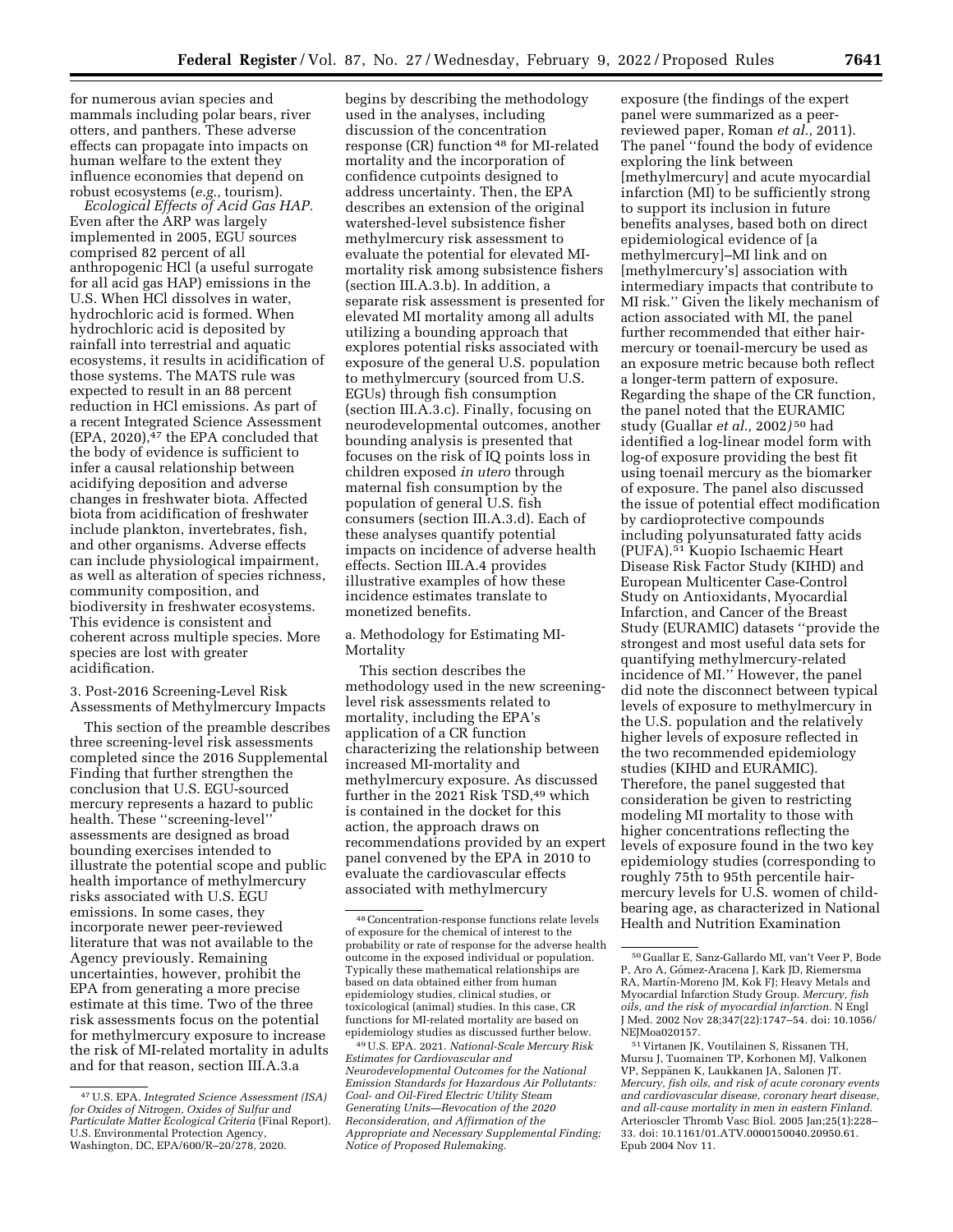for numerous avian species and mammals including polar bears, river otters, and panthers. These adverse effects can propagate into impacts on human welfare to the extent they influence economies that depend on robust ecosystems (*e.g.,* tourism).

*Ecological Effects of Acid Gas HAP.* Even after the ARP was largely implemented in 2005, EGU sources comprised 82 percent of all anthropogenic HCl (a useful surrogate for all acid gas HAP) emissions in the U.S. When HCl dissolves in water, hydrochloric acid is formed. When hydrochloric acid is deposited by rainfall into terrestrial and aquatic ecosystems, it results in acidification of those systems. The MATS rule was expected to result in an 88 percent reduction in HCl emissions. As part of a recent Integrated Science Assessment (EPA, 2020),[47] the EPA concluded that the body of evidence is sufficient to infer a causal relationship between acidifying deposition and adverse changes in freshwater biota. Affected biota from acidification of freshwater include plankton, invertebrates, fish, and other organisms. Adverse effects can include physiological impairment, as well as alteration of species richness, community composition, and biodiversity in freshwater ecosystems. This evidence is consistent and coherent across multiple species. More species are lost with greater acidification.

3. Post-2016 Screening-Level Risk Assessments of Methylmercury Impacts

This section of the preamble describes three screening-level risk assessments completed since the 2016 Supplemental Finding that further strengthen the conclusion that U.S. EGU-sourced mercury represents a hazard to public health. These ''screening-level'' assessments are designed as broad bounding exercises intended to illustrate the potential scope and public health importance of methylmercury risks associated with U.S. EGU emissions. In some cases, they incorporate newer peer-reviewed literature that was not available to the Agency previously. Remaining uncertainties, however, prohibit the EPA from generating a more precise estimate at this time. Two of the three risk assessments focus on the potential for methylmercury exposure to increase the risk of MI-related mortality in adults and for that reason, section III.A.3.a begins by describing the methodology used in the analyses, including discussion of the concentration response (CR) function[48] for MI-related mortality and the incorporation of confidence cutpoints designed to address uncertainty. Then, the EPA describes an extension of the original watershed-level subsistence fisher methylmercury risk assessment to evaluate the potential for elevated MI-mortality risk among subsistence fishers (section III.A.3.b). In addition, a separate risk assessment is presented for elevated MI mortality among all adults utilizing a bounding approach that explores potential risks associated with exposure of the general U.S. population to methylmercury (sourced from U.S. EGUs) through fish consumption (section III.A.3.c). Finally, focusing on neurodevelopmental outcomes, another bounding analysis is presented that focuses on the risk of IQ points loss in children exposed *in utero* through maternal fish consumption by the population of general U.S. fish consumers (section III.A.3.d). Each of these analyses quantify potential impacts on incidence of adverse health effects. Section III.A.4 provides illustrative examples of how these incidence estimates translate to monetized benefits.

a. Methodology for Estimating MI-Mortality

This section describes the methodology used in the new screening-level risk assessments related to mortality, including the EPA's application of a CR function characterizing the relationship between increased MI-mortality and methylmercury exposure. As discussed further in the 2021 Risk TSD,[49] which is contained in the docket for this action, the approach draws on recommendations provided by an expert panel convened by the EPA in 2010 to evaluate the cardiovascular effects associated with methylmercury exposure (the findings of the expert panel were summarized as a peer-reviewed paper, Roman *et al.,* 2011). The panel ''found the body of evidence exploring the link between [methylmercury] and acute myocardial infarction (MI) to be sufficiently strong to support its inclusion in future benefits analyses, based both on direct epidemiological evidence of [a methylmercury]–MI link and on [methylmercury's] association with intermediary impacts that contribute to MI risk.'' Given the likely mechanism of action associated with MI, the panel further recommended that either hair-mercury or toenail-mercury be used as an exposure metric because both reflect a longer-term pattern of exposure. Regarding the shape of the CR function, the panel noted that the EURAMIC study (Guallar *et al.,* 2002)[50] had identified a log-linear model form with log-of exposure providing the best fit using toenail mercury as the biomarker of exposure. The panel also discussed the issue of potential effect modification by cardioprotective compounds including polyunsaturated fatty acids (PUFA).[51] Kuopio Ischaemic Heart Disease Risk Factor Study (KIHD) and European Multicenter Case-Control Study on Antioxidants, Myocardial Infarction, and Cancer of the Breast Study (EURAMIC) datasets ''provide the strongest and most useful data sets for quantifying methylmercury-related incidence of MI.'' However, the panel did note the disconnect between typical levels of exposure to methylmercury in the U.S. population and the relatively higher levels of exposure reflected in the two recommended epidemiology studies (KIHD and EURAMIC). Therefore, the panel suggested that consideration be given to restricting modeling MI mortality to those with higher concentrations reflecting the levels of exposure found in the two key epidemiology studies (corresponding to roughly 75th to 95th percentile hair-mercury levels for U.S. women of child-bearing age, as characterized in National Health and Nutrition Examination

---

[47] U.S. EPA. *Integrated Science Assessment (ISA) for Oxides of Nitrogen, Oxides of Sulfur and Particulate Matter Ecological Criteria* (Final Report). U.S. Environmental Protection Agency, Washington, DC, EPA/600/R–20/278, 2020.

[48] Concentration-response functions relate levels of exposure for the chemical of interest to the probability or rate of response for the adverse health outcome in the exposed individual or population. Typically these mathematical relationships are based on data obtained either from human epidemiology studies, clinical studies, or toxicological (animal) studies. In this case, CR functions for MI-related mortality are based on epidemiology studies as discussed further below.

[49] U.S. EPA. 2021. *National-Scale Mercury Risk Estimates for Cardiovascular and Neurodevelopmental Outcomes for the National Emission Standards for Hazardous Air Pollutants: Coal- and Oil-Fired Electric Utility Steam Generating Units—Revocation of the 2020 Reconsideration, and Affirmation of the Appropriate and Necessary Supplemental Finding; Notice of Proposed Rulemaking.*

[50] Guallar E, Sanz-Gallardo MI, van't Veer P, Bode P, Aro A, Gómez-Aracena J, Kark JD, Riemersma RA, Martín-Moreno JM, Kok FJ; Heavy Metals and Myocardial Infarction Study Group. *Mercury, fish oils, and the risk of myocardial infarction.* N Engl J Med. 2002 Nov 28;347(22):1747–54. doi: 10.1056/NEJMoa020157.

[51] Virtanen JK, Voutilainen S, Rissanen TH, Mursu J, Tuomainen TP, Korhonen MJ, Valkonen VP, Seppänen K, Laukkanen JA, Salonen JT. *Mercury, fish oils, and risk of acute coronary events and cardiovascular disease, coronary heart disease, and all-cause mortality in men in eastern Finland.* Arterioscler Thromb Vasc Biol. 2005 Jan;25(1):228–33. doi: 10.1161/01.ATV.0000150040.20950.61. Epub 2004 Nov 11.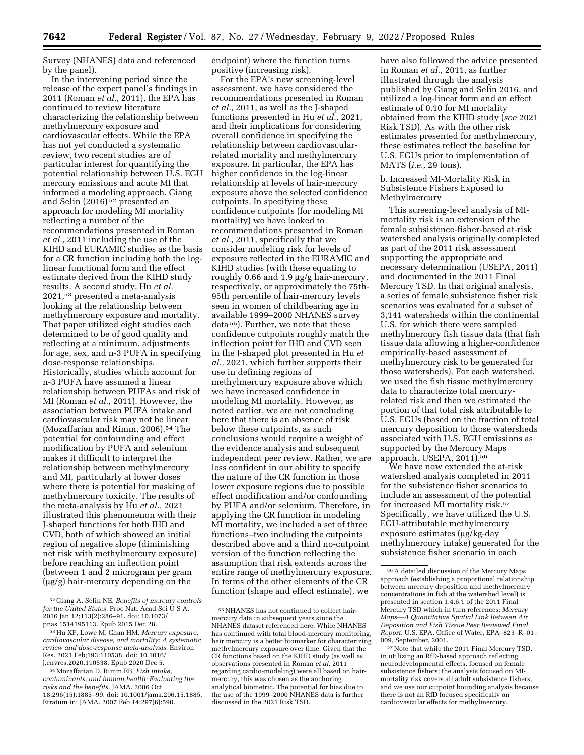Survey (NHANES) data and referenced by the panel).

In the intervening period since the release of the expert panel's findings in 2011 (Roman *et al.,* 2011), the EPA has continued to review literature characterizing the relationship between methylmercury exposure and cardiovascular effects. While the EPA has not yet conducted a systematic review, two recent studies are of particular interest for quantifying the potential relationship between U.S. EGU mercury emissions and acute MI that informed a modeling approach. Giang and Selin (2016) [52] presented an approach for modeling MI mortality reflecting a number of the recommendations presented in Roman *et al.,* 2011 including the use of the KIHD and EURAMIC studies as the basis for a CR function including both the log-linear functional form and the effect estimate derived from the KIHD study results. A second study, Hu *et al.* 2021,[53] presented a meta-analysis looking at the relationship between methylmercury exposure and mortality. That paper utilized eight studies each determined to be of good quality and reflecting at a minimum, adjustments for age, sex, and n-3 PUFA in specifying dose-response relationships. Historically, studies which account for n-3 PUFA have assumed a linear relationship between PUFAs and risk of MI (Roman *et al.,* 2011). However, the association between PUFA intake and cardiovascular risk may not be linear (Mozaffarian and Rimm, 2006).[54] The potential for confounding and effect modification by PUFA and selenium makes it difficult to interpret the relationship between methylmercury and MI, particularly at lower doses where there is potential for masking of methylmercury toxicity. The results of the meta-analysis by Hu *et al.,* 2021 illustrated this phenomenon with their J-shaped functions for both IHD and CVD, both of which showed an initial region of negative slope (diminishing net risk with methylmercury exposure) before reaching an inflection point (between 1 and 2 microgram per gram (µg/g) hair-mercury depending on the endpoint) where the function turns positive (increasing risk).

For the EPA's new screening-level assessment, we have considered the recommendations presented in Roman *et al.,* 2011, as well as the J-shaped functions presented in Hu *et al.,* 2021, and their implications for considering overall confidence in specifying the relationship between cardiovascular-related mortality and methylmercury exposure. In particular, the EPA has higher confidence in the log-linear relationship at levels of hair-mercury exposure above the selected confidence cutpoints. In specifying these confidence cutpoints (for modeling MI mortality) we have looked to recommendations presented in Roman *et al.,* 2011, specifically that we consider modeling risk for levels of exposure reflected in the EURAMIC and KIHD studies (with these equating to roughly 0.66 and 1.9 µg/g hair-mercury, respectively, or approximately the 75th-95th percentile of hair-mercury levels seen in women of childbearing age in available 1999–2000 NHANES survey data [55]). Further, we note that these confidence cutpoints roughly match the inflection point for IHD and CVD seen in the J-shaped plot presented in Hu *et al.,* 2021, which further supports their use in defining regions of methylmercury exposure above which we have increased confidence in modeling MI mortality. However, as noted earlier, we are not concluding here that there is an absence of risk below these cutpoints, as such conclusions would require a weight of the evidence analysis and subsequent independent peer review. Rather, we are less confident in our ability to specify the nature of the CR function in those lower exposure regions due to possible effect modification and/or confounding by PUFA and/or selenium. Therefore, in applying the CR function in modeling MI mortality, we included a set of three functions–two including the cutpoints described above and a third no-cutpoint version of the function reflecting the assumption that risk extends across the entire range of methylmercury exposure. In terms of the other elements of the CR function (shape and effect estimate), we have also followed the advice presented in Roman *et al.,* 2011, as further illustrated through the analysis published by Giang and Selin 2016, and utilized a log-linear form and an effect estimate of 0.10 for MI mortality obtained from the KIHD study (*see* 2021 Risk TSD). As with the other risk estimates presented for methylmercury, these estimates reflect the baseline for U.S. EGUs prior to implementation of MATS (*i.e.,* 29 tons).

b. Increased MI-Mortality Risk in Subsistence Fishers Exposed to Methylmercury

This screening-level analysis of MI-mortality risk is an extension of the female subsistence-fisher-based at-risk watershed analysis originally completed as part of the 2011 risk assessment supporting the appropriate and necessary determination (USEPA, 2011) and documented in the 2011 Final Mercury TSD. In that original analysis, a series of female subsistence fisher risk scenarios was evaluated for a subset of 3,141 watersheds within the continental U.S. for which there were sampled methylmercury fish tissue data (that fish tissue data allowing a higher-confidence empirically-based assessment of methylmercury risk to be generated for those watersheds). For each watershed, we used the fish tissue methylmercury data to characterize total mercury-related risk and then we estimated the portion of that total risk attributable to U.S. EGUs (based on the fraction of total mercury deposition to those watersheds associated with U.S. EGU emissions as supported by the Mercury Maps approach, USEPA, 2011).[56]

We have now extended the at-risk watershed analysis completed in 2011 for the subsistence fisher scenarios to include an assessment of the potential for increased MI mortality risk.[57] Specifically, we have utilized the U.S. EGU-attributable methylmercury exposure estimates (µg/kg-day methylmercury intake) generated for the subsistence fisher scenario in each

---

[52] Giang A, Selin NE. *Benefits of mercury controls for the United States.* Proc Natl Acad Sci U S A. 2016 Jan 12;113(2):286–91. doi: 10.1073/pnas.1514395113. Epub 2015 Dec 28.

[53] Hu XF, Lowe M, Chan HM. *Mercury exposure, cardiovascular disease, and mortality: A systematic review and dose-response meta-analysis.* Environ Res. 2021 Feb;193:110538. doi: 10.1016/j.envres.2020.110538. Epub 2020 Dec 5.

[54] Mozaffarian D, Rimm EB. *Fish intake, contaminants, and human health: Evaluating the risks and the benefits.* JAMA. 2006 Oct 18;296(15):1885–99. doi: 10.1001/jama.296.15.1885. Erratum in: JAMA. 2007 Feb 14;297(6):590.

[55] NHANES has not continued to collect hair-mercury data in subsequent years since the NHANES dataset referenced here. While NHANES has continued with total blood-mercury monitoring, hair mercury is a better biomarker for characterizing methylmercury exposure over time. Given that the CR functions based on the KIHD study (as well as observations presented in Roman *et al.* 2011 regarding cardio-modeling) were all based on hair-mercury, this was chosen as the anchoring analytical biometric. The potential for bias due to the use of the 1999–2000 NHANES data is further discussed in the 2021 Risk TSD.

[56] A detailed discussion of the Mercury Maps approach (establishing a proportional relationship between mercury deposition and methylmercury concentrations in fish at the watershed level) is presented in section 1.4.6.1 of the 2011 Final Mercury TSD which in turn references: *Mercury Maps—A Quantitative Spatial Link Between Air Deposition and Fish Tissue Peer Reviewed Final Report.* U.S. EPA, Office of Water, EPA–823–R–01–009, September, 2001.

[57] Note that while the 2011 Final Mercury TSD, in utilizing an RfD-based approach reflecting neurodevelopmental effects, focused on female subsistence fishers; the analysis focused on MI-mortality risk covers all adult subsistence fishers, and we use our cutpoint bounding analysis because there is not an RfD focused specifically on cardiovascular effects for methylmercury.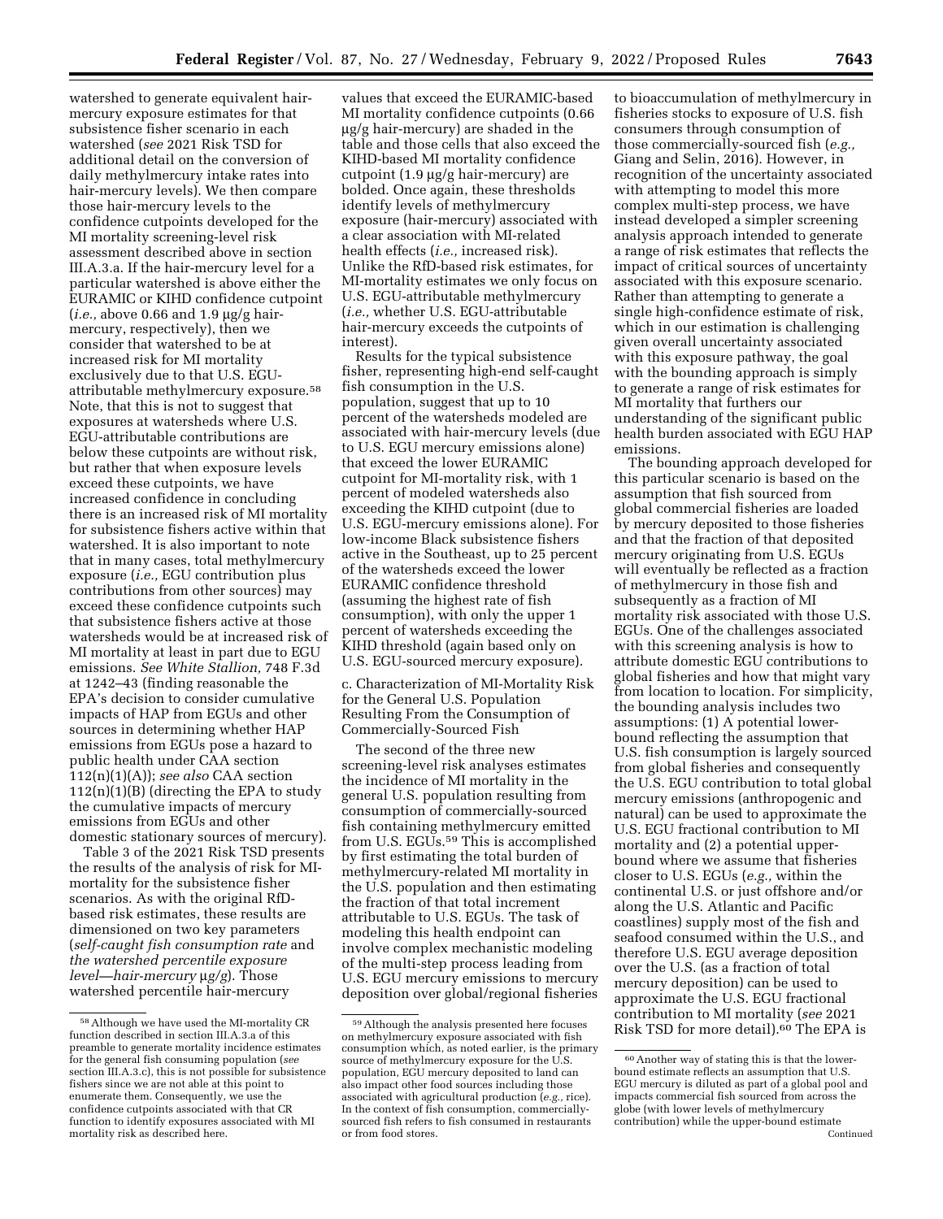watershed to generate equivalent hair-mercury exposure estimates for that subsistence fisher scenario in each watershed (*see* 2021 Risk TSD for additional detail on the conversion of daily methylmercury intake rates into hair-mercury levels). We then compare those hair-mercury levels to the confidence cutpoints developed for the MI mortality screening-level risk assessment described above in section III.A.3.a. If the hair-mercury level for a particular watershed is above either the EURAMIC or KIHD confidence cutpoint (*i.e.,* above 0.66 and 1.9 µg/g hair-mercury, respectively), then we consider that watershed to be at increased risk for MI mortality exclusively due to that U.S. EGU-attributable methylmercury exposure.[58] Note, that this is not to suggest that exposures at watersheds where U.S. EGU-attributable contributions are below these cutpoints are without risk, but rather that when exposure levels exceed these cutpoints, we have increased confidence in concluding there is an increased risk of MI mortality for subsistence fishers active within that watershed. It is also important to note that in many cases, total methylmercury exposure (*i.e.,* EGU contribution plus contributions from other sources) may exceed these confidence cutpoints such that subsistence fishers active at those watersheds would be at increased risk of MI mortality at least in part due to EGU emissions. *See White Stallion,* 748 F.3d at 1242–43 (finding reasonable the EPA's decision to consider cumulative impacts of HAP from EGUs and other sources in determining whether HAP emissions from EGUs pose a hazard to public health under CAA section 112(n)(1)(A)); *see also* CAA section 112(n)(1)(B) (directing the EPA to study the cumulative impacts of mercury emissions from EGUs and other domestic stationary sources of mercury).

Table 3 of the 2021 Risk TSD presents the results of the analysis of risk for MI-mortality for the subsistence fisher scenarios. As with the original RfD-based risk estimates, these results are dimensioned on two key parameters (*self-caught fish consumption rate* and *the watershed percentile exposure level—hair-mercury* µg/g). Those watershed percentile hair-mercury values that exceed the EURAMIC-based MI mortality confidence cutpoints (0.66 µg/g hair-mercury) are shaded in the table and those cells that also exceed the KIHD-based MI mortality confidence cutpoint (1.9 µg/g hair-mercury) are bolded. Once again, these thresholds identify levels of methylmercury exposure (hair-mercury) associated with a clear association with MI-related health effects (*i.e.,* increased risk). Unlike the RfD-based risk estimates, for MI-mortality estimates we only focus on U.S. EGU-attributable methylmercury (*i.e.,* whether U.S. EGU-attributable hair-mercury exceeds the cutpoints of interest).

Results for the typical subsistence fisher, representing high-end self-caught fish consumption in the U.S. population, suggest that up to 10 percent of the watersheds modeled are associated with hair-mercury levels (due to U.S. EGU mercury emissions alone) that exceed the lower EURAMIC cutpoint for MI-mortality risk, with 1 percent of modeled watersheds also exceeding the KIHD cutpoint (due to U.S. EGU-mercury emissions alone). For low-income Black subsistence fishers active in the Southeast, up to 25 percent of the watersheds exceed the lower EURAMIC confidence threshold (assuming the highest rate of fish consumption), with only the upper 1 percent of watersheds exceeding the KIHD threshold (again based only on U.S. EGU-sourced mercury exposure).

c. Characterization of MI-Mortality Risk for the General U.S. Population Resulting From the Consumption of Commercially-Sourced Fish

The second of the three new screening-level risk analyses estimates the incidence of MI mortality in the general U.S. population resulting from consumption of commercially-sourced fish containing methylmercury emitted from U.S. EGUs.[59] This is accomplished by first estimating the total burden of methylmercury-related MI mortality in the U.S. population and then estimating the fraction of that total increment attributable to U.S. EGUs. The task of modeling this health endpoint can involve complex mechanistic modeling of the multi-step process leading from U.S. EGU mercury emissions to mercury deposition over global/regional fisheries to bioaccumulation of methylmercury in fisheries stocks to exposure of U.S. fish consumers through consumption of those commercially-sourced fish (*e.g.,* Giang and Selin, 2016). However, in recognition of the uncertainty associated with attempting to model this more complex multi-step process, we have instead developed a simpler screening analysis approach intended to generate a range of risk estimates that reflects the impact of critical sources of uncertainty associated with this exposure scenario. Rather than attempting to generate a single high-confidence estimate of risk, which in our estimation is challenging given overall uncertainty associated with this exposure pathway, the goal with the bounding approach is simply to generate a range of risk estimates for MI mortality that furthers our understanding of the significant public health burden associated with EGU HAP emissions.

The bounding approach developed for this particular scenario is based on the assumption that fish sourced from global commercial fisheries are loaded by mercury deposited to those fisheries and that the fraction of that deposited mercury originating from U.S. EGUs will eventually be reflected as a fraction of methylmercury in those fish and subsequently as a fraction of MI mortality risk associated with those U.S. EGUs. One of the challenges associated with this screening analysis is how to attribute domestic EGU contributions to global fisheries and how that might vary from location to location. For simplicity, the bounding analysis includes two assumptions: (1) A potential lower-bound reflecting the assumption that U.S. fish consumption is largely sourced from global fisheries and consequently the U.S. EGU contribution to total global mercury emissions (anthropogenic and natural) can be used to approximate the U.S. EGU fractional contribution to MI mortality and (2) a potential upper-bound where we assume that fisheries closer to U.S. EGUs (*e.g.,* within the continental U.S. or just offshore and/or along the U.S. Atlantic and Pacific coastlines) supply most of the fish and seafood consumed within the U.S., and therefore U.S. EGU average deposition over the U.S. (as a fraction of total mercury deposition) can be used to approximate the U.S. EGU fractional contribution to MI mortality (*see* 2021 Risk TSD for more detail).[60] The EPA is

---

[58] Although we have used the MI-mortality CR function described in section III.A.3.a of this preamble to generate mortality incidence estimates for the general fish consuming population (*see* section III.A.3.c), this is not possible for subsistence fishers since we are not able at this point to enumerate them. Consequently, we use the confidence cutpoints associated with that CR function to identify exposures associated with MI mortality risk as described here.

[59] Although the analysis presented here focuses on methylmercury exposure associated with fish consumption which, as noted earlier, is the primary source of methylmercury exposure for the U.S. population, EGU mercury deposited to land can also impact other food sources including those associated with agricultural production (*e.g.,* rice). In the context of fish consumption, commercially-sourced fish refers to fish consumed in restaurants or from food stores.

[60] Another way of stating this is that the lower-bound estimate reflects an assumption that U.S. EGU mercury is diluted as part of a global pool and impacts commercial fish sourced from across the globe (with lower levels of methylmercury contribution) while the upper-bound estimate

Continued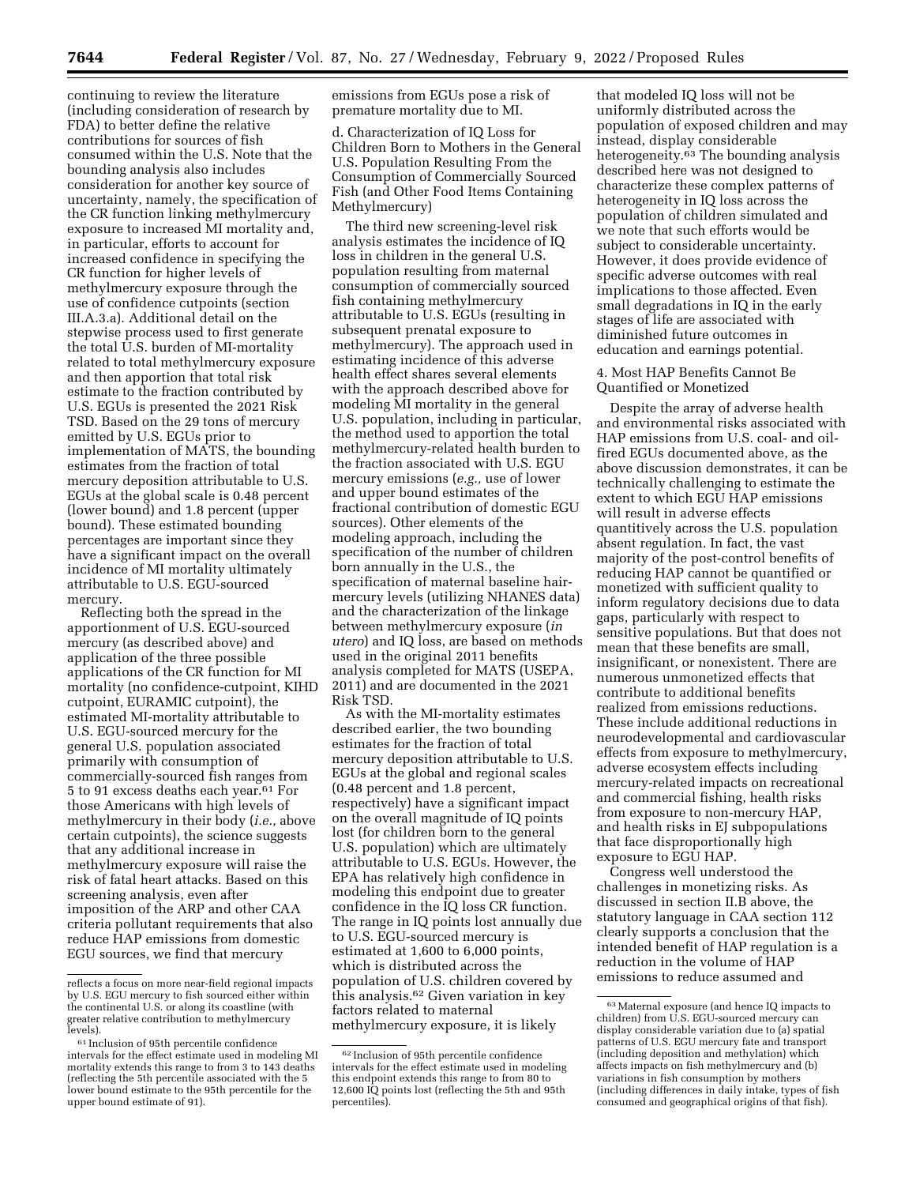continuing to review the literature (including consideration of research by FDA) to better define the relative contributions for sources of fish consumed within the U.S. Note that the bounding analysis also includes consideration for another key source of uncertainty, namely, the specification of the CR function linking methylmercury exposure to increased MI mortality and, in particular, efforts to account for increased confidence in specifying the CR function for higher levels of methylmercury exposure through the use of confidence cutpoints (section III.A.3.a). Additional detail on the stepwise process used to first generate the total U.S. burden of MI-mortality related to total methylmercury exposure and then apportion that total risk estimate to the fraction contributed by U.S. EGUs is presented the 2021 Risk TSD. Based on the 29 tons of mercury emitted by U.S. EGUs prior to implementation of MATS, the bounding estimates from the fraction of total mercury deposition attributable to U.S. EGUs at the global scale is 0.48 percent (lower bound) and 1.8 percent (upper bound). These estimated bounding percentages are important since they have a significant impact on the overall incidence of MI mortality ultimately attributable to U.S. EGU-sourced mercury.

Reflecting both the spread in the apportionment of U.S. EGU-sourced mercury (as described above) and application of the three possible applications of the CR function for MI mortality (no confidence-cutpoint, KIHD cutpoint, EURAMIC cutpoint), the estimated MI-mortality attributable to U.S. EGU-sourced mercury for the general U.S. population associated primarily with consumption of commercially-sourced fish ranges from 5 to 91 excess deaths each year.[61] For those Americans with high levels of methylmercury in their body (*i.e.,* above certain cutpoints), the science suggests that any additional increase in methylmercury exposure will raise the risk of fatal heart attacks. Based on this screening analysis, even after imposition of the ARP and other CAA criteria pollutant requirements that also reduce HAP emissions from domestic EGU sources, we find that mercury emissions from EGUs pose a risk of premature mortality due to MI.

d. Characterization of IQ Loss for Children Born to Mothers in the General U.S. Population Resulting From the Consumption of Commercially Sourced Fish (and Other Food Items Containing Methylmercury)

The third new screening-level risk analysis estimates the incidence of IQ loss in children in the general U.S. population resulting from maternal consumption of commercially sourced fish containing methylmercury attributable to U.S. EGUs (resulting in subsequent prenatal exposure to methylmercury). The approach used in estimating incidence of this adverse health effect shares several elements with the approach described above for modeling MI mortality in the general U.S. population, including in particular, the method used to apportion the total methylmercury-related health burden to the fraction associated with U.S. EGU mercury emissions (*e.g.,* use of lower and upper bound estimates of the fractional contribution of domestic EGU sources). Other elements of the modeling approach, including the specification of the number of children born annually in the U.S., the specification of maternal baseline hair-mercury levels (utilizing NHANES data) and the characterization of the linkage between methylmercury exposure (*in utero*) and IQ loss, are based on methods used in the original 2011 benefits analysis completed for MATS (USEPA, 2011) and are documented in the 2021 Risk TSD.

As with the MI-mortality estimates described earlier, the two bounding estimates for the fraction of total mercury deposition attributable to U.S. EGUs at the global and regional scales (0.48 percent and 1.8 percent, respectively) have a significant impact on the overall magnitude of IQ points lost (for children born to the general U.S. population) which are ultimately attributable to U.S. EGUs. However, the EPA has relatively high confidence in modeling this endpoint due to greater confidence in the IQ loss CR function. The range in IQ points lost annually due to U.S. EGU-sourced mercury is estimated at 1,600 to 6,000 points, which is distributed across the population of U.S. children covered by this analysis.[62] Given variation in key factors related to maternal methylmercury exposure, it is likely that modeled IQ loss will not be uniformly distributed across the population of exposed children and may instead, display considerable heterogeneity.[63] The bounding analysis described here was not designed to characterize these complex patterns of heterogeneity in IQ loss across the population of children simulated and we note that such efforts would be subject to considerable uncertainty. However, it does provide evidence of specific adverse outcomes with real implications to those affected. Even small degradations in IQ in the early stages of life are associated with diminished future outcomes in education and earnings potential.

4. Most HAP Benefits Cannot Be Quantified or Monetized

Despite the array of adverse health and environmental risks associated with HAP emissions from U.S. coal- and oil-fired EGUs documented above, as the above discussion demonstrates, it can be technically challenging to estimate the extent to which EGU HAP emissions will result in adverse effects quantitively across the U.S. population absent regulation. In fact, the vast majority of the post-control benefits of reducing HAP cannot be quantified or monetized with sufficient quality to inform regulatory decisions due to data gaps, particularly with respect to sensitive populations. But that does not mean that these benefits are small, insignificant, or nonexistent. There are numerous unmonetized effects that contribute to additional benefits realized from emissions reductions. These include additional reductions in neurodevelopmental and cardiovascular effects from exposure to methylmercury, adverse ecosystem effects including mercury-related impacts on recreational and commercial fishing, health risks from exposure to non-mercury HAP, and health risks in EJ subpopulations that face disproportionally high exposure to EGU HAP.

Congress well understood the challenges in monetizing risks. As discussed in section II.B above, the statutory language in CAA section 112 clearly supports a conclusion that the intended benefit of HAP regulation is a reduction in the volume of HAP emissions to reduce assumed and

---

reflects a focus on more near-field regional impacts by U.S. EGU mercury to fish sourced either within the continental U.S. or along its coastline (with greater relative contribution to methylmercury levels).

[61] Inclusion of 95th percentile confidence intervals for the effect estimate used in modeling MI mortality extends this range to from 3 to 143 deaths (reflecting the 5th percentile associated with the 5 lower bound estimate to the 95th percentile for the upper bound estimate of 91).

[62] Inclusion of 95th percentile confidence intervals for the effect estimate used in modeling this endpoint extends this range to from 80 to 12,600 IQ points lost (reflecting the 5th and 95th percentiles).

[63] Maternal exposure (and hence IQ impacts to children) from U.S. EGU-sourced mercury can display considerable variation due to (a) spatial patterns of U.S. EGU mercury fate and transport (including deposition and methylation) which affects impacts on fish methylmercury and (b) variations in fish consumption by mothers (including differences in daily intake, types of fish consumed and geographical origins of that fish).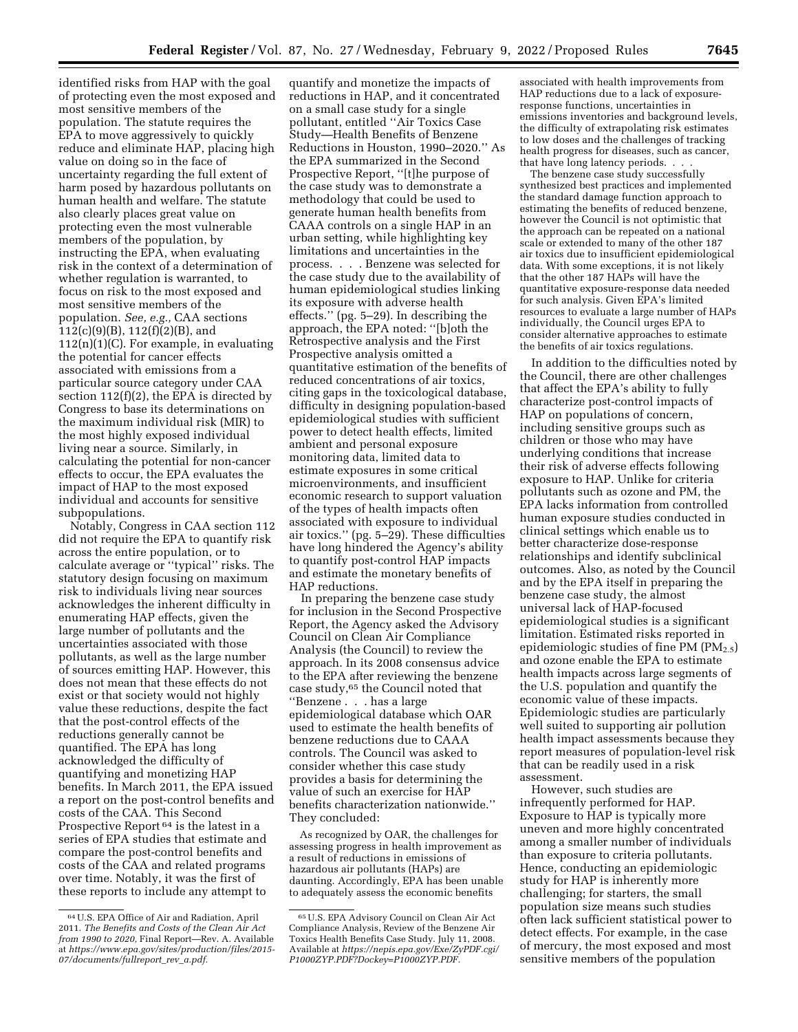identified risks from HAP with the goal of protecting even the most exposed and most sensitive members of the population. The statute requires the EPA to move aggressively to quickly reduce and eliminate HAP, placing high value on doing so in the face of uncertainty regarding the full extent of harm posed by hazardous pollutants on human health and welfare. The statute also clearly places great value on protecting even the most vulnerable members of the population, by instructing the EPA, when evaluating risk in the context of a determination of whether regulation is warranted, to focus on risk to the most exposed and most sensitive members of the population. *See, e.g.,* CAA sections 112(c)(9)(B), 112(f)(2)(B), and 112(n)(1)(C). For example, in evaluating the potential for cancer effects associated with emissions from a particular source category under CAA section 112(f)(2), the EPA is directed by Congress to base its determinations on the maximum individual risk (MIR) to the most highly exposed individual living near a source. Similarly, in calculating the potential for non-cancer effects to occur, the EPA evaluates the impact of HAP to the most exposed individual and accounts for sensitive subpopulations.

Notably, Congress in CAA section 112 did not require the EPA to quantify risk across the entire population, or to calculate average or "typical" risks. The statutory design focusing on maximum risk to individuals living near sources acknowledges the inherent difficulty in enumerating HAP effects, given the large number of pollutants and the uncertainties associated with those pollutants, as well as the large number of sources emitting HAP. However, this does not mean that these effects do not exist or that society would not highly value these reductions, despite the fact that the post-control effects of the reductions generally cannot be quantified. The EPA has long acknowledged the difficulty of quantifying and monetizing HAP benefits. In March 2011, the EPA issued a report on the post-control benefits and costs of the CAA. This Second Prospective Report[64] is the latest in a series of EPA studies that estimate and compare the post-control benefits and costs of the CAA and related programs over time. Notably, it was the first of these reports to include any attempt to quantify and monetize the impacts of reductions in HAP, and it concentrated on a small case study for a single pollutant, entitled "Air Toxics Case Study—Health Benefits of Benzene Reductions in Houston, 1990–2020." As the EPA summarized in the Second Prospective Report, "[t]he purpose of the case study was to demonstrate a methodology that could be used to generate human health benefits from CAAA controls on a single HAP in an urban setting, while highlighting key limitations and uncertainties in the process. . . . Benzene was selected for the case study due to the availability of human epidemiological studies linking its exposure with adverse health effects." (pg. 5–29). In describing the approach, the EPA noted: "[b]oth the Retrospective analysis and the First Prospective analysis omitted a quantitative estimation of the benefits of reduced concentrations of air toxics, citing gaps in the toxicological database, difficulty in designing population-based epidemiological studies with sufficient power to detect health effects, limited ambient and personal exposure monitoring data, limited data to estimate exposures in some critical microenvironments, and insufficient economic research to support valuation of the types of health impacts often associated with exposure to individual air toxics." (pg. 5–29). These difficulties have long hindered the Agency's ability to quantify post-control HAP impacts and estimate the monetary benefits of HAP reductions.

In preparing the benzene case study for inclusion in the Second Prospective Report, the Agency asked the Advisory Council on Clean Air Compliance Analysis (the Council) to review the approach. In its 2008 consensus advice to the EPA after reviewing the benzene case study,[65] the Council noted that "Benzene . . . has a large epidemiological database which OAR used to estimate the health benefits of benzene reductions due to CAAA controls. The Council was asked to consider whether this case study provides a basis for determining the value of such an exercise for HAP benefits characterization nationwide." They concluded:

> As recognized by OAR, the challenges for assessing progress in health improvement as a result of reductions in emissions of hazardous air pollutants (HAPs) are daunting. Accordingly, EPA has been unable to adequately assess the economic benefits associated with health improvements from HAP reductions due to a lack of exposure-response functions, uncertainties in emissions inventories and background levels, the difficulty of extrapolating risk estimates to low doses and the challenges of tracking health progress for diseases, such as cancer, that have long latency periods. . . .
>
> The benzene case study successfully synthesized best practices and implemented the standard damage function approach to estimating the benefits of reduced benzene, however the Council is not optimistic that the approach can be repeated on a national scale or extended to many of the other 187 air toxics due to insufficient epidemiological data. With some exceptions, it is not likely that the other 187 HAPs will have the quantitative exposure-response data needed for such analysis. Given EPA's limited resources to evaluate a large number of HAPs individually, the Council urges EPA to consider alternative approaches to estimate the benefits of air toxics regulations.

In addition to the difficulties noted by the Council, there are other challenges that affect the EPA's ability to fully characterize post-control impacts of HAP on populations of concern, including sensitive groups such as children or those who may have underlying conditions that increase their risk of adverse effects following exposure to HAP. Unlike for criteria pollutants such as ozone and PM, the EPA lacks information from controlled human exposure studies conducted in clinical settings which enable us to better characterize dose-response relationships and identify subclinical outcomes. Also, as noted by the Council and by the EPA itself in preparing the benzene case study, the almost universal lack of HAP-focused epidemiological studies is a significant limitation. Estimated risks reported in epidemiologic studies of fine PM ($PM_{2.5}$) and ozone enable the EPA to estimate health impacts across large segments of the U.S. population and quantify the economic value of these impacts. Epidemiologic studies are particularly well suited to supporting air pollution health impact assessments because they report measures of population-level risk that can be readily used in a risk assessment.

However, such studies are infrequently performed for HAP. Exposure to HAP is typically more uneven and more highly concentrated among a smaller number of individuals than exposure to criteria pollutants. Hence, conducting an epidemiologic study for HAP is inherently more challenging; for starters, the small population size means such studies often lack sufficient statistical power to detect effects. For example, in the case of mercury, the most exposed and most sensitive members of the population

[64] U.S. EPA Office of Air and Radiation, April 2011. *The Benefits and Costs of the Clean Air Act from 1990 to 2020,* Final Report—Rev. A. Available at *https://www.epa.gov/sites/production/files/2015-07/documents/fullreport_rev_a.pdf.*

[65] U.S. EPA Advisory Council on Clean Air Act Compliance Analysis, Review of the Benzene Air Toxics Health Benefits Case Study. July 11, 2008. Available at *https://nepis.epa.gov/Exe/ZyPDF.cgi/P1000ZYP.PDF?Dockey=P1000ZYP.PDF.*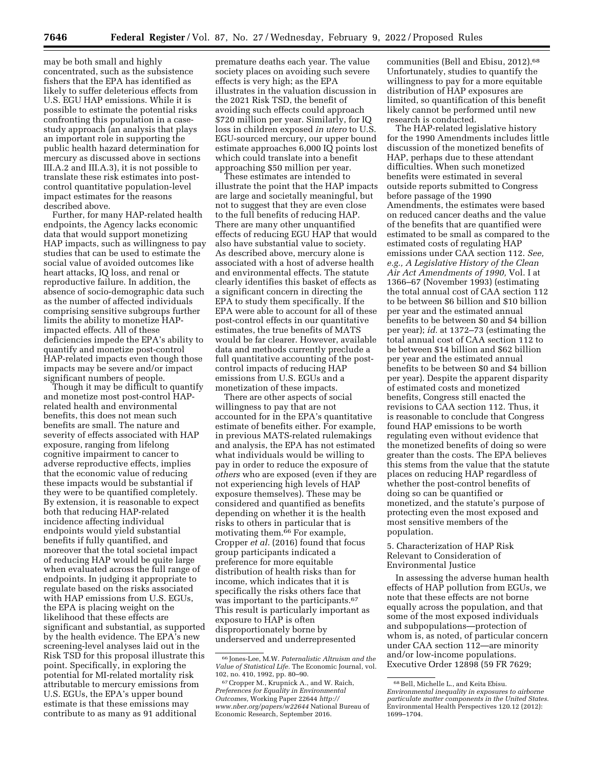may be both small and highly concentrated, such as the subsistence fishers that the EPA has identified as likely to suffer deleterious effects from U.S. EGU HAP emissions. While it is possible to estimate the potential risks confronting this population in a case-study approach (an analysis that plays an important role in supporting the public health hazard determination for mercury as discussed above in sections III.A.2 and III.A.3), it is not possible to translate these risk estimates into post-control quantitative population-level impact estimates for the reasons described above.

Further, for many HAP-related health endpoints, the Agency lacks economic data that would support monetizing HAP impacts, such as willingness to pay studies that can be used to estimate the social value of avoided outcomes like heart attacks, IQ loss, and renal or reproductive failure. In addition, the absence of socio-demographic data such as the number of affected individuals comprising sensitive subgroups further limits the ability to monetize HAP-impacted effects. All of these deficiencies impede the EPA's ability to quantify and monetize post-control HAP-related impacts even though those impacts may be severe and/or impact significant numbers of people.

Though it may be difficult to quantify and monetize most post-control HAP-related health and environmental benefits, this does not mean such benefits are small. The nature and severity of effects associated with HAP exposure, ranging from lifelong cognitive impairment to cancer to adverse reproductive effects, implies that the economic value of reducing these impacts would be substantial if they were to be quantified completely. By extension, it is reasonable to expect both that reducing HAP-related incidence affecting individual endpoints would yield substantial benefits if fully quantified, and moreover that the total societal impact of reducing HAP would be quite large when evaluated across the full range of endpoints. In judging it appropriate to regulate based on the risks associated with HAP emissions from U.S. EGUs, the EPA is placing weight on the likelihood that these effects are significant and substantial, as supported by the health evidence. The EPA's new screening-level analyses laid out in the Risk TSD for this proposal illustrate this point. Specifically, in exploring the potential for MI-related mortality risk attributable to mercury emissions from U.S. EGUs, the EPA's upper bound estimate is that these emissions may contribute to as many as 91 additional premature deaths each year. The value society places on avoiding such severe effects is very high; as the EPA illustrates in the valuation discussion in the 2021 Risk TSD, the benefit of avoiding such effects could approach \$720 million per year. Similarly, for IQ loss in children exposed *in utero* to U.S. EGU-sourced mercury, our upper bound estimate approaches 6,000 IQ points lost which could translate into a benefit approaching \$50 million per year.

These estimates are intended to illustrate the point that the HAP impacts are large and societally meaningful, but not to suggest that they are even close to the full benefits of reducing HAP. There are many other unquantified effects of reducing EGU HAP that would also have substantial value to society. As described above, mercury alone is associated with a host of adverse health and environmental effects. The statute clearly identifies this basket of effects as a significant concern in directing the EPA to study them specifically. If the EPA were able to account for all of these post-control effects in our quantitative estimates, the true benefits of MATS would be far clearer. However, available data and methods currently preclude a full quantitative accounting of the post-control impacts of reducing HAP emissions from U.S. EGUs and a monetization of these impacts.

There are other aspects of social willingness to pay that are not accounted for in the EPA's quantitative estimate of benefits either. For example, in previous MATS-related rulemakings and analysis, the EPA has not estimated what individuals would be willing to pay in order to reduce the exposure of *others* who are exposed (even if they are not experiencing high levels of HAP exposure themselves). These may be considered and quantified as benefits depending on whether it is the health risks to others in particular that is motivating them.[66] For example, Cropper *et al.* (2016) found that focus group participants indicated a preference for more equitable distribution of health risks than for income, which indicates that it is specifically the risks others face that was important to the participants.[67] This result is particularly important as exposure to HAP is often disproportionately borne by underserved and underrepresented communities (Bell and Ebisu, 2012).[68] Unfortunately, studies to quantify the willingness to pay for a more equitable distribution of HAP exposures are limited, so quantification of this benefit likely cannot be performed until new research is conducted.

The HAP-related legislative history for the 1990 Amendments includes little discussion of the monetized benefits of HAP, perhaps due to these attendant difficulties. When such monetized benefits were estimated in several outside reports submitted to Congress before passage of the 1990 Amendments, the estimates were based on reduced cancer deaths and the value of the benefits that are quantified were estimated to be small as compared to the estimated costs of regulating HAP emissions under CAA section 112. *See, e.g., A Legislative History of the Clean Air Act Amendments of 1990,* Vol. I at 1366–67 (November 1993) (estimating the total annual cost of CAA section 112 to be between \$6 billion and \$10 billion per year and the estimated annual benefits to be between \$0 and \$4 billion per year); *id.* at 1372–73 (estimating the total annual cost of CAA section 112 to be between \$14 billion and \$62 billion per year and the estimated annual benefits to be between \$0 and \$4 billion per year). Despite the apparent disparity of estimated costs and monetized benefits, Congress still enacted the revisions to CAA section 112. Thus, it is reasonable to conclude that Congress found HAP emissions to be worth regulating even without evidence that the monetized benefits of doing so were greater than the costs. The EPA believes this stems from the value that the statute places on reducing HAP regardless of whether the post-control benefits of doing so can be quantified or monetized, and the statute's purpose of protecting even the most exposed and most sensitive members of the population.

### 5. Characterization of HAP Risk Relevant to Consideration of Environmental Justice

In assessing the adverse human health effects of HAP pollution from EGUs, we note that these effects are not borne equally across the population, and that some of the most exposed individuals and subpopulations—protection of whom is, as noted, of particular concern under CAA section 112—are minority and/or low-income populations. Executive Order 12898 (59 FR 7629;

---

[66] Jones-Lee, M.W. *Paternalistic Altruism and the Value of Statistical Life.* The Economic Journal, vol. 102, no. 410, 1992, pp. 80–90.

[67] Cropper M., Krupnick A., and W. Raich, *Preferences for Equality in Environmental Outcomes,* Working Paper 22644 *http://www.nber.org/papers/w22644* National Bureau of Economic Research, September 2016.

[68] Bell, Michelle L., and Keita Ebisu. *Environmental inequality in exposures to airborne particulate matter components in the United States.* Environmental Health Perspectives 120.12 (2012): 1699–1704.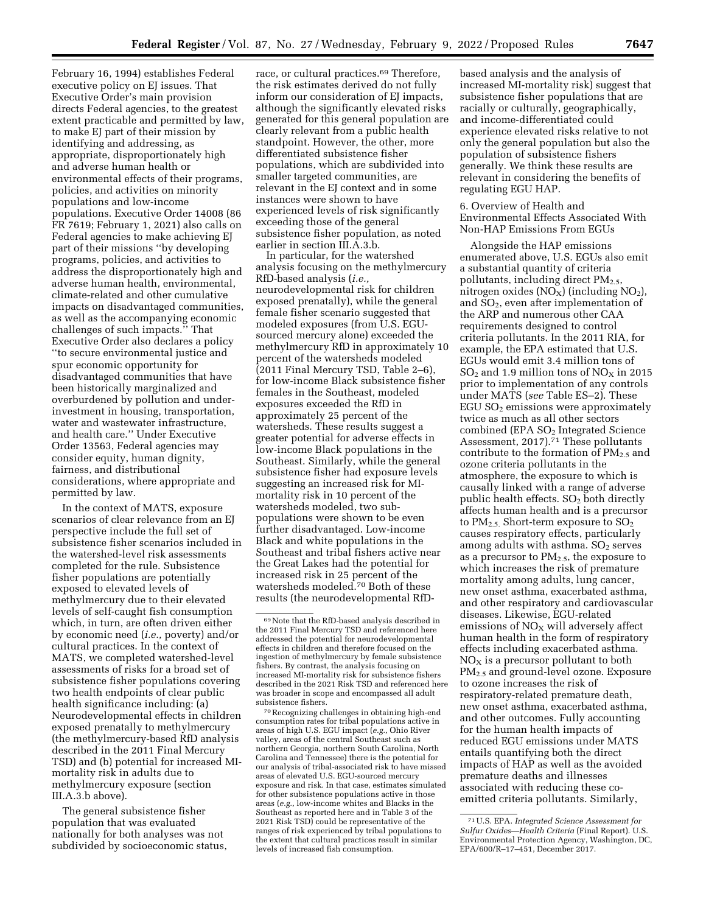February 16, 1994) establishes Federal executive policy on EJ issues. That Executive Order's main provision directs Federal agencies, to the greatest extent practicable and permitted by law, to make EJ part of their mission by identifying and addressing, as appropriate, disproportionately high and adverse human health or environmental effects of their programs, policies, and activities on minority populations and low-income populations. Executive Order 14008 (86 FR 7619; February 1, 2021) also calls on Federal agencies to make achieving EJ part of their missions ''by developing programs, policies, and activities to address the disproportionately high and adverse human health, environmental, climate-related and other cumulative impacts on disadvantaged communities, as well as the accompanying economic challenges of such impacts.'' That Executive Order also declares a policy ''to secure environmental justice and spur economic opportunity for disadvantaged communities that have been historically marginalized and overburdened by pollution and under-investment in housing, transportation, water and wastewater infrastructure, and health care.'' Under Executive Order 13563, Federal agencies may consider equity, human dignity, fairness, and distributional considerations, where appropriate and permitted by law.

In the context of MATS, exposure scenarios of clear relevance from an EJ perspective include the full set of subsistence fisher scenarios included in the watershed-level risk assessments completed for the rule. Subsistence fisher populations are potentially exposed to elevated levels of methylmercury due to their elevated levels of self-caught fish consumption which, in turn, are often driven either by economic need (*i.e.,* poverty) and/or cultural practices. In the context of MATS, we completed watershed-level assessments of risks for a broad set of subsistence fisher populations covering two health endpoints of clear public health significance including: (a) Neurodevelopmental effects in children exposed prenatally to methylmercury (the methylmercury-based RfD analysis described in the 2011 Final Mercury TSD) and (b) potential for increased MI-mortality risk in adults due to methylmercury exposure (section III.A.3.b above).

The general subsistence fisher population that was evaluated nationally for both analyses was not subdivided by socioeconomic status, race, or cultural practices.[69] Therefore, the risk estimates derived do not fully inform our consideration of EJ impacts, although the significantly elevated risks generated for this general population are clearly relevant from a public health standpoint. However, the other, more differentiated subsistence fisher populations, which are subdivided into smaller targeted communities, are relevant in the EJ context and in some instances were shown to have experienced levels of risk significantly exceeding those of the general subsistence fisher population, as noted earlier in section III.A.3.b.

In particular, for the watershed analysis focusing on the methylmercury RfD-based analysis (*i.e.,* neurodevelopmental risk for children exposed prenatally), while the general female fisher scenario suggested that modeled exposures (from U.S. EGU-sourced mercury alone) exceeded the methylmercury RfD in approximately 10 percent of the watersheds modeled (2011 Final Mercury TSD, Table 2–6), for low-income Black subsistence fisher females in the Southeast, modeled exposures exceeded the RfD in approximately 25 percent of the watersheds. These results suggest a greater potential for adverse effects in low-income Black populations in the Southeast. Similarly, while the general subsistence fisher had exposure levels suggesting an increased risk for MI-mortality risk in 10 percent of the watersheds modeled, two sub-populations were shown to be even further disadvantaged. Low-income Black and white populations in the Southeast and tribal fishers active near the Great Lakes had the potential for increased risk in 25 percent of the watersheds modeled.[70] Both of these results (the neurodevelopmental RfD-based analysis and the analysis of increased MI-mortality risk) suggest that subsistence fisher populations that are racially or culturally, geographically, and income-differentiated could experience elevated risks relative to not only the general population but also the population of subsistence fishers generally. We think these results are relevant in considering the benefits of regulating EGU HAP.

6. Overview of Health and Environmental Effects Associated With Non-HAP Emissions From EGUs

Alongside the HAP emissions enumerated above, U.S. EGUs also emit a substantial quantity of criteria pollutants, including direct $PM_{2.5}$, nitrogen oxides ($NO_X$) (including $NO_2$), and $SO_2$, even after implementation of the ARP and numerous other CAA requirements designed to control criteria pollutants. In the 2011 RIA, for example, the EPA estimated that U.S. EGUs would emit 3.4 million tons of $SO_2$ and 1.9 million tons of $NO_X$ in 2015 prior to implementation of any controls under MATS (*see* Table ES–2). These EGU $SO_2$ emissions were approximately twice as much as all other sectors combined (EPA $SO_2$ Integrated Science Assessment, 2017).[71] These pollutants contribute to the formation of $PM_{2.5}$ and ozone criteria pollutants in the atmosphere, the exposure to which is causally linked with a range of adverse public health effects. $SO_2$ both directly affects human health and is a precursor to $PM_{2.5}$. Short-term exposure to $SO_2$ causes respiratory effects, particularly among adults with asthma. $SO_2$ serves as a precursor to $PM_{2.5}$, the exposure to which increases the risk of premature mortality among adults, lung cancer, new onset asthma, exacerbated asthma, and other respiratory and cardiovascular diseases. Likewise, EGU-related emissions of $NO_X$ will adversely affect human health in the form of respiratory effects including exacerbated asthma. $NO_X$ is a precursor pollutant to both $PM_{2.5}$ and ground-level ozone. Exposure to ozone increases the risk of respiratory-related premature death, new onset asthma, exacerbated asthma, and other outcomes. Fully accounting for the human health impacts of reduced EGU emissions under MATS entails quantifying both the direct impacts of HAP as well as the avoided premature deaths and illnesses associated with reducing these co-emitted criteria pollutants. Similarly,

---

[69] Note that the RfD-based analysis described in the 2011 Final Mercury TSD and referenced here addressed the potential for neurodevelopmental effects in children and therefore focused on the ingestion of methylmercury by female subsistence fishers. By contrast, the analysis focusing on increased MI-mortality risk for subsistence fishers described in the 2021 Risk TSD and referenced here was broader in scope and encompassed all adult subsistence fishers.

[70] Recognizing challenges in obtaining high-end consumption rates for tribal populations active in areas of high U.S. EGU impact (*e.g.,* Ohio River valley, areas of the central Southeast such as northern Georgia, northern South Carolina, North Carolina and Tennessee) there is the potential for our analysis of tribal-associated risk to have missed areas of elevated U.S. EGU-sourced mercury exposure and risk. In that case, estimates simulated for other subsistence populations active in those areas (*e.g.,* low-income whites and Blacks in the Southeast as reported here and in Table 3 of the 2021 Risk TSD) could be representative of the ranges of risk experienced by tribal populations to the extent that cultural practices result in similar levels of increased fish consumption.

[71] U.S. EPA. *Integrated Science Assessment for Sulfur Oxides—Health Criteria* (Final Report). U.S. Environmental Protection Agency, Washington, DC, EPA/600/R–17–451, December 2017.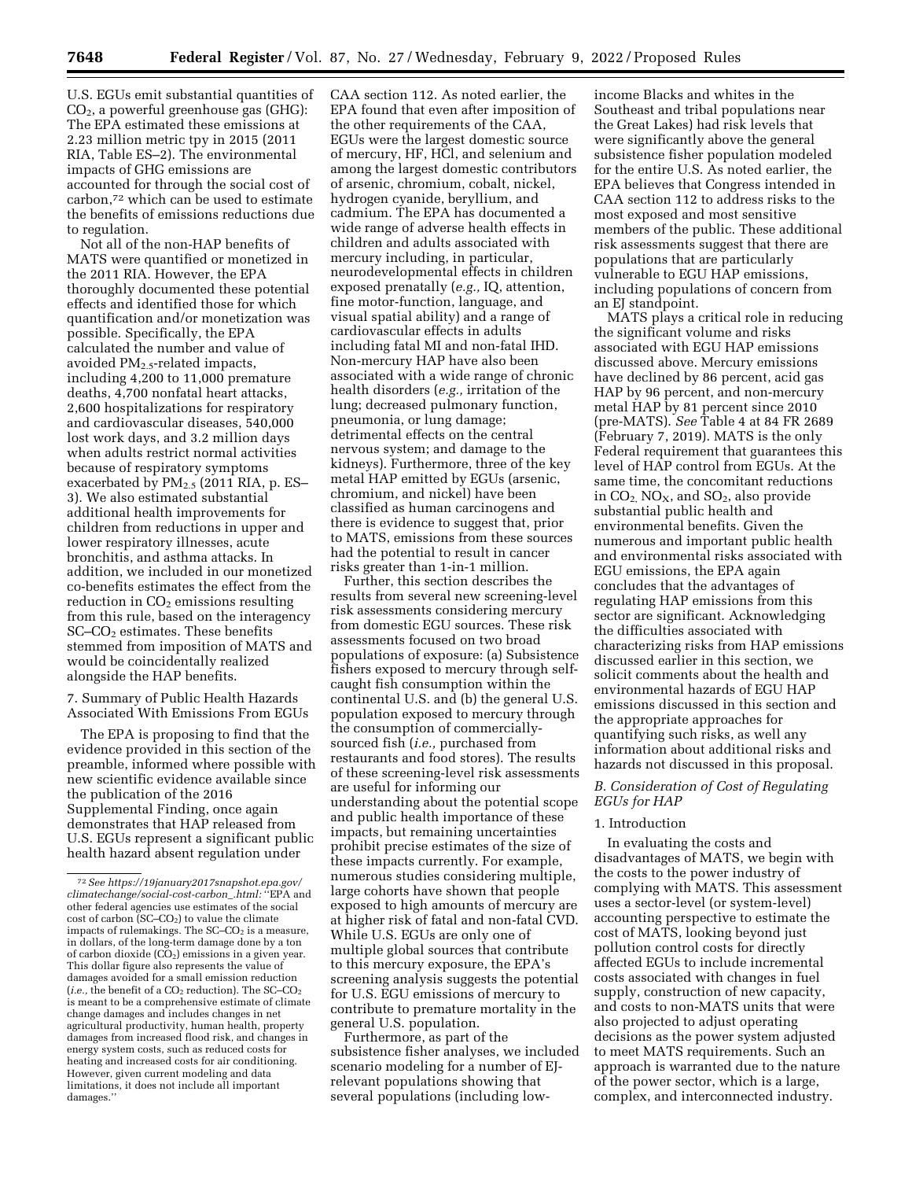U.S. EGUs emit substantial quantities of $CO_2$, a powerful greenhouse gas (GHG): The EPA estimated these emissions at 2.23 million metric tpy in 2015 (2011 RIA, Table ES–2). The environmental impacts of GHG emissions are accounted for through the social cost of carbon,[72] which can be used to estimate the benefits of emissions reductions due to regulation.

Not all of the non-HAP benefits of MATS were quantified or monetized in the 2011 RIA. However, the EPA thoroughly documented these potential effects and identified those for which quantification and/or monetization was possible. Specifically, the EPA calculated the number and value of avoided $PM_{2.5}$-related impacts, including 4,200 to 11,000 premature deaths, 4,700 nonfatal heart attacks, 2,600 hospitalizations for respiratory and cardiovascular diseases, 540,000 lost work days, and 3.2 million days when adults restrict normal activities because of respiratory symptoms exacerbated by $PM_{2.5}$ (2011 RIA, p. ES–3). We also estimated substantial additional health improvements for children from reductions in upper and lower respiratory illnesses, acute bronchitis, and asthma attacks. In addition, we included in our monetized co-benefits estimates the effect from the reduction in $CO_2$ emissions resulting from this rule, based on the interagency SC–$CO_2$ estimates. These benefits stemmed from imposition of MATS and would be coincidentally realized alongside the HAP benefits.

### 7. Summary of Public Health Hazards Associated With Emissions From EGUs

The EPA is proposing to find that the evidence provided in this section of the preamble, informed where possible with new scientific evidence available since the publication of the 2016 Supplemental Finding, once again demonstrates that HAP released from U.S. EGUs represent a significant public health hazard absent regulation under CAA section 112. As noted earlier, the EPA found that even after imposition of the other requirements of the CAA, EGUs were the largest domestic source of mercury, HF, HCl, and selenium and among the largest domestic contributors of arsenic, chromium, cobalt, nickel, hydrogen cyanide, beryllium, and cadmium. The EPA has documented a wide range of adverse health effects in children and adults associated with mercury including, in particular, neurodevelopmental effects in children exposed prenatally (*e.g.,* IQ, attention, fine motor-function, language, and visual spatial ability) and a range of cardiovascular effects in adults including fatal MI and non-fatal IHD. Non-mercury HAP have also been associated with a wide range of chronic health disorders (*e.g.,* irritation of the lung; decreased pulmonary function, pneumonia, or lung damage; detrimental effects on the central nervous system; and damage to the kidneys). Furthermore, three of the key metal HAP emitted by EGUs (arsenic, chromium, and nickel) have been classified as human carcinogens and there is evidence to suggest that, prior to MATS, emissions from these sources had the potential to result in cancer risks greater than 1-in-1 million.

Further, this section describes the results from several new screening-level risk assessments considering mercury from domestic EGU sources. These risk assessments focused on two broad populations of exposure: (a) Subsistence fishers exposed to mercury through self-caught fish consumption within the continental U.S. and (b) the general U.S. population exposed to mercury through the consumption of commercially-sourced fish (*i.e.,* purchased from restaurants and food stores). The results of these screening-level risk assessments are useful for informing our understanding about the potential scope and public health importance of these impacts, but remaining uncertainties prohibit precise estimates of the size of these impacts currently. For example, numerous studies considering multiple, large cohorts have shown that people exposed to high amounts of mercury are at higher risk of fatal and non-fatal CVD. While U.S. EGUs are only one of multiple global sources that contribute to this mercury exposure, the EPA's screening analysis suggests the potential for U.S. EGU emissions of mercury to contribute to premature mortality in the general U.S. population.

Furthermore, as part of the subsistence fisher analyses, we included scenario modeling for a number of EJ-relevant populations showing that several populations (including low-income Blacks and whites in the Southeast and tribal populations near the Great Lakes) had risk levels that were significantly above the general subsistence fisher population modeled for the entire U.S. As noted earlier, the EPA believes that Congress intended in CAA section 112 to address risks to the most exposed and most sensitive members of the public. These additional risk assessments suggest that there are populations that are particularly vulnerable to EGU HAP emissions, including populations of concern from an EJ standpoint.

MATS plays a critical role in reducing the significant volume and risks associated with EGU HAP emissions discussed above. Mercury emissions have declined by 86 percent, acid gas HAP by 96 percent, and non-mercury metal HAP by 81 percent since 2010 (pre-MATS). *See* Table 4 at 84 FR 2689 (February 7, 2019). MATS is the only Federal requirement that guarantees this level of HAP control from EGUs. At the same time, the concomitant reductions in $CO_2$, $NO_X$, and $SO_2$, also provide substantial public health and environmental benefits. Given the numerous and important public health and environmental risks associated with EGU emissions, the EPA again concludes that the advantages of regulating HAP emissions from this sector are significant. Acknowledging the difficulties associated with characterizing risks from HAP emissions discussed earlier in this section, we solicit comments about the health and environmental hazards of EGU HAP emissions discussed in this section and the appropriate approaches for quantifying such risks, as well any information about additional risks and hazards not discussed in this proposal.

## *B. Consideration of Cost of Regulating EGUs for HAP*

### 1. Introduction

In evaluating the costs and disadvantages of MATS, we begin with the costs to the power industry of complying with MATS. This assessment uses a sector-level (or system-level) accounting perspective to estimate the cost of MATS, looking beyond just pollution control costs for directly affected EGUs to include incremental costs associated with changes in fuel supply, construction of new capacity, and costs to non-MATS units that were also projected to adjust operating decisions as the power system adjusted to meet MATS requirements. Such an approach is warranted due to the nature of the power sector, which is a large, complex, and interconnected industry.

[72] *See https://19january2017snapshot.epa.gov/climatechange/social-cost-carbon_.html:* "EPA and other federal agencies use estimates of the social cost of carbon (SC–$CO_2$) to value the climate impacts of rulemakings. The SC–$CO_2$ is a measure, in dollars, of the long-term damage done by a ton of carbon dioxide ($CO_2$) emissions in a given year. This dollar figure also represents the value of damages avoided for a small emission reduction (*i.e.,* the benefit of a $CO_2$ reduction). The SC–$CO_2$ is meant to be a comprehensive estimate of climate change damages and includes changes in net agricultural productivity, human health, property damages from increased flood risk, and changes in energy system costs, such as reduced costs for heating and increased costs for air conditioning. However, given current modeling and data limitations, it does not include all important damages."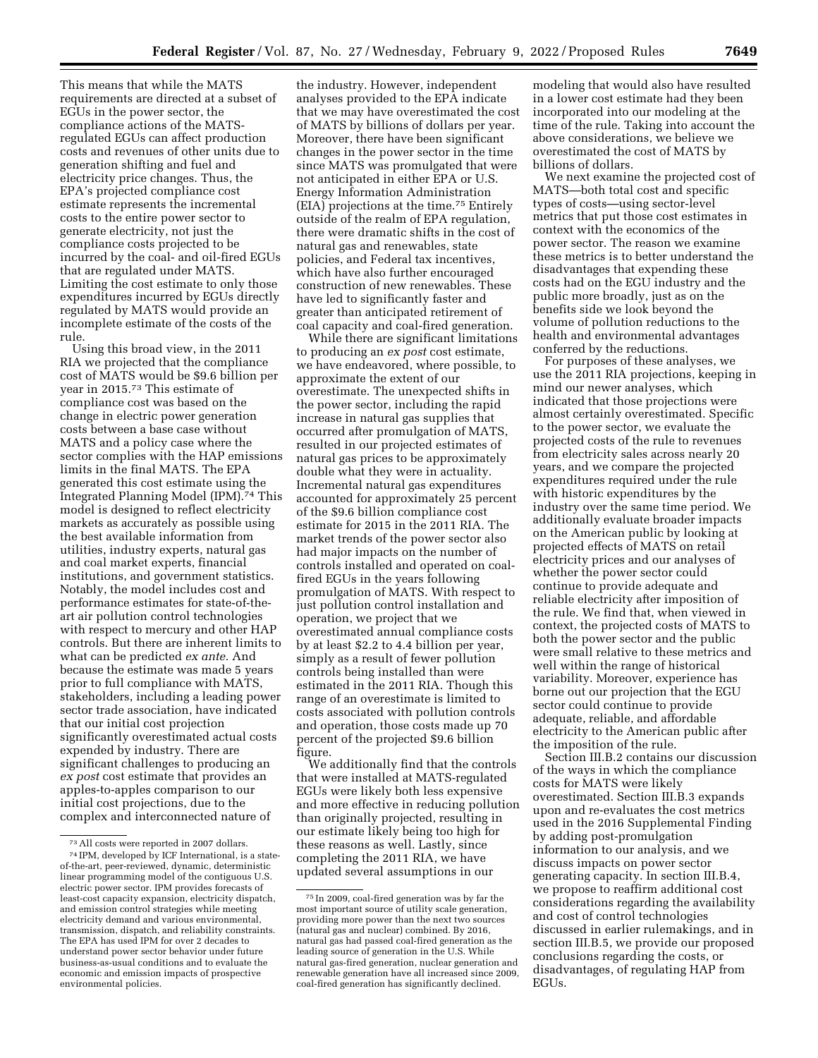This means that while the MATS requirements are directed at a subset of EGUs in the power sector, the compliance actions of the MATS-regulated EGUs can affect production costs and revenues of other units due to generation shifting and fuel and electricity price changes. Thus, the EPA's projected compliance cost estimate represents the incremental costs to the entire power sector to generate electricity, not just the compliance costs projected to be incurred by the coal- and oil-fired EGUs that are regulated under MATS. Limiting the cost estimate to only those expenditures incurred by EGUs directly regulated by MATS would provide an incomplete estimate of the costs of the rule.

Using this broad view, in the 2011 RIA we projected that the compliance cost of MATS would be $9.6 billion per year in 2015.[73] This estimate of compliance cost was based on the change in electric power generation costs between a base case without MATS and a policy case where the sector complies with the HAP emissions limits in the final MATS. The EPA generated this cost estimate using the Integrated Planning Model (IPM).[74] This model is designed to reflect electricity markets as accurately as possible using the best available information from utilities, industry experts, natural gas and coal market experts, financial institutions, and government statistics. Notably, the model includes cost and performance estimates for state-of-the-art air pollution control technologies with respect to mercury and other HAP controls. But there are inherent limits to what can be predicted *ex ante*. And because the estimate was made 5 years prior to full compliance with MATS, stakeholders, including a leading power sector trade association, have indicated that our initial cost projection significantly overestimated actual costs expended by industry. There are significant challenges to producing an *ex post* cost estimate that provides an apples-to-apples comparison to our initial cost projections, due to the complex and interconnected nature of the industry. However, independent analyses provided to the EPA indicate that we may have overestimated the cost of MATS by billions of dollars per year. Moreover, there have been significant changes in the power sector in the time since MATS was promulgated that were not anticipated in either EPA or U.S. Energy Information Administration (EIA) projections at the time.[75] Entirely outside of the realm of EPA regulation, there were dramatic shifts in the cost of natural gas and renewables, state policies, and Federal tax incentives, which have also further encouraged construction of new renewables. These have led to significantly faster and greater than anticipated retirement of coal capacity and coal-fired generation.

While there are significant limitations to producing an *ex post* cost estimate, we have endeavored, where possible, to approximate the extent of our overestimate. The unexpected shifts in the power sector, including the rapid increase in natural gas supplies that occurred after promulgation of MATS, resulted in our projected estimates of natural gas prices to be approximately double what they were in actuality. Incremental natural gas expenditures accounted for approximately 25 percent of the $9.6 billion compliance cost estimate for 2015 in the 2011 RIA. The market trends of the power sector also had major impacts on the number of controls installed and operated on coal-fired EGUs in the years following promulgation of MATS. With respect to just pollution control installation and operation, we project that we overestimated annual compliance costs by at least $2.2 to 4.4 billion per year, simply as a result of fewer pollution controls being installed than were estimated in the 2011 RIA. Though this range of an overestimate is limited to costs associated with pollution controls and operation, those costs made up 70 percent of the projected $9.6 billion figure.

We additionally find that the controls that were installed at MATS-regulated EGUs were likely both less expensive and more effective in reducing pollution than originally projected, resulting in our estimate likely being too high for these reasons as well. Lastly, since completing the 2011 RIA, we have updated several assumptions in our modeling that would also have resulted in a lower cost estimate had they been incorporated into our modeling at the time of the rule. Taking into account the above considerations, we believe we overestimated the cost of MATS by billions of dollars.

We next examine the projected cost of MATS—both total cost and specific types of costs—using sector-level metrics that put those cost estimates in context with the economics of the power sector. The reason we examine these metrics is to better understand the disadvantages that expending these costs had on the EGU industry and the public more broadly, just as on the benefits side we look beyond the volume of pollution reductions to the health and environmental advantages conferred by the reductions.

For purposes of these analyses, we use the 2011 RIA projections, keeping in mind our newer analyses, which indicated that those projections were almost certainly overestimated. Specific to the power sector, we evaluate the projected costs of the rule to revenues from electricity sales across nearly 20 years, and we compare the projected expenditures required under the rule with historic expenditures by the industry over the same time period. We additionally evaluate broader impacts on the American public by looking at projected effects of MATS on retail electricity prices and our analyses of whether the power sector could continue to provide adequate and reliable electricity after imposition of the rule. We find that, when viewed in context, the projected costs of MATS to both the power sector and the public were small relative to these metrics and well within the range of historical variability. Moreover, experience has borne out our projection that the EGU sector could continue to provide adequate, reliable, and affordable electricity to the American public after the imposition of the rule.

Section III.B.2 contains our discussion of the ways in which the compliance costs for MATS were likely overestimated. Section III.B.3 expands upon and re-evaluates the cost metrics used in the 2016 Supplemental Finding by adding post-promulgation information to our analysis, and we discuss impacts on power sector generating capacity. In section III.B.4, we propose to reaffirm additional cost considerations regarding the availability and cost of control technologies discussed in earlier rulemakings, and in section III.B.5, we provide our proposed conclusions regarding the costs, or disadvantages, of regulating HAP from EGUs.

---

[73] All costs were reported in 2007 dollars.

[74] IPM, developed by ICF International, is a state-of-the-art, peer-reviewed, dynamic, deterministic linear programming model of the contiguous U.S. electric power sector. IPM provides forecasts of least-cost capacity expansion, electricity dispatch, and emission control strategies while meeting electricity demand and various environmental, transmission, dispatch, and reliability constraints. The EPA has used IPM for over 2 decades to understand power sector behavior under future business-as-usual conditions and to evaluate the economic and emission impacts of prospective environmental policies.

[75] In 2009, coal-fired generation was by far the most important source of utility scale generation, providing more power than the next two sources (natural gas and nuclear) combined. By 2016, natural gas had passed coal-fired generation as the leading source of generation in the U.S. While natural gas-fired generation, nuclear generation and renewable generation have all increased since 2009, coal-fired generation has significantly declined.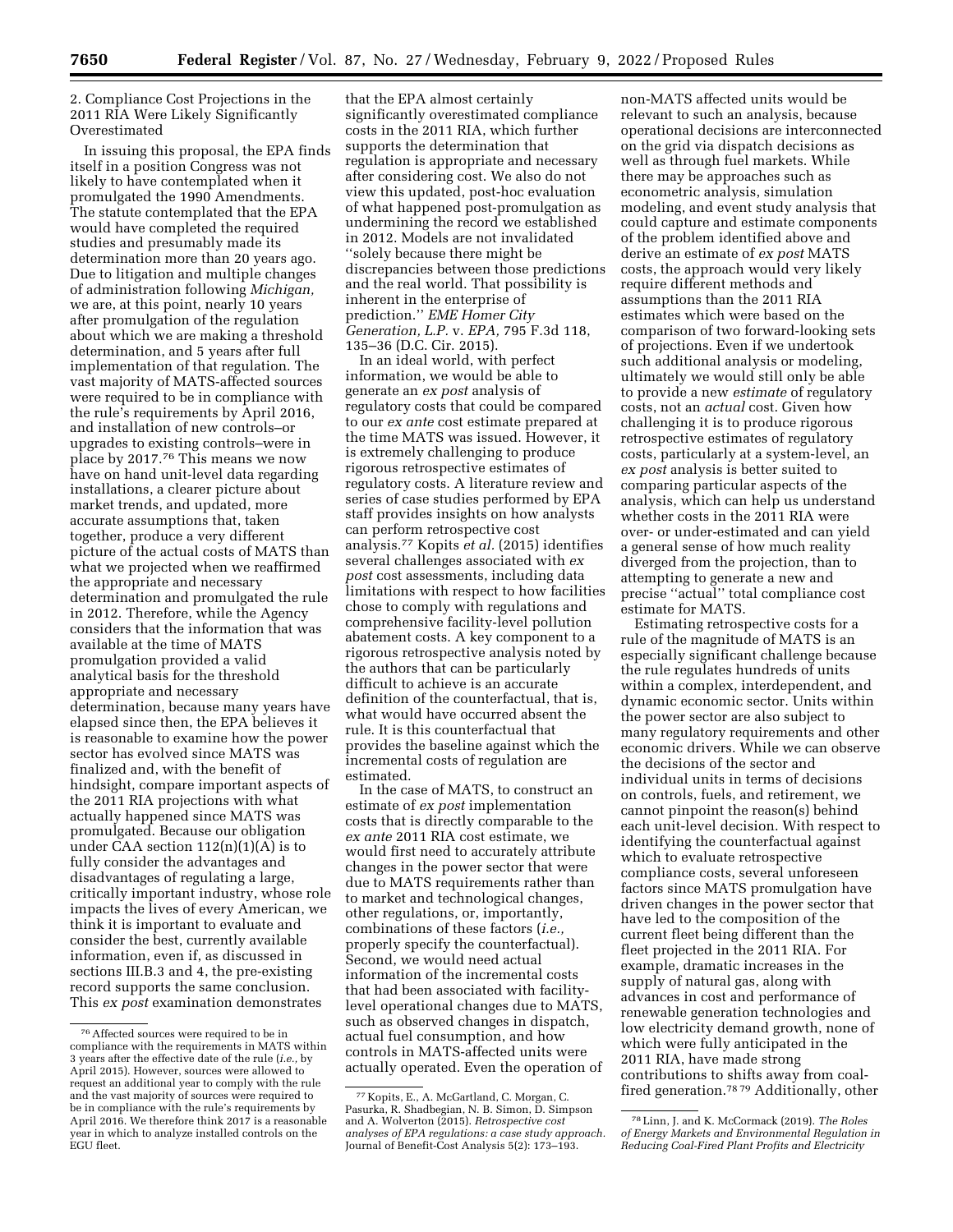### 2. Compliance Cost Projections in the 2011 RIA Were Likely Significantly Overestimated

In issuing this proposal, the EPA finds itself in a position Congress was not likely to have contemplated when it promulgated the 1990 Amendments. The statute contemplated that the EPA would have completed the required studies and presumably made its determination more than 20 years ago. Due to litigation and multiple changes of administration following *Michigan,* we are, at this point, nearly 10 years after promulgation of the regulation about which we are making a threshold determination, and 5 years after full implementation of that regulation. The vast majority of MATS-affected sources were required to be in compliance with the rule's requirements by April 2016, and installation of new controls–or upgrades to existing controls–were in place by 2017.[76] This means we now have on hand unit-level data regarding installations, a clearer picture about market trends, and updated, more accurate assumptions that, taken together, produce a very different picture of the actual costs of MATS than what we projected when we reaffirmed the appropriate and necessary determination and promulgated the rule in 2012. Therefore, while the Agency considers that the information that was available at the time of MATS promulgation provided a valid analytical basis for the threshold appropriate and necessary determination, because many years have elapsed since then, the EPA believes it is reasonable to examine how the power sector has evolved since MATS was finalized and, with the benefit of hindsight, compare important aspects of the 2011 RIA projections with what actually happened since MATS was promulgated. Because our obligation under CAA section 112(n)(1)(A) is to fully consider the advantages and disadvantages of regulating a large, critically important industry, whose role impacts the lives of every American, we think it is important to evaluate and consider the best, currently available information, even if, as discussed in sections III.B.3 and 4, the pre-existing record supports the same conclusion. This *ex post* examination demonstrates that the EPA almost certainly significantly overestimated compliance costs in the 2011 RIA, which further supports the determination that regulation is appropriate and necessary after considering cost. We also do not view this updated, post-hoc evaluation of what happened post-promulgation as undermining the record we established in 2012. Models are not invalidated ''solely because there might be discrepancies between those predictions and the real world. That possibility is inherent in the enterprise of prediction.'' *EME Homer City Generation, L.P.* v. *EPA,* 795 F.3d 118, 135–36 (D.C. Cir. 2015).

In an ideal world, with perfect information, we would be able to generate an *ex post* analysis of regulatory costs that could be compared to our *ex ante* cost estimate prepared at the time MATS was issued. However, it is extremely challenging to produce rigorous retrospective estimates of regulatory costs. A literature review and series of case studies performed by EPA staff provides insights on how analysts can perform retrospective cost analysis.[77] Kopits *et al.* (2015) identifies several challenges associated with *ex post* cost assessments, including data limitations with respect to how facilities chose to comply with regulations and comprehensive facility-level pollution abatement costs. A key component to a rigorous retrospective analysis noted by the authors that can be particularly difficult to achieve is an accurate definition of the counterfactual, that is, what would have occurred absent the rule. It is this counterfactual that provides the baseline against which the incremental costs of regulation are estimated.

In the case of MATS, to construct an estimate of *ex post* implementation costs that is directly comparable to the *ex ante* 2011 RIA cost estimate, we would first need to accurately attribute changes in the power sector that were due to MATS requirements rather than to market and technological changes, other regulations, or, importantly, combinations of these factors (*i.e.,* properly specify the counterfactual). Second, we would need actual information of the incremental costs that had been associated with facility-level operational changes due to MATS, such as observed changes in dispatch, actual fuel consumption, and how controls in MATS-affected units were actually operated. Even the operation of non-MATS affected units would be relevant to such an analysis, because operational decisions are interconnected on the grid via dispatch decisions as well as through fuel markets. While there may be approaches such as econometric analysis, simulation modeling, and event study analysis that could capture and estimate components of the problem identified above and derive an estimate of *ex post* MATS costs, the approach would very likely require different methods and assumptions than the 2011 RIA estimates which were based on the comparison of two forward-looking sets of projections. Even if we undertook such additional analysis or modeling, ultimately we would still only be able to provide a new *estimate* of regulatory costs, not an *actual* cost. Given how challenging it is to produce rigorous retrospective estimates of regulatory costs, particularly at a system-level, an *ex post* analysis is better suited to comparing particular aspects of the analysis, which can help us understand whether costs in the 2011 RIA were over- or under-estimated and can yield a general sense of how much reality diverged from the projection, than to attempting to generate a new and precise ''actual'' total compliance cost estimate for MATS.

Estimating retrospective costs for a rule of the magnitude of MATS is an especially significant challenge because the rule regulates hundreds of units within a complex, interdependent, and dynamic economic sector. Units within the power sector are also subject to many regulatory requirements and other economic drivers. While we can observe the decisions of the sector and individual units in terms of decisions on controls, fuels, and retirement, we cannot pinpoint the reason(s) behind each unit-level decision. With respect to identifying the counterfactual against which to evaluate retrospective compliance costs, several unforeseen factors since MATS promulgation have driven changes in the power sector that have led to the composition of the current fleet being different than the fleet projected in the 2011 RIA. For example, dramatic increases in the supply of natural gas, along with advances in cost and performance of renewable generation technologies and low electricity demand growth, none of which were fully anticipated in the 2011 RIA, have made strong contributions to shifts away from coal-fired generation.[78][79] Additionally, other

---

[76] Affected sources were required to be in compliance with the requirements in MATS within 3 years after the effective date of the rule (*i.e.,* by April 2015). However, sources were allowed to request an additional year to comply with the rule and the vast majority of sources were required to be in compliance with the rule's requirements by April 2016. We therefore think 2017 is a reasonable year in which to analyze installed controls on the EGU fleet.

[77] Kopits, E., A. McGartland, C. Morgan, C. Pasurka, R. Shadbegian, N. B. Simon, D. Simpson and A. Wolverton (2015). *Retrospective cost analyses of EPA regulations: a case study approach.* Journal of Benefit-Cost Analysis 5(2): 173–193.

[78] Linn, J. and K. McCormack (2019). *The Roles of Energy Markets and Environmental Regulation in Reducing Coal-Fired Plant Profits and Electricity*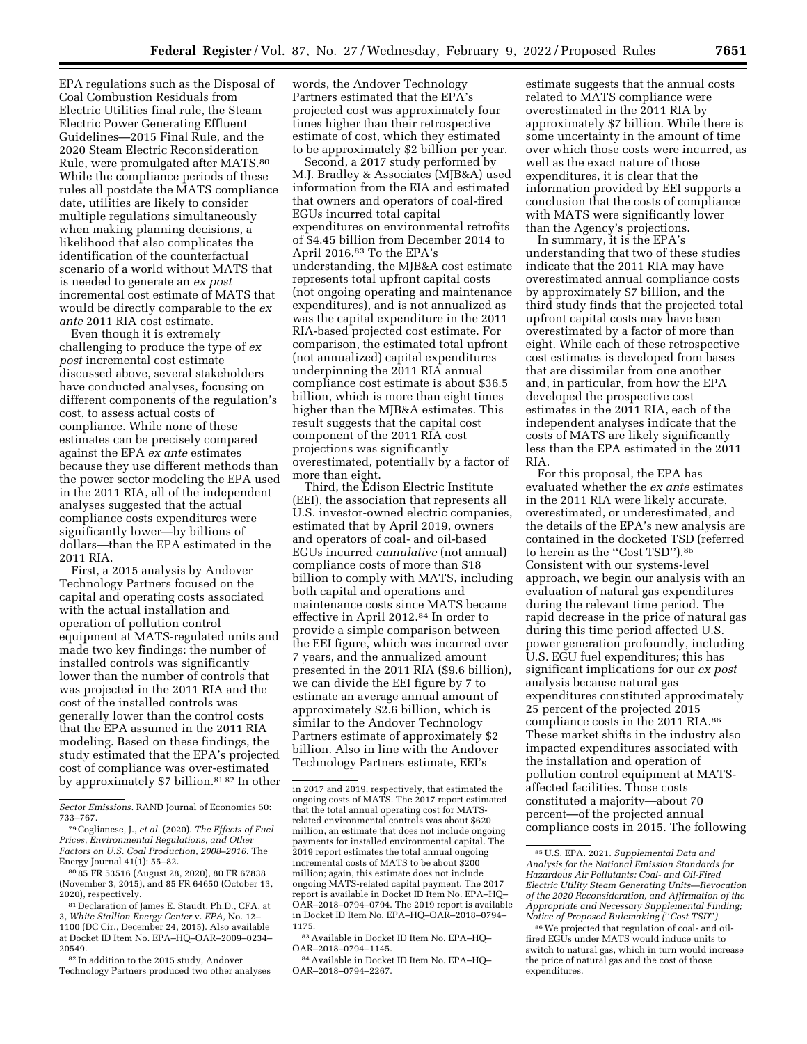EPA regulations such as the Disposal of Coal Combustion Residuals from Electric Utilities final rule, the Steam Electric Power Generating Effluent Guidelines—2015 Final Rule, and the 2020 Steam Electric Reconsideration Rule, were promulgated after MATS.[80] While the compliance periods of these rules all postdate the MATS compliance date, utilities are likely to consider multiple regulations simultaneously when making planning decisions, a likelihood that also complicates the identification of the counterfactual scenario of a world without MATS that is needed to generate an *ex post* incremental cost estimate of MATS that would be directly comparable to the *ex ante* 2011 RIA cost estimate.

Even though it is extremely challenging to produce the type of *ex post* incremental cost estimate discussed above, several stakeholders have conducted analyses, focusing on different components of the regulation's cost, to assess actual costs of compliance. While none of these estimates can be precisely compared against the EPA *ex ante* estimates because they use different methods than the power sector modeling the EPA used in the 2011 RIA, all of the independent analyses suggested that the actual compliance costs expenditures were significantly lower—by billions of dollars—than the EPA estimated in the 2011 RIA.

First, a 2015 analysis by Andover Technology Partners focused on the capital and operating costs associated with the actual installation and operation of pollution control equipment at MATS-regulated units and made two key findings: the number of installed controls was significantly lower than the number of controls that was projected in the 2011 RIA and the cost of the installed controls was generally lower than the control costs that the EPA assumed in the 2011 RIA modeling. Based on these findings, the study estimated that the EPA's projected cost of compliance was over-estimated by approximately $7 billion.[81 82] In other words, the Andover Technology Partners estimated that the EPA's projected cost was approximately four times higher than their retrospective estimate of cost, which they estimated to be approximately $2 billion per year.

Second, a 2017 study performed by M.J. Bradley & Associates (MJB&A) used information from the EIA and estimated that owners and operators of coal-fired EGUs incurred total capital expenditures on environmental retrofits of $4.45 billion from December 2014 to April 2016.[83] To the EPA's understanding, the MJB&A cost estimate represents total upfront capital costs (not ongoing operating and maintenance expenditures), and is not annualized as was the capital expenditure in the 2011 RIA-based projected cost estimate. For comparison, the estimated total upfront (not annualized) capital expenditures underpinning the 2011 RIA annual compliance cost estimate is about $36.5 billion, which is more than eight times higher than the MJB&A estimates. This result suggests that the capital cost component of the 2011 RIA cost projections was significantly overestimated, potentially by a factor of more than eight.

Third, the Edison Electric Institute (EEI), the association that represents all U.S. investor-owned electric companies, estimated that by April 2019, owners and operators of coal- and oil-based EGUs incurred *cumulative* (not annual) compliance costs of more than $18 billion to comply with MATS, including both capital and operations and maintenance costs since MATS became effective in April 2012.[84] In order to provide a simple comparison between the EEI figure, which was incurred over 7 years, and the annualized amount presented in the 2011 RIA ($9.6 billion), we can divide the EEI figure by 7 to estimate an average annual amount of approximately $2.6 billion, which is similar to the Andover Technology Partners estimate of approximately $2 billion. Also in line with the Andover Technology Partners estimate, EEI's estimate suggests that the annual costs related to MATS compliance were overestimated in the 2011 RIA by approximately $7 billion. While there is some uncertainty in the amount of time over which those costs were incurred, as well as the exact nature of those expenditures, it is clear that the information provided by EEI supports a conclusion that the costs of compliance with MATS were significantly lower than the Agency's projections.

In summary, it is the EPA's understanding that two of these studies indicate that the 2011 RIA may have overestimated annual compliance costs by approximately $7 billion, and the third study finds that the projected total upfront capital costs may have been overestimated by a factor of more than eight. While each of these retrospective cost estimates is developed from bases that are dissimilar from one another and, in particular, from how the EPA developed the prospective cost estimates in the 2011 RIA, each of the independent analyses indicate that the costs of MATS are likely significantly less than the EPA estimated in the 2011 RIA.

For this proposal, the EPA has evaluated whether the *ex ante* estimates in the 2011 RIA were likely accurate, overestimated, or underestimated, and the details of the EPA's new analysis are contained in the docketed TSD (referred to herein as the "Cost TSD").[85] Consistent with our systems-level approach, we begin our analysis with an evaluation of natural gas expenditures during the relevant time period. The rapid decrease in the price of natural gas during this time period affected U.S. power generation profoundly, including U.S. EGU fuel expenditures; this has significant implications for our *ex post* analysis because natural gas expenditures constituted approximately 25 percent of the projected 2015 compliance costs in the 2011 RIA.[86] These market shifts in the industry also impacted expenditures associated with the installation and operation of pollution control equipment at MATS-affected facilities. Those costs constituted a majority—about 70 percent—of the projected annual compliance costs in 2015. The following

---

*Sector Emissions.* RAND Journal of Economics 50: 733–767.

[79] Coglianese, J., *et al.* (2020). *The Effects of Fuel Prices, Environmental Regulations, and Other Factors on U.S. Coal Production, 2008–2016.* The Energy Journal 41(1): 55–82.

[80] 85 FR 53516 (August 28, 2020), 80 FR 67838 (November 3, 2015), and 85 FR 64650 (October 13, 2020), respectively.

[81] Declaration of James E. Staudt, Ph.D., CFA, at 3, *White Stallion Energy Center* v. *EPA,* No. 12–1100 (DC Cir., December 24, 2015). Also available at Docket ID Item No. EPA–HQ–OAR–2009–0234–20549.

[82] In addition to the 2015 study, Andover Technology Partners produced two other analyses in 2017 and 2019, respectively, that estimated the ongoing costs of MATS. The 2017 report estimated that the total annual operating cost for MATS-related environmental controls was about $620 million, an estimate that does not include ongoing payments for installed environmental capital. The 2019 report estimates the total annual ongoing incremental costs of MATS to be about $200 million; again, this estimate does not include ongoing MATS-related capital payment. The 2017 report is available in Docket ID Item No. EPA–HQ–OAR–2018–0794–0794. The 2019 report is available in Docket ID Item No. EPA–HQ–OAR–2018–0794–1175.

[83] Available in Docket ID Item No. EPA–HQ–OAR–2018–0794–1145.

[84] Available in Docket ID Item No. EPA–HQ–OAR–2018–0794–2267.

[85] U.S. EPA. 2021. *Supplemental Data and Analysis for the National Emission Standards for Hazardous Air Pollutants: Coal- and Oil-Fired Electric Utility Steam Generating Units—Revocation of the 2020 Reconsideration, and Affirmation of the Appropriate and Necessary Supplemental Finding; Notice of Proposed Rulemaking ("Cost TSD").*

[86] We projected that regulation of coal- and oil-fired EGUs under MATS would induce units to switch to natural gas, which in turn would increase the price of natural gas and the cost of those expenditures.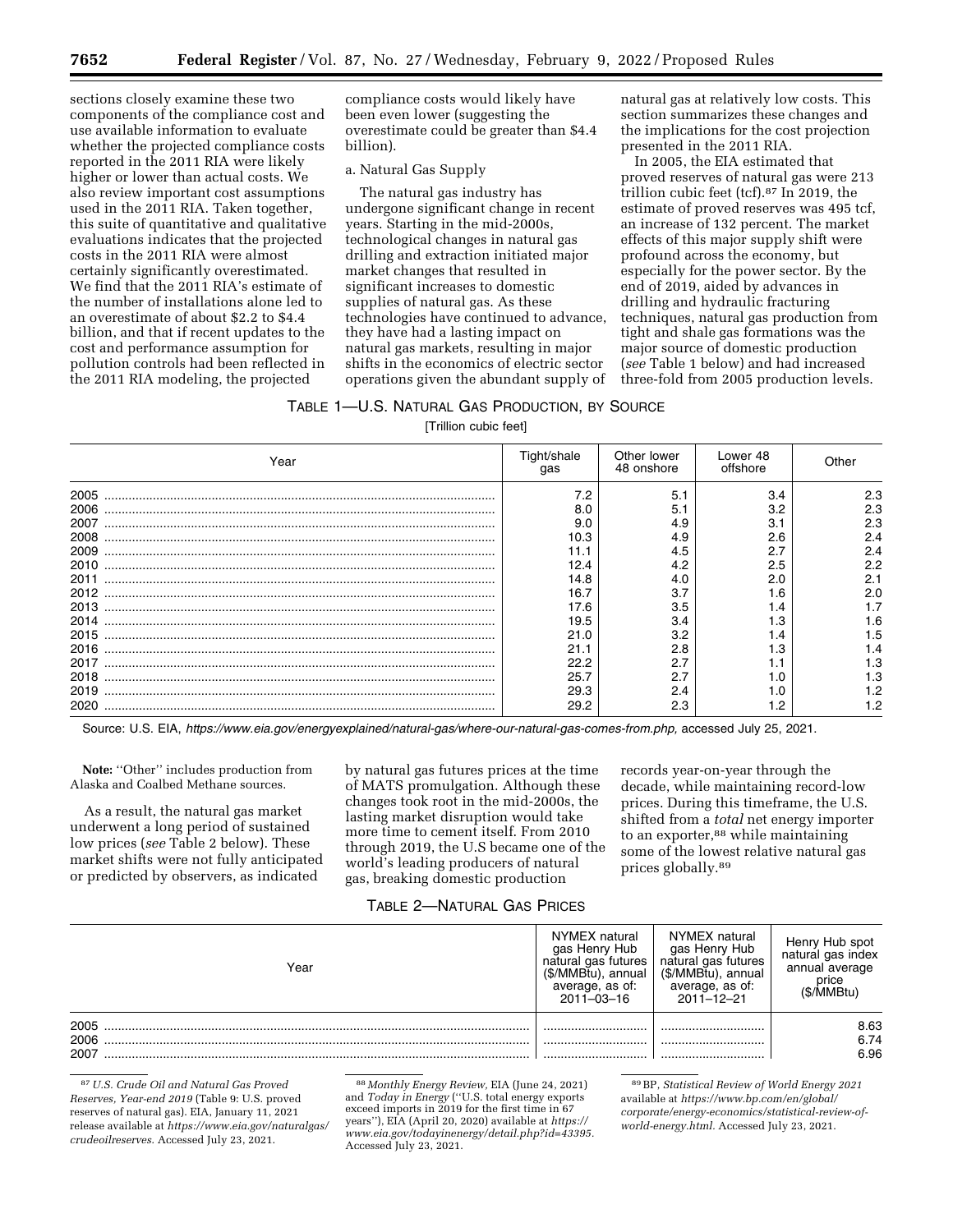sections closely examine these two components of the compliance cost and use available information to evaluate whether the projected compliance costs reported in the 2011 RIA were likely higher or lower than actual costs. We also review important cost assumptions used in the 2011 RIA. Taken together, this suite of quantitative and qualitative evaluations indicates that the projected costs in the 2011 RIA were almost certainly significantly overestimated. We find that the 2011 RIA's estimate of the number of installations alone led to an overestimate of about $2.2 to $4.4 billion, and that if recent updates to the cost and performance assumption for pollution controls had been reflected in the 2011 RIA modeling, the projected compliance costs would likely have been even lower (suggesting the overestimate could be greater than $4.4 billion).

a. Natural Gas Supply

The natural gas industry has undergone significant change in recent years. Starting in the mid-2000s, technological changes in natural gas drilling and extraction initiated major market changes that resulted in significant increases to domestic supplies of natural gas. As these technologies have continued to advance, they have had a lasting impact on natural gas markets, resulting in major shifts in the economics of electric sector operations given the abundant supply of natural gas at relatively low costs. This section summarizes these changes and the implications for the cost projection presented in the 2011 RIA.

In 2005, the EIA estimated that proved reserves of natural gas were 213 trillion cubic feet (tcf).[87] In 2019, the estimate of proved reserves was 495 tcf, an increase of 132 percent. The market effects of this major supply shift were profound across the economy, but especially for the power sector. By the end of 2019, aided by advances in drilling and hydraulic fracturing techniques, natural gas production from tight and shale gas formations was the major source of domestic production (*see* Table 1 below) and had increased three-fold from 2005 production levels.

TABLE 1—U.S. NATURAL GAS PRODUCTION, BY SOURCE

[Trillion cubic feet]

| Year | Tight/shale gas | Other lower 48 onshore | Lower 48 offshore | Other |
|---|---|---|---|---|
| 2005 | 7.2 | 5.1 | 3.4 | 2.3 |
| 2006 | 8.0 | 5.1 | 3.2 | 2.3 |
| 2007 | 9.0 | 4.9 | 3.1 | 2.3 |
| 2008 | 10.3 | 4.9 | 2.6 | 2.4 |
| 2009 | 11.1 | 4.5 | 2.7 | 2.4 |
| 2010 | 12.4 | 4.2 | 2.5 | 2.2 |
| 2011 | 14.8 | 4.0 | 2.0 | 2.1 |
| 2012 | 16.7 | 3.7 | 1.6 | 2.0 |
| 2013 | 17.6 | 3.5 | 1.4 | 1.7 |
| 2014 | 19.5 | 3.4 | 1.3 | 1.6 |
| 2015 | 21.0 | 3.2 | 1.4 | 1.5 |
| 2016 | 21.1 | 2.8 | 1.3 | 1.4 |
| 2017 | 22.2 | 2.7 | 1.1 | 1.3 |
| 2018 | 25.7 | 2.7 | 1.0 | 1.3 |
| 2019 | 29.3 | 2.4 | 1.0 | 1.2 |
| 2020 | 29.2 | 2.3 | 1.2 | 1.2 |

Source: U.S. EIA, *https://www.eia.gov/energyexplained/natural-gas/where-our-natural-gas-comes-from.php,* accessed July 25, 2021.

**Note:** "Other" includes production from Alaska and Coalbed Methane sources.

As a result, the natural gas market underwent a long period of sustained low prices (*see* Table 2 below). These market shifts were not fully anticipated or predicted by observers, as indicated by natural gas futures prices at the time of MATS promulgation. Although these changes took root in the mid-2000s, the lasting market disruption would take more time to cement itself. From 2010 through 2019, the U.S became one of the world's leading producers of natural gas, breaking domestic production records year-on-year through the decade, while maintaining record-low prices. During this timeframe, the U.S. shifted from a *total* net energy importer to an exporter,[88] while maintaining some of the lowest relative natural gas prices globally.[89]

TABLE 2—NATURAL GAS PRICES

| Year | NYMEX natural gas Henry Hub natural gas futures ($/MMBtu), annual average, as of: 2011–03–16 | NYMEX natural gas Henry Hub natural gas futures ($/MMBtu), annual average, as of: 2011–12–21 | Henry Hub spot natural gas index annual average price ($/MMBtu) |
|---|---|---|---|
| 2005 | | | 8.63 |
| 2006 | | | 6.74 |
| 2007 | | | 6.96 |

[87] *U.S. Crude Oil and Natural Gas Proved Reserves, Year-end 2019* (Table 9: U.S. proved reserves of natural gas). EIA, January 11, 2021 release available at *https://www.eia.gov/naturalgas/crudeoilreserves.* Accessed July 23, 2021.

[88] *Monthly Energy Review,* EIA (June 24, 2021) and *Today in Energy* ("U.S. total energy exports exceed imports in 2019 for the first time in 67 years"), EIA (April 20, 2020) available at *https://www.eia.gov/todayinenergy/detail.php?id=43395.* Accessed July 23, 2021.

[89] BP, *Statistical Review of World Energy 2021* available at *https://www.bp.com/en/global/corporate/energy-economics/statistical-review-of-world-energy.html.* Accessed July 23, 2021.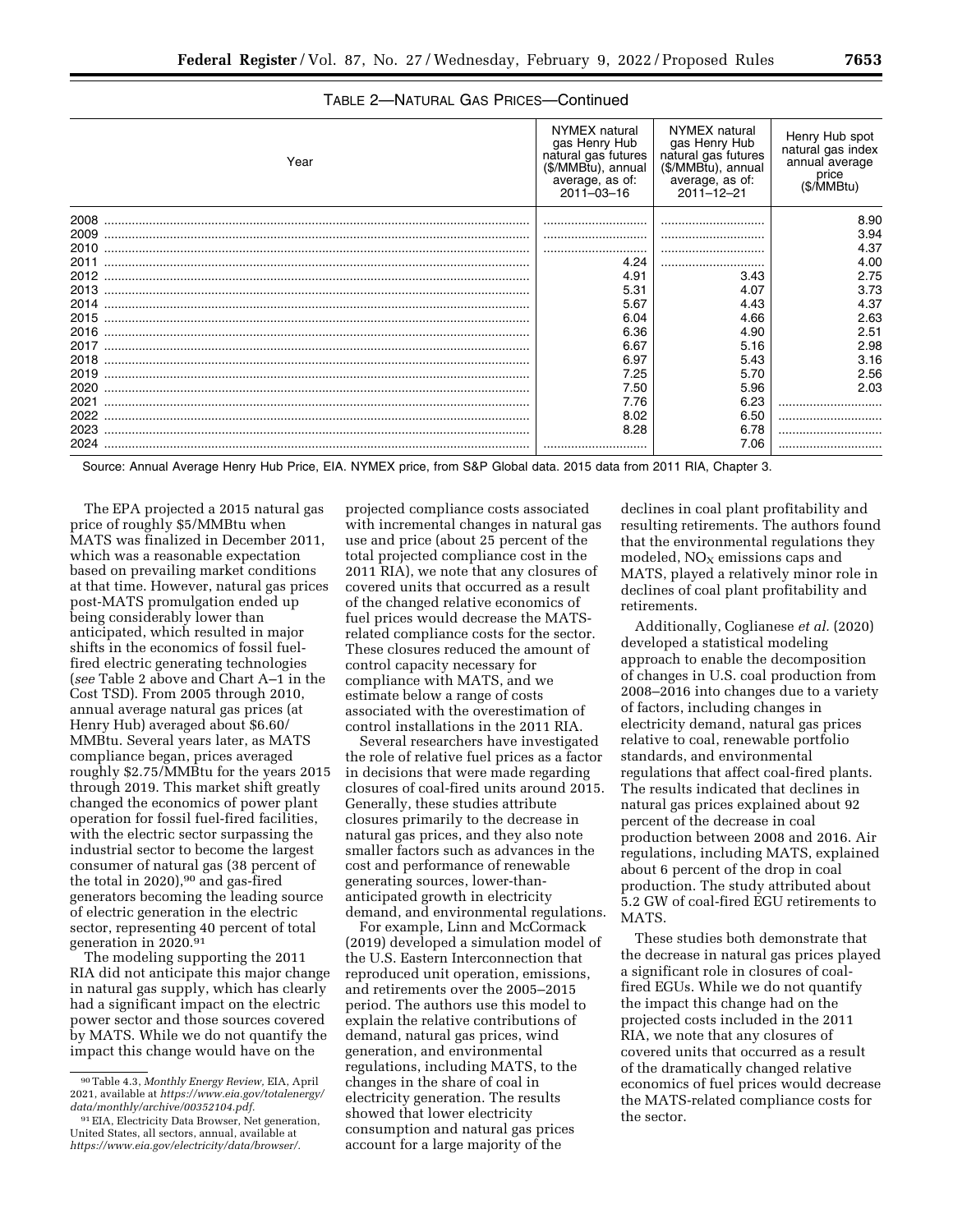TABLE 2—NATURAL GAS PRICES—Continued

| Year | NYMEX natural gas Henry Hub natural gas futures ($/MMBtu), annual average, as of: 2011–03–16 | NYMEX natural gas Henry Hub natural gas futures ($/MMBtu), annual average, as of: 2011–12–21 | Henry Hub spot natural gas index annual average price ($/MMBtu) |
|---|---|---|---|
| 2008 | | | 8.90 |
| 2009 | | | 3.94 |
| 2010 | | | 4.37 |
| 2011 | 4.24 | | 4.00 |
| 2012 | 4.91 | 3.43 | 2.75 |
| 2013 | 5.31 | 4.07 | 3.73 |
| 2014 | 5.67 | 4.43 | 4.37 |
| 2015 | 6.04 | 4.66 | 2.63 |
| 2016 | 6.36 | 4.90 | 2.51 |
| 2017 | 6.67 | 5.16 | 2.98 |
| 2018 | 6.97 | 5.43 | 3.16 |
| 2019 | 7.25 | 5.70 | 2.56 |
| 2020 | 7.50 | 5.96 | 2.03 |
| 2021 | 7.76 | 6.23 | |
| 2022 | 8.02 | 6.50 | |
| 2023 | 8.28 | 6.78 | |
| 2024 | | 7.06 | |

Source: Annual Average Henry Hub Price, EIA. NYMEX price, from S&P Global data. 2015 data from 2011 RIA, Chapter 3.

The EPA projected a 2015 natural gas price of roughly $5/MMBtu when MATS was finalized in December 2011, which was a reasonable expectation based on prevailing market conditions at that time. However, natural gas prices post-MATS promulgation ended up being considerably lower than anticipated, which resulted in major shifts in the economics of fossil fuel-fired electric generating technologies (*see* Table 2 above and Chart A–1 in the Cost TSD). From 2005 through 2010, annual average natural gas prices (at Henry Hub) averaged about $6.60/MMBtu. Several years later, as MATS compliance began, prices averaged roughly $2.75/MMBtu for the years 2015 through 2019. This market shift greatly changed the economics of power plant operation for fossil fuel-fired facilities, with the electric sector surpassing the industrial sector to become the largest consumer of natural gas (38 percent of the total in 2020),[90] and gas-fired generators becoming the leading source of electric generation in the electric sector, representing 40 percent of total generation in 2020.[91]

The modeling supporting the 2011 RIA did not anticipate this major change in natural gas supply, which has clearly had a significant impact on the electric power sector and those sources covered by MATS. While we do not quantify the impact this change would have on the projected compliance costs associated with incremental changes in natural gas use and price (about 25 percent of the total projected compliance cost in the 2011 RIA), we note that any closures of covered units that occurred as a result of the changed relative economics of fuel prices would decrease the MATS-related compliance costs for the sector. These closures reduced the amount of control capacity necessary for compliance with MATS, and we estimate below a range of costs associated with the overestimation of control installations in the 2011 RIA.

Several researchers have investigated the role of relative fuel prices as a factor in decisions that were made regarding closures of coal-fired units around 2015. Generally, these studies attribute closures primarily to the decrease in natural gas prices, and they also note smaller factors such as advances in the cost and performance of renewable generating sources, lower-than-anticipated growth in electricity demand, and environmental regulations.

For example, Linn and McCormack (2019) developed a simulation model of the U.S. Eastern Interconnection that reproduced unit operation, emissions, and retirements over the 2005–2015 period. The authors use this model to explain the relative contributions of demand, natural gas prices, wind generation, and environmental regulations, including MATS, to the changes in the share of coal in electricity generation. The results showed that lower electricity consumption and natural gas prices account for a large majority of the declines in coal plant profitability and resulting retirements. The authors found that the environmental regulations they modeled, $NO_X$ emissions caps and MATS, played a relatively minor role in declines of coal plant profitability and retirements.

Additionally, Coglianese *et al.* (2020) developed a statistical modeling approach to enable the decomposition of changes in U.S. coal production from 2008–2016 into changes due to a variety of factors, including changes in electricity demand, natural gas prices relative to coal, renewable portfolio standards, and environmental regulations that affect coal-fired plants. The results indicated that declines in natural gas prices explained about 92 percent of the decrease in coal production between 2008 and 2016. Air regulations, including MATS, explained about 6 percent of the drop in coal production. The study attributed about 5.2 GW of coal-fired EGU retirements to MATS.

These studies both demonstrate that the decrease in natural gas prices played a significant role in closures of coal-fired EGUs. While we do not quantify the impact this change had on the projected costs included in the 2011 RIA, we note that any closures of covered units that occurred as a result of the dramatically changed relative economics of fuel prices would decrease the MATS-related compliance costs for the sector.

---

[90] Table 4.3, *Monthly Energy Review,* EIA, April 2021, available at *https://www.eia.gov/totalenergy/data/monthly/archive/00352104.pdf*.

[91] EIA, Electricity Data Browser, Net generation, United States, all sectors, annual, available at *https://www.eia.gov/electricity/data/browser/*.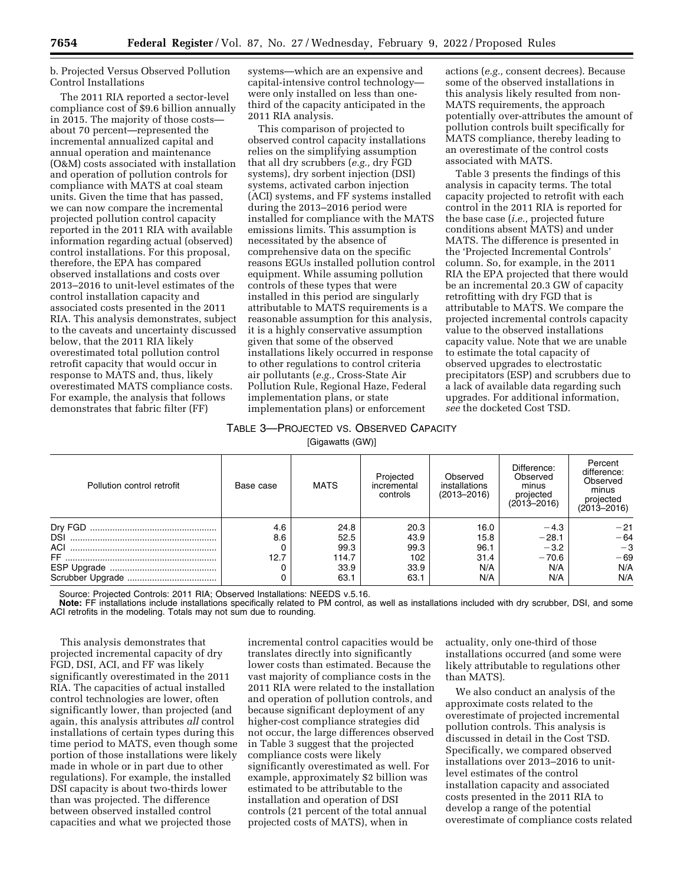b. Projected Versus Observed Pollution Control Installations

The 2011 RIA reported a sector-level compliance cost of $9.6 billion annually in 2015. The majority of those costs—about 70 percent—represented the incremental annualized capital and annual operation and maintenance (O&M) costs associated with installation and operation of pollution controls for compliance with MATS at coal steam units. Given the time that has passed, we can now compare the incremental projected pollution control capacity reported in the 2011 RIA with available information regarding actual (observed) control installations. For this proposal, therefore, the EPA has compared observed installations and costs over 2013–2016 to unit-level estimates of the control installation capacity and associated costs presented in the 2011 RIA. This analysis demonstrates, subject to the caveats and uncertainty discussed below, that the 2011 RIA likely overestimated total pollution control retrofit capacity that would occur in response to MATS and, thus, likely overestimated MATS compliance costs. For example, the analysis that follows demonstrates that fabric filter (FF) systems—which are an expensive and capital-intensive control technology—were only installed on less than one-third of the capacity anticipated in the 2011 RIA analysis.

This comparison of projected to observed control capacity installations relies on the simplifying assumption that all dry scrubbers (*e.g.,* dry FGD systems), dry sorbent injection (DSI) systems, activated carbon injection (ACI) systems, and FF systems installed during the 2013–2016 period were installed for compliance with the MATS emissions limits. This assumption is necessitated by the absence of comprehensive data on the specific reasons EGUs installed pollution control equipment. While assuming pollution controls of these types that were installed in this period are singularly attributable to MATS requirements is a reasonable assumption for this analysis, it is a highly conservative assumption given that some of the observed installations likely occurred in response to other regulations to control criteria air pollutants (*e.g.,* Cross-State Air Pollution Rule, Regional Haze, Federal implementation plans, or state implementation plans) or enforcement actions (*e.g.,* consent decrees). Because some of the observed installations in this analysis likely resulted from non-MATS requirements, the approach potentially over-attributes the amount of pollution controls built specifically for MATS compliance, thereby leading to an overestimate of the control costs associated with MATS.

Table 3 presents the findings of this analysis in capacity terms. The total capacity projected to retrofit with each control in the 2011 RIA is reported for the base case (*i.e.,* projected future conditions absent MATS) and under MATS. The difference is presented in the 'Projected Incremental Controls' column. So, for example, in the 2011 RIA the EPA projected that there would be an incremental 20.3 GW of capacity retrofitting with dry FGD that is attributable to MATS. We compare the projected incremental controls capacity value to the observed installations capacity value. Note that we are unable to estimate the total capacity of observed upgrades to electrostatic precipitators (ESP) and scrubbers due to a lack of available data regarding such upgrades. For additional information, *see* the docketed Cost TSD.

TABLE 3—PROJECTED VS. OBSERVED CAPACITY

[Gigawatts (GW)]

| Pollution control retrofit | Base case | MATS | Projected incremental controls | Observed installations (2013–2016) | Difference: Observed minus projected (2013–2016) | Percent difference: Observed minus projected (2013–2016) |
|---|---|---|---|---|---|---|
| Dry FGD | 4.6 | 24.8 | 20.3 | 16.0 | −4.3 | −21 |
| DSI | 8.6 | 52.5 | 43.9 | 15.8 | −28.1 | −64 |
| ACI | 0 | 99.3 | 99.3 | 96.1 | −3.2 | −3 |
| FF | 12.7 | 114.7 | 102 | 31.4 | −70.6 | −69 |
| ESP Upgrade | 0 | 33.9 | 33.9 | N/A | N/A | N/A |
| Scrubber Upgrade | 0 | 63.1 | 63.1 | N/A | N/A | N/A |

Source: Projected Controls: 2011 RIA; Observed Installations: NEEDS v.5.16.

**Note:** FF installations include installations specifically related to PM control, as well as installations included with dry scrubber, DSI, and some ACI retrofits in the modeling. Totals may not sum due to rounding.

This analysis demonstrates that projected incremental capacity of dry FGD, DSI, ACI, and FF was likely significantly overestimated in the 2011 RIA. The capacities of actual installed control technologies are lower, often significantly lower, than projected (and again, this analysis attributes *all* control installations of certain types during this time period to MATS, even though some portion of those installations were likely made in whole or in part due to other regulations). For example, the installed DSI capacity is about two-thirds lower than was projected. The difference between observed installed control capacities and what we projected those incremental control capacities would be translates directly into significantly lower costs than estimated. Because the vast majority of compliance costs in the 2011 RIA were related to the installation and operation of pollution controls, and because significant deployment of any higher-cost compliance strategies did not occur, the large differences observed in Table 3 suggest that the projected compliance costs were likely significantly overestimated as well. For example, approximately $2 billion was estimated to be attributable to the installation and operation of DSI controls (21 percent of the total annual projected costs of MATS), when in actuality, only one-third of those installations occurred (and some were likely attributable to regulations other than MATS).

We also conduct an analysis of the approximate costs related to the overestimate of projected incremental pollution controls. This analysis is discussed in detail in the Cost TSD. Specifically, we compared observed installations over 2013–2016 to unit-level estimates of the control installation capacity and associated costs presented in the 2011 RIA to develop a range of the potential overestimate of compliance costs related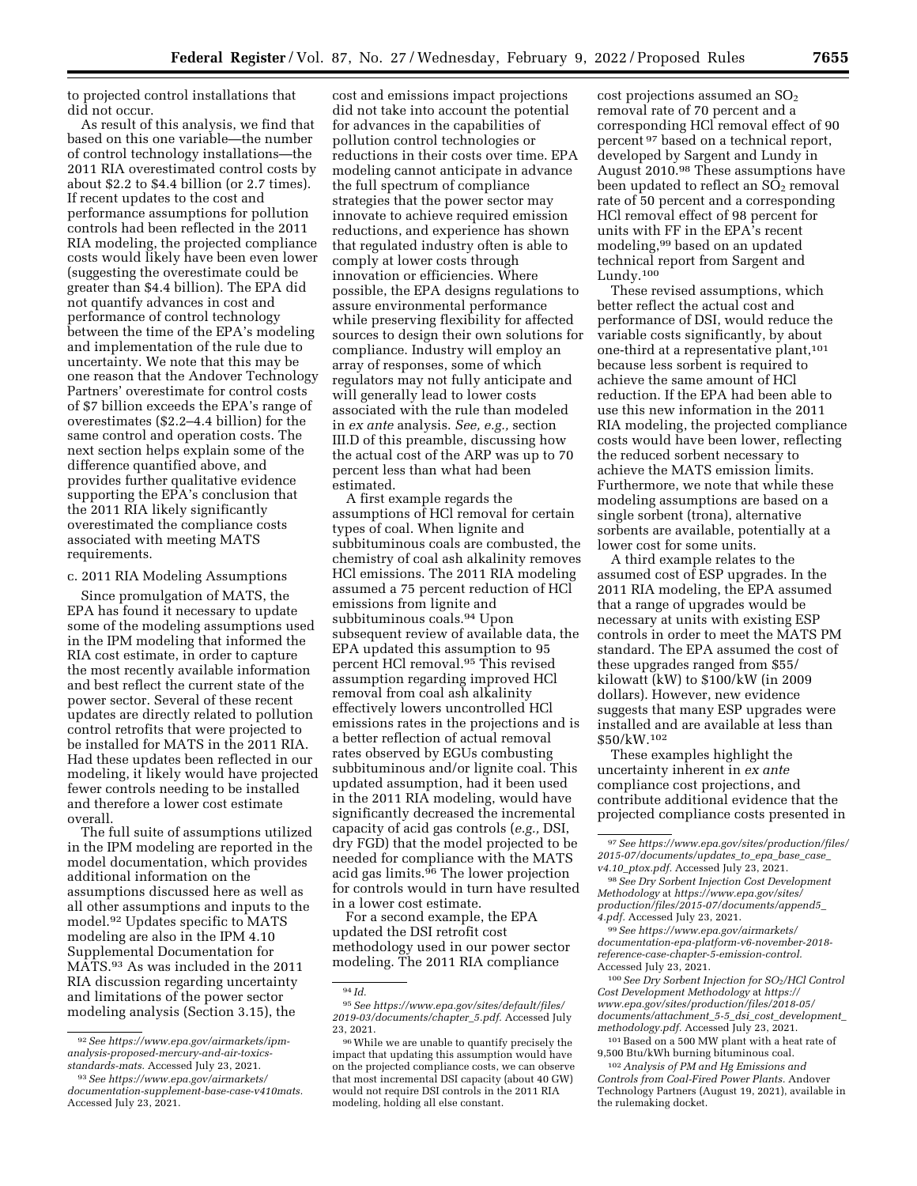to projected control installations that did not occur.

As result of this analysis, we find that based on this one variable—the number of control technology installations—the 2011 RIA overestimated control costs by about \$2.2 to \$4.4 billion (or 2.7 times). If recent updates to the cost and performance assumptions for pollution controls had been reflected in the 2011 RIA modeling, the projected compliance costs would likely have been even lower (suggesting the overestimate could be greater than \$4.4 billion). The EPA did not quantify advances in cost and performance of control technology between the time of the EPA's modeling and implementation of the rule due to uncertainty. We note that this may be one reason that the Andover Technology Partners' overestimate for control costs of \$7 billion exceeds the EPA's range of overestimates (\$2.2–4.4 billion) for the same control and operation costs. The next section helps explain some of the difference quantified above, and provides further qualitative evidence supporting the EPA's conclusion that the 2011 RIA likely significantly overestimated the compliance costs associated with meeting MATS requirements.

c. 2011 RIA Modeling Assumptions

Since promulgation of MATS, the EPA has found it necessary to update some of the modeling assumptions used in the IPM modeling that informed the RIA cost estimate, in order to capture the most recently available information and best reflect the current state of the power sector. Several of these recent updates are directly related to pollution control retrofits that were projected to be installed for MATS in the 2011 RIA. Had these updates been reflected in our modeling, it likely would have projected fewer controls needing to be installed and therefore a lower cost estimate overall.

The full suite of assumptions utilized in the IPM modeling are reported in the model documentation, which provides additional information on the assumptions discussed here as well as all other assumptions and inputs to the model.[92] Updates specific to MATS modeling are also in the IPM 4.10 Supplemental Documentation for MATS.[93] As was included in the 2011 RIA discussion regarding uncertainty and limitations of the power sector modeling analysis (Section 3.15), the cost and emissions impact projections did not take into account the potential for advances in the capabilities of pollution control technologies or reductions in their costs over time. EPA modeling cannot anticipate in advance the full spectrum of compliance strategies that the power sector may innovate to achieve required emission reductions, and experience has shown that regulated industry often is able to comply at lower costs through innovation or efficiencies. Where possible, the EPA designs regulations to assure environmental performance while preserving flexibility for affected sources to design their own solutions for compliance. Industry will employ an array of responses, some of which regulators may not fully anticipate and will generally lead to lower costs associated with the rule than modeled in *ex ante* analysis. *See, e.g.,* section III.D of this preamble, discussing how the actual cost of the ARP was up to 70 percent less than what had been estimated.

A first example regards the assumptions of HCl removal for certain types of coal. When lignite and subbituminous coals are combusted, the chemistry of coal ash alkalinity removes HCl emissions. The 2011 RIA modeling assumed a 75 percent reduction of HCl emissions from lignite and subbituminous coals.[94] Upon subsequent review of available data, the EPA updated this assumption to 95 percent HCl removal.[95] This revised assumption regarding improved HCl removal from coal ash alkalinity effectively lowers uncontrolled HCl emissions rates in the projections and is a better reflection of actual removal rates observed by EGUs combusting subbituminous and/or lignite coal. This updated assumption, had it been used in the 2011 RIA modeling, would have significantly decreased the incremental capacity of acid gas controls (*e.g.,* DSI, dry FGD) that the model projected to be needed for compliance with the MATS acid gas limits.[96] The lower projection for controls would in turn have resulted in a lower cost estimate.

For a second example, the EPA updated the DSI retrofit cost methodology used in our power sector modeling. The 2011 RIA compliance cost projections assumed an $SO_2$ removal rate of 70 percent and a corresponding HCl removal effect of 90 percent[97] based on a technical report, developed by Sargent and Lundy in August 2010.[98] These assumptions have been updated to reflect an $SO_2$ removal rate of 50 percent and a corresponding HCl removal effect of 98 percent for units with FF in the EPA's recent modeling,[99] based on an updated technical report from Sargent and Lundy.[100]

These revised assumptions, which better reflect the actual cost and performance of DSI, would reduce the variable costs significantly, by about one-third at a representative plant,[101] because less sorbent is required to achieve the same amount of HCl reduction. If the EPA had been able to use this new information in the 2011 RIA modeling, the projected compliance costs would have been lower, reflecting the reduced sorbent necessary to achieve the MATS emission limits. Furthermore, we note that while these modeling assumptions are based on a single sorbent (trona), alternative sorbents are available, potentially at a lower cost for some units.

A third example relates to the assumed cost of ESP upgrades. In the 2011 RIA modeling, the EPA assumed that a range of upgrades would be necessary at units with existing ESP controls in order to meet the MATS PM standard. The EPA assumed the cost of these upgrades ranged from \$55/kilowatt (kW) to \$100/kW (in 2009 dollars). However, new evidence suggests that many ESP upgrades were installed and are available at less than \$50/kW.[102]

These examples highlight the uncertainty inherent in *ex ante* compliance cost projections, and contribute additional evidence that the projected compliance costs presented in

---

[92] *See https://www.epa.gov/airmarkets/ipm-analysis-proposed-mercury-and-air-toxics-standards-mats.* Accessed July 23, 2021.

[93] *See https://www.epa.gov/airmarkets/documentation-supplement-base-case-v410mats.* Accessed July 23, 2021.

[94] *Id.*

[95] *See https://www.epa.gov/sites/default/files/2019-03/documents/chapter_5.pdf.* Accessed July 23, 2021.

[96] While we are unable to quantify precisely the impact that updating this assumption would have on the projected compliance costs, we can observe that most incremental DSI capacity (about 40 GW) would not require DSI controls in the 2011 RIA modeling, holding all else constant.

[97] *See https://www.epa.gov/sites/production/files/2015-07/documents/updates_to_epa_base_case_v4.10_ptox.pdf.* Accessed July 23, 2021.

[98] *See Dry Sorbent Injection Cost Development Methodology* at *https://www.epa.gov/sites/production/files/2015-07/documents/append5_4.pdf.* Accessed July 23, 2021.

[99] *See https://www.epa.gov/airmarkets/documentation-epa-platform-v6-november-2018-reference-case-chapter-5-emission-control.* Accessed July 23, 2021.

[100] *See Dry Sorbent Injection for $SO_2$/HCl Control Cost Development Methodology* at *https://www.epa.gov/sites/production/files/2018-05/documents/attachment_5-5_dsi_cost_development_methodology.pdf.* Accessed July 23, 2021.

[101] Based on a 500 MW plant with a heat rate of 9,500 Btu/kWh burning bituminous coal.

[102] *Analysis of PM and Hg Emissions and Controls from Coal-Fired Power Plants.* Andover Technology Partners (August 19, 2021), available in the rulemaking docket.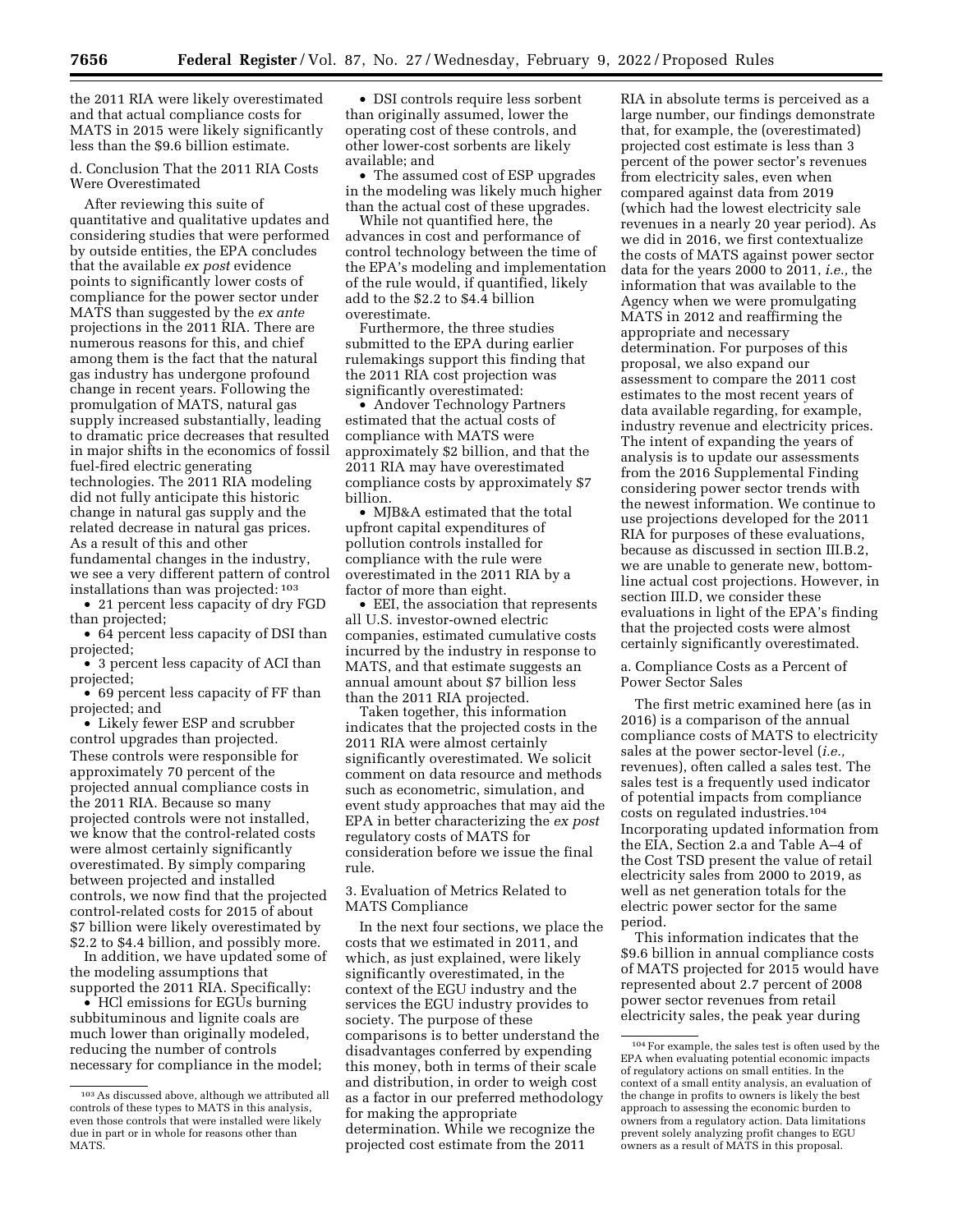the 2011 RIA were likely overestimated and that actual compliance costs for MATS in 2015 were likely significantly less than the $9.6 billion estimate.

d. Conclusion That the 2011 RIA Costs Were Overestimated

After reviewing this suite of quantitative and qualitative updates and considering studies that were performed by outside entities, the EPA concludes that the available *ex post* evidence points to significantly lower costs of compliance for the power sector under MATS than suggested by the *ex ante* projections in the 2011 RIA. There are numerous reasons for this, and chief among them is the fact that the natural gas industry has undergone profound change in recent years. Following the promulgation of MATS, natural gas supply increased substantially, leading to dramatic price decreases that resulted in major shifts in the economics of fossil fuel-fired electric generating technologies. The 2011 RIA modeling did not fully anticipate this historic change in natural gas supply and the related decrease in natural gas prices. As a result of this and other fundamental changes in the industry, we see a very different pattern of control installations than was projected:[103]

- 21 percent less capacity of dry FGD than projected;
- 64 percent less capacity of DSI than projected;
- 3 percent less capacity of ACI than projected;
- 69 percent less capacity of FF than projected; and
- Likely fewer ESP and scrubber control upgrades than projected.

These controls were responsible for approximately 70 percent of the projected annual compliance costs in the 2011 RIA. Because so many projected controls were not installed, we know that the control-related costs were almost certainly significantly overestimated. By simply comparing between projected and installed controls, we now find that the projected control-related costs for 2015 of about $7 billion were likely overestimated by $2.2 to $4.4 billion, and possibly more.

In addition, we have updated some of the modeling assumptions that supported the 2011 RIA. Specifically:

- HCl emissions for EGUs burning subbituminous and lignite coals are much lower than originally modeled, reducing the number of controls necessary for compliance in the model;
- DSI controls require less sorbent than originally assumed, lower the operating cost of these controls, and other lower-cost sorbents are likely available; and
- The assumed cost of ESP upgrades in the modeling was likely much higher than the actual cost of these upgrades.

While not quantified here, the advances in cost and performance of control technology between the time of the EPA's modeling and implementation of the rule would, if quantified, likely add to the $2.2 to $4.4 billion overestimate.

Furthermore, the three studies submitted to the EPA during earlier rulemakings support this finding that the 2011 RIA cost projection was significantly overestimated:

- Andover Technology Partners estimated that the actual costs of compliance with MATS were approximately $2 billion, and that the 2011 RIA may have overestimated compliance costs by approximately $7 billion.
- MJB&A estimated that the total upfront capital expenditures of pollution controls installed for compliance with the rule were overestimated in the 2011 RIA by a factor of more than eight.
- EEI, the association that represents all U.S. investor-owned electric companies, estimated cumulative costs incurred by the industry in response to MATS, and that estimate suggests an annual amount about $7 billion less than the 2011 RIA projected.

Taken together, this information indicates that the projected costs in the 2011 RIA were almost certainly significantly overestimated. We solicit comment on data resource and methods such as econometric, simulation, and event study approaches that may aid the EPA in better characterizing the *ex post* regulatory costs of MATS for consideration before we issue the final rule.

3. Evaluation of Metrics Related to MATS Compliance

In the next four sections, we place the costs that we estimated in 2011, and which, as just explained, were likely significantly overestimated, in the context of the EGU industry and the services the EGU industry provides to society. The purpose of these comparisons is to better understand the disadvantages conferred by expending this money, both in terms of their scale and distribution, in order to weigh cost as a factor in our preferred methodology for making the appropriate determination. While we recognize the projected cost estimate from the 2011 RIA in absolute terms is perceived as a large number, our findings demonstrate that, for example, the (overestimated) projected cost estimate is less than 3 percent of the power sector's revenues from electricity sales, even when compared against data from 2019 (which had the lowest electricity sale revenues in a nearly 20 year period). As we did in 2016, we first contextualize the costs of MATS against power sector data for the years 2000 to 2011, *i.e.,* the information that was available to the Agency when we were promulgating MATS in 2012 and reaffirming the appropriate and necessary determination. For purposes of this proposal, we also expand our assessment to compare the 2011 cost estimates to the most recent years of data available regarding, for example, industry revenue and electricity prices. The intent of expanding the years of analysis is to update our assessments from the 2016 Supplemental Finding considering power sector trends with the newest information. We continue to use projections developed for the 2011 RIA for purposes of these evaluations, because as discussed in section III.B.2, we are unable to generate new, bottom-line actual cost projections. However, in section III.D, we consider these evaluations in light of the EPA's finding that the projected costs were almost certainly significantly overestimated.

a. Compliance Costs as a Percent of Power Sector Sales

The first metric examined here (as in 2016) is a comparison of the annual compliance costs of MATS to electricity sales at the power sector-level (*i.e.,* revenues), often called a sales test. The sales test is a frequently used indicator of potential impacts from compliance costs on regulated industries.[104] Incorporating updated information from the EIA, Section 2.a and Table A–4 of the Cost TSD present the value of retail electricity sales from 2000 to 2019, as well as net generation totals for the electric power sector for the same period.

This information indicates that the $9.6 billion in annual compliance costs of MATS projected for 2015 would have represented about 2.7 percent of 2008 power sector revenues from retail electricity sales, the peak year during

[103] As discussed above, although we attributed all controls of these types to MATS in this analysis, even those controls that were installed were likely due in part or in whole for reasons other than MATS.

[104] For example, the sales test is often used by the EPA when evaluating potential economic impacts of regulatory actions on small entities. In the context of a small entity analysis, an evaluation of the change in profits to owners is likely the best approach to assessing the economic burden to owners from a regulatory action. Data limitations prevent solely analyzing profit changes to EGU owners as a result of MATS in this proposal.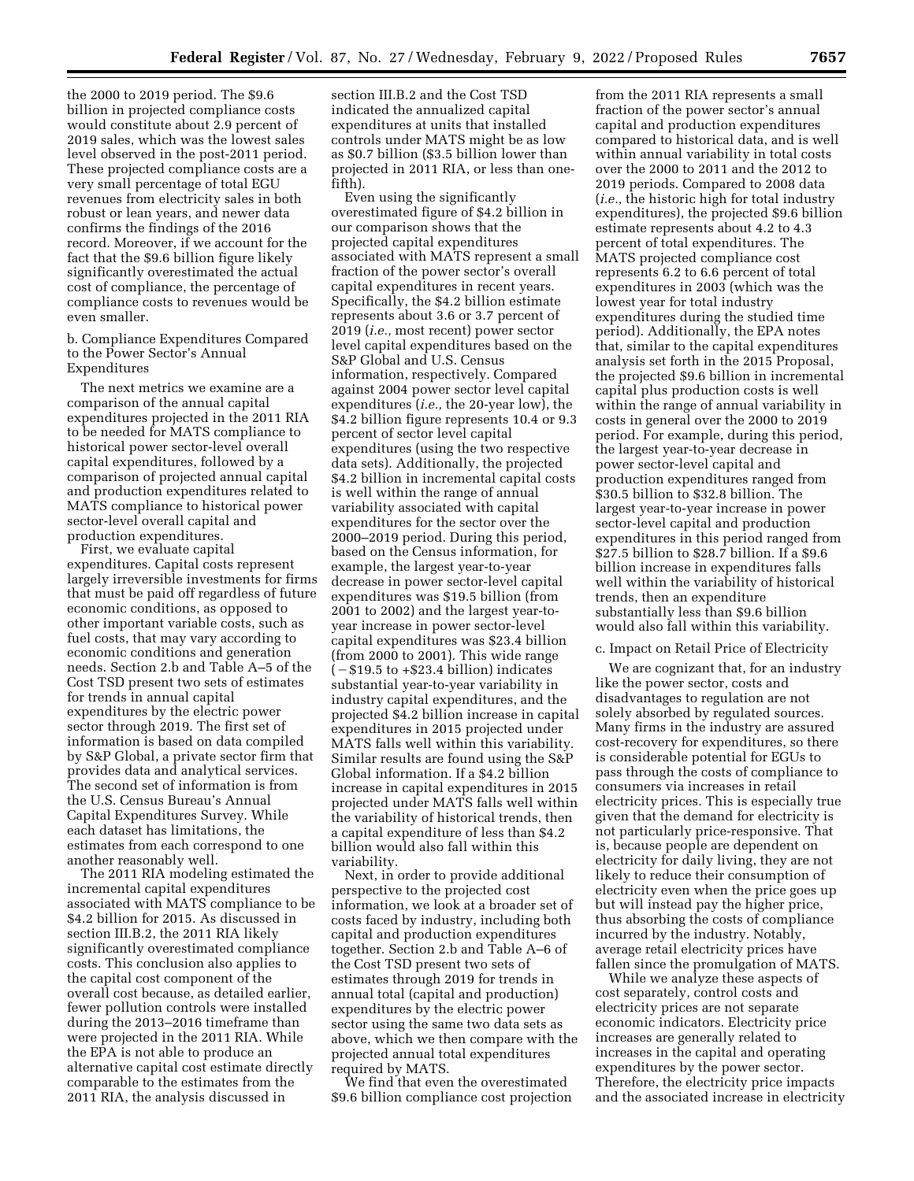the 2000 to 2019 period. The $9.6 billion in projected compliance costs would constitute about 2.9 percent of 2019 sales, which was the lowest sales level observed in the post-2011 period. These projected compliance costs are a very small percentage of total EGU revenues from electricity sales in both robust or lean years, and newer data confirms the findings of the 2016 record. Moreover, if we account for the fact that the $9.6 billion figure likely significantly overestimated the actual cost of compliance, the percentage of compliance costs to revenues would be even smaller.

b. Compliance Expenditures Compared to the Power Sector's Annual Expenditures

The next metrics we examine are a comparison of the annual capital expenditures projected in the 2011 RIA to be needed for MATS compliance to historical power sector-level overall capital expenditures, followed by a comparison of projected annual capital and production expenditures related to MATS compliance to historical power sector-level overall capital and production expenditures.

First, we evaluate capital expenditures. Capital costs represent largely irreversible investments for firms that must be paid off regardless of future economic conditions, as opposed to other important variable costs, such as fuel costs, that may vary according to economic conditions and generation needs. Section 2.b and Table A–5 of the Cost TSD present two sets of estimates for trends in annual capital expenditures by the electric power sector through 2019. The first set of information is based on data compiled by S&P Global, a private sector firm that provides data and analytical services. The second set of information is from the U.S. Census Bureau's Annual Capital Expenditures Survey. While each dataset has limitations, the estimates from each correspond to one another reasonably well.

The 2011 RIA modeling estimated the incremental capital expenditures associated with MATS compliance to be $4.2 billion for 2015. As discussed in section III.B.2, the 2011 RIA likely significantly overestimated compliance costs. This conclusion also applies to the capital cost component of the overall cost because, as detailed earlier, fewer pollution controls were installed during the 2013–2016 timeframe than were projected in the 2011 RIA. While the EPA is not able to produce an alternative capital cost estimate directly comparable to the estimates from the 2011 RIA, the analysis discussed in section III.B.2 and the Cost TSD indicated the annualized capital expenditures at units that installed controls under MATS might be as low as $0.7 billion ($3.5 billion lower than projected in 2011 RIA, or less than one-fifth).

Even using the significantly overestimated figure of $4.2 billion in our comparison shows that the projected capital expenditures associated with MATS represent a small fraction of the power sector's overall capital expenditures in recent years. Specifically, the $4.2 billion estimate represents about 3.6 or 3.7 percent of 2019 (*i.e.,* most recent) power sector level capital expenditures based on the S&P Global and U.S. Census information, respectively. Compared against 2004 power sector level capital expenditures (*i.e.,* the 20-year low), the $4.2 billion figure represents 10.4 or 9.3 percent of sector level capital expenditures (using the two respective data sets). Additionally, the projected $4.2 billion in incremental capital costs is well within the range of annual variability associated with capital expenditures for the sector over the 2000–2019 period. During this period, based on the Census information, for example, the largest year-to-year decrease in power sector-level capital expenditures was $19.5 billion (from 2001 to 2002) and the largest year-to-year increase in power sector-level capital expenditures was $23.4 billion (from 2000 to 2001). This wide range (−$19.5 to +$23.4 billion) indicates substantial year-to-year variability in industry capital expenditures, and the projected $4.2 billion increase in capital expenditures in 2015 projected under MATS falls well within this variability. Similar results are found using the S&P Global information. If a $4.2 billion increase in capital expenditures in 2015 projected under MATS falls well within the variability of historical trends, then a capital expenditure of less than $4.2 billion would also fall within this variability.

Next, in order to provide additional perspective to the projected cost information, we look at a broader set of costs faced by industry, including both capital and production expenditures together. Section 2.b and Table A–6 of the Cost TSD present two sets of estimates through 2019 for trends in annual total (capital and production) expenditures by the electric power sector using the same two data sets as above, which we then compare with the projected annual total expenditures required by MATS.

We find that even the overestimated $9.6 billion compliance cost projection from the 2011 RIA represents a small fraction of the power sector's annual capital and production expenditures compared to historical data, and is well within annual variability in total costs over the 2000 to 2011 and the 2012 to 2019 periods. Compared to 2008 data (*i.e.,* the historic high for total industry expenditures), the projected $9.6 billion estimate represents about 4.2 to 4.3 percent of total expenditures. The MATS projected compliance cost represents 6.2 to 6.6 percent of total expenditures in 2003 (which was the lowest year for total industry expenditures during the studied time period). Additionally, the EPA notes that, similar to the capital expenditures analysis set forth in the 2015 Proposal, the projected $9.6 billion in incremental capital plus production costs is well within the range of annual variability in costs in general over the 2000 to 2019 period. For example, during this period, the largest year-to-year decrease in power sector-level capital and production expenditures ranged from $30.5 billion to $32.8 billion. The largest year-to-year increase in power sector-level capital and production expenditures in this period ranged from $27.5 billion to $28.7 billion. If a $9.6 billion increase in expenditures falls well within the variability of historical trends, then an expenditure substantially less than $9.6 billion would also fall within this variability.

c. Impact on Retail Price of Electricity

We are cognizant that, for an industry like the power sector, costs and disadvantages to regulation are not solely absorbed by regulated sources. Many firms in the industry are assured cost-recovery for expenditures, so there is considerable potential for EGUs to pass through the costs of compliance to consumers via increases in retail electricity prices. This is especially true given that the demand for electricity is not particularly price-responsive. That is, because people are dependent on electricity for daily living, they are not likely to reduce their consumption of electricity even when the price goes up but will instead pay the higher price, thus absorbing the costs of compliance incurred by the industry. Notably, average retail electricity prices have fallen since the promulgation of MATS.

While we analyze these aspects of cost separately, control costs and electricity prices are not separate economic indicators. Electricity price increases are generally related to increases in the capital and operating expenditures by the power sector. Therefore, the electricity price impacts and the associated increase in electricity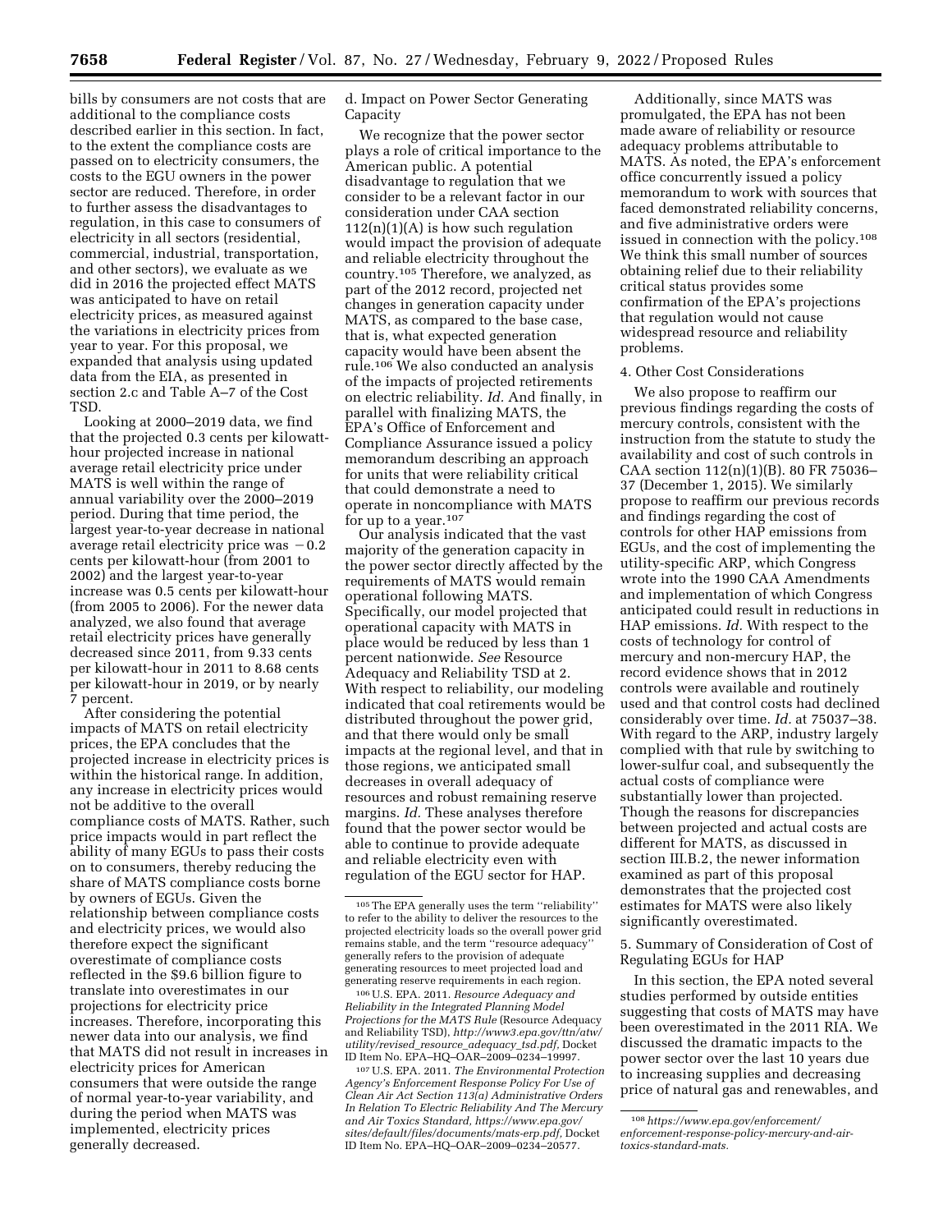bills by consumers are not costs that are additional to the compliance costs described earlier in this section. In fact, to the extent the compliance costs are passed on to electricity consumers, the costs to the EGU owners in the power sector are reduced. Therefore, in order to further assess the disadvantages to regulation, in this case to consumers of electricity in all sectors (residential, commercial, industrial, transportation, and other sectors), we evaluate as we did in 2016 the projected effect MATS was anticipated to have on retail electricity prices, as measured against the variations in electricity prices from year to year. For this proposal, we expanded that analysis using updated data from the EIA, as presented in section 2.c and Table A–7 of the Cost TSD.

Looking at 2000–2019 data, we find that the projected 0.3 cents per kilowatt-hour projected increase in national average retail electricity price under MATS is well within the range of annual variability over the 2000–2019 period. During that time period, the largest year-to-year decrease in national average retail electricity price was −0.2 cents per kilowatt-hour (from 2001 to 2002) and the largest year-to-year increase was 0.5 cents per kilowatt-hour (from 2005 to 2006). For the newer data analyzed, we also found that average retail electricity prices have generally decreased since 2011, from 9.33 cents per kilowatt-hour in 2011 to 8.68 cents per kilowatt-hour in 2019, or by nearly 7 percent.

After considering the potential impacts of MATS on retail electricity prices, the EPA concludes that the projected increase in electricity prices is within the historical range. In addition, any increase in electricity prices would not be additive to the overall compliance costs of MATS. Rather, such price impacts would in part reflect the ability of many EGUs to pass their costs on to consumers, thereby reducing the share of MATS compliance costs borne by owners of EGUs. Given the relationship between compliance costs and electricity prices, we would also therefore expect the significant overestimate of compliance costs reflected in the $9.6 billion figure to translate into overestimates in our projections for electricity price increases. Therefore, incorporating this newer data into our analysis, we find that MATS did not result in increases in electricity prices for American consumers that were outside the range of normal year-to-year variability, and during the period when MATS was implemented, electricity prices generally decreased.

d. Impact on Power Sector Generating Capacity

We recognize that the power sector plays a role of critical importance to the American public. A potential disadvantage to regulation that we consider to be a relevant factor in our consideration under CAA section 112(n)(1)(A) is how such regulation would impact the provision of adequate and reliable electricity throughout the country.[105] Therefore, we analyzed, as part of the 2012 record, projected net changes in generation capacity under MATS, as compared to the base case, that is, what expected generation capacity would have been absent the rule.[106] We also conducted an analysis of the impacts of projected retirements on electric reliability. *Id.* And finally, in parallel with finalizing MATS, the EPA's Office of Enforcement and Compliance Assurance issued a policy memorandum describing an approach for units that were reliability critical that could demonstrate a need to operate in noncompliance with MATS for up to a year.[107]

Our analysis indicated that the vast majority of the generation capacity in the power sector directly affected by the requirements of MATS would remain operational following MATS. Specifically, our model projected that operational capacity with MATS in place would be reduced by less than 1 percent nationwide. *See* Resource Adequacy and Reliability TSD at 2. With respect to reliability, our modeling indicated that coal retirements would be distributed throughout the power grid, and that there would only be small impacts at the regional level, and that in those regions, we anticipated small decreases in overall adequacy of resources and robust remaining reserve margins. *Id.* These analyses therefore found that the power sector would be able to continue to provide adequate and reliable electricity even with regulation of the EGU sector for HAP.

Additionally, since MATS was promulgated, the EPA has not been made aware of reliability or resource adequacy problems attributable to MATS. As noted, the EPA's enforcement office concurrently issued a policy memorandum to work with sources that faced demonstrated reliability concerns, and five administrative orders were issued in connection with the policy.[108] We think this small number of sources obtaining relief due to their reliability critical status provides some confirmation of the EPA's projections that regulation would not cause widespread resource and reliability problems.

4. Other Cost Considerations

We also propose to reaffirm our previous findings regarding the costs of mercury controls, consistent with the instruction from the statute to study the availability and cost of such controls in CAA section 112(n)(1)(B). 80 FR 75036–37 (December 1, 2015). We similarly propose to reaffirm our previous records and findings regarding the cost of controls for other HAP emissions from EGUs, and the cost of implementing the utility-specific ARP, which Congress wrote into the 1990 CAA Amendments and implementation of which Congress anticipated could result in reductions in HAP emissions. *Id.* With respect to the costs of technology for control of mercury and non-mercury HAP, the record evidence shows that in 2012 controls were available and routinely used and that control costs had declined considerably over time. *Id.* at 75037–38. With regard to the ARP, industry largely complied with that rule by switching to lower-sulfur coal, and subsequently the actual costs of compliance were substantially lower than projected. Though the reasons for discrepancies between projected and actual costs are different for MATS, as discussed in section III.B.2, the newer information examined as part of this proposal demonstrates that the projected cost estimates for MATS were also likely significantly overestimated.

5. Summary of Consideration of Cost of Regulating EGUs for HAP

In this section, the EPA noted several studies performed by outside entities suggesting that costs of MATS may have been overestimated in the 2011 RIA. We discussed the dramatic impacts to the power sector over the last 10 years due to increasing supplies and decreasing price of natural gas and renewables, and

---

[105] The EPA generally uses the term "reliability" to refer to the ability to deliver the resources to the projected electricity loads so the overall power grid remains stable, and the term "resource adequacy" generally refers to the provision of adequate generating resources to meet projected load and generating reserve requirements in each region.

[106] U.S. EPA. 2011. *Resource Adequacy and Reliability in the Integrated Planning Model Projections for the MATS Rule* (Resource Adequacy and Reliability TSD), *http://www3.epa.gov/ttn/atw/utility/revised_resource_adequacy_tsd.pdf*, Docket ID Item No. EPA–HQ–OAR–2009–0234–19997.

[107] U.S. EPA. 2011. *The Environmental Protection Agency's Enforcement Response Policy For Use of Clean Air Act Section 113(a) Administrative Orders In Relation To Electric Reliability And The Mercury and Air Toxics Standard, https://www.epa.gov/sites/default/files/documents/mats-erp.pdf*, Docket ID Item No. EPA–HQ–OAR–2009–0234–20577.

[108] *https://www.epa.gov/enforcement/enforcement-response-policy-mercury-and-air-toxics-standard-mats.*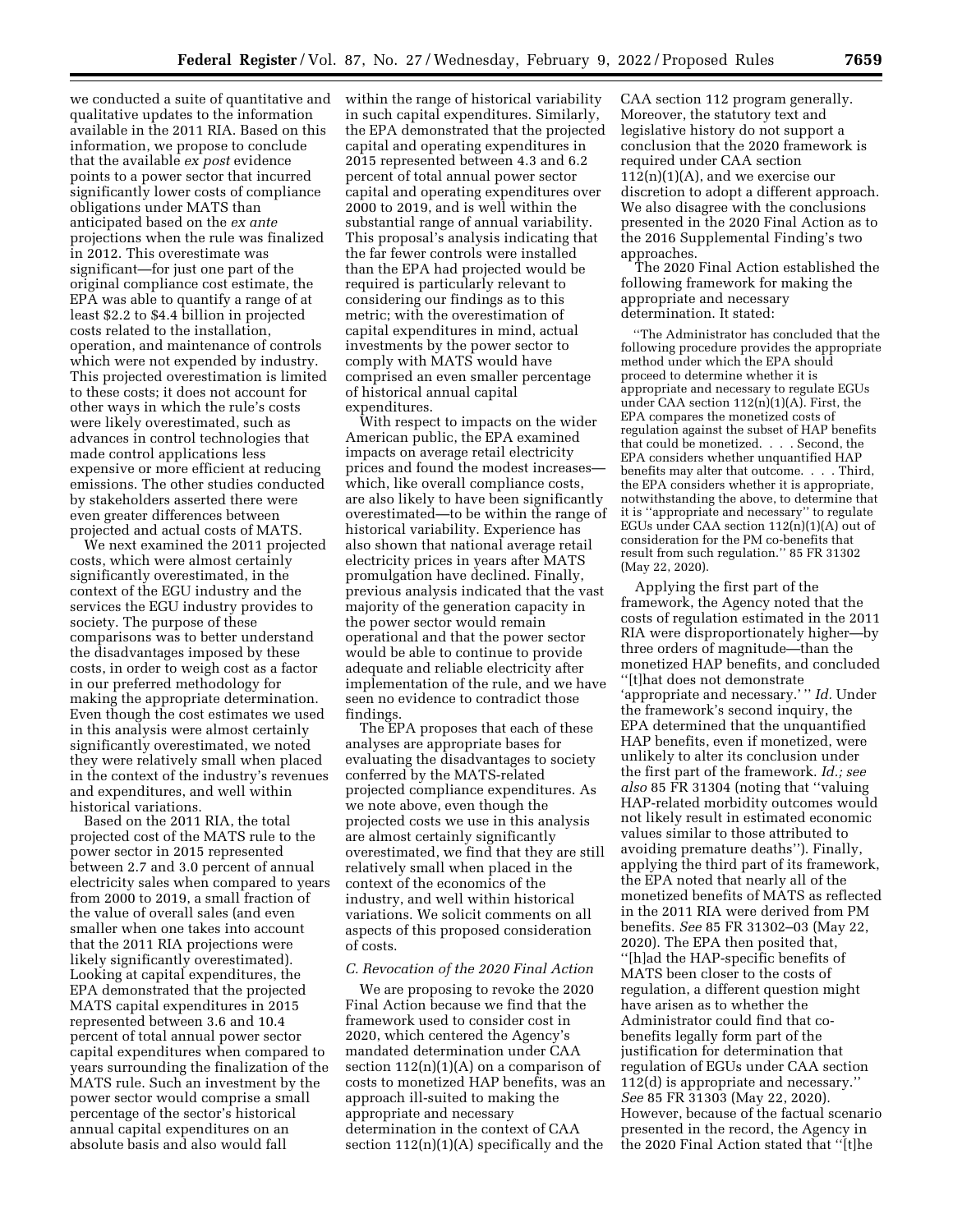we conducted a suite of quantitative and qualitative updates to the information available in the 2011 RIA. Based on this information, we propose to conclude that the available *ex post* evidence points to a power sector that incurred significantly lower costs of compliance obligations under MATS than anticipated based on the *ex ante* projections when the rule was finalized in 2012. This overestimate was significant—for just one part of the original compliance cost estimate, the EPA was able to quantify a range of at least $2.2 to $4.4 billion in projected costs related to the installation, operation, and maintenance of controls which were not expended by industry. This projected overestimation is limited to these costs; it does not account for other ways in which the rule's costs were likely overestimated, such as advances in control technologies that made control applications less expensive or more efficient at reducing emissions. The other studies conducted by stakeholders asserted there were even greater differences between projected and actual costs of MATS.

We next examined the 2011 projected costs, which were almost certainly significantly overestimated, in the context of the EGU industry and the services the EGU industry provides to society. The purpose of these comparisons was to better understand the disadvantages imposed by these costs, in order to weigh cost as a factor in our preferred methodology for making the appropriate determination. Even though the cost estimates we used in this analysis were almost certainly significantly overestimated, we noted they were relatively small when placed in the context of the industry's revenues and expenditures, and well within historical variations.

Based on the 2011 RIA, the total projected cost of the MATS rule to the power sector in 2015 represented between 2.7 and 3.0 percent of annual electricity sales when compared to years from 2000 to 2019, a small fraction of the value of overall sales (and even smaller when one takes into account that the 2011 RIA projections were likely significantly overestimated). Looking at capital expenditures, the EPA demonstrated that the projected MATS capital expenditures in 2015 represented between 3.6 and 10.4 percent of total annual power sector capital expenditures when compared to years surrounding the finalization of the MATS rule. Such an investment by the power sector would comprise a small percentage of the sector's historical annual capital expenditures on an absolute basis and also would fall within the range of historical variability in such capital expenditures. Similarly, the EPA demonstrated that the projected capital and operating expenditures in 2015 represented between 4.3 and 6.2 percent of total annual power sector capital and operating expenditures over 2000 to 2019, and is well within the substantial range of annual variability. This proposal's analysis indicating that the far fewer controls were installed than the EPA had projected would be required is particularly relevant to considering our findings as to this metric; with the overestimation of capital expenditures in mind, actual investments by the power sector to comply with MATS would have comprised an even smaller percentage of historical annual capital expenditures.

With respect to impacts on the wider American public, the EPA examined impacts on average retail electricity prices and found the modest increases—which, like overall compliance costs, are also likely to have been significantly overestimated—to be within the range of historical variability. Experience has also shown that national average retail electricity prices in years after MATS promulgation have declined. Finally, previous analysis indicated that the vast majority of the generation capacity in the power sector would remain operational and that the power sector would be able to continue to provide adequate and reliable electricity after implementation of the rule, and we have seen no evidence to contradict those findings.

The EPA proposes that each of these analyses are appropriate bases for evaluating the disadvantages to society conferred by the MATS-related projected compliance expenditures. As we note above, even though the projected costs we use in this analysis are almost certainly significantly overestimated, we find that they are still relatively small when placed in the context of the economics of the industry, and well within historical variations. We solicit comments on all aspects of this proposed consideration of costs.

### *C. Revocation of the 2020 Final Action*

We are proposing to revoke the 2020 Final Action because we find that the framework used to consider cost in 2020, which centered the Agency's mandated determination under CAA section 112(n)(1)(A) on a comparison of costs to monetized HAP benefits, was an approach ill-suited to making the appropriate and necessary determination in the context of CAA section 112(n)(1)(A) specifically and the CAA section 112 program generally. Moreover, the statutory text and legislative history do not support a conclusion that the 2020 framework is required under CAA section 112(n)(1)(A), and we exercise our discretion to adopt a different approach. We also disagree with the conclusions presented in the 2020 Final Action as to the 2016 Supplemental Finding's two approaches.

The 2020 Final Action established the following framework for making the appropriate and necessary determination. It stated:

> ''The Administrator has concluded that the following procedure provides the appropriate method under which the EPA should proceed to determine whether it is appropriate and necessary to regulate EGUs under CAA section 112(n)(1)(A). First, the EPA compares the monetized costs of regulation against the subset of HAP benefits that could be monetized. . . . Second, the EPA considers whether unquantified HAP benefits may alter that outcome. . . . Third, the EPA considers whether it is appropriate, notwithstanding the above, to determine that it is ''appropriate and necessary'' to regulate EGUs under CAA section 112(n)(1)(A) out of consideration for the PM co-benefits that result from such regulation.'' 85 FR 31302 (May 22, 2020).

Applying the first part of the framework, the Agency noted that the costs of regulation estimated in the 2011 RIA were disproportionately higher—by three orders of magnitude—than the monetized HAP benefits, and concluded ''[t]hat does not demonstrate 'appropriate and necessary.' '' *Id.* Under the framework's second inquiry, the EPA determined that the unquantified HAP benefits, even if monetized, were unlikely to alter its conclusion under the first part of the framework. *Id.; see also* 85 FR 31304 (noting that ''valuing HAP-related morbidity outcomes would not likely result in estimated economic values similar to those attributed to avoiding premature deaths''). Finally, applying the third part of its framework, the EPA noted that nearly all of the monetized benefits of MATS as reflected in the 2011 RIA were derived from PM benefits. *See* 85 FR 31302–03 (May 22, 2020). The EPA then posited that, ''[h]ad the HAP-specific benefits of MATS been closer to the costs of regulation, a different question might have arisen as to whether the Administrator could find that co-benefits legally form part of the justification for determination that regulation of EGUs under CAA section 112(d) is appropriate and necessary.'' *See* 85 FR 31303 (May 22, 2020). However, because of the factual scenario presented in the record, the Agency in the 2020 Final Action stated that ''[t]he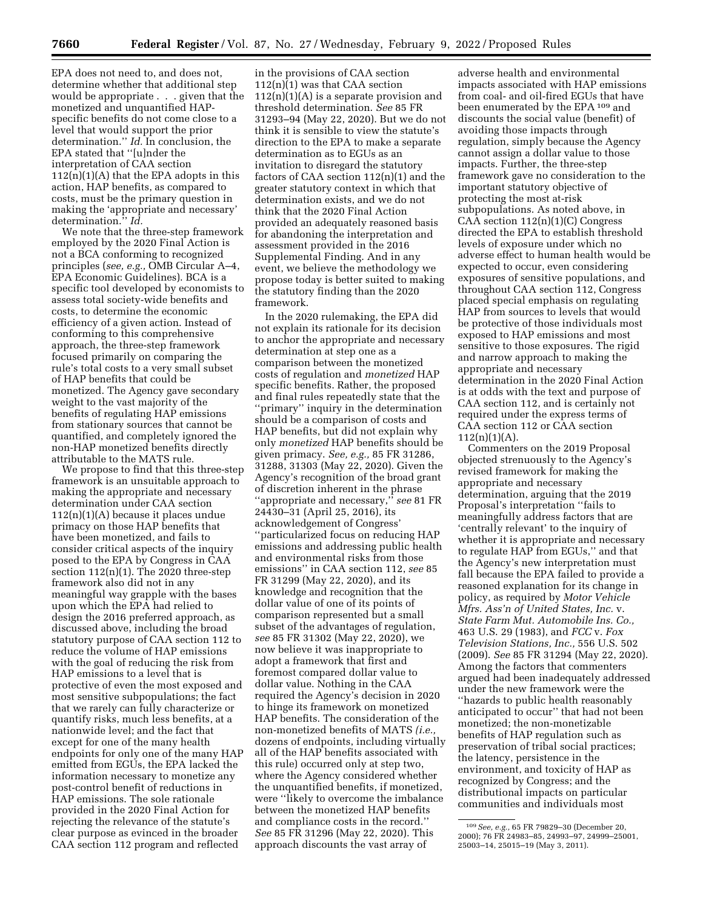EPA does not need to, and does not, determine whether that additional step would be appropriate . . . given that the monetized and unquantified HAP-specific benefits do not come close to a level that would support the prior determination.'' *Id.* In conclusion, the EPA stated that ''[u]nder the interpretation of CAA section 112(n)(1)(A) that the EPA adopts in this action, HAP benefits, as compared to costs, must be the primary question in making the 'appropriate and necessary' determination.'' *Id.*

We note that the three-step framework employed by the 2020 Final Action is not a BCA conforming to recognized principles (*see, e.g.,* OMB Circular A–4, EPA Economic Guidelines). BCA is a specific tool developed by economists to assess total society-wide benefits and costs, to determine the economic efficiency of a given action. Instead of conforming to this comprehensive approach, the three-step framework focused primarily on comparing the rule's total costs to a very small subset of HAP benefits that could be monetized. The Agency gave secondary weight to the vast majority of the benefits of regulating HAP emissions from stationary sources that cannot be quantified, and completely ignored the non-HAP monetized benefits directly attributable to the MATS rule.

We propose to find that this three-step framework is an unsuitable approach to making the appropriate and necessary determination under CAA section 112(n)(1)(A) because it places undue primacy on those HAP benefits that have been monetized, and fails to consider critical aspects of the inquiry posed to the EPA by Congress in CAA section 112(n)(1). The 2020 three-step framework also did not in any meaningful way grapple with the bases upon which the EPA had relied to design the 2016 preferred approach, as discussed above, including the broad statutory purpose of CAA section 112 to reduce the volume of HAP emissions with the goal of reducing the risk from HAP emissions to a level that is protective of even the most exposed and most sensitive subpopulations; the fact that we rarely can fully characterize or quantify risks, much less benefits, at a nationwide level; and the fact that except for one of the many health endpoints for only one of the many HAP emitted from EGUs, the EPA lacked the information necessary to monetize any post-control benefit of reductions in HAP emissions. The sole rationale provided in the 2020 Final Action for rejecting the relevance of the statute's clear purpose as evinced in the broader CAA section 112 program and reflected in the provisions of CAA section 112(n)(1) was that CAA section 112(n)(1)(A) is a separate provision and threshold determination. *See* 85 FR 31293–94 (May 22, 2020). But we do not think it is sensible to view the statute's direction to the EPA to make a separate determination as to EGUs as an invitation to disregard the statutory factors of CAA section 112(n)(1) and the greater statutory context in which that determination exists, and we do not think that the 2020 Final Action provided an adequately reasoned basis for abandoning the interpretation and assessment provided in the 2016 Supplemental Finding. And in any event, we believe the methodology we propose today is better suited to making the statutory finding than the 2020 framework.

In the 2020 rulemaking, the EPA did not explain its rationale for its decision to anchor the appropriate and necessary determination at step one as a comparison between the monetized costs of regulation and *monetized* HAP specific benefits. Rather, the proposed and final rules repeatedly state that the ''primary'' inquiry in the determination should be a comparison of costs and HAP benefits, but did not explain why only *monetized* HAP benefits should be given primacy. *See, e.g.,* 85 FR 31286, 31288, 31303 (May 22, 2020). Given the Agency's recognition of the broad grant of discretion inherent in the phrase ''appropriate and necessary,'' *see* 81 FR 24430–31 (April 25, 2016), its acknowledgement of Congress' ''particularized focus on reducing HAP emissions and addressing public health and environmental risks from those emissions'' in CAA section 112, *see* 85 FR 31299 (May 22, 2020), and its knowledge and recognition that the dollar value of one of its points of comparison represented but a small subset of the advantages of regulation, *see* 85 FR 31302 (May 22, 2020), we now believe it was inappropriate to adopt a framework that first and foremost compared dollar value to dollar value. Nothing in the CAA required the Agency's decision in 2020 to hinge its framework on monetized HAP benefits. The consideration of the non-monetized benefits of MATS (*i.e.,* dozens of endpoints, including virtually all of the HAP benefits associated with this rule) occurred only at step two, where the Agency considered whether the unquantified benefits, if monetized, were ''likely to overcome the imbalance between the monetized HAP benefits and compliance costs in the record.'' *See* 85 FR 31296 (May 22, 2020). This approach discounts the vast array of adverse health and environmental impacts associated with HAP emissions from coal- and oil-fired EGUs that have been enumerated by the EPA [109] and discounts the social value (benefit) of avoiding those impacts through regulation, simply because the Agency cannot assign a dollar value to those impacts. Further, the three-step framework gave no consideration to the important statutory objective of protecting the most at-risk subpopulations. As noted above, in CAA section 112(n)(1)(C) Congress directed the EPA to establish threshold levels of exposure under which no adverse effect to human health would be expected to occur, even considering exposures of sensitive populations, and throughout CAA section 112, Congress placed special emphasis on regulating HAP from sources to levels that would be protective of those individuals most exposed to HAP emissions and most sensitive to those exposures. The rigid and narrow approach to making the appropriate and necessary determination in the 2020 Final Action is at odds with the text and purpose of CAA section 112, and is certainly not required under the express terms of CAA section 112 or CAA section 112(n)(1)(A).

Commenters on the 2019 Proposal objected strenuously to the Agency's revised framework for making the appropriate and necessary determination, arguing that the 2019 Proposal's interpretation ''fails to meaningfully address factors that are 'centrally relevant' to the inquiry of whether it is appropriate and necessary to regulate HAP from EGUs,'' and that the Agency's new interpretation must fall because the EPA failed to provide a reasoned explanation for its change in policy, as required by *Motor Vehicle Mfrs. Ass'n of United States, Inc.* v. *State Farm Mut. Automobile Ins. Co.,* 463 U.S. 29 (1983), and *FCC* v. *Fox Television Stations, Inc.,* 556 U.S. 502 (2009). *See* 85 FR 31294 (May 22, 2020). Among the factors that commenters argued had been inadequately addressed under the new framework were the ''hazards to public health reasonably anticipated to occur'' that had not been monetized; the non-monetizable benefits of HAP regulation such as preservation of tribal social practices; the latency, persistence in the environment, and toxicity of HAP as recognized by Congress; and the distributional impacts on particular communities and individuals most

[109] *See, e.g.,* 65 FR 79829–30 (December 20, 2000); 76 FR 24983–85, 24993–97, 24999–25001, 25003–14, 25015–19 (May 3, 2011).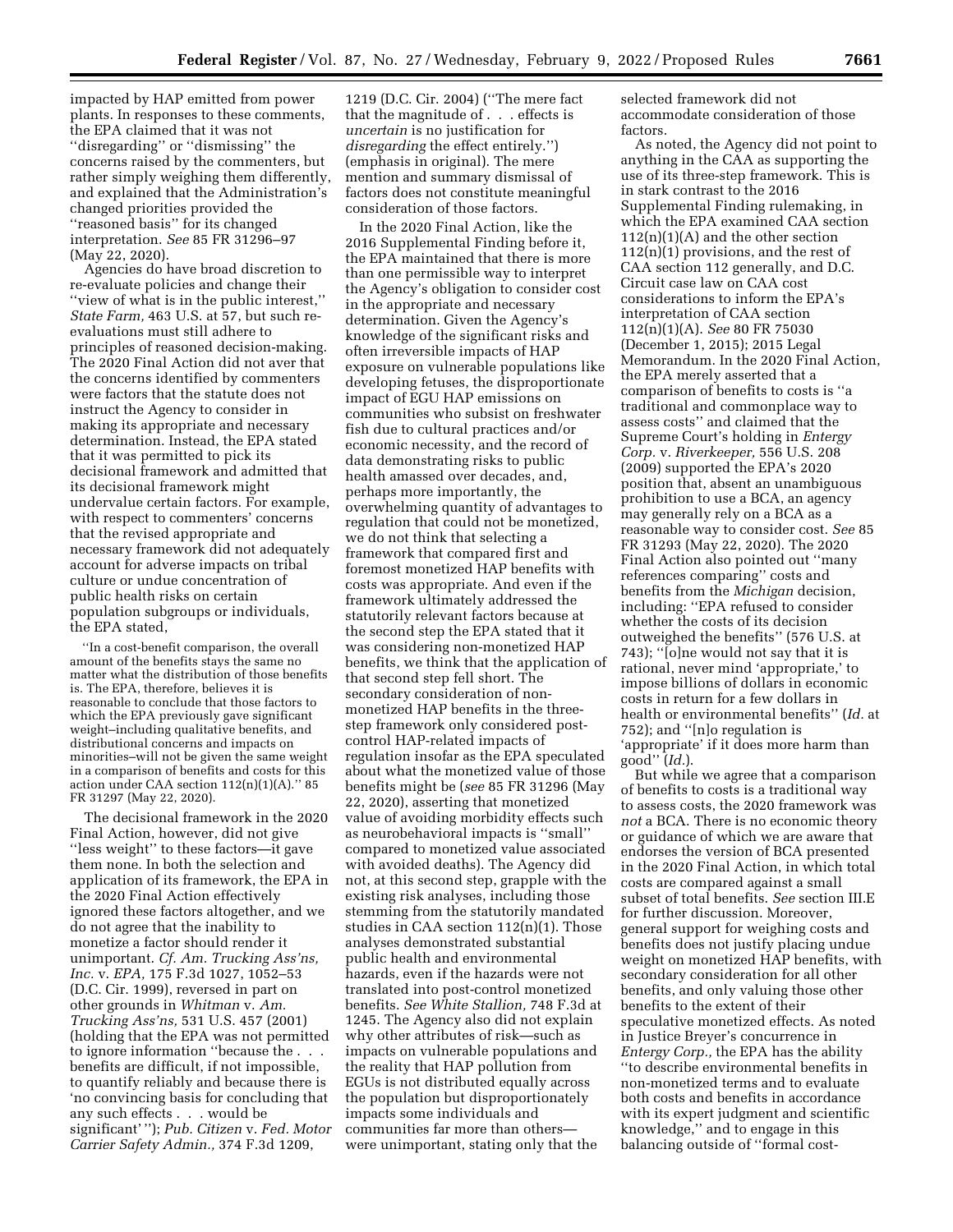impacted by HAP emitted from power plants. In responses to these comments, the EPA claimed that it was not ''disregarding'' or ''dismissing'' the concerns raised by the commenters, but rather simply weighing them differently, and explained that the Administration's changed priorities provided the ''reasoned basis'' for its changed interpretation. *See* 85 FR 31296–97 (May 22, 2020).

Agencies do have broad discretion to re-evaluate policies and change their ''view of what is in the public interest,'' *State Farm,* 463 U.S. at 57, but such re-evaluations must still adhere to principles of reasoned decision-making. The 2020 Final Action did not aver that the concerns identified by commenters were factors that the statute does not instruct the Agency to consider in making its appropriate and necessary determination. Instead, the EPA stated that it was permitted to pick its decisional framework and admitted that its decisional framework might undervalue certain factors. For example, with respect to commenters' concerns that the revised appropriate and necessary framework did not adequately account for adverse impacts on tribal culture or undue concentration of public health risks on certain population subgroups or individuals, the EPA stated,

> ''In a cost-benefit comparison, the overall amount of the benefits stays the same no matter what the distribution of those benefits is. The EPA, therefore, believes it is reasonable to conclude that those factors to which the EPA previously gave significant weight–including qualitative benefits, and distributional concerns and impacts on minorities–will not be given the same weight in a comparison of benefits and costs for this action under CAA section 112(n)(1)(A).'' 85 FR 31297 (May 22, 2020).

The decisional framework in the 2020 Final Action, however, did not give ''less weight'' to these factors—it gave them none. In both the selection and application of its framework, the EPA in the 2020 Final Action effectively ignored these factors altogether, and we do not agree that the inability to monetize a factor should render it unimportant. *Cf. Am. Trucking Ass'ns, Inc.* v. *EPA,* 175 F.3d 1027, 1052–53 (D.C. Cir. 1999), reversed in part on other grounds in *Whitman* v. *Am. Trucking Ass'ns,* 531 U.S. 457 (2001) (holding that the EPA was not permitted to ignore information ''because the . . . benefits are difficult, if not impossible, to quantify reliably and because there is 'no convincing basis for concluding that any such effects . . . would be significant' ''); *Pub. Citizen* v. *Fed. Motor Carrier Safety Admin.,* 374 F.3d 1209, 1219 (D.C. Cir. 2004) (''The mere fact that the magnitude of . . . effects is *uncertain* is no justification for *disregarding* the effect entirely.'') (emphasis in original). The mere mention and summary dismissal of factors does not constitute meaningful consideration of those factors.

In the 2020 Final Action, like the 2016 Supplemental Finding before it, the EPA maintained that there is more than one permissible way to interpret the Agency's obligation to consider cost in the appropriate and necessary determination. Given the Agency's knowledge of the significant risks and often irreversible impacts of HAP exposure on vulnerable populations like developing fetuses, the disproportionate impact of EGU HAP emissions on communities who subsist on freshwater fish due to cultural practices and/or economic necessity, and the record of data demonstrating risks to public health amassed over decades, and, perhaps more importantly, the overwhelming quantity of advantages to regulation that could not be monetized, we do not think that selecting a framework that compared first and foremost monetized HAP benefits with costs was appropriate. And even if the framework ultimately addressed the statutorily relevant factors because at the second step the EPA stated that it was considering non-monetized HAP benefits, we think that the application of that second step fell short. The secondary consideration of non-monetized HAP benefits in the three-step framework only considered post-control HAP-related impacts of regulation insofar as the EPA speculated about what the monetized value of those benefits might be (*see* 85 FR 31296 (May 22, 2020), asserting that monetized value of avoiding morbidity effects such as neurobehavioral impacts is ''small'' compared to monetized value associated with avoided deaths). The Agency did not, at this second step, grapple with the existing risk analyses, including those stemming from the statutorily mandated studies in CAA section 112(n)(1). Those analyses demonstrated substantial public health and environmental hazards, even if the hazards were not translated into post-control monetized benefits. *See White Stallion,* 748 F.3d at 1245. The Agency also did not explain why other attributes of risk—such as impacts on vulnerable populations and the reality that HAP pollution from EGUs is not distributed equally across the population but disproportionately impacts some individuals and communities far more than others—were unimportant, stating only that the selected framework did not accommodate consideration of those factors.

As noted, the Agency did not point to anything in the CAA as supporting the use of its three-step framework. This is in stark contrast to the 2016 Supplemental Finding rulemaking, in which the EPA examined CAA section 112(n)(1)(A) and the other section 112(n)(1) provisions, and the rest of CAA section 112 generally, and D.C. Circuit case law on CAA cost considerations to inform the EPA's interpretation of CAA section 112(n)(1)(A). *See* 80 FR 75030 (December 1, 2015); 2015 Legal Memorandum. In the 2020 Final Action, the EPA merely asserted that a comparison of benefits to costs is ''a traditional and commonplace way to assess costs'' and claimed that the Supreme Court's holding in *Entergy Corp.* v. *Riverkeeper,* 556 U.S. 208 (2009) supported the EPA's 2020 position that, absent an unambiguous prohibition to use a BCA, an agency may generally rely on a BCA as a reasonable way to consider cost. *See* 85 FR 31293 (May 22, 2020). The 2020 Final Action also pointed out ''many references comparing'' costs and benefits from the *Michigan* decision, including: ''EPA refused to consider whether the costs of its decision outweighed the benefits'' (576 U.S. at 743); ''[o]ne would not say that it is rational, never mind 'appropriate,' to impose billions of dollars in economic costs in return for a few dollars in health or environmental benefits'' (*Id.* at 752); and ''[n]o regulation is 'appropriate' if it does more harm than good'' (*Id.*).

But while we agree that a comparison of benefits to costs is a traditional way to assess costs, the 2020 framework was *not* a BCA. There is no economic theory or guidance of which we are aware that endorses the version of BCA presented in the 2020 Final Action, in which total costs are compared against a small subset of total benefits. *See* section III.E for further discussion. Moreover, general support for weighing costs and benefits does not justify placing undue weight on monetized HAP benefits, with secondary consideration for all other benefits, and only valuing those other benefits to the extent of their speculative monetized effects. As noted in Justice Breyer's concurrence in *Entergy Corp.,* the EPA has the ability ''to describe environmental benefits in non-monetized terms and to evaluate both costs and benefits in accordance with its expert judgment and scientific knowledge,'' and to engage in this balancing outside of ''formal cost-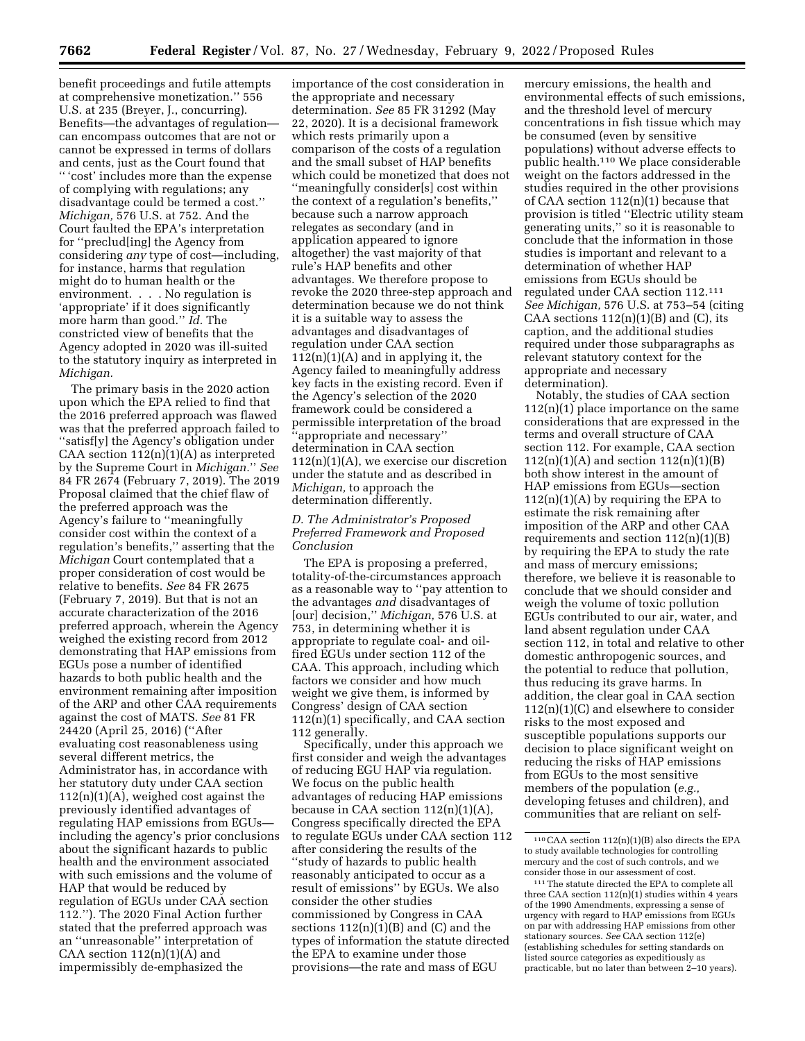benefit proceedings and futile attempts at comprehensive monetization.'' 556 U.S. at 235 (Breyer, J., concurring). Benefits—the advantages of regulation—can encompass outcomes that are not or cannot be expressed in terms of dollars and cents, just as the Court found that '' 'cost' includes more than the expense of complying with regulations; any disadvantage could be termed a cost.'' *Michigan,* 576 U.S. at 752. And the Court faulted the EPA's interpretation for ''preclud[ing] the Agency from considering *any* type of cost—including, for instance, harms that regulation might do to human health or the environment. . . . No regulation is 'appropriate' if it does significantly more harm than good.'' *Id.* The constricted view of benefits that the Agency adopted in 2020 was ill-suited to the statutory inquiry as interpreted in *Michigan.*

The primary basis in the 2020 action upon which the EPA relied to find that the 2016 preferred approach was flawed was that the preferred approach failed to ''satisf[y] the Agency's obligation under CAA section 112(n)(1)(A) as interpreted by the Supreme Court in *Michigan.*'' *See* 84 FR 2674 (February 7, 2019). The 2019 Proposal claimed that the chief flaw of the preferred approach was the Agency's failure to ''meaningfully consider cost within the context of a regulation's benefits,'' asserting that the *Michigan* Court contemplated that a proper consideration of cost would be relative to benefits. *See* 84 FR 2675 (February 7, 2019). But that is not an accurate characterization of the 2016 preferred approach, wherein the Agency weighed the existing record from 2012 demonstrating that HAP emissions from EGUs pose a number of identified hazards to both public health and the environment remaining after imposition of the ARP and other CAA requirements against the cost of MATS. *See* 81 FR 24420 (April 25, 2016) (''After evaluating cost reasonableness using several different metrics, the Administrator has, in accordance with her statutory duty under CAA section 112(n)(1)(A), weighed cost against the previously identified advantages of regulating HAP emissions from EGUs—including the agency's prior conclusions about the significant hazards to public health and the environment associated with such emissions and the volume of HAP that would be reduced by regulation of EGUs under CAA section 112.''). The 2020 Final Action further stated that the preferred approach was an ''unreasonable'' interpretation of CAA section 112(n)(1)(A) and impermissibly de-emphasized the importance of the cost consideration in the appropriate and necessary determination. *See* 85 FR 31292 (May 22, 2020). It is a decisional framework which rests primarily upon a comparison of the costs of a regulation and the small subset of HAP benefits which could be monetized that does not ''meaningfully consider[s] cost within the context of a regulation's benefits,'' because such a narrow approach relegates as secondary (and in application appeared to ignore altogether) the vast majority of that rule's HAP benefits and other advantages. We therefore propose to revoke the 2020 three-step approach and determination because we do not think it is a suitable way to assess the advantages and disadvantages of regulation under CAA section 112(n)(1)(A) and in applying it, the Agency failed to meaningfully address key facts in the existing record. Even if the Agency's selection of the 2020 framework could be considered a permissible interpretation of the broad ''appropriate and necessary'' determination in CAA section 112(n)(1)(A), we exercise our discretion under the statute and as described in *Michigan,* to approach the determination differently.

### *D. The Administrator's Proposed Preferred Framework and Proposed Conclusion*

The EPA is proposing a preferred, totality-of-the-circumstances approach as a reasonable way to ''pay attention to the advantages *and* disadvantages of [our] decision,'' *Michigan,* 576 U.S. at 753, in determining whether it is appropriate to regulate coal- and oil-fired EGUs under section 112 of the CAA. This approach, including which factors we consider and how much weight we give them, is informed by Congress' design of CAA section 112(n)(1) specifically, and CAA section 112 generally.

Specifically, under this approach we first consider and weigh the advantages of reducing EGU HAP via regulation. We focus on the public health advantages of reducing HAP emissions because in CAA section 112(n)(1)(A), Congress specifically directed the EPA to regulate EGUs under CAA section 112 after considering the results of the ''study of hazards to public health reasonably anticipated to occur as a result of emissions'' by EGUs. We also consider the other studies commissioned by Congress in CAA sections 112(n)(1)(B) and (C) and the types of information the statute directed the EPA to examine under those provisions—the rate and mass of EGU mercury emissions, the health and environmental effects of such emissions, and the threshold level of mercury concentrations in fish tissue which may be consumed (even by sensitive populations) without adverse effects to public health.[110] We place considerable weight on the factors addressed in the studies required in the other provisions of CAA section 112(n)(1) because that provision is titled ''Electric utility steam generating units,'' so it is reasonable to conclude that the information in those studies is important and relevant to a determination of whether HAP emissions from EGUs should be regulated under CAA section 112.[111] *See Michigan,* 576 U.S. at 753–54 (citing CAA sections 112(n)(1)(B) and (C), its caption, and the additional studies required under those subparagraphs as relevant statutory context for the appropriate and necessary determination).

Notably, the studies of CAA section 112(n)(1) place importance on the same considerations that are expressed in the terms and overall structure of CAA section 112. For example, CAA section 112(n)(1)(A) and section 112(n)(1)(B) both show interest in the amount of HAP emissions from EGUs—section 112(n)(1)(A) by requiring the EPA to estimate the risk remaining after imposition of the ARP and other CAA requirements and section 112(n)(1)(B) by requiring the EPA to study the rate and mass of mercury emissions; therefore, we believe it is reasonable to conclude that we should consider and weigh the volume of toxic pollution EGUs contributed to our air, water, and land absent regulation under CAA section 112, in total and relative to other domestic anthropogenic sources, and the potential to reduce that pollution, thus reducing its grave harms. In addition, the clear goal in CAA section 112(n)(1)(C) and elsewhere to consider risks to the most exposed and susceptible populations supports our decision to place significant weight on reducing the risks of HAP emissions from EGUs to the most sensitive members of the population (*e.g.,* developing fetuses and children), and communities that are reliant on self-

[110] CAA section 112(n)(1)(B) also directs the EPA to study available technologies for controlling mercury and the cost of such controls, and we consider those in our assessment of cost.

[111] The statute directed the EPA to complete all three CAA section 112(n)(1) studies within 4 years of the 1990 Amendments, expressing a sense of urgency with regard to HAP emissions from EGUs on par with addressing HAP emissions from other stationary sources. *See* CAA section 112(e) (establishing schedules for setting standards on listed source categories as expeditiously as practicable, but no later than between 2–10 years).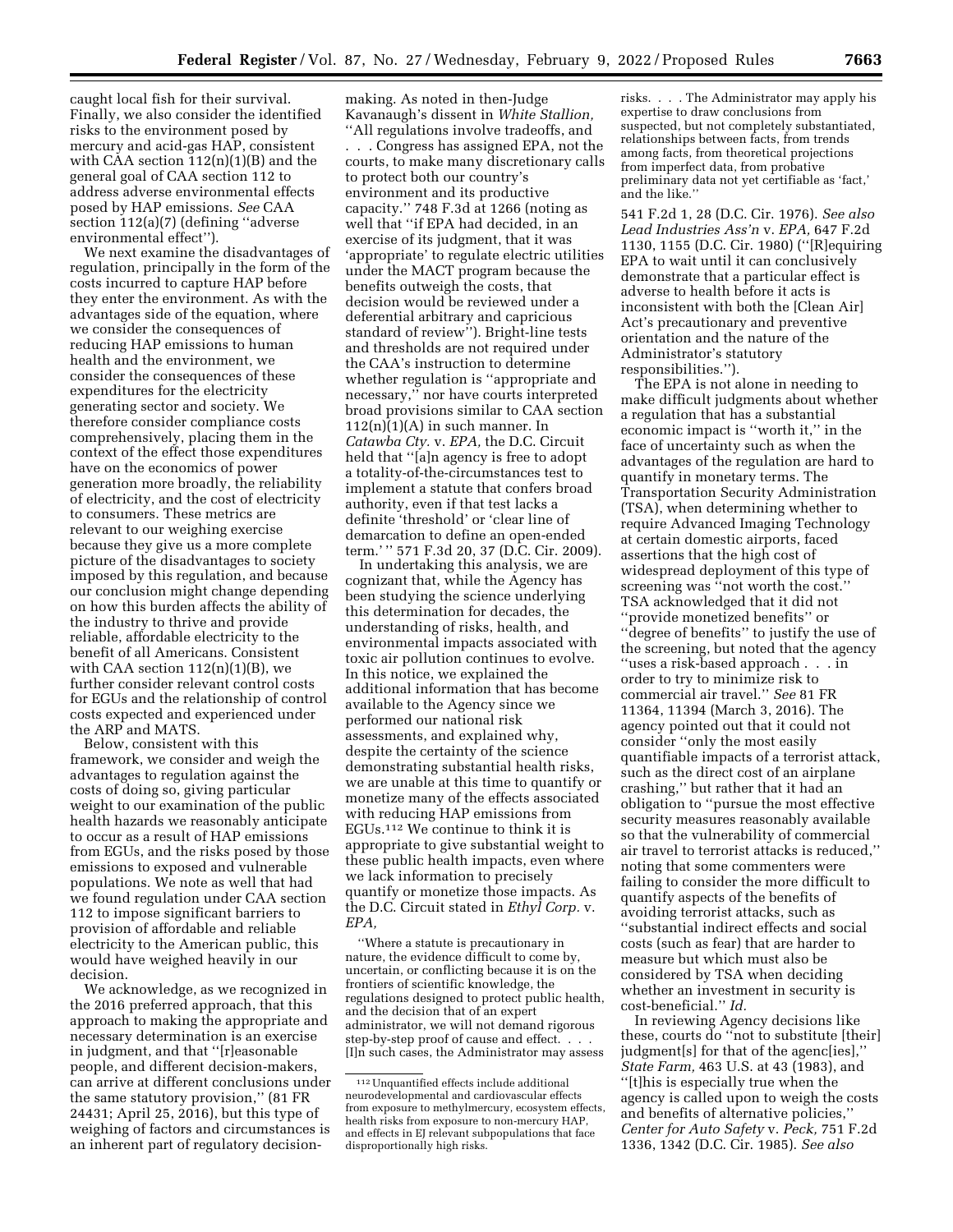caught local fish for their survival. Finally, we also consider the identified risks to the environment posed by mercury and acid-gas HAP, consistent with CAA section 112(n)(1)(B) and the general goal of CAA section 112 to address adverse environmental effects posed by HAP emissions. *See* CAA section 112(a)(7) (defining ''adverse environmental effect'').

We next examine the disadvantages of regulation, principally in the form of the costs incurred to capture HAP before they enter the environment. As with the advantages side of the equation, where we consider the consequences of reducing HAP emissions to human health and the environment, we consider the consequences of these expenditures for the electricity generating sector and society. We therefore consider compliance costs comprehensively, placing them in the context of the effect those expenditures have on the economics of power generation more broadly, the reliability of electricity, and the cost of electricity to consumers. These metrics are relevant to our weighing exercise because they give us a more complete picture of the disadvantages to society imposed by this regulation, and because our conclusion might change depending on how this burden affects the ability of the industry to thrive and provide reliable, affordable electricity to the benefit of all Americans. Consistent with CAA section 112(n)(1)(B), we further consider relevant control costs for EGUs and the relationship of control costs expected and experienced under the ARP and MATS.

Below, consistent with this framework, we consider and weigh the advantages to regulation against the costs of doing so, giving particular weight to our examination of the public health hazards we reasonably anticipate to occur as a result of HAP emissions from EGUs, and the risks posed by those emissions to exposed and vulnerable populations. We note as well that had we found regulation under CAA section 112 to impose significant barriers to provision of affordable and reliable electricity to the American public, this would have weighed heavily in our decision.

We acknowledge, as we recognized in the 2016 preferred approach, that this approach to making the appropriate and necessary determination is an exercise in judgment, and that ''[r]easonable people, and different decision-makers, can arrive at different conclusions under the same statutory provision,'' (81 FR 24431; April 25, 2016), but this type of weighing of factors and circumstances is an inherent part of regulatory decision-making. As noted in then-Judge Kavanaugh's dissent in *White Stallion,* ''All regulations involve tradeoffs, and . . . Congress has assigned EPA, not the courts, to make many discretionary calls to protect both our country's environment and its productive capacity.'' 748 F.3d at 1266 (noting as well that ''if EPA had decided, in an exercise of its judgment, that it was 'appropriate' to regulate electric utilities under the MACT program because the benefits outweigh the costs, that decision would be reviewed under a deferential arbitrary and capricious standard of review''). Bright-line tests and thresholds are not required under the CAA's instruction to determine whether regulation is ''appropriate and necessary,'' nor have courts interpreted broad provisions similar to CAA section 112(n)(1)(A) in such manner. In *Catawba Cty.* v. *EPA,* the D.C. Circuit held that ''[a]n agency is free to adopt a totality-of-the-circumstances test to implement a statute that confers broad authority, even if that test lacks a definite 'threshold' or 'clear line of demarcation to define an open-ended term.' '' 571 F.3d 20, 37 (D.C. Cir. 2009).

In undertaking this analysis, we are cognizant that, while the Agency has been studying the science underlying this determination for decades, the understanding of risks, health, and environmental impacts associated with toxic air pollution continues to evolve. In this notice, we explained the additional information that has become available to the Agency since we performed our national risk assessments, and explained why, despite the certainty of the science demonstrating substantial health risks, we are unable at this time to quantify or monetize many of the effects associated with reducing HAP emissions from EGUs.[112] We continue to think it is appropriate to give substantial weight to these public health impacts, even where we lack information to precisely quantify or monetize those impacts. As the D.C. Circuit stated in *Ethyl Corp.* v. *EPA,*

> ''Where a statute is precautionary in nature, the evidence difficult to come by, uncertain, or conflicting because it is on the frontiers of scientific knowledge, the regulations designed to protect public health, and the decision that of an expert administrator, we will not demand rigorous step-by-step proof of cause and effect. . . . [I]n such cases, the Administrator may assess risks. . . . The Administrator may apply his expertise to draw conclusions from suspected, but not completely substantiated, relationships between facts, from trends among facts, from theoretical projections from imperfect data, from probative preliminary data not yet certifiable as 'fact,' and the like.''

541 F.2d 1, 28 (D.C. Cir. 1976). *See also Lead Industries Ass'n* v. *EPA,* 647 F.2d 1130, 1155 (D.C. Cir. 1980) (''[R]equiring EPA to wait until it can conclusively demonstrate that a particular effect is adverse to health before it acts is inconsistent with both the [Clean Air] Act's precautionary and preventive orientation and the nature of the Administrator's statutory responsibilities.'').

The EPA is not alone in needing to make difficult judgments about whether a regulation that has a substantial economic impact is ''worth it,'' in the face of uncertainty such as when the advantages of the regulation are hard to quantify in monetary terms. The Transportation Security Administration (TSA), when determining whether to require Advanced Imaging Technology at certain domestic airports, faced assertions that the high cost of widespread deployment of this type of screening was ''not worth the cost.'' TSA acknowledged that it did not ''provide monetized benefits'' or ''degree of benefits'' to justify the use of the screening, but noted that the agency ''uses a risk-based approach . . . in order to try to minimize risk to commercial air travel.'' *See* 81 FR 11364, 11394 (March 3, 2016). The agency pointed out that it could not consider ''only the most easily quantifiable impacts of a terrorist attack, such as the direct cost of an airplane crashing,'' but rather that it had an obligation to ''pursue the most effective security measures reasonably available so that the vulnerability of commercial air travel to terrorist attacks is reduced,'' noting that some commenters were failing to consider the more difficult to quantify aspects of the benefits of avoiding terrorist attacks, such as ''substantial indirect effects and social costs (such as fear) that are harder to measure but which must also be considered by TSA when deciding whether an investment in security is cost-beneficial.'' *Id.*

In reviewing Agency decisions like these, courts do ''not to substitute [their] judgment[s] for that of the agenc[ies],'' *State Farm,* 463 U.S. at 43 (1983), and ''[t]his is especially true when the agency is called upon to weigh the costs and benefits of alternative policies,'' *Center for Auto Safety* v. *Peck,* 751 F.2d 1336, 1342 (D.C. Cir. 1985). *See also*

---

[112] Unquantified effects include additional neurodevelopmental and cardiovascular effects from exposure to methylmercury, ecosystem effects, health risks from exposure to non-mercury HAP, and effects in EJ relevant subpopulations that face disproportionally high risks.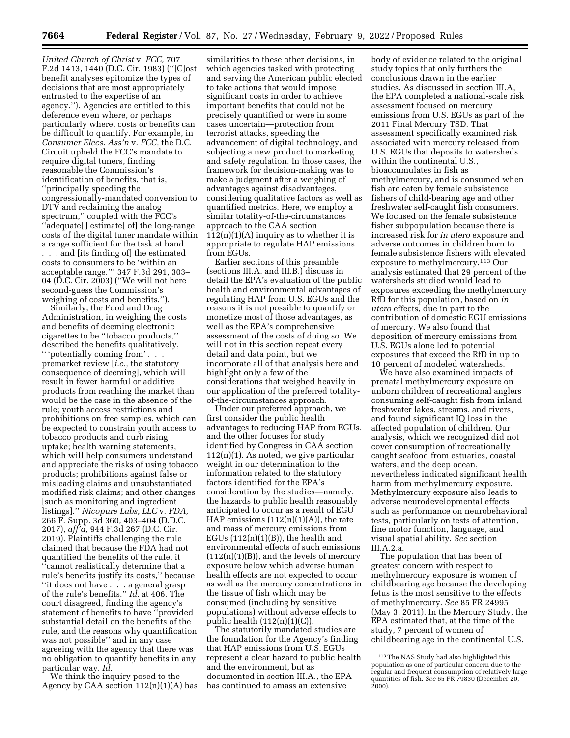*United Church of Christ* v. *FCC,* 707 F.2d 1413, 1440 (D.C. Cir. 1983) (''[C]ost benefit analyses epitomize the types of decisions that are most appropriately entrusted to the expertise of an agency.''). Agencies are entitled to this deference even where, or perhaps particularly where, costs or benefits can be difficult to quantify. For example, in *Consumer Elecs. Ass'n* v. *FCC,* the D.C. Circuit upheld the FCC's mandate to require digital tuners, finding reasonable the Commission's identification of benefits, that is, ''principally speeding the congressionally-mandated conversion to DTV and reclaiming the analog spectrum,'' coupled with the FCC's ''adequate[ ] estimate[ of] the long-range costs of the digital tuner mandate within a range sufficient for the task at hand . . . and [its finding of] the estimated costs to consumers to be 'within an acceptable range.''' 347 F.3d 291, 303–04 (D.C. Cir. 2003) (''We will not here second-guess the Commission's weighing of costs and benefits.'').

Similarly, the Food and Drug Administration, in weighing the costs and benefits of deeming electronic cigarettes to be ''tobacco products,'' described the benefits qualitatively, '' 'potentially coming from' . . . premarket review [*i.e.,* the statutory consequence of deeming], which will result in fewer harmful or additive products from reaching the market than would be the case in the absence of the rule; youth access restrictions and prohibitions on free samples, which can be expected to constrain youth access to tobacco products and curb rising uptake; health warning statements, which will help consumers understand and appreciate the risks of using tobacco products; prohibitions against false or misleading claims and unsubstantiated modified risk claims; and other changes [such as monitoring and ingredient listings].'' *Nicopure Labs, LLC* v. *FDA,* 266 F. Supp. 3d 360, 403–404 (D.D.C. 2017), *aff'd,* 944 F.3d 267 (D.C. Cir. 2019). Plaintiffs challenging the rule claimed that because the FDA had not quantified the benefits of the rule, it ''cannot realistically determine that a rule's benefits justify its costs,'' because ''it does not have . . . a general grasp of the rule's benefits.'' *Id.* at 406. The court disagreed, finding the agency's statement of benefits to have ''provided substantial detail on the benefits of the rule, and the reasons why quantification was not possible'' and in any case agreeing with the agency that there was no obligation to quantify benefits in any particular way. *Id.*

We think the inquiry posed to the Agency by CAA section 112(n)(1)(A) has similarities to these other decisions, in which agencies tasked with protecting and serving the American public elected to take actions that would impose significant costs in order to achieve important benefits that could not be precisely quantified or were in some cases uncertain—protection from terrorist attacks, speeding the advancement of digital technology, and subjecting a new product to marketing and safety regulation. In those cases, the framework for decision-making was to make a judgment after a weighing of advantages against disadvantages, considering qualitative factors as well as quantified metrics. Here, we employ a similar totality-of-the-circumstances approach to the CAA section 112(n)(1)(A) inquiry as to whether it is appropriate to regulate HAP emissions from EGUs.

Earlier sections of this preamble (sections III.A. and III.B.) discuss in detail the EPA's evaluation of the public health and environmental advantages of regulating HAP from U.S. EGUs and the reasons it is not possible to quantify or monetize most of those advantages, as well as the EPA's comprehensive assessment of the costs of doing so. We will not in this section repeat every detail and data point, but we incorporate all of that analysis here and highlight only a few of the considerations that weighed heavily in our application of the preferred totality-of-the-circumstances approach.

Under our preferred approach, we first consider the public health advantages to reducing HAP from EGUs, and the other focuses for study identified by Congress in CAA section 112(n)(1). As noted, we give particular weight in our determination to the information related to the statutory factors identified for the EPA's consideration by the studies—namely, the hazards to public health reasonably anticipated to occur as a result of EGU HAP emissions (112(n)(1)(A)), the rate and mass of mercury emissions from EGUs (112(n)(1)(B)), the health and environmental effects of such emissions (112(n)(1)(B)), and the levels of mercury exposure below which adverse human health effects are not expected to occur as well as the mercury concentrations in the tissue of fish which may be consumed (including by sensitive populations) without adverse effects to public health (112(n)(1)(C)).

The statutorily mandated studies are the foundation for the Agency's finding that HAP emissions from U.S. EGUs represent a clear hazard to public health and the environment, but as documented in section III.A., the EPA has continued to amass an extensive body of evidence related to the original study topics that only furthers the conclusions drawn in the earlier studies. As discussed in section III.A, the EPA completed a national-scale risk assessment focused on mercury emissions from U.S. EGUs as part of the 2011 Final Mercury TSD. That assessment specifically examined risk associated with mercury released from U.S. EGUs that deposits to watersheds within the continental U.S., bioaccumulates in fish as methylmercury, and is consumed when fish are eaten by female subsistence fishers of child-bearing age and other freshwater self-caught fish consumers. We focused on the female subsistence fisher subpopulation because there is increased risk for *in utero* exposure and adverse outcomes in children born to female subsistence fishers with elevated exposure to methylmercury.[113] Our analysis estimated that 29 percent of the watersheds studied would lead to exposures exceeding the methylmercury RfD for this population, based on *in utero* effects, due in part to the contribution of domestic EGU emissions of mercury. We also found that deposition of mercury emissions from U.S. EGUs alone led to potential exposures that exceed the RfD in up to 10 percent of modeled watersheds.

We have also examined impacts of prenatal methylmercury exposure on unborn children of recreational anglers consuming self-caught fish from inland freshwater lakes, streams, and rivers, and found significant IQ loss in the affected population of children. Our analysis, which we recognized did not cover consumption of recreationally caught seafood from estuaries, coastal waters, and the deep ocean, nevertheless indicated significant health harm from methylmercury exposure. Methylmercury exposure also leads to adverse neurodevelopmental effects such as performance on neurobehavioral tests, particularly on tests of attention, fine motor function, language, and visual spatial ability. *See* section III.A.2.a.

The population that has been of greatest concern with respect to methylmercury exposure is women of childbearing age because the developing fetus is the most sensitive to the effects of methylmercury. *See* 85 FR 24995 (May 3, 2011). In the Mercury Study, the EPA estimated that, at the time of the study, 7 percent of women of childbearing age in the continental U.S.

[113] The NAS Study had also highlighted this population as one of particular concern due to the regular and frequent consumption of relatively large quantities of fish. *See* 65 FR 79830 (December 20, 2000).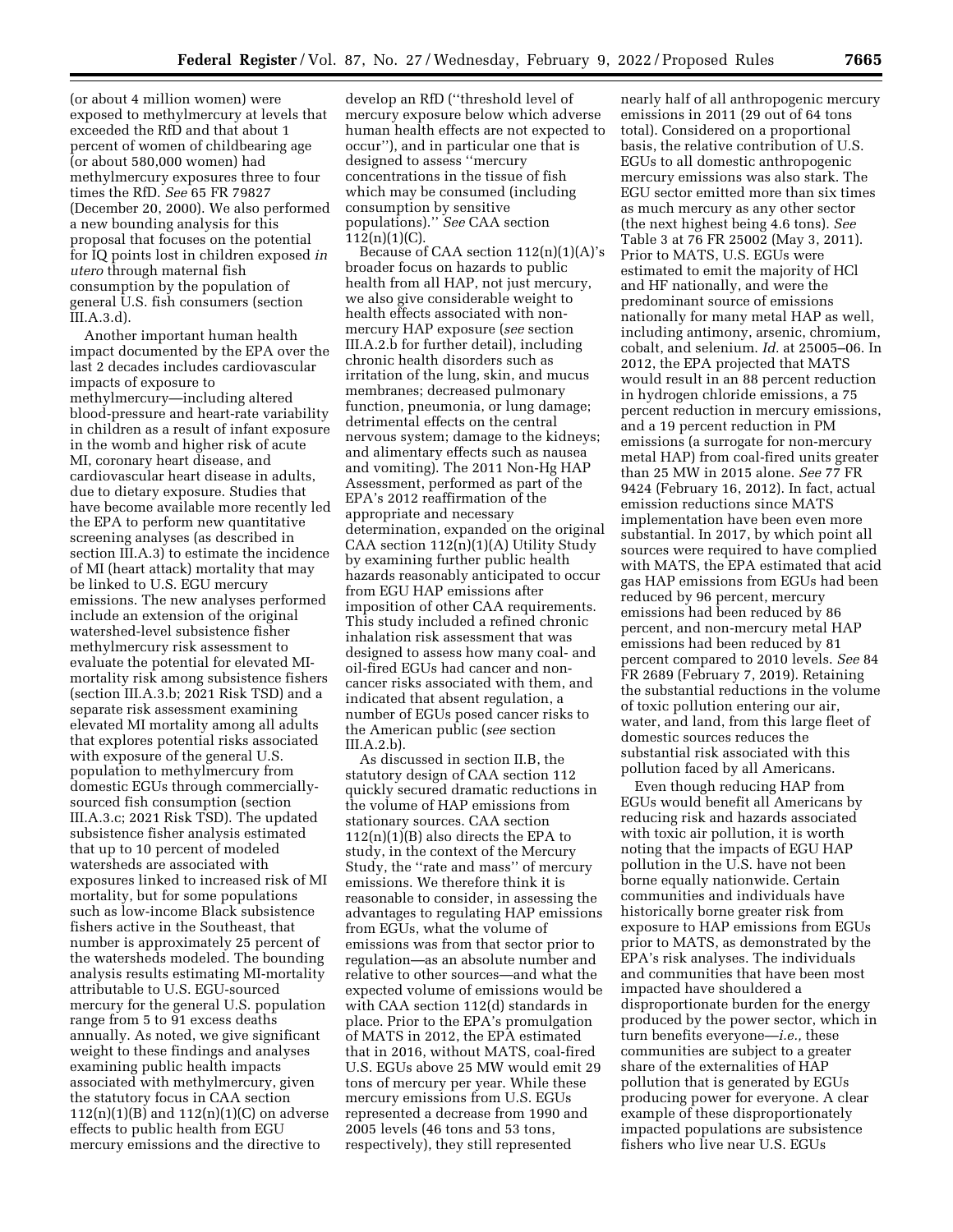(or about 4 million women) were exposed to methylmercury at levels that exceeded the RfD and that about 1 percent of women of childbearing age (or about 580,000 women) had methylmercury exposures three to four times the RfD. *See* 65 FR 79827 (December 20, 2000). We also performed a new bounding analysis for this proposal that focuses on the potential for IQ points lost in children exposed *in utero* through maternal fish consumption by the population of general U.S. fish consumers (section III.A.3.d).

Another important human health impact documented by the EPA over the last 2 decades includes cardiovascular impacts of exposure to methylmercury—including altered blood-pressure and heart-rate variability in children as a result of infant exposure in the womb and higher risk of acute MI, coronary heart disease, and cardiovascular heart disease in adults, due to dietary exposure. Studies that have become available more recently led the EPA to perform new quantitative screening analyses (as described in section III.A.3) to estimate the incidence of MI (heart attack) mortality that may be linked to U.S. EGU mercury emissions. The new analyses performed include an extension of the original watershed-level subsistence fisher methylmercury risk assessment to evaluate the potential for elevated MI-mortality risk among subsistence fishers (section III.A.3.b; 2021 Risk TSD) and a separate risk assessment examining elevated MI mortality among all adults that explores potential risks associated with exposure of the general U.S. population to methylmercury from domestic EGUs through commercially-sourced fish consumption (section III.A.3.c; 2021 Risk TSD). The updated subsistence fisher analysis estimated that up to 10 percent of modeled watersheds are associated with exposures linked to increased risk of MI mortality, but for some populations such as low-income Black subsistence fishers active in the Southeast, that number is approximately 25 percent of the watersheds modeled. The bounding analysis results estimating MI-mortality attributable to U.S. EGU-sourced mercury for the general U.S. population range from 5 to 91 excess deaths annually. As noted, we give significant weight to these findings and analyses examining public health impacts associated with methylmercury, given the statutory focus in CAA section 112(n)(1)(B) and 112(n)(1)(C) on adverse effects to public health from EGU mercury emissions and the directive to develop an RfD (''threshold level of mercury exposure below which adverse human health effects are not expected to occur''), and in particular one that is designed to assess ''mercury concentrations in the tissue of fish which may be consumed (including consumption by sensitive populations).'' *See* CAA section 112(n)(1)(C).

Because of CAA section 112(n)(1)(A)'s broader focus on hazards to public health from all HAP, not just mercury, we also give considerable weight to health effects associated with non-mercury HAP exposure (*see* section III.A.2.b for further detail), including chronic health disorders such as irritation of the lung, skin, and mucus membranes; decreased pulmonary function, pneumonia, or lung damage; detrimental effects on the central nervous system; damage to the kidneys; and alimentary effects such as nausea and vomiting). The 2011 Non-Hg HAP Assessment, performed as part of the EPA's 2012 reaffirmation of the appropriate and necessary determination, expanded on the original CAA section 112(n)(1)(A) Utility Study by examining further public health hazards reasonably anticipated to occur from EGU HAP emissions after imposition of other CAA requirements. This study included a refined chronic inhalation risk assessment that was designed to assess how many coal- and oil-fired EGUs had cancer and non-cancer risks associated with them, and indicated that absent regulation, a number of EGUs posed cancer risks to the American public (*see* section III.A.2.b).

As discussed in section II.B, the statutory design of CAA section 112 quickly secured dramatic reductions in the volume of HAP emissions from stationary sources. CAA section 112(n)(1)(B) also directs the EPA to study, in the context of the Mercury Study, the ''rate and mass'' of mercury emissions. We therefore think it is reasonable to consider, in assessing the advantages to regulating HAP emissions from EGUs, what the volume of emissions was from that sector prior to regulation—as an absolute number and relative to other sources—and what the expected volume of emissions would be with CAA section 112(d) standards in place. Prior to the EPA's promulgation of MATS in 2012, the EPA estimated that in 2016, without MATS, coal-fired U.S. EGUs above 25 MW would emit 29 tons of mercury per year. While these mercury emissions from U.S. EGUs represented a decrease from 1990 and 2005 levels (46 tons and 53 tons, respectively), they still represented nearly half of all anthropogenic mercury emissions in 2011 (29 out of 64 tons total). Considered on a proportional basis, the relative contribution of U.S. EGUs to all domestic anthropogenic mercury emissions was also stark. The EGU sector emitted more than six times as much mercury as any other sector (the next highest being 4.6 tons). *See* Table 3 at 76 FR 25002 (May 3, 2011). Prior to MATS, U.S. EGUs were estimated to emit the majority of HCl and HF nationally, and were the predominant source of emissions nationally for many metal HAP as well, including antimony, arsenic, chromium, cobalt, and selenium. *Id.* at 25005–06. In 2012, the EPA projected that MATS would result in an 88 percent reduction in hydrogen chloride emissions, a 75 percent reduction in mercury emissions, and a 19 percent reduction in PM emissions (a surrogate for non-mercury metal HAP) from coal-fired units greater than 25 MW in 2015 alone. *See* 77 FR 9424 (February 16, 2012). In fact, actual emission reductions since MATS implementation have been even more substantial. In 2017, by which point all sources were required to have complied with MATS, the EPA estimated that acid gas HAP emissions from EGUs had been reduced by 96 percent, mercury emissions had been reduced by 86 percent, and non-mercury metal HAP emissions had been reduced by 81 percent compared to 2010 levels. *See* 84 FR 2689 (February 7, 2019). Retaining the substantial reductions in the volume of toxic pollution entering our air, water, and land, from this large fleet of domestic sources reduces the substantial risk associated with this pollution faced by all Americans.

Even though reducing HAP from EGUs would benefit all Americans by reducing risk and hazards associated with toxic air pollution, it is worth noting that the impacts of EGU HAP pollution in the U.S. have not been borne equally nationwide. Certain communities and individuals have historically borne greater risk from exposure to HAP emissions from EGUs prior to MATS, as demonstrated by the EPA's risk analyses. The individuals and communities that have been most impacted have shouldered a disproportionate burden for the energy produced by the power sector, which in turn benefits everyone—*i.e.,* these communities are subject to a greater share of the externalities of HAP pollution that is generated by EGUs producing power for everyone. A clear example of these disproportionately impacted populations are subsistence fishers who live near U.S. EGUs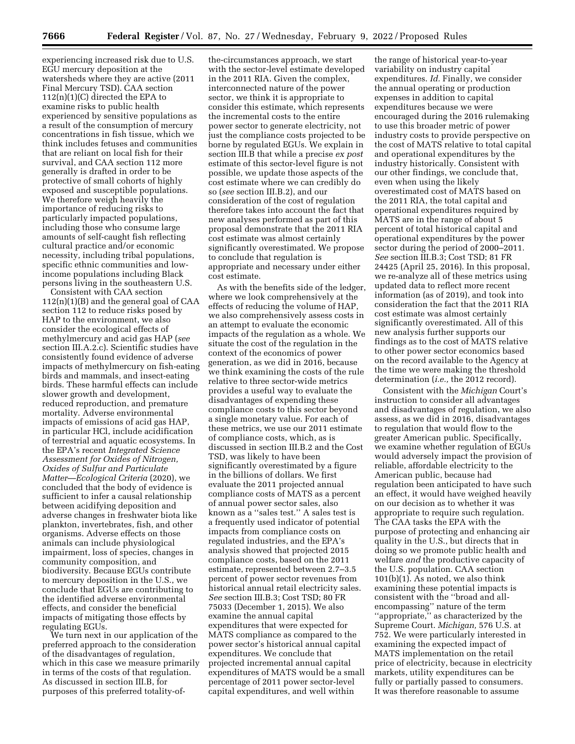experiencing increased risk due to U.S. EGU mercury deposition at the watersheds where they are active (2011 Final Mercury TSD). CAA section 112(n)(1)(C) directed the EPA to examine risks to public health experienced by sensitive populations as a result of the consumption of mercury concentrations in fish tissue, which we think includes fetuses and communities that are reliant on local fish for their survival, and CAA section 112 more generally is drafted in order to be protective of small cohorts of highly exposed and susceptible populations. We therefore weigh heavily the importance of reducing risks to particularly impacted populations, including those who consume large amounts of self-caught fish reflecting cultural practice and/or economic necessity, including tribal populations, specific ethnic communities and low-income populations including Black persons living in the southeastern U.S.

Consistent with CAA section 112(n)(1)(B) and the general goal of CAA section 112 to reduce risks posed by HAP to the environment, we also consider the ecological effects of methylmercury and acid gas HAP (*see* section III.A.2.c). Scientific studies have consistently found evidence of adverse impacts of methylmercury on fish-eating birds and mammals, and insect-eating birds. These harmful effects can include slower growth and development, reduced reproduction, and premature mortality. Adverse environmental impacts of emissions of acid gas HAP, in particular HCl, include acidification of terrestrial and aquatic ecosystems. In the EPA's recent *Integrated Science Assessment for Oxides of Nitrogen, Oxides of Sulfur and Particulate Matter—Ecological Criteria* (2020), we concluded that the body of evidence is sufficient to infer a causal relationship between acidifying deposition and adverse changes in freshwater biota like plankton, invertebrates, fish, and other organisms. Adverse effects on those animals can include physiological impairment, loss of species, changes in community composition, and biodiversity. Because EGUs contribute to mercury deposition in the U.S., we conclude that EGUs are contributing to the identified adverse environmental effects, and consider the beneficial impacts of mitigating those effects by regulating EGUs.

We turn next in our application of the preferred approach to the consideration of the disadvantages of regulation, which in this case we measure primarily in terms of the costs of that regulation. As discussed in section III.B, for purposes of this preferred totality-of-the-circumstances approach, we start with the sector-level estimate developed in the 2011 RIA. Given the complex, interconnected nature of the power sector, we think it is appropriate to consider this estimate, which represents the incremental costs to the entire power sector to generate electricity, not just the compliance costs projected to be borne by regulated EGUs. We explain in section III.B that while a precise *ex post* estimate of this sector-level figure is not possible, we update those aspects of the cost estimate where we can credibly do so (*see* section III.B.2), and our consideration of the cost of regulation therefore takes into account the fact that new analyses performed as part of this proposal demonstrate that the 2011 RIA cost estimate was almost certainly significantly overestimated. We propose to conclude that regulation is appropriate and necessary under either cost estimate.

As with the benefits side of the ledger, where we look comprehensively at the effects of reducing the volume of HAP, we also comprehensively assess costs in an attempt to evaluate the economic impacts of the regulation as a whole. We situate the cost of the regulation in the context of the economics of power generation, as we did in 2016, because we think examining the costs of the rule relative to three sector-wide metrics provides a useful way to evaluate the disadvantages of expending these compliance costs to this sector beyond a single monetary value. For each of these metrics, we use our 2011 estimate of compliance costs, which, as is discussed in section III.B.2 and the Cost TSD, was likely to have been significantly overestimated by a figure in the billions of dollars. We first evaluate the 2011 projected annual compliance costs of MATS as a percent of annual power sector sales, also known as a ''sales test.'' A sales test is a frequently used indicator of potential impacts from compliance costs on regulated industries, and the EPA's analysis showed that projected 2015 compliance costs, based on the 2011 estimate, represented between 2.7–3.5 percent of power sector revenues from historical annual retail electricity sales. *See* section III.B.3; Cost TSD; 80 FR 75033 (December 1, 2015). We also examine the annual capital expenditures that were expected for MATS compliance as compared to the power sector's historical annual capital expenditures. We conclude that projected incremental annual capital expenditures of MATS would be a small percentage of 2011 power sector-level capital expenditures, and well within the range of historical year-to-year variability on industry capital expenditures. *Id.* Finally, we consider the annual operating or production expenses in addition to capital expenditures because we were encouraged during the 2016 rulemaking to use this broader metric of power industry costs to provide perspective on the cost of MATS relative to total capital and operational expenditures by the industry historically. Consistent with our other findings, we conclude that, even when using the likely overestimated cost of MATS based on the 2011 RIA, the total capital and operational expenditures required by MATS are in the range of about 5 percent of total historical capital and operational expenditures by the power sector during the period of 2000–2011. *See* section III.B.3; Cost TSD; 81 FR 24425 (April 25, 2016). In this proposal, we re-analyze all of these metrics using updated data to reflect more recent information (as of 2019), and took into consideration the fact that the 2011 RIA cost estimate was almost certainly significantly overestimated. All of this new analysis further supports our findings as to the cost of MATS relative to other power sector economics based on the record available to the Agency at the time we were making the threshold determination (*i.e.,* the 2012 record).

Consistent with the *Michigan* Court's instruction to consider all advantages and disadvantages of regulation, we also assess, as we did in 2016, disadvantages to regulation that would flow to the greater American public. Specifically, we examine whether regulation of EGUs would adversely impact the provision of reliable, affordable electricity to the American public, because had regulation been anticipated to have such an effect, it would have weighed heavily on our decision as to whether it was appropriate to require such regulation. The CAA tasks the EPA with the purpose of protecting and enhancing air quality in the U.S., but directs that in doing so we promote public health and welfare *and* the productive capacity of the U.S. population. CAA section 101(b)(1). As noted, we also think examining these potential impacts is consistent with the ''broad and all-encompassing'' nature of the term ''appropriate,'' as characterized by the Supreme Court. *Michigan,* 576 U.S. at 752. We were particularly interested in examining the expected impact of MATS implementation on the retail price of electricity, because in electricity markets, utility expenditures can be fully or partially passed to consumers. It was therefore reasonable to assume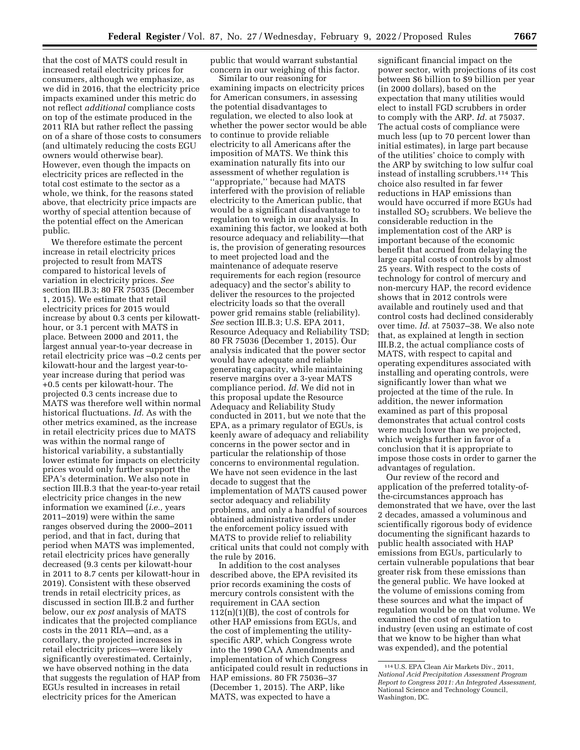that the cost of MATS could result in increased retail electricity prices for consumers, although we emphasize, as we did in 2016, that the electricity price impacts examined under this metric do not reflect *additional* compliance costs on top of the estimate produced in the 2011 RIA but rather reflect the passing on of a share of those costs to consumers (and ultimately reducing the costs EGU owners would otherwise bear). However, even though the impacts on electricity prices are reflected in the total cost estimate to the sector as a whole, we think, for the reasons stated above, that electricity price impacts are worthy of special attention because of the potential effect on the American public.

We therefore estimate the percent increase in retail electricity prices projected to result from MATS compared to historical levels of variation in electricity prices. *See* section III.B.3; 80 FR 75035 (December 1, 2015). We estimate that retail electricity prices for 2015 would increase by about 0.3 cents per kilowatt-hour, or 3.1 percent with MATS in place. Between 2000 and 2011, the largest annual year-to-year decrease in retail electricity price was –0.2 cents per kilowatt-hour and the largest year-to-year increase during that period was +0.5 cents per kilowatt-hour. The projected 0.3 cents increase due to MATS was therefore well within normal historical fluctuations. *Id.* As with the other metrics examined, as the increase in retail electricity prices due to MATS was within the normal range of historical variability, a substantially lower estimate for impacts on electricity prices would only further support the EPA's determination. We also note in section III.B.3 that the year-to-year retail electricity price changes in the new information we examined (*i.e.,* years 2011–2019) were within the same ranges observed during the 2000–2011 period, and that in fact, during that period when MATS was implemented, retail electricity prices have generally decreased (9.3 cents per kilowatt-hour in 2011 to 8.7 cents per kilowatt-hour in 2019). Consistent with these observed trends in retail electricity prices, as discussed in section III.B.2 and further below, our *ex post* analysis of MATS indicates that the projected compliance costs in the 2011 RIA—and, as a corollary, the projected increases in retail electricity prices—were likely significantly overestimated. Certainly, we have observed nothing in the data that suggests the regulation of HAP from EGUs resulted in increases in retail electricity prices for the American public that would warrant substantial concern in our weighing of this factor.

Similar to our reasoning for examining impacts on electricity prices for American consumers, in assessing the potential disadvantages to regulation, we elected to also look at whether the power sector would be able to continue to provide reliable electricity to all Americans after the imposition of MATS. We think this examination naturally fits into our assessment of whether regulation is ''appropriate,'' because had MATS interfered with the provision of reliable electricity to the American public, that would be a significant disadvantage to regulation to weigh in our analysis. In examining this factor, we looked at both resource adequacy and reliability—that is, the provision of generating resources to meet projected load and the maintenance of adequate reserve requirements for each region (resource adequacy) and the sector's ability to deliver the resources to the projected electricity loads so that the overall power grid remains stable (reliability). *See* section III.B.3; U.S. EPA 2011, Resource Adequacy and Reliability TSD; 80 FR 75036 (December 1, 2015). Our analysis indicated that the power sector would have adequate and reliable generating capacity, while maintaining reserve margins over a 3-year MATS compliance period. *Id.* We did not in this proposal update the Resource Adequacy and Reliability Study conducted in 2011, but we note that the EPA, as a primary regulator of EGUs, is keenly aware of adequacy and reliability concerns in the power sector and in particular the relationship of those concerns to environmental regulation. We have not seen evidence in the last decade to suggest that the implementation of MATS caused power sector adequacy and reliability problems, and only a handful of sources obtained administrative orders under the enforcement policy issued with MATS to provide relief to reliability critical units that could not comply with the rule by 2016.

In addition to the cost analyses described above, the EPA revisited its prior records examining the costs of mercury controls consistent with the requirement in CAA section 112(n)(1)(B), the cost of controls for other HAP emissions from EGUs, and the cost of implementing the utility-specific ARP, which Congress wrote into the 1990 CAA Amendments and implementation of which Congress anticipated could result in reductions in HAP emissions. 80 FR 75036–37 (December 1, 2015). The ARP, like MATS, was expected to have a significant financial impact on the power sector, with projections of its cost between $6 billion to $9 billion per year (in 2000 dollars), based on the expectation that many utilities would elect to install FGD scrubbers in order to comply with the ARP. *Id.* at 75037. The actual costs of compliance were much less (up to 70 percent lower than initial estimates), in large part because of the utilities' choice to comply with the ARP by switching to low sulfur coal instead of installing scrubbers.[114] This choice also resulted in far fewer reductions in HAP emissions than would have occurred if more EGUs had installed $SO_2$ scrubbers. We believe the considerable reduction in the implementation cost of the ARP is important because of the economic benefit that accrued from delaying the large capital costs of controls by almost 25 years. With respect to the costs of technology for control of mercury and non-mercury HAP, the record evidence shows that in 2012 controls were available and routinely used and that control costs had declined considerably over time. *Id.* at 75037–38. We also note that, as explained at length in section III.B.2, the actual compliance costs of MATS, with respect to capital and operating expenditures associated with installing and operating controls, were significantly lower than what we projected at the time of the rule. In addition, the newer information examined as part of this proposal demonstrates that actual control costs were much lower than we projected, which weighs further in favor of a conclusion that it is appropriate to impose those costs in order to garner the advantages of regulation.

Our review of the record and application of the preferred totality-of-the-circumstances approach has demonstrated that we have, over the last 2 decades, amassed a voluminous and scientifically rigorous body of evidence documenting the significant hazards to public health associated with HAP emissions from EGUs, particularly to certain vulnerable populations that bear greater risk from these emissions than the general public. We have looked at the volume of emissions coming from these sources and what the impact of regulation would be on that volume. We examined the cost of regulation to industry (even using an estimate of cost that we know to be higher than what was expended), and the potential

[114] U.S. EPA Clean Air Markets Div., 2011, *National Acid Precipitation Assessment Program Report to Congress 2011: An Integrated Assessment,* National Science and Technology Council, Washington, DC.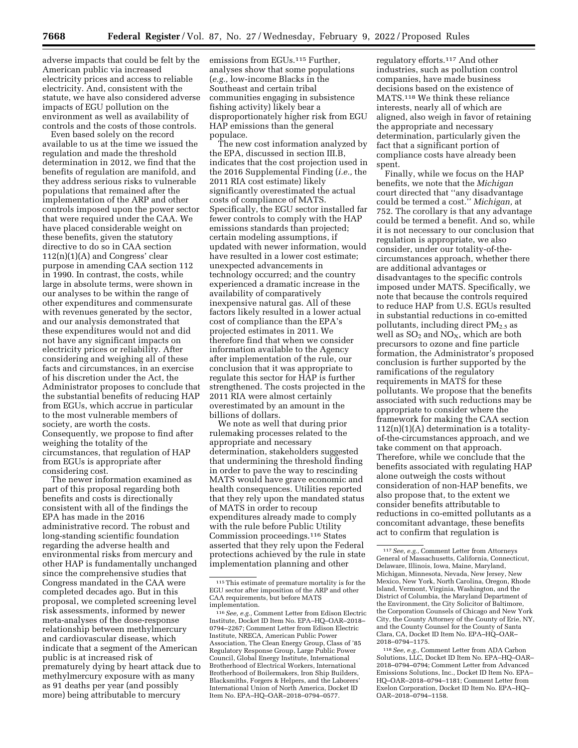adverse impacts that could be felt by the American public via increased electricity prices and access to reliable electricity. And, consistent with the statute, we have also considered adverse impacts of EGU pollution on the environment as well as availability of controls and the costs of those controls.

Even based solely on the record available to us at the time we issued the regulation and made the threshold determination in 2012, we find that the benefits of regulation are manifold, and they address serious risks to vulnerable populations that remained after the implementation of the ARP and other controls imposed upon the power sector that were required under the CAA. We have placed considerable weight on these benefits, given the statutory directive to do so in CAA section 112(n)(1)(A) and Congress' clear purpose in amending CAA section 112 in 1990. In contrast, the costs, while large in absolute terms, were shown in our analyses to be within the range of other expenditures and commensurate with revenues generated by the sector, and our analysis demonstrated that these expenditures would not and did not have any significant impacts on electricity prices or reliability. After considering and weighing all of these facts and circumstances, in an exercise of his discretion under the Act, the Administrator proposes to conclude that the substantial benefits of reducing HAP from EGUs, which accrue in particular to the most vulnerable members of society, are worth the costs. Consequently, we propose to find after weighing the totality of the circumstances, that regulation of HAP from EGUs is appropriate after considering cost.

The newer information examined as part of this proposal regarding both benefits and costs is directionally consistent with all of the findings the EPA has made in the 2016 administrative record. The robust and long-standing scientific foundation regarding the adverse health and environmental risks from mercury and other HAP is fundamentally unchanged since the comprehensive studies that Congress mandated in the CAA were completed decades ago. But in this proposal, we completed screening level risk assessments, informed by newer meta-analyses of the dose-response relationship between methylmercury and cardiovascular disease, which indicate that a segment of the American public is at increased risk of prematurely dying by heart attack due to methylmercury exposure with as many as 91 deaths per year (and possibly more) being attributable to mercury emissions from EGUs.[115] Further, analyses show that some populations (*e.g.,* low-income Blacks in the Southeast and certain tribal communities engaging in subsistence fishing activity) likely bear a disproportionately higher risk from EGU HAP emissions than the general populace.

The new cost information analyzed by the EPA, discussed in section III.B, indicates that the cost projection used in the 2016 Supplemental Finding (*i.e.,* the 2011 RIA cost estimate) likely significantly overestimated the actual costs of compliance of MATS. Specifically, the EGU sector installed far fewer controls to comply with the HAP emissions standards than projected; certain modeling assumptions, if updated with newer information, would have resulted in a lower cost estimate; unexpected advancements in technology occurred; and the country experienced a dramatic increase in the availability of comparatively inexpensive natural gas. All of these factors likely resulted in a lower actual cost of compliance than the EPA's projected estimates in 2011. We therefore find that when we consider information available to the Agency after implementation of the rule, our conclusion that it was appropriate to regulate this sector for HAP is further strengthened. The costs projected in the 2011 RIA were almost certainly overestimated by an amount in the billions of dollars.

We note as well that during prior rulemaking processes related to the appropriate and necessary determination, stakeholders suggested that undermining the threshold finding in order to pave the way to rescinding MATS would have grave economic and health consequences. Utilities reported that they rely upon the mandated status of MATS in order to recoup expenditures already made to comply with the rule before Public Utility Commission proceedings.[116] States asserted that they rely upon the Federal protections achieved by the rule in state implementation planning and other regulatory efforts.[117] And other industries, such as pollution control companies, have made business decisions based on the existence of MATS.[118] We think these reliance interests, nearly all of which are aligned, also weigh in favor of retaining the appropriate and necessary determination, particularly given the fact that a significant portion of compliance costs have already been spent.

Finally, while we focus on the HAP benefits, we note that the *Michigan* court directed that ''any disadvantage could be termed a cost.'' *Michigan,* at 752. The corollary is that any advantage could be termed a benefit. And so, while it is not necessary to our conclusion that regulation is appropriate, we also consider, under our totality-of-the-circumstances approach, whether there are additional advantages or disadvantages to the specific controls imposed under MATS. Specifically, we note that because the controls required to reduce HAP from U.S. EGUs resulted in substantial reductions in co-emitted pollutants, including direct $PM_{2.5}$ as well as $SO_2$ and $NO_X$, which are both precursors to ozone and fine particle formation, the Administrator's proposed conclusion is further supported by the ramifications of the regulatory requirements in MATS for these pollutants. We propose that the benefits associated with such reductions may be appropriate to consider where the framework for making the CAA section 112(n)(1)(A) determination is a totality-of-the-circumstances approach, and we take comment on that approach. Therefore, while we conclude that the benefits associated with regulating HAP alone outweigh the costs without consideration of non-HAP benefits, we also propose that, to the extent we consider benefits attributable to reductions in co-emitted pollutants as a concomitant advantage, these benefits act to confirm that regulation is

---

[115] This estimate of premature mortality is for the EGU sector after imposition of the ARP and other CAA requirements, but before MATS implementation.

[116] *See, e.g.,* Comment Letter from Edison Electric Institute, Docket ID Item No. EPA–HQ–OAR–2018–0794–2267; Comment Letter from Edison Electric Institute, NRECA, American Public Power Association, The Clean Energy Group, Class of '85 Regulatory Response Group, Large Public Power Council, Global Energy Institute, International Brotherhood of Electrical Workers, International Brotherhood of Boilermakers, Iron Ship Builders, Blacksmiths, Forgers & Helpers, and the Laborers' International Union of North America, Docket ID Item No. EPA–HQ–OAR–2018–0794–0577.

[117] *See, e.g.,* Comment Letter from Attorneys General of Massachusetts, California, Connecticut, Delaware, Illinois, Iowa, Maine, Maryland, Michigan, Minnesota, Nevada, New Jersey, New Mexico, New York, North Carolina, Oregon, Rhode Island, Vermont, Virginia, Washington, and the District of Columbia, the Maryland Department of the Environment, the City Solicitor of Baltimore, the Corporation Counsels of Chicago and New York City, the County Attorney of the County of Erie, NY, and the County Counsel for the County of Santa Clara, CA, Docket ID Item No. EPA–HQ–OAR–2018–0794–1175.

[118] *See, e.g.,* Comment Letter from ADA Carbon Solutions, LLC, Docket ID Item No. EPA–HQ–OAR–2018–0794–0794; Comment Letter from Advanced Emissions Solutions, Inc., Docket ID Item No. EPA–HQ–OAR–2018–0794–1181; Comment Letter from Exelon Corporation, Docket ID Item No. EPA–HQ–OAR–2018–0794–1158.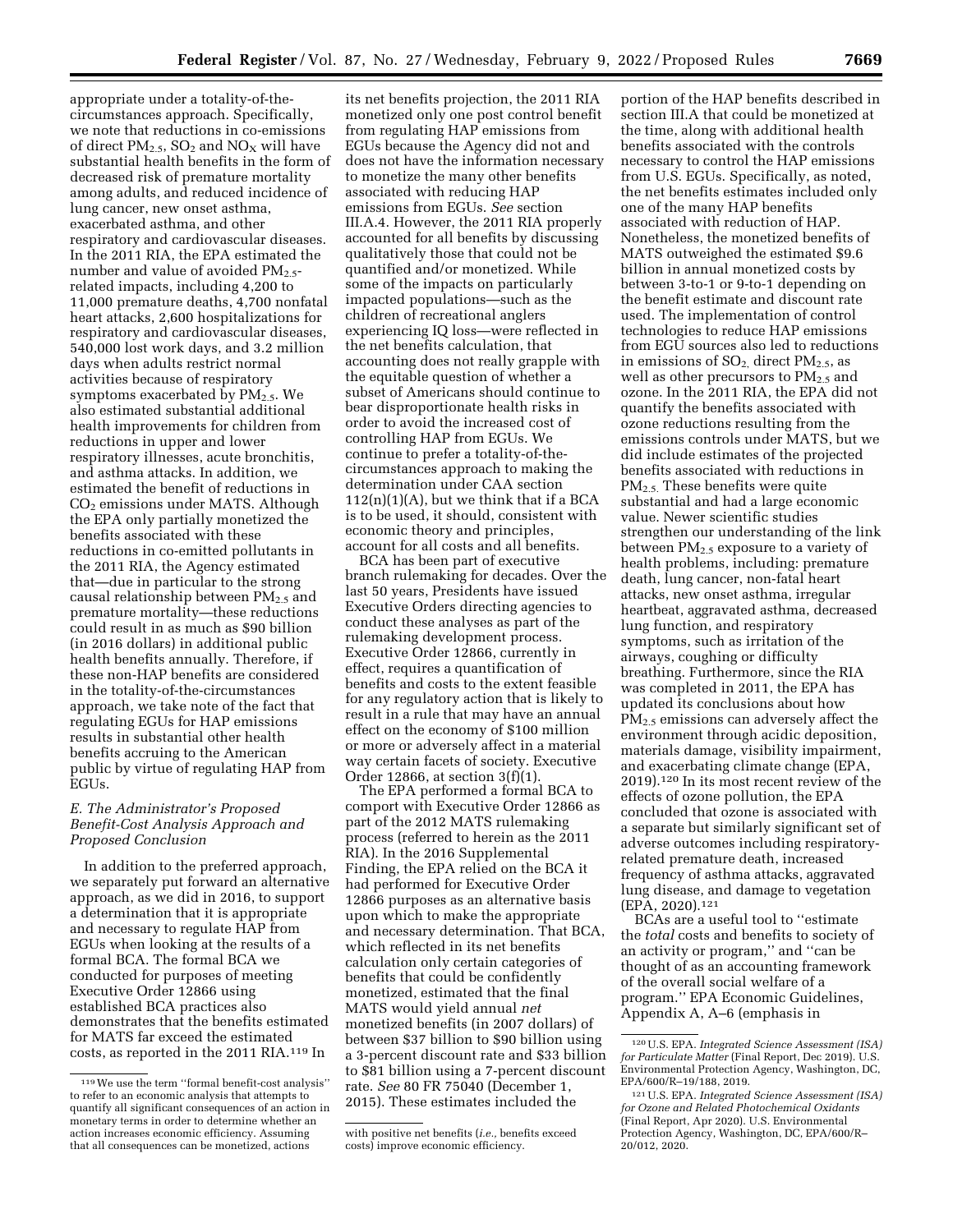appropriate under a totality-of-the-circumstances approach. Specifically, we note that reductions in co-emissions of direct $PM_{2.5}$, $SO_2$ and $NO_X$ will have substantial health benefits in the form of decreased risk of premature mortality among adults, and reduced incidence of lung cancer, new onset asthma, exacerbated asthma, and other respiratory and cardiovascular diseases. In the 2011 RIA, the EPA estimated the number and value of avoided $PM_{2.5}$-related impacts, including 4,200 to 11,000 premature deaths, 4,700 nonfatal heart attacks, 2,600 hospitalizations for respiratory and cardiovascular diseases, 540,000 lost work days, and 3.2 million days when adults restrict normal activities because of respiratory symptoms exacerbated by $PM_{2.5}$. We also estimated substantial additional health improvements for children from reductions in upper and lower respiratory illnesses, acute bronchitis, and asthma attacks. In addition, we estimated the benefit of reductions in $CO_2$ emissions under MATS. Although the EPA only partially monetized the benefits associated with these reductions in co-emitted pollutants in the 2011 RIA, the Agency estimated that—due in particular to the strong causal relationship between $PM_{2.5}$ and premature mortality—these reductions could result in as much as $90 billion (in 2016 dollars) in additional public health benefits annually. Therefore, if these non-HAP benefits are considered in the totality-of-the-circumstances approach, we take note of the fact that regulating EGUs for HAP emissions results in substantial other health benefits accruing to the American public by virtue of regulating HAP from EGUs.

### E. The Administrator's Proposed Benefit-Cost Analysis Approach and Proposed Conclusion

In addition to the preferred approach, we separately put forward an alternative approach, as we did in 2016, to support a determination that it is appropriate and necessary to regulate HAP from EGUs when looking at the results of a formal BCA. The formal BCA we conducted for purposes of meeting Executive Order 12866 using established BCA practices also demonstrates that the benefits estimated for MATS far exceed the estimated costs, as reported in the 2011 RIA.[119] In its net benefits projection, the 2011 RIA monetized only one post control benefit from regulating HAP emissions from EGUs because the Agency did not and does not have the information necessary to monetize the many other benefits associated with reducing HAP emissions from EGUs. *See* section III.A.4. However, the 2011 RIA properly accounted for all benefits by discussing qualitatively those that could not be quantified and/or monetized. While some of the impacts on particularly impacted populations—such as the children of recreational anglers experiencing IQ loss—were reflected in the net benefits calculation, that accounting does not really grapple with the equitable question of whether a subset of Americans should continue to bear disproportionate health risks in order to avoid the increased cost of controlling HAP from EGUs. We continue to prefer a totality-of-the-circumstances approach to making the determination under CAA section 112(n)(1)(A), but we think that if a BCA is to be used, it should, consistent with economic theory and principles, account for all costs and all benefits.

BCA has been part of executive branch rulemaking for decades. Over the last 50 years, Presidents have issued Executive Orders directing agencies to conduct these analyses as part of the rulemaking development process. Executive Order 12866, currently in effect, requires a quantification of benefits and costs to the extent feasible for any regulatory action that is likely to result in a rule that may have an annual effect on the economy of $100 million or more or adversely affect in a material way certain facets of society. Executive Order 12866, at section 3(f)(1).

The EPA performed a formal BCA to comport with Executive Order 12866 as part of the 2012 MATS rulemaking process (referred to herein as the 2011 RIA). In the 2016 Supplemental Finding, the EPA relied on the BCA it had performed for Executive Order 12866 purposes as an alternative basis upon which to make the appropriate and necessary determination. That BCA, which reflected in its net benefits calculation only certain categories of benefits that could be confidently monetized, estimated that the final MATS would yield annual *net* monetized benefits (in 2007 dollars) of between $37 billion to $90 billion using a 3-percent discount rate and $33 billion to $81 billion using a 7-percent discount rate. *See* 80 FR 75040 (December 1, 2015). These estimates included the portion of the HAP benefits described in section III.A that could be monetized at the time, along with additional health benefits associated with the controls necessary to control the HAP emissions from U.S. EGUs. Specifically, as noted, the net benefits estimates included only one of the many HAP benefits associated with reduction of HAP. Nonetheless, the monetized benefits of MATS outweighed the estimated $9.6 billion in annual monetized costs by between 3-to-1 or 9-to-1 depending on the benefit estimate and discount rate used. The implementation of control technologies to reduce HAP emissions from EGU sources also led to reductions in emissions of $SO_2$, direct $PM_{2.5}$, as well as other precursors to $PM_{2.5}$ and ozone. In the 2011 RIA, the EPA did not quantify the benefits associated with ozone reductions resulting from the emissions controls under MATS, but we did include estimates of the projected benefits associated with reductions in $PM_{2.5}$. These benefits were quite substantial and had a large economic value. Newer scientific studies strengthen our understanding of the link between $PM_{2.5}$ exposure to a variety of health problems, including: premature death, lung cancer, non-fatal heart attacks, new onset asthma, irregular heartbeat, aggravated asthma, decreased lung function, and respiratory symptoms, such as irritation of the airways, coughing or difficulty breathing. Furthermore, since the RIA was completed in 2011, the EPA has updated its conclusions about how $PM_{2.5}$ emissions can adversely affect the environment through acidic deposition, materials damage, visibility impairment, and exacerbating climate change (EPA, 2019).[120] In its most recent review of the effects of ozone pollution, the EPA concluded that ozone is associated with a separate but similarly significant set of adverse outcomes including respiratory-related premature death, increased frequency of asthma attacks, aggravated lung disease, and damage to vegetation (EPA, 2020).[121]

BCAs are a useful tool to ''estimate the *total* costs and benefits to society of an activity or program,'' and ''can be thought of as an accounting framework of the overall social welfare of a program.'' EPA Economic Guidelines, Appendix A, A–6 (emphasis in

---

[119] We use the term ''formal benefit-cost analysis'' to refer to an economic analysis that attempts to quantify all significant consequences of an action in monetary terms in order to determine whether an action increases economic efficiency. Assuming that all consequences can be monetized, actions with positive net benefits (*i.e.,* benefits exceed costs) improve economic efficiency.

[120] U.S. EPA. *Integrated Science Assessment (ISA) for Particulate Matter* (Final Report, Dec 2019). U.S. Environmental Protection Agency, Washington, DC, EPA/600/R–19/188, 2019.

[121] U.S. EPA. *Integrated Science Assessment (ISA) for Ozone and Related Photochemical Oxidants* (Final Report, Apr 2020). U.S. Environmental Protection Agency, Washington, DC, EPA/600/R–20/012, 2020.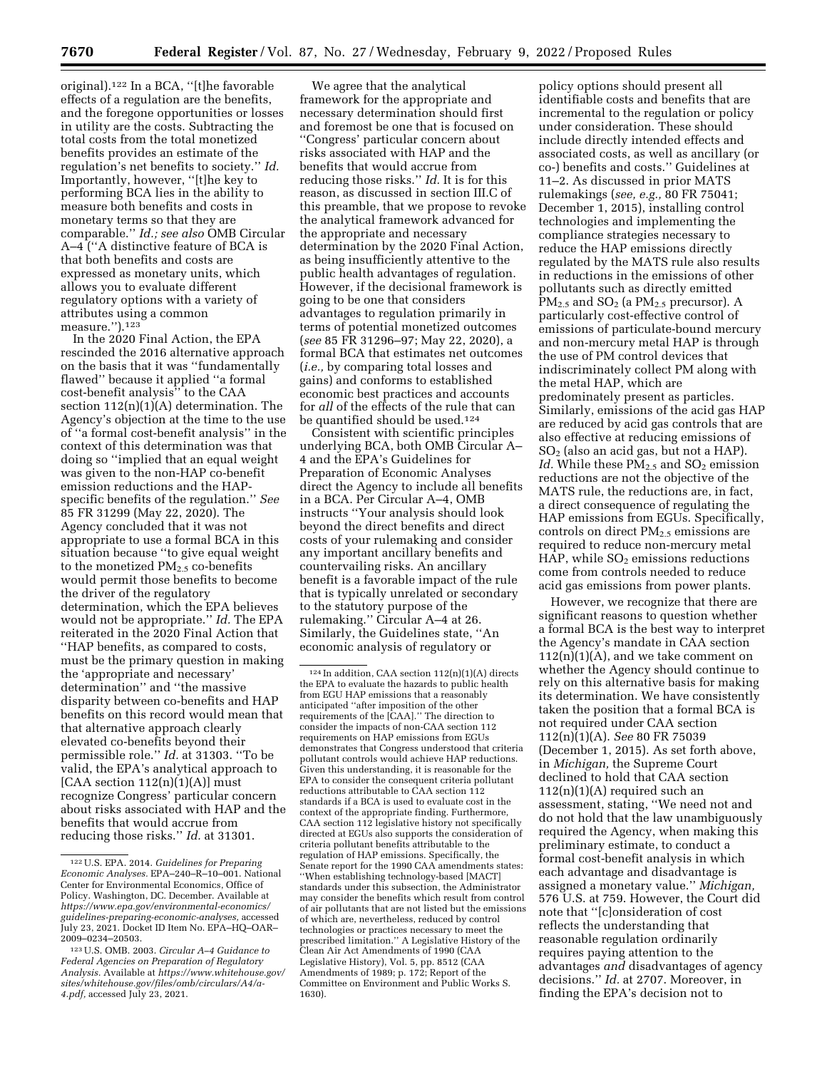original).[122] In a BCA, ''[t]he favorable effects of a regulation are the benefits, and the foregone opportunities or losses in utility are the costs. Subtracting the total costs from the total monetized benefits provides an estimate of the regulation's net benefits to society.'' *Id.* Importantly, however, ''[t]he key to performing BCA lies in the ability to measure both benefits and costs in monetary terms so that they are comparable.'' *Id.; see also* OMB Circular A–4 (''A distinctive feature of BCA is that both benefits and costs are expressed as monetary units, which allows you to evaluate different regulatory options with a variety of attributes using a common measure.'').[123]

In the 2020 Final Action, the EPA rescinded the 2016 alternative approach on the basis that it was ''fundamentally flawed'' because it applied ''a formal cost-benefit analysis'' to the CAA section 112(n)(1)(A) determination. The Agency's objection at the time to the use of ''a formal cost-benefit analysis'' in the context of this determination was that doing so ''implied that an equal weight was given to the non-HAP co-benefit emission reductions and the HAP-specific benefits of the regulation.'' *See* 85 FR 31299 (May 22, 2020). The Agency concluded that it was not appropriate to use a formal BCA in this situation because ''to give equal weight to the monetized $PM_{2.5}$ co-benefits would permit those benefits to become the driver of the regulatory determination, which the EPA believes would not be appropriate.'' *Id.* The EPA reiterated in the 2020 Final Action that ''HAP benefits, as compared to costs, must be the primary question in making the 'appropriate and necessary' determination'' and ''the massive disparity between co-benefits and HAP benefits on this record would mean that that alternative approach clearly elevated co-benefits beyond their permissible role.'' *Id.* at 31303. ''To be valid, the EPA's analytical approach to [CAA section 112(n)(1)(A)] must recognize Congress' particular concern about risks associated with HAP and the benefits that would accrue from reducing those risks.'' *Id.* at 31301.

We agree that the analytical framework for the appropriate and necessary determination should first and foremost be one that is focused on ''Congress' particular concern about risks associated with HAP and the benefits that would accrue from reducing those risks.'' *Id.* It is for this reason, as discussed in section III.C of this preamble, that we propose to revoke the analytical framework advanced for the appropriate and necessary determination by the 2020 Final Action, as being insufficiently attentive to the public health advantages of regulation. However, if the decisional framework is going to be one that considers advantages to regulation primarily in terms of potential monetized outcomes (*see* 85 FR 31296–97; May 22, 2020), a formal BCA that estimates net outcomes (*i.e.,* by comparing total losses and gains) and conforms to established economic best practices and accounts for *all* of the effects of the rule that can be quantified should be used.[124]

Consistent with scientific principles underlying BCA, both OMB Circular A–4 and the EPA's Guidelines for Preparation of Economic Analyses direct the Agency to include all benefits in a BCA. Per Circular A–4, OMB instructs ''Your analysis should look beyond the direct benefits and direct costs of your rulemaking and consider any important ancillary benefits and countervailing risks. An ancillary benefit is a favorable impact of the rule that is typically unrelated or secondary to the statutory purpose of the rulemaking.'' Circular A–4 at 26. Similarly, the Guidelines state, ''An economic analysis of regulatory or policy options should present all identifiable costs and benefits that are incremental to the regulation or policy under consideration. These should include directly intended effects and associated costs, as well as ancillary (or co-) benefits and costs.'' Guidelines at 11–2. As discussed in prior MATS rulemakings (*see, e.g.,* 80 FR 75041; December 1, 2015), installing control technologies and implementing the compliance strategies necessary to reduce the HAP emissions directly regulated by the MATS rule also results in reductions in the emissions of other pollutants such as directly emitted $PM_{2.5}$ and $SO_2$ (a $PM_{2.5}$ precursor). A particularly cost-effective control of emissions of particulate-bound mercury and non-mercury metal HAP is through the use of PM control devices that indiscriminately collect PM along with the metal HAP, which are predominately present as particles. Similarly, emissions of the acid gas HAP are reduced by acid gas controls that are also effective at reducing emissions of $SO_2$ (also an acid gas, but not a HAP). *Id.* While these $PM_{2.5}$ and $SO_2$ emission reductions are not the objective of the MATS rule, the reductions are, in fact, a direct consequence of regulating the HAP emissions from EGUs. Specifically, controls on direct $PM_{2.5}$ emissions are required to reduce non-mercury metal HAP, while $SO_2$ emissions reductions come from controls needed to reduce acid gas emissions from power plants.

However, we recognize that there are significant reasons to question whether a formal BCA is the best way to interpret the Agency's mandate in CAA section 112(n)(1)(A), and we take comment on whether the Agency should continue to rely on this alternative basis for making its determination. We have consistently taken the position that a formal BCA is not required under CAA section 112(n)(1)(A). *See* 80 FR 75039 (December 1, 2015). As set forth above, in *Michigan,* the Supreme Court declined to hold that CAA section 112(n)(1)(A) required such an assessment, stating, ''We need not and do not hold that the law unambiguously required the Agency, when making this preliminary estimate, to conduct a formal cost-benefit analysis in which each advantage and disadvantage is assigned a monetary value.'' *Michigan,* 576 U.S. at 759. However, the Court did note that ''[c]onsideration of cost reflects the understanding that reasonable regulation ordinarily requires paying attention to the advantages *and* disadvantages of agency decisions.'' *Id.* at 2707. Moreover, in finding the EPA's decision not to

---

[122] U.S. EPA. 2014. *Guidelines for Preparing Economic Analyses.* EPA–240–R–10–001. National Center for Environmental Economics, Office of Policy. Washington, DC. December. Available at *https://www.epa.gov/environmental-economics/guidelines-preparing-economic-analyses,* accessed July 23, 2021. Docket ID Item No. EPA–HQ–OAR–2009–0234–20503.

[123] U.S. OMB. 2003. *Circular A–4 Guidance to Federal Agencies on Preparation of Regulatory Analysis.* Available at *https://www.whitehouse.gov/sites/whitehouse.gov/files/omb/circulars/A4/a-4.pdf,* accessed July 23, 2021.

[124] In addition, CAA section 112(n)(1)(A) directs the EPA to evaluate the hazards to public health from EGU HAP emissions that a reasonably anticipated ''after imposition of the other requirements of the [CAA].'' The direction to consider the impacts of non-CAA section 112 requirements on HAP emissions from EGUs demonstrates that Congress understood that criteria pollutant controls would achieve HAP reductions. Given this understanding, it is reasonable for the EPA to consider the consequent criteria pollutant reductions attributable to CAA section 112 standards if a BCA is used to evaluate cost in the context of the appropriate finding. Furthermore, CAA section 112 legislative history not specifically directed at EGUs also supports the consideration of criteria pollutant benefits attributable to the regulation of HAP emissions. Specifically, the Senate report for the 1990 CAA amendments states: ''When establishing technology-based [MACT] standards under this subsection, the Administrator may consider the benefits which result from control of air pollutants that are not listed but the emissions of which are, nevertheless, reduced by control technologies or practices necessary to meet the prescribed limitation.'' A Legislative History of the Clean Air Act Amendments of 1990 (CAA Legislative History), Vol. 5, pp. 8512 (CAA Amendments of 1989; p. 172; Report of the Committee on Environment and Public Works S. 1630).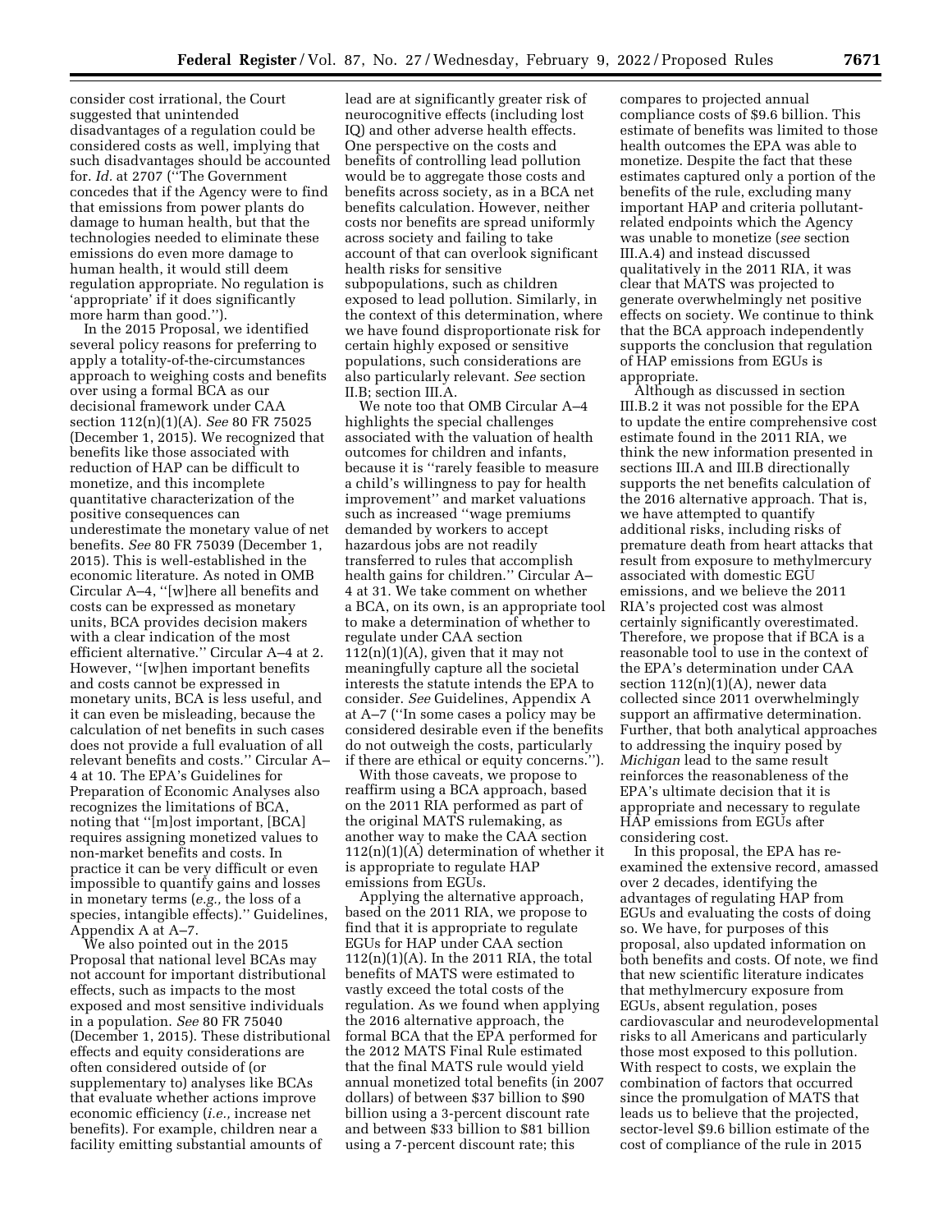consider cost irrational, the Court suggested that unintended disadvantages of a regulation could be considered costs as well, implying that such disadvantages should be accounted for. *Id.* at 2707 (''The Government concedes that if the Agency were to find that emissions from power plants do damage to human health, but that the technologies needed to eliminate these emissions do even more damage to human health, it would still deem regulation appropriate. No regulation is 'appropriate' if it does significantly more harm than good.'').

In the 2015 Proposal, we identified several policy reasons for preferring to apply a totality-of-the-circumstances approach to weighing costs and benefits over using a formal BCA as our decisional framework under CAA section 112(n)(1)(A). *See* 80 FR 75025 (December 1, 2015). We recognized that benefits like those associated with reduction of HAP can be difficult to monetize, and this incomplete quantitative characterization of the positive consequences can underestimate the monetary value of net benefits. *See* 80 FR 75039 (December 1, 2015). This is well-established in the economic literature. As noted in OMB Circular A–4, ''[w]here all benefits and costs can be expressed as monetary units, BCA provides decision makers with a clear indication of the most efficient alternative.'' Circular A–4 at 2. However, ''[w]hen important benefits and costs cannot be expressed in monetary units, BCA is less useful, and it can even be misleading, because the calculation of net benefits in such cases does not provide a full evaluation of all relevant benefits and costs.'' Circular A–4 at 10. The EPA's Guidelines for Preparation of Economic Analyses also recognizes the limitations of BCA, noting that ''[m]ost important, [BCA] requires assigning monetized values to non-market benefits and costs. In practice it can be very difficult or even impossible to quantify gains and losses in monetary terms (*e.g.,* the loss of a species, intangible effects).'' Guidelines, Appendix A at A–7.

We also pointed out in the 2015 Proposal that national level BCAs may not account for important distributional effects, such as impacts to the most exposed and most sensitive individuals in a population. *See* 80 FR 75040 (December 1, 2015). These distributional effects and equity considerations are often considered outside of (or supplementary to) analyses like BCAs that evaluate whether actions improve economic efficiency (*i.e.,* increase net benefits). For example, children near a facility emitting substantial amounts of lead are at significantly greater risk of neurocognitive effects (including lost IQ) and other adverse health effects. One perspective on the costs and benefits of controlling lead pollution would be to aggregate those costs and benefits across society, as in a BCA net benefits calculation. However, neither costs nor benefits are spread uniformly across society and failing to take account of that can overlook significant health risks for sensitive subpopulations, such as children exposed to lead pollution. Similarly, in the context of this determination, where we have found disproportionate risk for certain highly exposed or sensitive populations, such considerations are also particularly relevant. *See* section II.B; section III.A.

We note too that OMB Circular A–4 highlights the special challenges associated with the valuation of health outcomes for children and infants, because it is ''rarely feasible to measure a child's willingness to pay for health improvement'' and market valuations such as increased ''wage premiums demanded by workers to accept hazardous jobs are not readily transferred to rules that accomplish health gains for children.'' Circular A–4 at 31. We take comment on whether a BCA, on its own, is an appropriate tool to make a determination of whether to regulate under CAA section 112(n)(1)(A), given that it may not meaningfully capture all the societal interests the statute intends the EPA to consider. *See* Guidelines, Appendix A at A–7 (''In some cases a policy may be considered desirable even if the benefits do not outweigh the costs, particularly if there are ethical or equity concerns.'').

With those caveats, we propose to reaffirm using a BCA approach, based on the 2011 RIA performed as part of the original MATS rulemaking, as another way to make the CAA section 112(n)(1)(A) determination of whether it is appropriate to regulate HAP emissions from EGUs.

Applying the alternative approach, based on the 2011 RIA, we propose to find that it is appropriate to regulate EGUs for HAP under CAA section 112(n)(1)(A). In the 2011 RIA, the total benefits of MATS were estimated to vastly exceed the total costs of the regulation. As we found when applying the 2016 alternative approach, the formal BCA that the EPA performed for the 2012 MATS Final Rule estimated that the final MATS rule would yield annual monetized total benefits (in 2007 dollars) of between $37 billion to $90 billion using a 3-percent discount rate and between $33 billion to $81 billion using a 7-percent discount rate; this compares to projected annual compliance costs of $9.6 billion. This estimate of benefits was limited to those health outcomes the EPA was able to monetize. Despite the fact that these estimates captured only a portion of the benefits of the rule, excluding many important HAP and criteria pollutant-related endpoints which the Agency was unable to monetize (*see* section III.A.4) and instead discussed qualitatively in the 2011 RIA, it was clear that MATS was projected to generate overwhelmingly net positive effects on society. We continue to think that the BCA approach independently supports the conclusion that regulation of HAP emissions from EGUs is appropriate.

Although as discussed in section III.B.2 it was not possible for the EPA to update the entire comprehensive cost estimate found in the 2011 RIA, we think the new information presented in sections III.A and III.B directionally supports the net benefits calculation of the 2016 alternative approach. That is, we have attempted to quantify additional risks, including risks of premature death from heart attacks that result from exposure to methylmercury associated with domestic EGU emissions, and we believe the 2011 RIA's projected cost was almost certainly significantly overestimated. Therefore, we propose that if BCA is a reasonable tool to use in the context of the EPA's determination under CAA section 112(n)(1)(A), newer data collected since 2011 overwhelmingly support an affirmative determination. Further, that both analytical approaches to addressing the inquiry posed by *Michigan* lead to the same result reinforces the reasonableness of the EPA's ultimate decision that it is appropriate and necessary to regulate HAP emissions from EGUs after considering cost.

In this proposal, the EPA has re-examined the extensive record, amassed over 2 decades, identifying the advantages of regulating HAP from EGUs and evaluating the costs of doing so. We have, for purposes of this proposal, also updated information on both benefits and costs. Of note, we find that new scientific literature indicates that methylmercury exposure from EGUs, absent regulation, poses cardiovascular and neurodevelopmental risks to all Americans and particularly those most exposed to this pollution. With respect to costs, we explain the combination of factors that occurred since the promulgation of MATS that leads us to believe that the projected, sector-level $9.6 billion estimate of the cost of compliance of the rule in 2015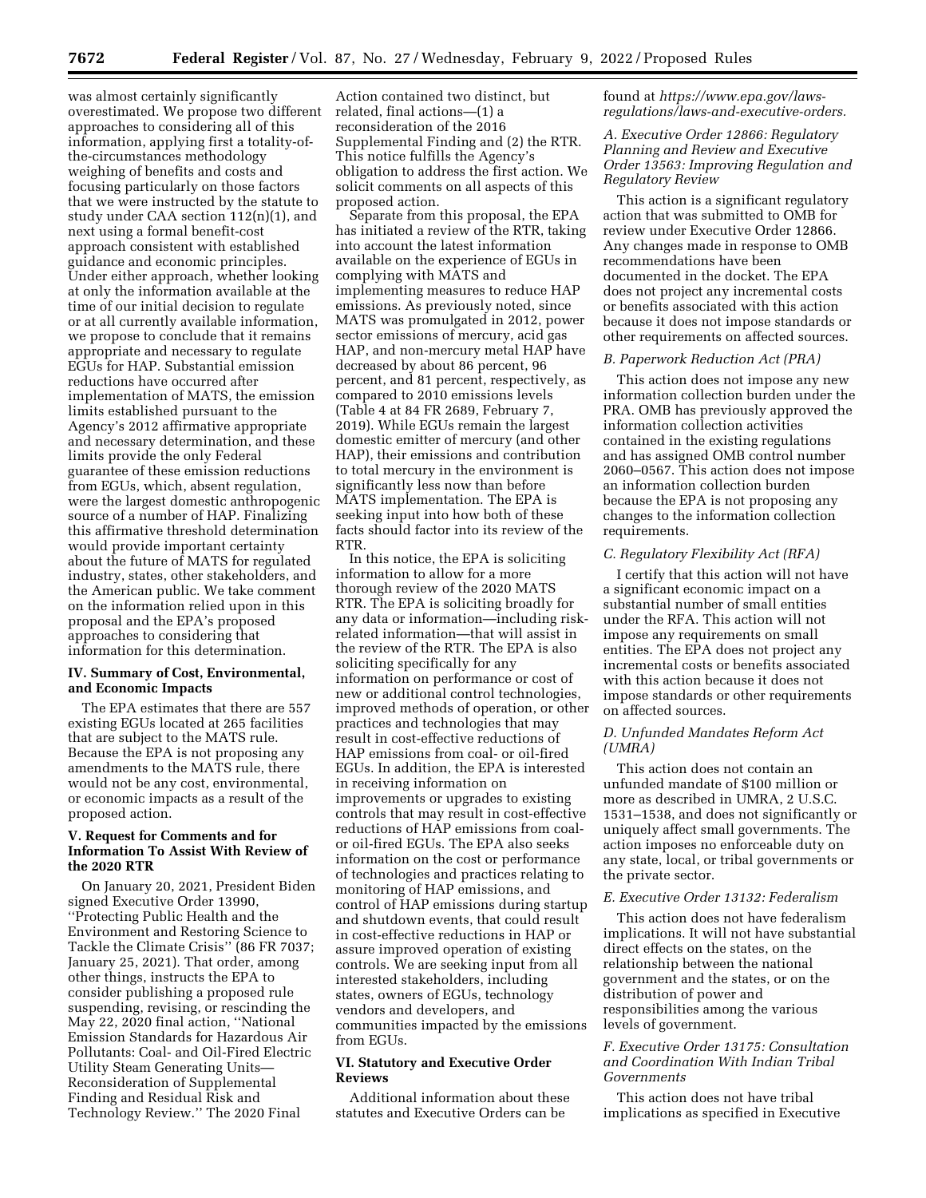was almost certainly significantly overestimated. We propose two different approaches to considering all of this information, applying first a totality-of-the-circumstances methodology weighing of benefits and costs and focusing particularly on those factors that we were instructed by the statute to study under CAA section 112(n)(1), and next using a formal benefit-cost approach consistent with established guidance and economic principles. Under either approach, whether looking at only the information available at the time of our initial decision to regulate or at all currently available information, we propose to conclude that it remains appropriate and necessary to regulate EGUs for HAP. Substantial emission reductions have occurred after implementation of MATS, the emission limits established pursuant to the Agency's 2012 affirmative appropriate and necessary determination, and these limits provide the only Federal guarantee of these emission reductions from EGUs, which, absent regulation, were the largest domestic anthropogenic source of a number of HAP. Finalizing this affirmative threshold determination would provide important certainty about the future of MATS for regulated industry, states, other stakeholders, and the American public. We take comment on the information relied upon in this proposal and the EPA's proposed approaches to considering that information for this determination.

## IV. Summary of Cost, Environmental, and Economic Impacts

The EPA estimates that there are 557 existing EGUs located at 265 facilities that are subject to the MATS rule. Because the EPA is not proposing any amendments to the MATS rule, there would not be any cost, environmental, or economic impacts as a result of the proposed action.

## V. Request for Comments and for Information To Assist With Review of the 2020 RTR

On January 20, 2021, President Biden signed Executive Order 13990, "Protecting Public Health and the Environment and Restoring Science to Tackle the Climate Crisis" (86 FR 7037; January 25, 2021). That order, among other things, instructs the EPA to consider publishing a proposed rule suspending, revising, or rescinding the May 22, 2020 final action, "National Emission Standards for Hazardous Air Pollutants: Coal- and Oil-Fired Electric Utility Steam Generating Units—Reconsideration of Supplemental Finding and Residual Risk and Technology Review." The 2020 Final Action contained two distinct, but related, final actions—(1) a reconsideration of the 2016 Supplemental Finding and (2) the RTR. This notice fulfills the Agency's obligation to address the first action. We solicit comments on all aspects of this proposed action.

Separate from this proposal, the EPA has initiated a review of the RTR, taking into account the latest information available on the experience of EGUs in complying with MATS and implementing measures to reduce HAP emissions. As previously noted, since MATS was promulgated in 2012, power sector emissions of mercury, acid gas HAP, and non-mercury metal HAP have decreased by about 86 percent, 96 percent, and 81 percent, respectively, as compared to 2010 emissions levels (Table 4 at 84 FR 2689, February 7, 2019). While EGUs remain the largest domestic emitter of mercury (and other HAP), their emissions and contribution to total mercury in the environment is significantly less now than before MATS implementation. The EPA is seeking input into how both of these facts should factor into its review of the RTR.

In this notice, the EPA is soliciting information to allow for a more thorough review of the 2020 MATS RTR. The EPA is soliciting broadly for any data or information—including risk-related information—that will assist in the review of the RTR. The EPA is also soliciting specifically for any information on performance or cost of new or additional control technologies, improved methods of operation, or other practices and technologies that may result in cost-effective reductions of HAP emissions from coal- or oil-fired EGUs. In addition, the EPA is interested in receiving information on improvements or upgrades to existing controls that may result in cost-effective reductions of HAP emissions from coal- or oil-fired EGUs. The EPA also seeks information on the cost or performance of technologies and practices relating to monitoring of HAP emissions, and control of HAP emissions during startup and shutdown events, that could result in cost-effective reductions in HAP or assure improved operation of existing controls. We are seeking input from all interested stakeholders, including states, owners of EGUs, technology vendors and developers, and communities impacted by the emissions from EGUs.

## VI. Statutory and Executive Order Reviews

Additional information about these statutes and Executive Orders can be found at *https://www.epa.gov/laws-regulations/laws-and-executive-orders.*

### A. Executive Order 12866: Regulatory Planning and Review and Executive Order 13563: Improving Regulation and Regulatory Review

This action is a significant regulatory action that was submitted to OMB for review under Executive Order 12866. Any changes made in response to OMB recommendations have been documented in the docket. The EPA does not project any incremental costs or benefits associated with this action because it does not impose standards or other requirements on affected sources.

### B. Paperwork Reduction Act (PRA)

This action does not impose any new information collection burden under the PRA. OMB has previously approved the information collection activities contained in the existing regulations and has assigned OMB control number 2060–0567. This action does not impose an information collection burden because the EPA is not proposing any changes to the information collection requirements.

### C. Regulatory Flexibility Act (RFA)

I certify that this action will not have a significant economic impact on a substantial number of small entities under the RFA. This action will not impose any requirements on small entities. The EPA does not project any incremental costs or benefits associated with this action because it does not impose standards or other requirements on affected sources.

### D. Unfunded Mandates Reform Act (UMRA)

This action does not contain an unfunded mandate of $100 million or more as described in UMRA, 2 U.S.C. 1531–1538, and does not significantly or uniquely affect small governments. The action imposes no enforceable duty on any state, local, or tribal governments or the private sector.

### E. Executive Order 13132: Federalism

This action does not have federalism implications. It will not have substantial direct effects on the states, on the relationship between the national government and the states, or on the distribution of power and responsibilities among the various levels of government.

### F. Executive Order 13175: Consultation and Coordination With Indian Tribal Governments

This action does not have tribal implications as specified in Executive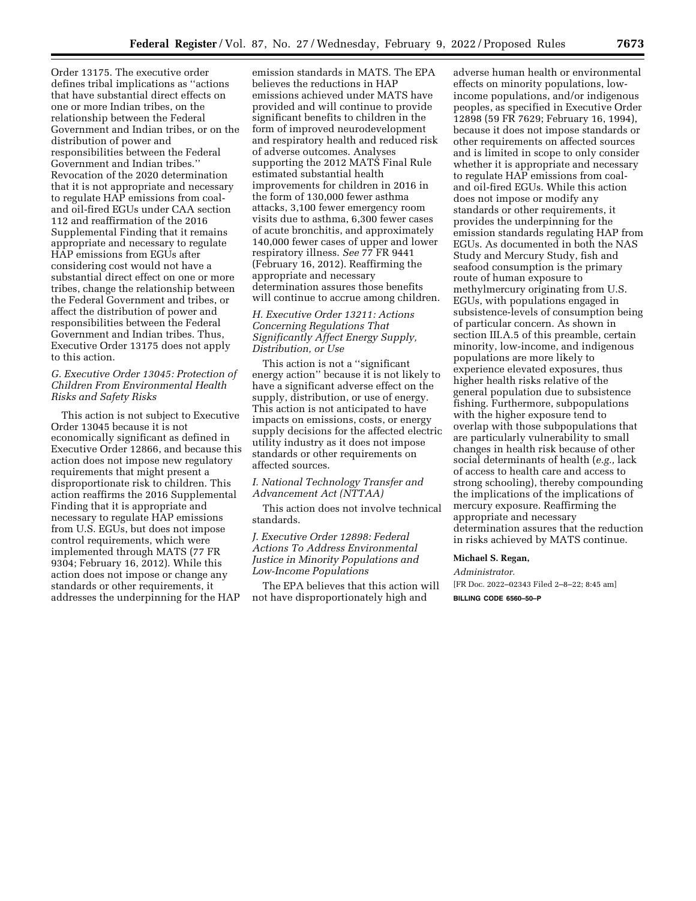Order 13175. The executive order defines tribal implications as ''actions that have substantial direct effects on one or more Indian tribes, on the relationship between the Federal Government and Indian tribes, or on the distribution of power and responsibilities between the Federal Government and Indian tribes.'' Revocation of the 2020 determination that it is not appropriate and necessary to regulate HAP emissions from coal- and oil-fired EGUs under CAA section 112 and reaffirmation of the 2016 Supplemental Finding that it remains appropriate and necessary to regulate HAP emissions from EGUs after considering cost would not have a substantial direct effect on one or more tribes, change the relationship between the Federal Government and tribes, or affect the distribution of power and responsibilities between the Federal Government and Indian tribes. Thus, Executive Order 13175 does not apply to this action.

### *G. Executive Order 13045: Protection of Children From Environmental Health Risks and Safety Risks*

This action is not subject to Executive Order 13045 because it is not economically significant as defined in Executive Order 12866, and because this action does not impose new regulatory requirements that might present a disproportionate risk to children. This action reaffirms the 2016 Supplemental Finding that it is appropriate and necessary to regulate HAP emissions from U.S. EGUs, but does not impose control requirements, which were implemented through MATS (77 FR 9304; February 16, 2012). While this action does not impose or change any standards or other requirements, it addresses the underpinning for the HAP emission standards in MATS. The EPA believes the reductions in HAP emissions achieved under MATS have provided and will continue to provide significant benefits to children in the form of improved neurodevelopment and respiratory health and reduced risk of adverse outcomes. Analyses supporting the 2012 MATS Final Rule estimated substantial health improvements for children in 2016 in the form of 130,000 fewer asthma attacks, 3,100 fewer emergency room visits due to asthma, 6,300 fewer cases of acute bronchitis, and approximately 140,000 fewer cases of upper and lower respiratory illness. *See* 77 FR 9441 (February 16, 2012). Reaffirming the appropriate and necessary determination assures those benefits will continue to accrue among children.

### *H. Executive Order 13211: Actions Concerning Regulations That Significantly Affect Energy Supply, Distribution, or Use*

This action is not a ''significant energy action'' because it is not likely to have a significant adverse effect on the supply, distribution, or use of energy. This action is not anticipated to have impacts on emissions, costs, or energy supply decisions for the affected electric utility industry as it does not impose standards or other requirements on affected sources.

### *I. National Technology Transfer and Advancement Act (NTTAA)*

This action does not involve technical standards.

### *J. Executive Order 12898: Federal Actions To Address Environmental Justice in Minority Populations and Low-Income Populations*

The EPA believes that this action will not have disproportionately high and adverse human health or environmental effects on minority populations, low-income populations, and/or indigenous peoples, as specified in Executive Order 12898 (59 FR 7629; February 16, 1994), because it does not impose standards or other requirements on affected sources and is limited in scope to only consider whether it is appropriate and necessary to regulate HAP emissions from coal- and oil-fired EGUs. While this action does not impose or modify any standards or other requirements, it provides the underpinning for the emission standards regulating HAP from EGUs. As documented in both the NAS Study and Mercury Study, fish and seafood consumption is the primary route of human exposure to methylmercury originating from U.S. EGUs, with populations engaged in subsistence-levels of consumption being of particular concern. As shown in section III.A.5 of this preamble, certain minority, low-income, and indigenous populations are more likely to experience elevated exposures, thus higher health risks relative of the general population due to subsistence fishing. Furthermore, subpopulations with the higher exposure tend to overlap with those subpopulations that are particularly vulnerability to small changes in health risk because of other social determinants of health (*e.g.,* lack of access to health care and access to strong schooling), thereby compounding the implications of the implications of mercury exposure. Reaffirming the appropriate and necessary determination assures that the reduction in risks achieved by MATS continue.

**Michael S. Regan,**

*Administrator.*

[FR Doc. 2022–02343 Filed 2–8–22; 8:45 am]

**BILLING CODE 6560–50–P**